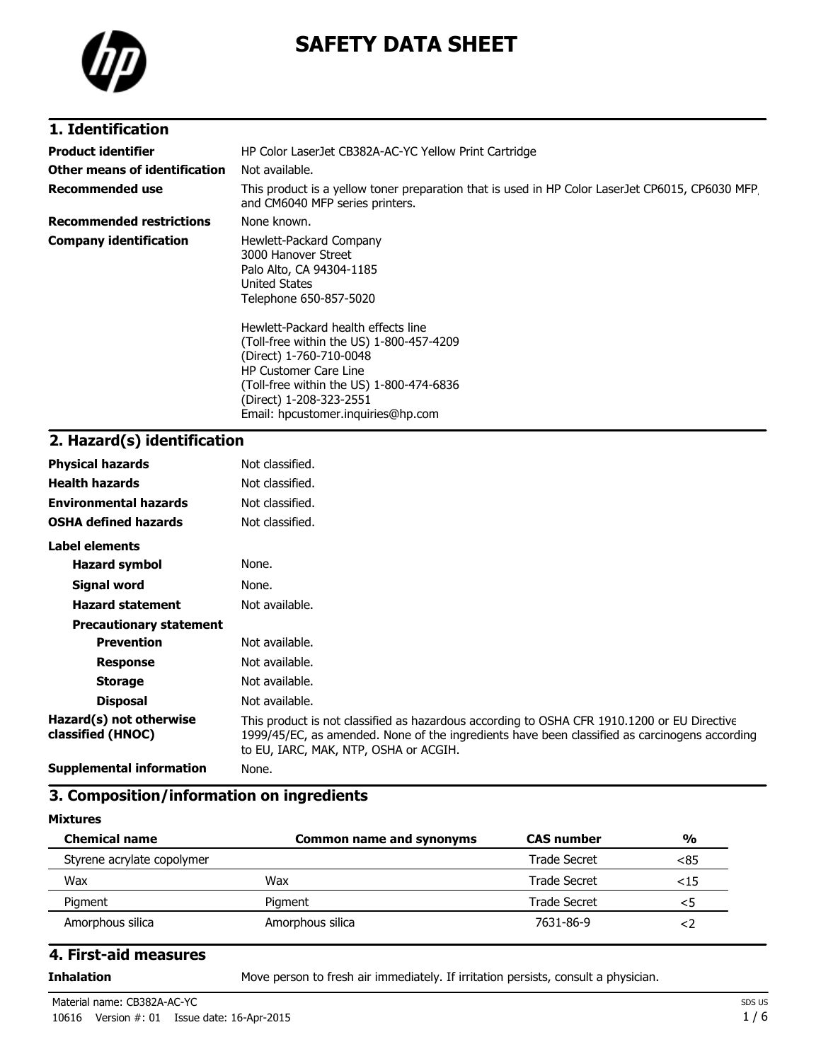# SAFETY DATA SHEET

## 1. Identification

| | |
|---|---|
| **Product identifier** | HP Color LaserJet CB382A-AC-YC Yellow Print Cartridge |
| **Other means of identification** | Not available. |
| **Recommended use** | This product is a yellow toner preparation that is used in HP Color LaserJet CP6015, CP6030 MFP, and CM6040 MFP series printers. |
| **Recommended restrictions** | None known. |
| **Company identification** | Hewlett-Packard Company<br>3000 Hanover Street<br>Palo Alto, CA 94304-1185<br>United States<br>Telephone 650-857-5020<br><br>Hewlett-Packard health effects line<br>(Toll-free within the US) 1-800-457-4209<br>(Direct) 1-760-710-0048<br>HP Customer Care Line<br>(Toll-free within the US) 1-800-474-6836<br>(Direct) 1-208-323-2551<br>Email: hpcustomer.inquiries@hp.com |

## 2. Hazard(s) identification

| | |
|---|---|
| **Physical hazards** | Not classified. |
| **Health hazards** | Not classified. |
| **Environmental hazards** | Not classified. |
| **OSHA defined hazards** | Not classified. |

**Label elements**

| | |
|---|---|
| **Hazard symbol** | None. |
| **Signal word** | None. |
| **Hazard statement** | Not available. |

**Precautionary statement**

| | |
|---|---|
| **Prevention** | Not available. |
| **Response** | Not available. |
| **Storage** | Not available. |
| **Disposal** | Not available. |

| | |
|---|---|
| **Hazard(s) not otherwise classified (HNOC)** | This product is not classified as hazardous according to OSHA CFR 1910.1200 or EU Directive 1999/45/EC, as amended. None of the ingredients have been classified as carcinogens according to EU, IARC, MAK, NTP, OSHA or ACGIH. |
| **Supplemental information** | None. |

## 3. Composition/information on ingredients

**Mixtures**

| Chemical name | Common name and synonyms | CAS number | % |
|---|---|---|---|
| Styrene acrylate copolymer | | Trade Secret | <85 |
| Wax | Wax | Trade Secret | <15 |
| Pigment | Pigment | Trade Secret | <5 |
| Amorphous silica | Amorphous silica | 7631-86-9 | <2 |

## 4. First-aid measures

| | |
|---|---|
| **Inhalation** | Move person to fresh air immediately. If irritation persists, consult a physician. |

Material name: CB382A-AC-YC
10616 Version #: 01 Issue date: 16-Apr-2015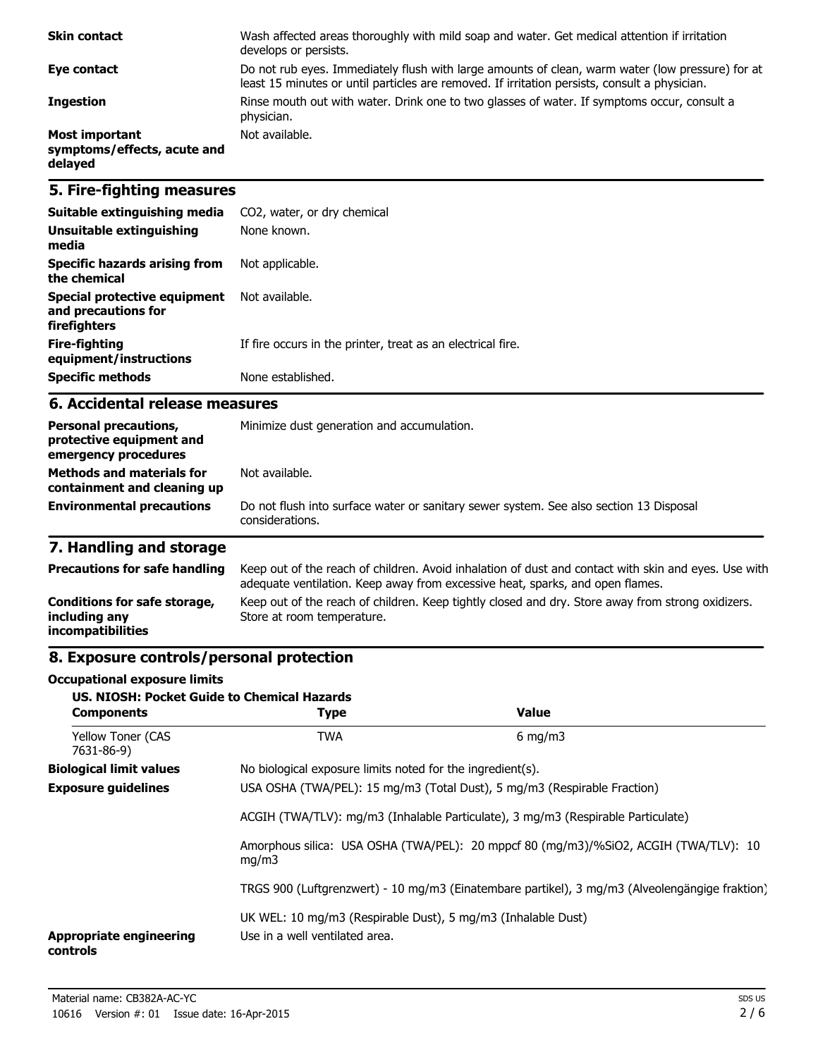| | |
|---|---|
| **Skin contact** | Wash affected areas thoroughly with mild soap and water. Get medical attention if irritation develops or persists. |
| **Eye contact** | Do not rub eyes. Immediately flush with large amounts of clean, warm water (low pressure) for at least 15 minutes or until particles are removed. If irritation persists, consult a physician. |
| **Ingestion** | Rinse mouth out with water. Drink one to two glasses of water. If symptoms occur, consult a physician. |
| **Most important symptoms/effects, acute and delayed** | Not available. |

## 5. Fire-fighting measures

| | |
|---|---|
| **Suitable extinguishing media** | $CO_2$, water, or dry chemical |
| **Unsuitable extinguishing media** | None known. |
| **Specific hazards arising from the chemical** | Not applicable. |
| **Special protective equipment and precautions for firefighters** | Not available. |
| **Fire-fighting equipment/instructions** | If fire occurs in the printer, treat as an electrical fire. |
| **Specific methods** | None established. |

## 6. Accidental release measures

| | |
|---|---|
| **Personal precautions, protective equipment and emergency procedures** | Minimize dust generation and accumulation. |
| **Methods and materials for containment and cleaning up** | Not available. |
| **Environmental precautions** | Do not flush into surface water or sanitary sewer system. See also section 13 Disposal considerations. |

## 7. Handling and storage

| | |
|---|---|
| **Precautions for safe handling** | Keep out of the reach of children. Avoid inhalation of dust and contact with skin and eyes. Use with adequate ventilation. Keep away from excessive heat, sparks, and open flames. |
| **Conditions for safe storage, including any incompatibilities** | Keep out of the reach of children. Keep tightly closed and dry. Store away from strong oxidizers. Store at room temperature. |

## 8. Exposure controls/personal protection

**Occupational exposure limits**

**US. NIOSH: Pocket Guide to Chemical Hazards**

| Components | Type | Value |
|---|---|---|
| Yellow Toner (CAS 7631-86-9) | TWA | 6 mg/m3 |

**Biological limit values**

No biological exposure limits noted for the ingredient(s).

**Exposure guidelines**

USA OSHA (TWA/PEL): 15 mg/m3 (Total Dust), 5 mg/m3 (Respirable Fraction)

ACGIH (TWA/TLV): mg/m3 (Inhalable Particulate), 3 mg/m3 (Respirable Particulate)

Amorphous silica: USA OSHA (TWA/PEL): 20 mppcf 80 (mg/m3)/%SiO2, ACGIH (TWA/TLV): 10 mg/m3

TRGS 900 (Luftgrenzwert) - 10 mg/m3 (Einatembare partikel), 3 mg/m3 (Alveolengängige fraktion)

UK WEL: 10 mg/m3 (Respirable Dust), 5 mg/m3 (Inhalable Dust)

**Appropriate engineering controls**

Use in a well ventilated area.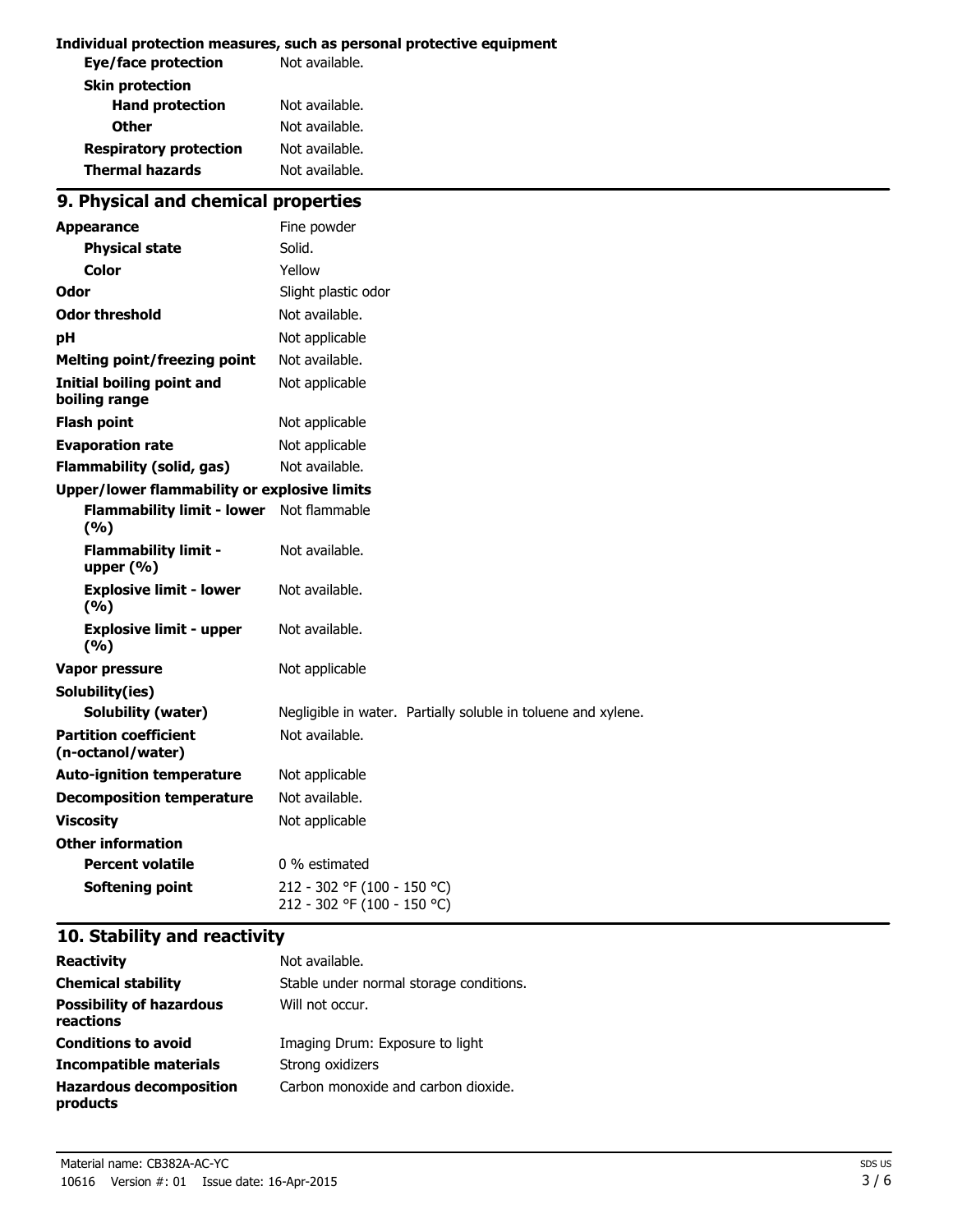**Individual protection measures, such as personal protective equipment**

| | |
|---|---|
| **Eye/face protection** | Not available. |
| **Skin protection** | |
| **Hand protection** | Not available. |
| **Other** | Not available. |
| **Respiratory protection** | Not available. |
| **Thermal hazards** | Not available. |

## 9. Physical and chemical properties

| | |
|---|---|
| **Appearance** | Fine powder |
| **Physical state** | Solid. |
| **Color** | Yellow |
| **Odor** | Slight plastic odor |
| **Odor threshold** | Not available. |
| **pH** | Not applicable |
| **Melting point/freezing point** | Not available. |
| **Initial boiling point and boiling range** | Not applicable |
| **Flash point** | Not applicable |
| **Evaporation rate** | Not applicable |
| **Flammability (solid, gas)** | Not available. |
| **Upper/lower flammability or explosive limits** | |
| **Flammability limit - lower (%)** | Not flammable |
| **Flammability limit - upper (%)** | Not available. |
| **Explosive limit - lower (%)** | Not available. |
| **Explosive limit - upper (%)** | Not available. |
| **Vapor pressure** | Not applicable |
| **Solubility(ies)** | |
| **Solubility (water)** | Negligible in water. Partially soluble in toluene and xylene. |
| **Partition coefficient (n-octanol/water)** | Not available. |
| **Auto-ignition temperature** | Not applicable |
| **Decomposition temperature** | Not available. |
| **Viscosity** | Not applicable |
| **Other information** | |
| **Percent volatile** | 0 % estimated |
| **Softening point** | 212 - 302 °F (100 - 150 °C)<br>212 - 302 °F (100 - 150 °C) |

## 10. Stability and reactivity

| | |
|---|---|
| **Reactivity** | Not available. |
| **Chemical stability** | Stable under normal storage conditions. |
| **Possibility of hazardous reactions** | Will not occur. |
| **Conditions to avoid** | Imaging Drum: Exposure to light |
| **Incompatible materials** | Strong oxidizers |
| **Hazardous decomposition products** | Carbon monoxide and carbon dioxide. |

Material name: CB382A-AC-YC

10616 Version #: 01 Issue date: 16-Apr-2015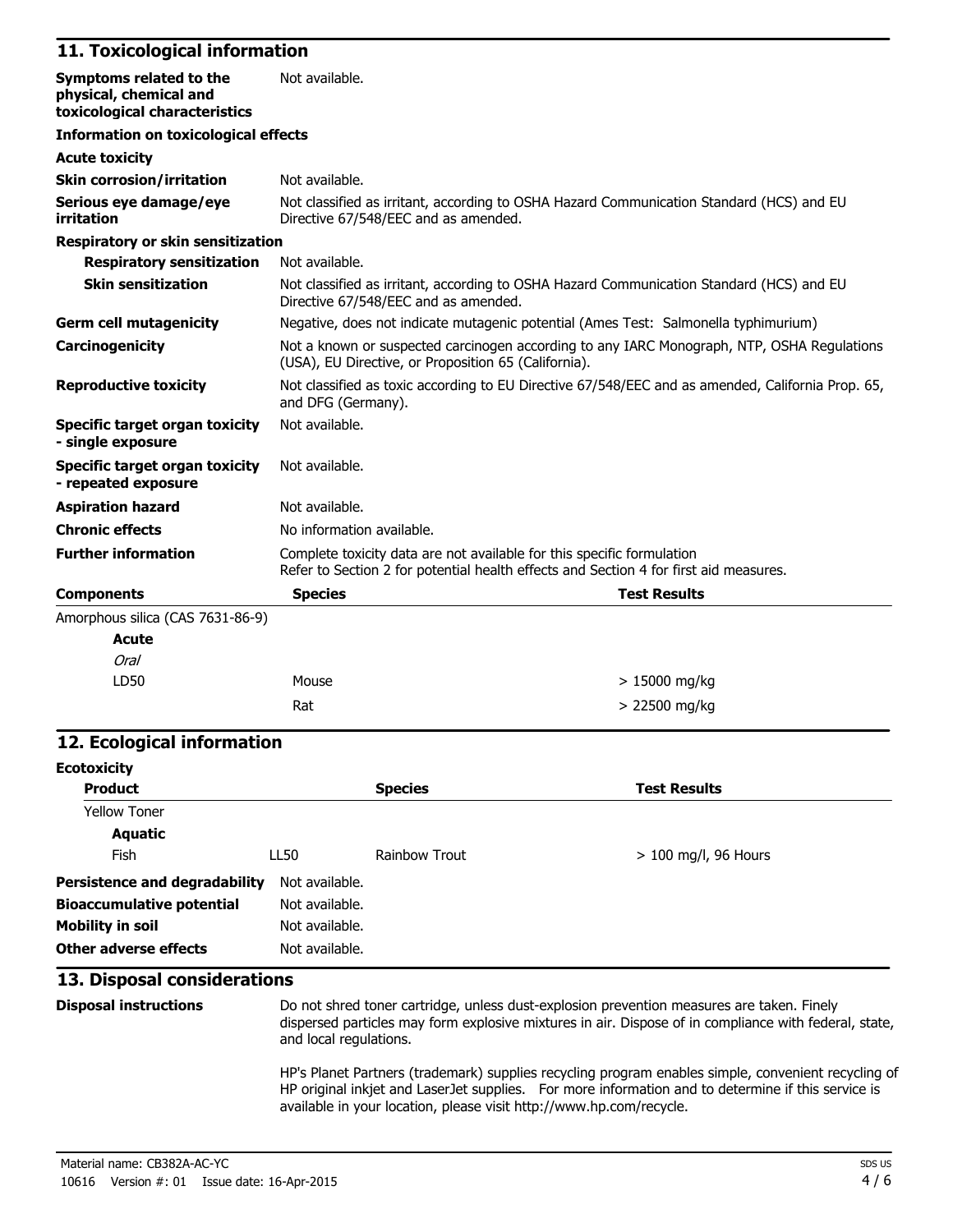## 11. Toxicological information

**Symptoms related to the physical, chemical and toxicological characteristics** Not available.

**Information on toxicological effects**

**Acute toxicity**

**Skin corrosion/irritation** Not available.

**Serious eye damage/eye irritation** Not classified as irritant, according to OSHA Hazard Communication Standard (HCS) and EU Directive 67/548/EEC and as amended.

**Respiratory or skin sensitization**

**Respiratory sensitization** Not available.

**Skin sensitization** Not classified as irritant, according to OSHA Hazard Communication Standard (HCS) and EU Directive 67/548/EEC and as amended.

**Germ cell mutagenicity** Negative, does not indicate mutagenic potential (Ames Test: Salmonella typhimurium)

**Carcinogenicity** Not a known or suspected carcinogen according to any IARC Monograph, NTP, OSHA Regulations (USA), EU Directive, or Proposition 65 (California).

**Reproductive toxicity** Not classified as toxic according to EU Directive 67/548/EEC and as amended, California Prop. 65, and DFG (Germany).

**Specific target organ toxicity - single exposure** Not available.

**Specific target organ toxicity - repeated exposure** Not available.

**Aspiration hazard** Not available.

**Chronic effects** No information available.

**Further information** Complete toxicity data are not available for this specific formulation
Refer to Section 2 for potential health effects and Section 4 for first aid measures.

| Components | Species | Test Results |
|---|---|---|
| Amorphous silica (CAS 7631-86-9) | | |
| **Acute** | | |
| *Oral* | | |
| LD50 | Mouse | > 15000 mg/kg |
| | Rat | > 22500 mg/kg |

## 12. Ecological information

**Ecotoxicity**

| Product | | Species | Test Results |
|---|---|---|---|
| Yellow Toner | | | |
| **Aquatic** | | | |
| Fish | LL50 | Rainbow Trout | > 100 mg/l, 96 Hours |

**Persistence and degradability** Not available.

**Bioaccumulative potential** Not available.

**Mobility in soil** Not available.

**Other adverse effects** Not available.

## 13. Disposal considerations

**Disposal instructions** Do not shred toner cartridge, unless dust-explosion prevention measures are taken. Finely dispersed particles may form explosive mixtures in air. Dispose of in compliance with federal, state, and local regulations.

HP's Planet Partners (trademark) supplies recycling program enables simple, convenient recycling of HP original inkjet and LaserJet supplies. For more information and to determine if this service is available in your location, please visit http://www.hp.com/recycle.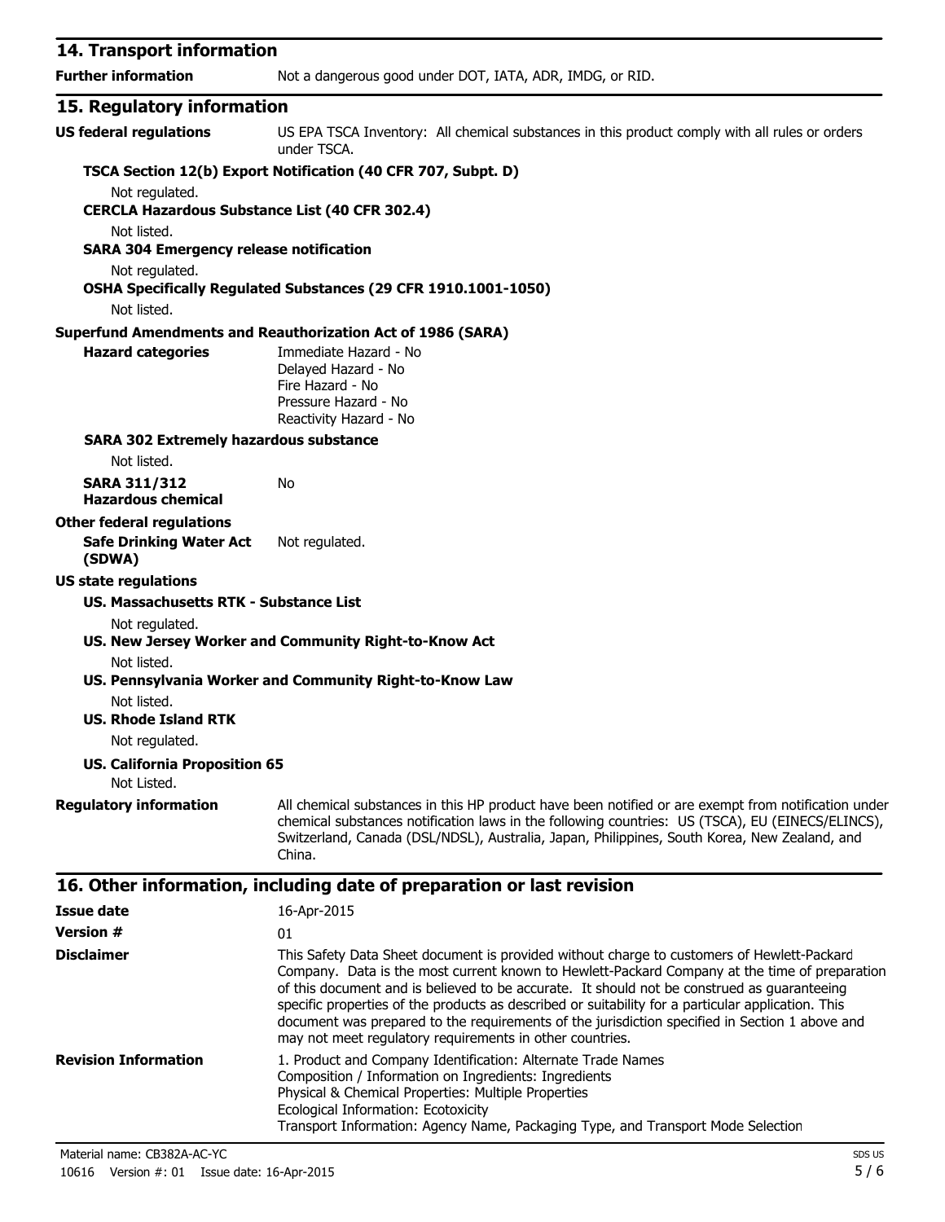## 14. Transport information

**Further information** Not a dangerous good under DOT, IATA, ADR, IMDG, or RID.

## 15. Regulatory information

**US federal regulations** US EPA TSCA Inventory: All chemical substances in this product comply with all rules or orders under TSCA.

**TSCA Section 12(b) Export Notification (40 CFR 707, Subpt. D)**

Not regulated.

**CERCLA Hazardous Substance List (40 CFR 302.4)**

Not listed.

**SARA 304 Emergency release notification**

Not regulated.

**OSHA Specifically Regulated Substances (29 CFR 1910.1001-1050)**

Not listed.

**Superfund Amendments and Reauthorization Act of 1986 (SARA)**

**Hazard categories**

Immediate Hazard - No
Delayed Hazard - No
Fire Hazard - No
Pressure Hazard - No
Reactivity Hazard - No

**SARA 302 Extremely hazardous substance**

Not listed.

**SARA 311/312 Hazardous chemical** No

**Other federal regulations**

**Safe Drinking Water Act (SDWA)** Not regulated.

**US state regulations**

**US. Massachusetts RTK - Substance List**

Not regulated.

**US. New Jersey Worker and Community Right-to-Know Act**

Not listed.

**US. Pennsylvania Worker and Community Right-to-Know Law**

Not listed.

**US. Rhode Island RTK**

Not regulated.

**US. California Proposition 65**

Not Listed.

**Regulatory information** All chemical substances in this HP product have been notified or are exempt from notification under chemical substances notification laws in the following countries: US (TSCA), EU (EINECS/ELINCS), Switzerland, Canada (DSL/NDSL), Australia, Japan, Philippines, South Korea, New Zealand, and China.

## 16. Other information, including date of preparation or last revision

**Issue date** 16-Apr-2015

**Version #** 01

**Disclaimer** This Safety Data Sheet document is provided without charge to customers of Hewlett-Packard Company. Data is the most current known to Hewlett-Packard Company at the time of preparation of this document and is believed to be accurate. It should not be construed as guaranteeing specific properties of the products as described or suitability for a particular application. This document was prepared to the requirements of the jurisdiction specified in Section 1 above and may not meet regulatory requirements in other countries.

**Revision Information**

1. Product and Company Identification: Alternate Trade Names
Composition / Information on Ingredients: Ingredients
Physical & Chemical Properties: Multiple Properties
Ecological Information: Ecotoxicity
Transport Information: Agency Name, Packaging Type, and Transport Mode Selection

Material name: CB382A-AC-YC
10616 Version #: 01 Issue date: 16-Apr-2015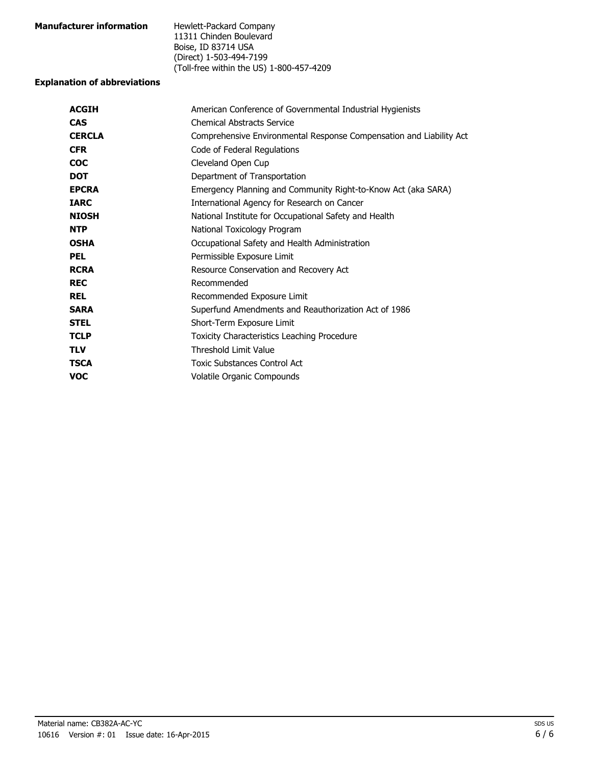**Manufacturer information**

Hewlett-Packard Company
11311 Chinden Boulevard
Boise, ID 83714 USA
(Direct) 1-503-494-7199
(Toll-free within the US) 1-800-457-4209

**Explanation of abbreviations**

| | |
|---|---|
| **ACGIH** | American Conference of Governmental Industrial Hygienists |
| **CAS** | Chemical Abstracts Service |
| **CERCLA** | Comprehensive Environmental Response Compensation and Liability Act |
| **CFR** | Code of Federal Regulations |
| **COC** | Cleveland Open Cup |
| **DOT** | Department of Transportation |
| **EPCRA** | Emergency Planning and Community Right-to-Know Act (aka SARA) |
| **IARC** | International Agency for Research on Cancer |
| **NIOSH** | National Institute for Occupational Safety and Health |
| **NTP** | National Toxicology Program |
| **OSHA** | Occupational Safety and Health Administration |
| **PEL** | Permissible Exposure Limit |
| **RCRA** | Resource Conservation and Recovery Act |
| **REC** | Recommended |
| **REL** | Recommended Exposure Limit |
| **SARA** | Superfund Amendments and Reauthorization Act of 1986 |
| **STEL** | Short-Term Exposure Limit |
| **TCLP** | Toxicity Characteristics Leaching Procedure |
| **TLV** | Threshold Limit Value |
| **TSCA** | Toxic Substances Control Act |
| **VOC** | Volatile Organic Compounds |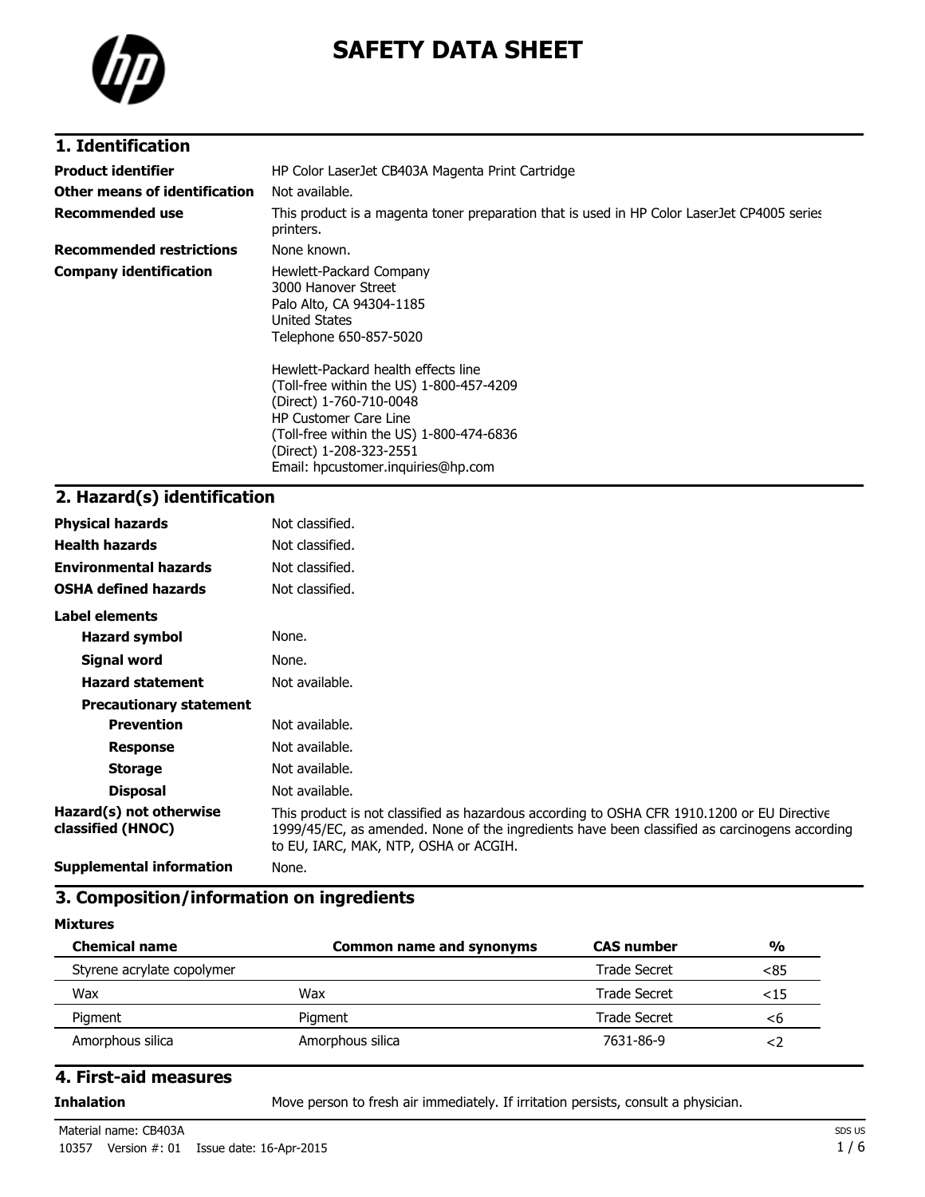# SAFETY DATA SHEET

## 1. Identification

| | |
|---|---|
| **Product identifier** | HP Color LaserJet CB403A Magenta Print Cartridge |
| **Other means of identification** | Not available. |
| **Recommended use** | This product is a magenta toner preparation that is used in HP Color LaserJet CP4005 series printers. |
| **Recommended restrictions** | None known. |
| **Company identification** | Hewlett-Packard Company<br>3000 Hanover Street<br>Palo Alto, CA 94304-1185<br>United States<br>Telephone 650-857-5020<br><br>Hewlett-Packard health effects line<br>(Toll-free within the US) 1-800-457-4209<br>(Direct) 1-760-710-0048<br>HP Customer Care Line<br>(Toll-free within the US) 1-800-474-6836<br>(Direct) 1-208-323-2551<br>Email: hpcustomer.inquiries@hp.com |

## 2. Hazard(s) identification

| | |
|---|---|
| **Physical hazards** | Not classified. |
| **Health hazards** | Not classified. |
| **Environmental hazards** | Not classified. |
| **OSHA defined hazards** | Not classified. |

**Label elements**

| | |
|---|---|
| **Hazard symbol** | None. |
| **Signal word** | None. |
| **Hazard statement** | Not available. |
| **Precautionary statement** | |
| **Prevention** | Not available. |
| **Response** | Not available. |
| **Storage** | Not available. |
| **Disposal** | Not available. |
| **Hazard(s) not otherwise classified (HNOC)** | This product is not classified as hazardous according to OSHA CFR 1910.1200 or EU Directive 1999/45/EC, as amended. None of the ingredients have been classified as carcinogens according to EU, IARC, MAK, NTP, OSHA or ACGIH. |
| **Supplemental information** | None. |

## 3. Composition/information on ingredients

**Mixtures**

| Chemical name | Common name and synonyms | CAS number | % |
|---|---|---|---|
| Styrene acrylate copolymer | | Trade Secret | <85 |
| Wax | Wax | Trade Secret | <15 |
| Pigment | Pigment | Trade Secret | <6 |
| Amorphous silica | Amorphous silica | 7631-86-9 | <2 |

## 4. First-aid measures

| | |
|---|---|
| **Inhalation** | Move person to fresh air immediately. If irritation persists, consult a physician. |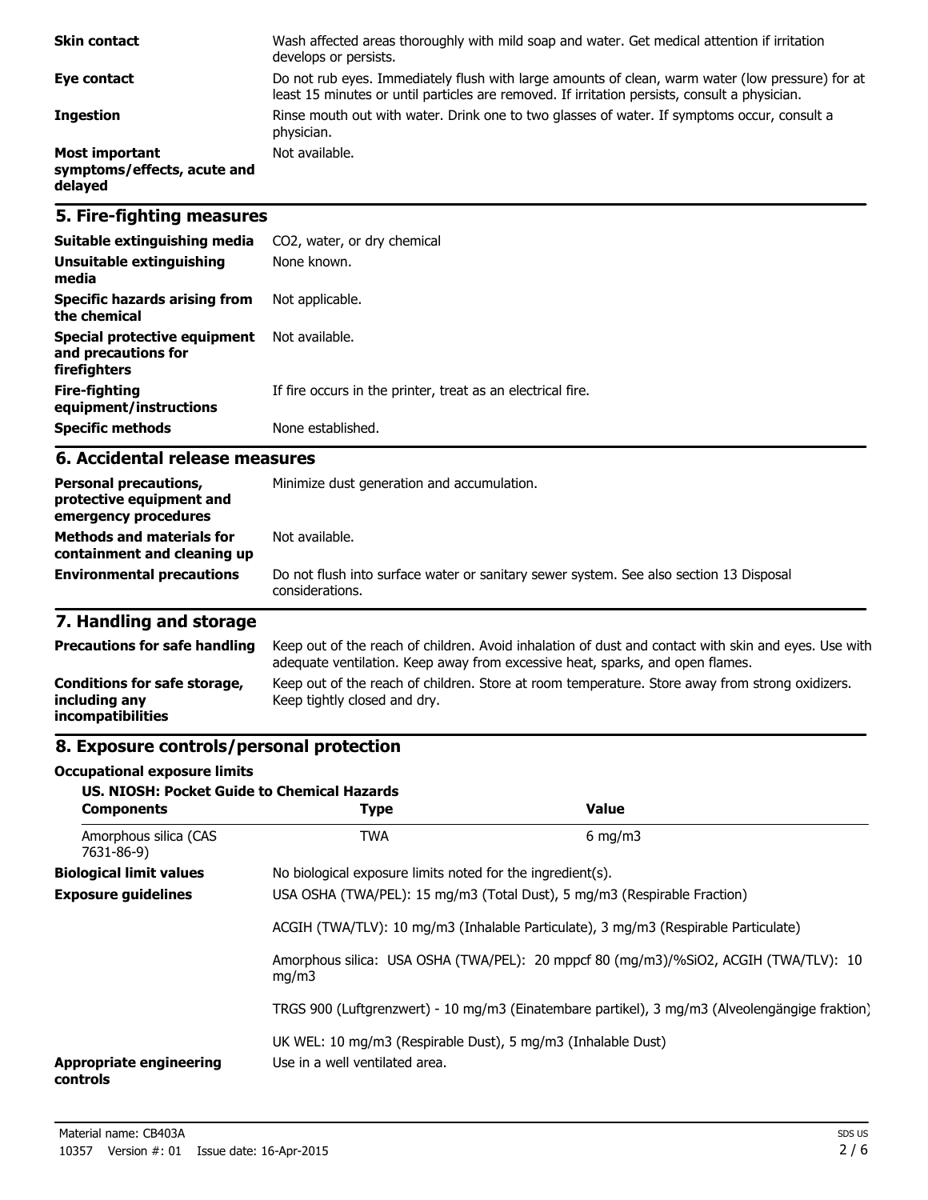| | |
|---|---|
| **Skin contact** | Wash affected areas thoroughly with mild soap and water. Get medical attention if irritation develops or persists. |
| **Eye contact** | Do not rub eyes. Immediately flush with large amounts of clean, warm water (low pressure) for at least 15 minutes or until particles are removed. If irritation persists, consult a physician. |
| **Ingestion** | Rinse mouth out with water. Drink one to two glasses of water. If symptoms occur, consult a physician. |
| **Most important symptoms/effects, acute and delayed** | Not available. |

## 5. Fire-fighting measures

| | |
|---|---|
| **Suitable extinguishing media** | $CO_2$, water, or dry chemical |
| **Unsuitable extinguishing media** | None known. |
| **Specific hazards arising from the chemical** | Not applicable. |
| **Special protective equipment and precautions for firefighters** | Not available. |
| **Fire-fighting equipment/instructions** | If fire occurs in the printer, treat as an electrical fire. |
| **Specific methods** | None established. |

## 6. Accidental release measures

| | |
|---|---|
| **Personal precautions, protective equipment and emergency procedures** | Minimize dust generation and accumulation. |
| **Methods and materials for containment and cleaning up** | Not available. |
| **Environmental precautions** | Do not flush into surface water or sanitary sewer system. See also section 13 Disposal considerations. |

## 7. Handling and storage

| | |
|---|---|
| **Precautions for safe handling** | Keep out of the reach of children. Avoid inhalation of dust and contact with skin and eyes. Use with adequate ventilation. Keep away from excessive heat, sparks, and open flames. |
| **Conditions for safe storage, including any incompatibilities** | Keep out of the reach of children. Store at room temperature. Store away from strong oxidizers. Keep tightly closed and dry. |

## 8. Exposure controls/personal protection

**Occupational exposure limits**

**US. NIOSH: Pocket Guide to Chemical Hazards**

| Components | Type | Value |
|---|---|---|
| Amorphous silica (CAS 7631-86-9) | TWA | 6 mg/m3 |

**Biological limit values**

No biological exposure limits noted for the ingredient(s).

**Exposure guidelines**

USA OSHA (TWA/PEL): 15 mg/m3 (Total Dust), 5 mg/m3 (Respirable Fraction)

ACGIH (TWA/TLV): 10 mg/m3 (Inhalable Particulate), 3 mg/m3 (Respirable Particulate)

Amorphous silica: USA OSHA (TWA/PEL): 20 mppcf 80 (mg/m3)/%SiO2, ACGIH (TWA/TLV): 10 mg/m3

TRGS 900 (Luftgrenzwert) - 10 mg/m3 (Einatembare partikel), 3 mg/m3 (Alveolengängige fraktion)

UK WEL: 10 mg/m3 (Respirable Dust), 5 mg/m3 (Inhalable Dust)

**Appropriate engineering controls**

Use in a well ventilated area.

Material name: CB403A

10357 Version #: 01 Issue date: 16-Apr-2015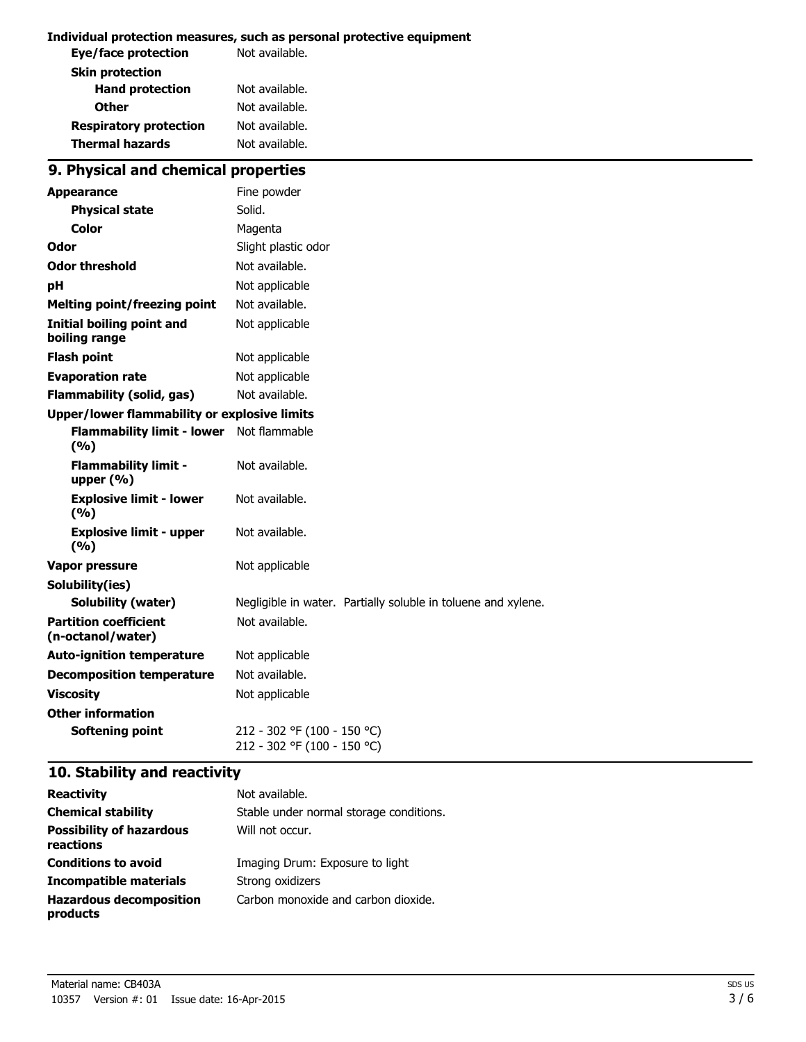**Individual protection measures, such as personal protective equipment**

| | |
|---|---|
| **Eye/face protection** | Not available. |
| **Skin protection** | |
| **Hand protection** | Not available. |
| **Other** | Not available. |
| **Respiratory protection** | Not available. |
| **Thermal hazards** | Not available. |

## 9. Physical and chemical properties

| | |
|---|---|
| **Appearance** | Fine powder |
| **Physical state** | Solid. |
| **Color** | Magenta |
| **Odor** | Slight plastic odor |
| **Odor threshold** | Not available. |
| **pH** | Not applicable |
| **Melting point/freezing point** | Not available. |
| **Initial boiling point and boiling range** | Not applicable |
| **Flash point** | Not applicable |
| **Evaporation rate** | Not applicable |
| **Flammability (solid, gas)** | Not available. |
| **Upper/lower flammability or explosive limits** | |
| **Flammability limit - lower (%)** | Not flammable |
| **Flammability limit - upper (%)** | Not available. |
| **Explosive limit - lower (%)** | Not available. |
| **Explosive limit - upper (%)** | Not available. |
| **Vapor pressure** | Not applicable |
| **Solubility(ies)** | |
| **Solubility (water)** | Negligible in water. Partially soluble in toluene and xylene. |
| **Partition coefficient (n-octanol/water)** | Not available. |
| **Auto-ignition temperature** | Not applicable |
| **Decomposition temperature** | Not available. |
| **Viscosity** | Not applicable |
| **Other information** | |
| **Softening point** | 212 - 302 °F (100 - 150 °C)<br>212 - 302 °F (100 - 150 °C) |

## 10. Stability and reactivity

| | |
|---|---|
| **Reactivity** | Not available. |
| **Chemical stability** | Stable under normal storage conditions. |
| **Possibility of hazardous reactions** | Will not occur. |
| **Conditions to avoid** | Imaging Drum: Exposure to light |
| **Incompatible materials** | Strong oxidizers |
| **Hazardous decomposition products** | Carbon monoxide and carbon dioxide. |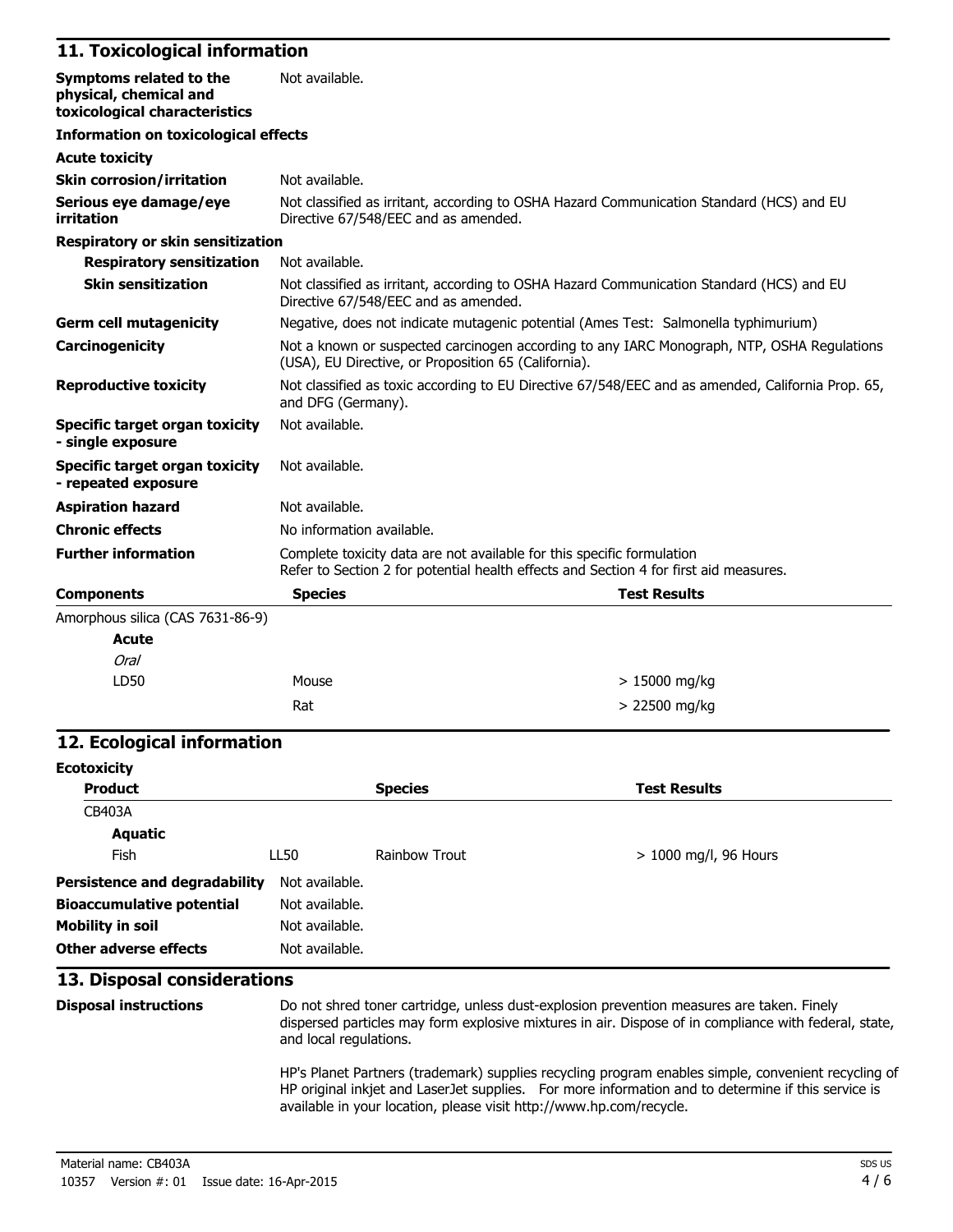## 11. Toxicological information

| | |
|---|---|
| **Symptoms related to the physical, chemical and toxicological characteristics** | Not available. |

**Information on toxicological effects**

**Acute toxicity**

| | |
|---|---|
| **Skin corrosion/irritation** | Not available. |
| **Serious eye damage/eye irritation** | Not classified as irritant, according to OSHA Hazard Communication Standard (HCS) and EU Directive 67/548/EEC and as amended. |

**Respiratory or skin sensitization**

| | |
|---|---|
| **Respiratory sensitization** | Not available. |
| **Skin sensitization** | Not classified as irritant, according to OSHA Hazard Communication Standard (HCS) and EU Directive 67/548/EEC and as amended. |
| **Germ cell mutagenicity** | Negative, does not indicate mutagenic potential (Ames Test: Salmonella typhimurium) |
| **Carcinogenicity** | Not a known or suspected carcinogen according to any IARC Monograph, NTP, OSHA Regulations (USA), EU Directive, or Proposition 65 (California). |
| **Reproductive toxicity** | Not classified as toxic according to EU Directive 67/548/EEC and as amended, California Prop. 65, and DFG (Germany). |
| **Specific target organ toxicity - single exposure** | Not available. |
| **Specific target organ toxicity - repeated exposure** | Not available. |
| **Aspiration hazard** | Not available. |
| **Chronic effects** | No information available. |
| **Further information** | Complete toxicity data are not available for this specific formulation<br>Refer to Section 2 for potential health effects and Section 4 for first aid measures. |

| Components | Species | Test Results |
|---|---|---|
| Amorphous silica (CAS 7631-86-9) | | |
| **Acute** | | |
| *Oral* | | |
| LD50 | Mouse | > 15000 mg/kg |
| | Rat | > 22500 mg/kg |

## 12. Ecological information

**Ecotoxicity**

| Product | | Species | Test Results |
|---|---|---|---|
| CB403A | | | |
| **Aquatic** | | | |
| Fish | LL50 | Rainbow Trout | > 1000 mg/l, 96 Hours |

| | |
|---|---|
| **Persistence and degradability** | Not available. |
| **Bioaccumulative potential** | Not available. |
| **Mobility in soil** | Not available. |
| **Other adverse effects** | Not available. |

## 13. Disposal considerations

**Disposal instructions**

Do not shred toner cartridge, unless dust-explosion prevention measures are taken. Finely dispersed particles may form explosive mixtures in air. Dispose of in compliance with federal, state, and local regulations.

HP's Planet Partners (trademark) supplies recycling program enables simple, convenient recycling of HP original inkjet and LaserJet supplies. For more information and to determine if this service is available in your location, please visit http://www.hp.com/recycle.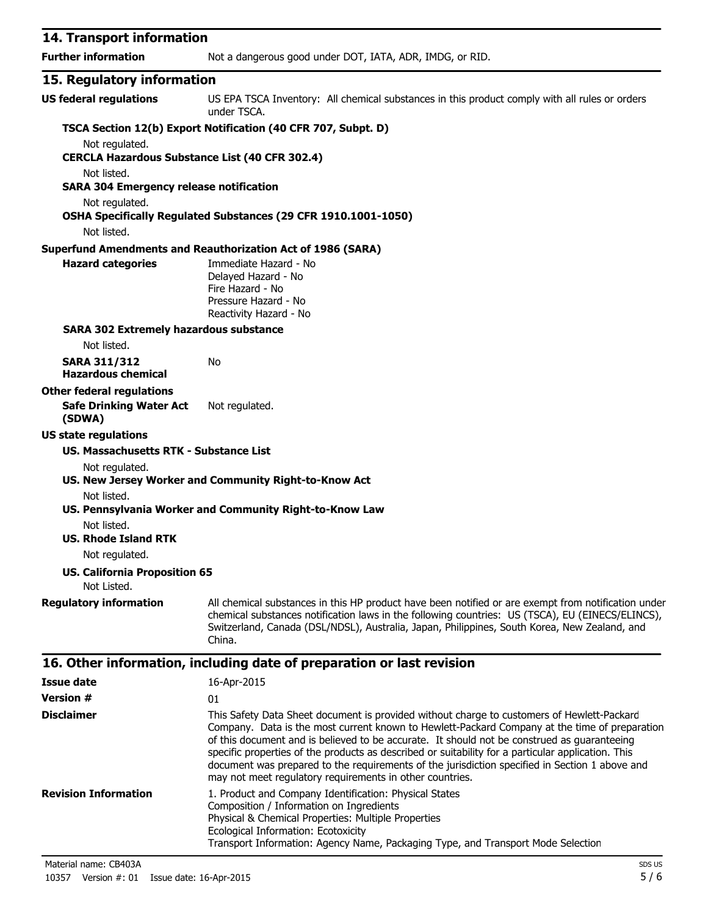## 14. Transport information

**Further information** Not a dangerous good under DOT, IATA, ADR, IMDG, or RID.

## 15. Regulatory information

**US federal regulations** US EPA TSCA Inventory: All chemical substances in this product comply with all rules or orders under TSCA.

**TSCA Section 12(b) Export Notification (40 CFR 707, Subpt. D)**

Not regulated.

**CERCLA Hazardous Substance List (40 CFR 302.4)**

Not listed.

**SARA 304 Emergency release notification**

Not regulated.

**OSHA Specifically Regulated Substances (29 CFR 1910.1001-1050)**

Not listed.

**Superfund Amendments and Reauthorization Act of 1986 (SARA)**

**Hazard categories**

Immediate Hazard - No
Delayed Hazard - No
Fire Hazard - No
Pressure Hazard - No
Reactivity Hazard - No

**SARA 302 Extremely hazardous substance**

Not listed.

**SARA 311/312 Hazardous chemical** No

**Other federal regulations**

**Safe Drinking Water Act (SDWA)** Not regulated.

**US state regulations**

**US. Massachusetts RTK - Substance List**

Not regulated.

**US. New Jersey Worker and Community Right-to-Know Act**

Not listed.

**US. Pennsylvania Worker and Community Right-to-Know Law**

Not listed.

**US. Rhode Island RTK**

Not regulated.

**US. California Proposition 65**

Not Listed.

**Regulatory information** All chemical substances in this HP product have been notified or are exempt from notification under chemical substances notification laws in the following countries: US (TSCA), EU (EINECS/ELINCS), Switzerland, Canada (DSL/NDSL), Australia, Japan, Philippines, South Korea, New Zealand, and China.

## 16. Other information, including date of preparation or last revision

**Issue date** 16-Apr-2015

**Version #** 01

**Disclaimer** This Safety Data Sheet document is provided without charge to customers of Hewlett-Packard Company. Data is the most current known to Hewlett-Packard Company at the time of preparation of this document and is believed to be accurate. It should not be construed as guaranteeing specific properties of the products as described or suitability for a particular application. This document was prepared to the requirements of the jurisdiction specified in Section 1 above and may not meet regulatory requirements in other countries.

**Revision Information**

1. Product and Company Identification: Physical States
Composition / Information on Ingredients
Physical & Chemical Properties: Multiple Properties
Ecological Information: Ecotoxicity
Transport Information: Agency Name, Packaging Type, and Transport Mode Selection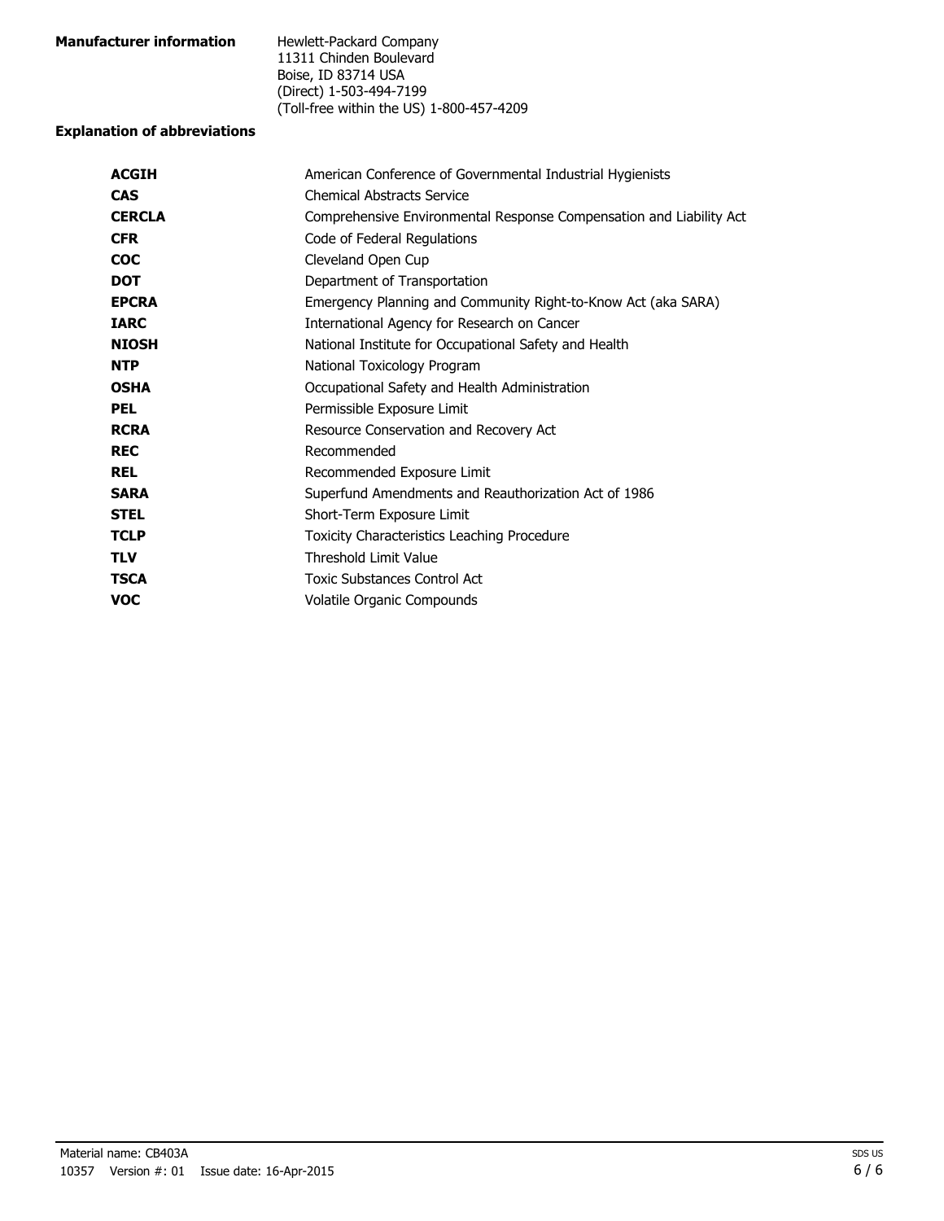**Manufacturer information**

Hewlett-Packard Company
11311 Chinden Boulevard
Boise, ID 83714 USA
(Direct) 1-503-494-7199
(Toll-free within the US) 1-800-457-4209

**Explanation of abbreviations**

| | |
|---|---|
| **ACGIH** | American Conference of Governmental Industrial Hygienists |
| **CAS** | Chemical Abstracts Service |
| **CERCLA** | Comprehensive Environmental Response Compensation and Liability Act |
| **CFR** | Code of Federal Regulations |
| **COC** | Cleveland Open Cup |
| **DOT** | Department of Transportation |
| **EPCRA** | Emergency Planning and Community Right-to-Know Act (aka SARA) |
| **IARC** | International Agency for Research on Cancer |
| **NIOSH** | National Institute for Occupational Safety and Health |
| **NTP** | National Toxicology Program |
| **OSHA** | Occupational Safety and Health Administration |
| **PEL** | Permissible Exposure Limit |
| **RCRA** | Resource Conservation and Recovery Act |
| **REC** | Recommended |
| **REL** | Recommended Exposure Limit |
| **SARA** | Superfund Amendments and Reauthorization Act of 1986 |
| **STEL** | Short-Term Exposure Limit |
| **TCLP** | Toxicity Characteristics Leaching Procedure |
| **TLV** | Threshold Limit Value |
| **TSCA** | Toxic Substances Control Act |
| **VOC** | Volatile Organic Compounds |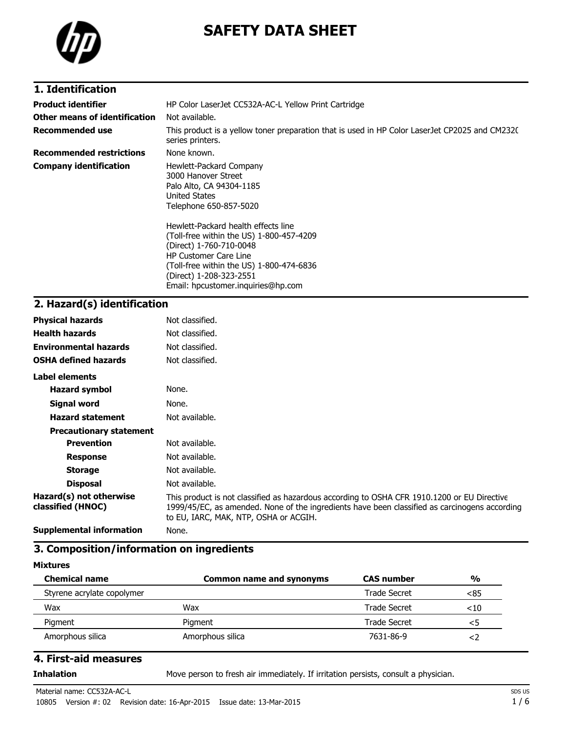# SAFETY DATA SHEET

## 1. Identification

| | |
|---|---|
| **Product identifier** | HP Color LaserJet CC532A-AC-L Yellow Print Cartridge |
| **Other means of identification** | Not available. |
| **Recommended use** | This product is a yellow toner preparation that is used in HP Color LaserJet CP2025 and CM2320 series printers. |
| **Recommended restrictions** | None known. |
| **Company identification** | Hewlett-Packard Company<br>3000 Hanover Street<br>Palo Alto, CA 94304-1185<br>United States<br>Telephone 650-857-5020<br><br>Hewlett-Packard health effects line<br>(Toll-free within the US) 1-800-457-4209<br>(Direct) 1-760-710-0048<br>HP Customer Care Line<br>(Toll-free within the US) 1-800-474-6836<br>(Direct) 1-208-323-2551<br>Email: hpcustomer.inquiries@hp.com |

## 2. Hazard(s) identification

| | |
|---|---|
| **Physical hazards** | Not classified. |
| **Health hazards** | Not classified. |
| **Environmental hazards** | Not classified. |
| **OSHA defined hazards** | Not classified. |

**Label elements**

| | |
|---|---|
| **Hazard symbol** | None. |
| **Signal word** | None. |
| **Hazard statement** | Not available. |
| **Precautionary statement** | |
| **Prevention** | Not available. |
| **Response** | Not available. |
| **Storage** | Not available. |
| **Disposal** | Not available. |
| **Hazard(s) not otherwise classified (HNOC)** | This product is not classified as hazardous according to OSHA CFR 1910.1200 or EU Directive 1999/45/EC, as amended. None of the ingredients have been classified as carcinogens according to EU, IARC, MAK, NTP, OSHA or ACGIH. |
| **Supplemental information** | None. |

## 3. Composition/information on ingredients

**Mixtures**

| Chemical name | Common name and synonyms | CAS number | % |
|---|---|---|---|
| Styrene acrylate copolymer | | Trade Secret | <85 |
| Wax | Wax | Trade Secret | <10 |
| Pigment | Pigment | Trade Secret | <5 |
| Amorphous silica | Amorphous silica | 7631-86-9 | <2 |

## 4. First-aid measures

| | |
|---|---|
| **Inhalation** | Move person to fresh air immediately. If irritation persists, consult a physician. |

Material name: CC532A-AC-L

10805 Version #: 02 Revision date: 16-Apr-2015 Issue date: 13-Mar-2015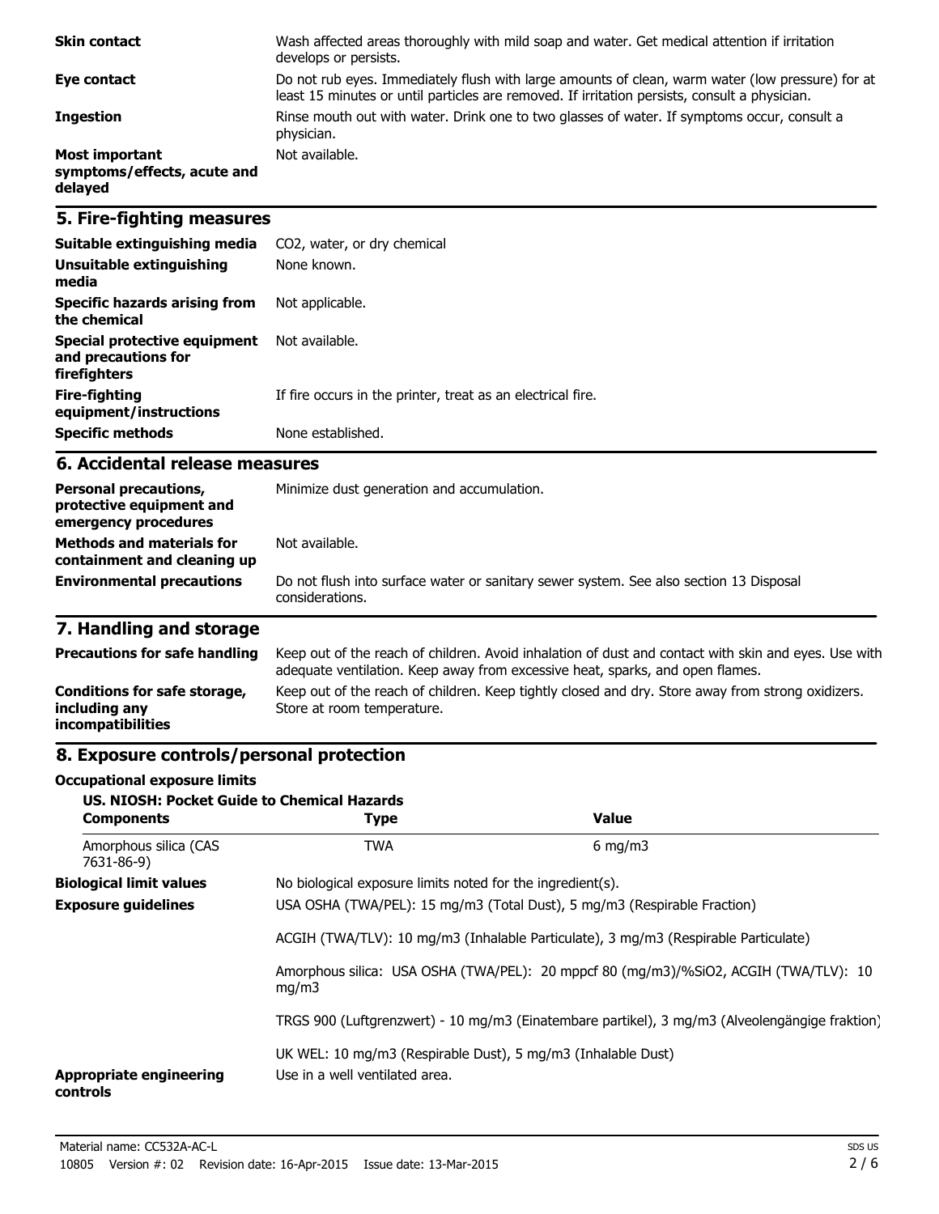| | |
|---|---|
| **Skin contact** | Wash affected areas thoroughly with mild soap and water. Get medical attention if irritation develops or persists. |
| **Eye contact** | Do not rub eyes. Immediately flush with large amounts of clean, warm water (low pressure) for at least 15 minutes or until particles are removed. If irritation persists, consult a physician. |
| **Ingestion** | Rinse mouth out with water. Drink one to two glasses of water. If symptoms occur, consult a physician. |
| **Most important symptoms/effects, acute and delayed** | Not available. |

## 5. Fire-fighting measures

| | |
|---|---|
| **Suitable extinguishing media** | $CO_2$, water, or dry chemical |
| **Unsuitable extinguishing media** | None known. |
| **Specific hazards arising from the chemical** | Not applicable. |
| **Special protective equipment and precautions for firefighters** | Not available. |
| **Fire-fighting equipment/instructions** | If fire occurs in the printer, treat as an electrical fire. |
| **Specific methods** | None established. |

## 6. Accidental release measures

| | |
|---|---|
| **Personal precautions, protective equipment and emergency procedures** | Minimize dust generation and accumulation. |
| **Methods and materials for containment and cleaning up** | Not available. |
| **Environmental precautions** | Do not flush into surface water or sanitary sewer system. See also section 13 Disposal considerations. |

## 7. Handling and storage

| | |
|---|---|
| **Precautions for safe handling** | Keep out of the reach of children. Avoid inhalation of dust and contact with skin and eyes. Use with adequate ventilation. Keep away from excessive heat, sparks, and open flames. |
| **Conditions for safe storage, including any incompatibilities** | Keep out of the reach of children. Keep tightly closed and dry. Store away from strong oxidizers. Store at room temperature. |

## 8. Exposure controls/personal protection

**Occupational exposure limits**

**US. NIOSH: Pocket Guide to Chemical Hazards**

| Components | Type | Value |
|---|---|---|
| Amorphous silica (CAS 7631-86-9) | TWA | 6 mg/m3 |

**Biological limit values**
No biological exposure limits noted for the ingredient(s).

**Exposure guidelines**
USA OSHA (TWA/PEL): 15 mg/m3 (Total Dust), 5 mg/m3 (Respirable Fraction)

ACGIH (TWA/TLV): 10 mg/m3 (Inhalable Particulate), 3 mg/m3 (Respirable Particulate)

Amorphous silica: USA OSHA (TWA/PEL): 20 mppcf 80 (mg/m3)/%$SiO_2$, ACGIH (TWA/TLV): 10 mg/m3

TRGS 900 (Luftgrenzwert) - 10 mg/m3 (Einatembare partikel), 3 mg/m3 (Alveolengängige fraktion)

UK WEL: 10 mg/m3 (Respirable Dust), 5 mg/m3 (Inhalable Dust)

**Appropriate engineering controls**
Use in a well ventilated area.

Material name: CC532A-AC-L

10805 Version #: 02 Revision date: 16-Apr-2015 Issue date: 13-Mar-2015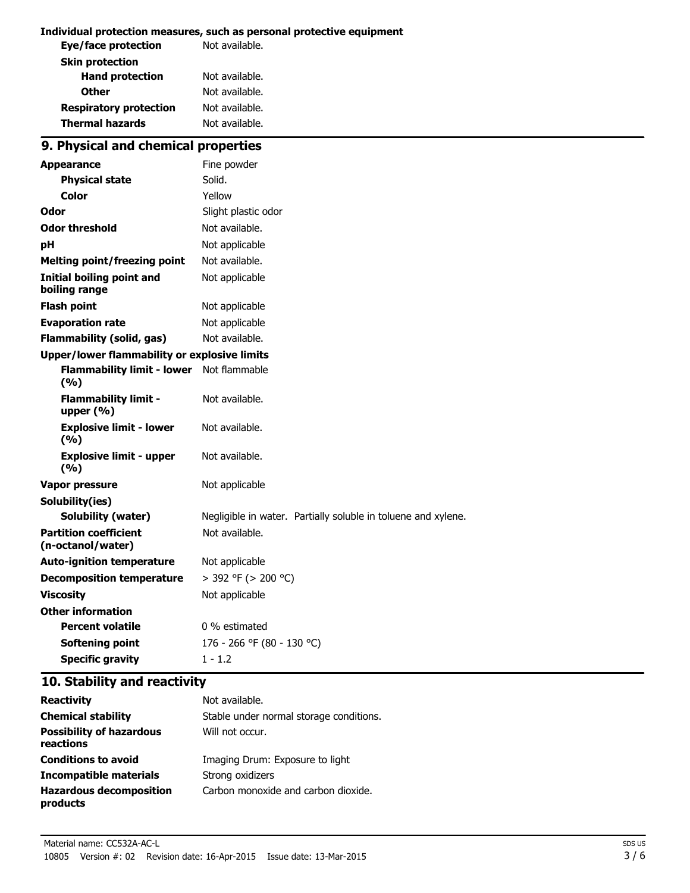**Individual protection measures, such as personal protective equipment**

| | |
|---|---|
| **Eye/face protection** | Not available. |
| **Skin protection** | |
| **Hand protection** | Not available. |
| **Other** | Not available. |
| **Respiratory protection** | Not available. |
| **Thermal hazards** | Not available. |

## 9. Physical and chemical properties

| | |
|---|---|
| **Appearance** | Fine powder |
| **Physical state** | Solid. |
| **Color** | Yellow |
| **Odor** | Slight plastic odor |
| **Odor threshold** | Not available. |
| **pH** | Not applicable |
| **Melting point/freezing point** | Not available. |
| **Initial boiling point and boiling range** | Not applicable |
| **Flash point** | Not applicable |
| **Evaporation rate** | Not applicable |
| **Flammability (solid, gas)** | Not available. |
| **Upper/lower flammability or explosive limits** | |
| **Flammability limit - lower (%)** | Not flammable |
| **Flammability limit - upper (%)** | Not available. |
| **Explosive limit - lower (%)** | Not available. |
| **Explosive limit - upper (%)** | Not available. |
| **Vapor pressure** | Not applicable |
| **Solubility(ies)** | |
| **Solubility (water)** | Negligible in water. Partially soluble in toluene and xylene. |
| **Partition coefficient (n-octanol/water)** | Not available. |
| **Auto-ignition temperature** | Not applicable |
| **Decomposition temperature** | > 392 °F (> 200 °C) |
| **Viscosity** | Not applicable |
| **Other information** | |
| **Percent volatile** | 0 % estimated |
| **Softening point** | 176 - 266 °F (80 - 130 °C) |
| **Specific gravity** | 1 - 1.2 |

## 10. Stability and reactivity

| | |
|---|---|
| **Reactivity** | Not available. |
| **Chemical stability** | Stable under normal storage conditions. |
| **Possibility of hazardous reactions** | Will not occur. |
| **Conditions to avoid** | Imaging Drum: Exposure to light |
| **Incompatible materials** | Strong oxidizers |
| **Hazardous decomposition products** | Carbon monoxide and carbon dioxide. |

Material name: CC532A-AC-L

10805 Version #: 02 Revision date: 16-Apr-2015 Issue date: 13-Mar-2015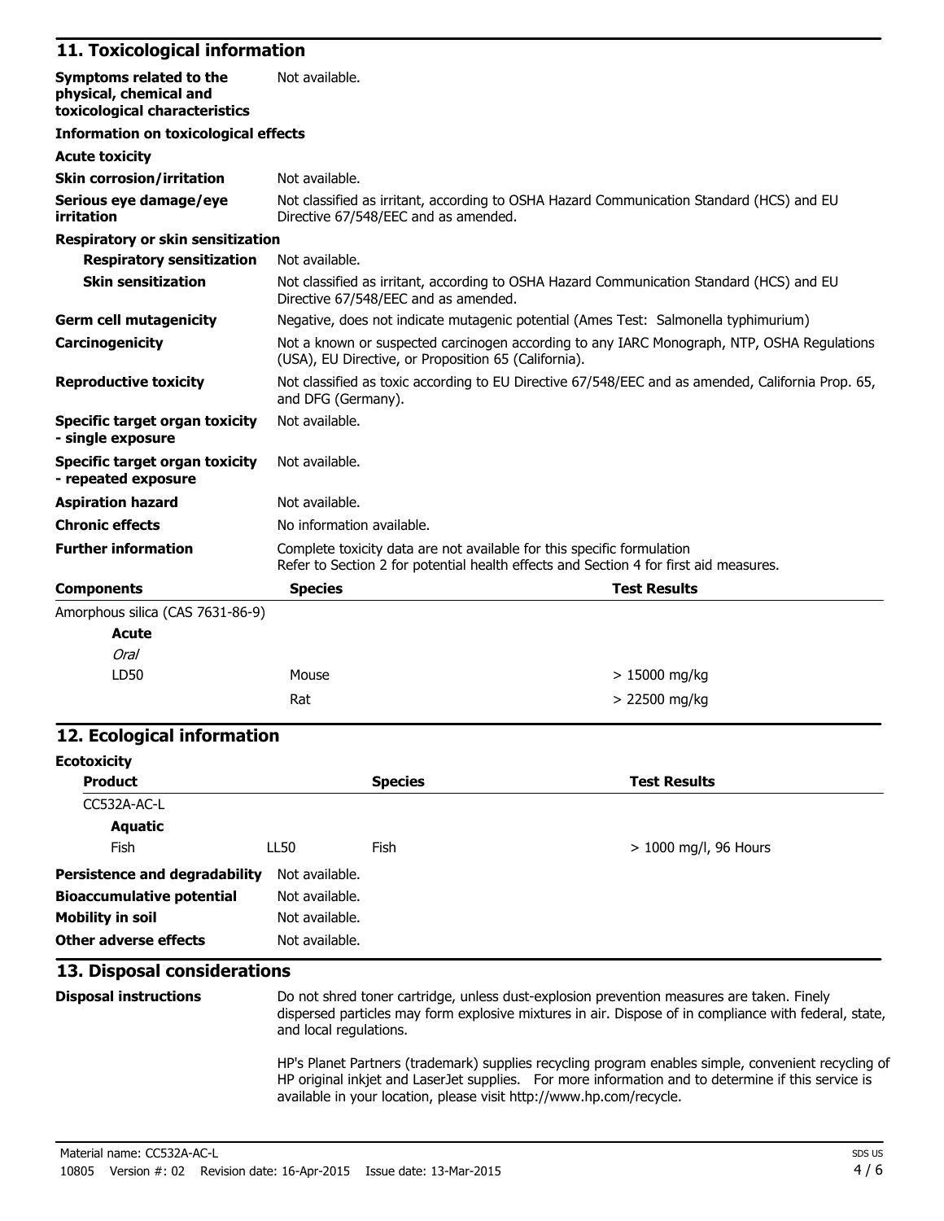## 11. Toxicological information

**Symptoms related to the physical, chemical and toxicological characteristics** Not available.

**Information on toxicological effects**

**Acute toxicity**

| | |
|---|---|
| **Skin corrosion/irritation** | Not available. |
| **Serious eye damage/eye irritation** | Not classified as irritant, according to OSHA Hazard Communication Standard (HCS) and EU Directive 67/548/EEC and as amended. |

**Respiratory or skin sensitization**

| | |
|---|---|
| **Respiratory sensitization** | Not available. |
| **Skin sensitization** | Not classified as irritant, according to OSHA Hazard Communication Standard (HCS) and EU Directive 67/548/EEC and as amended. |
| **Germ cell mutagenicity** | Negative, does not indicate mutagenic potential (Ames Test: Salmonella typhimurium) |
| **Carcinogenicity** | Not a known or suspected carcinogen according to any IARC Monograph, NTP, OSHA Regulations (USA), EU Directive, or Proposition 65 (California). |
| **Reproductive toxicity** | Not classified as toxic according to EU Directive 67/548/EEC and as amended, California Prop. 65, and DFG (Germany). |
| **Specific target organ toxicity - single exposure** | Not available. |
| **Specific target organ toxicity - repeated exposure** | Not available. |
| **Aspiration hazard** | Not available. |
| **Chronic effects** | No information available. |
| **Further information** | Complete toxicity data are not available for this specific formulation<br>Refer to Section 2 for potential health effects and Section 4 for first aid measures. |

| **Components** | **Species** | **Test Results** |
|---|---|---|
| Amorphous silica (CAS 7631-86-9) | | |
| **Acute** | | |
| *Oral* | | |
| LD50 | Mouse | > 15000 mg/kg |
| | Rat | > 22500 mg/kg |

## 12. Ecological information

**Ecotoxicity**

| **Product** | | **Species** | **Test Results** |
|---|---|---|---|
| CC532A-AC-L | | | |
| **Aquatic** | | | |
| Fish | LL50 | Fish | > 1000 mg/l, 96 Hours |

| | |
|---|---|
| **Persistence and degradability** | Not available. |
| **Bioaccumulative potential** | Not available. |
| **Mobility in soil** | Not available. |
| **Other adverse effects** | Not available. |

## 13. Disposal considerations

**Disposal instructions**

Do not shred toner cartridge, unless dust-explosion prevention measures are taken. Finely dispersed particles may form explosive mixtures in air. Dispose of in compliance with federal, state, and local regulations.

HP's Planet Partners (trademark) supplies recycling program enables simple, convenient recycling of HP original inkjet and LaserJet supplies. For more information and to determine if this service is available in your location, please visit http://www.hp.com/recycle.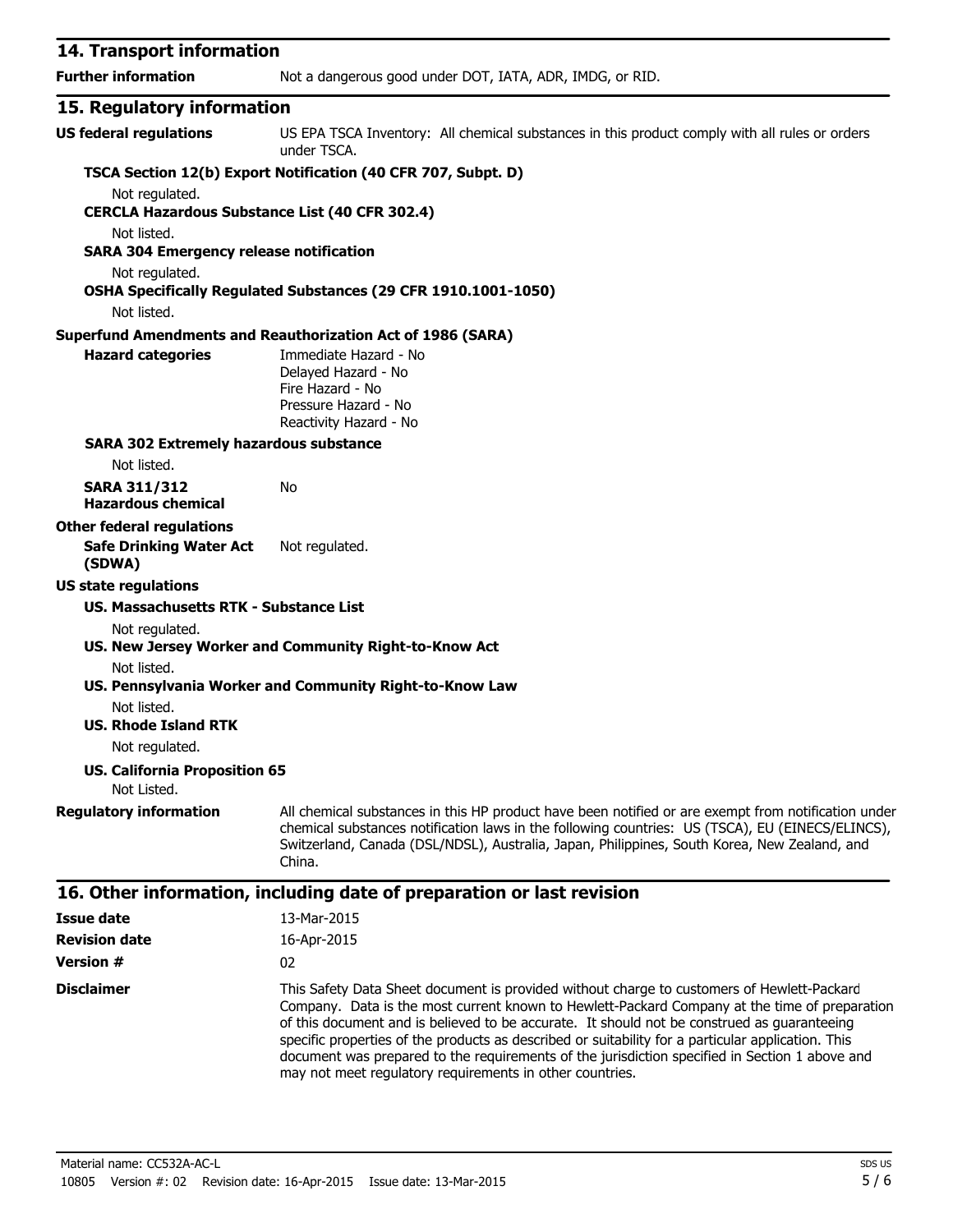## 14. Transport information

**Further information** Not a dangerous good under DOT, IATA, ADR, IMDG, or RID.

## 15. Regulatory information

**US federal regulations** US EPA TSCA Inventory: All chemical substances in this product comply with all rules or orders under TSCA.

**TSCA Section 12(b) Export Notification (40 CFR 707, Subpt. D)**

Not regulated.

**CERCLA Hazardous Substance List (40 CFR 302.4)**

Not listed.

**SARA 304 Emergency release notification**

Not regulated.

**OSHA Specifically Regulated Substances (29 CFR 1910.1001-1050)**

Not listed.

**Superfund Amendments and Reauthorization Act of 1986 (SARA)**

**Hazard categories**

Immediate Hazard - No
Delayed Hazard - No
Fire Hazard - No
Pressure Hazard - No
Reactivity Hazard - No

**SARA 302 Extremely hazardous substance**

Not listed.

**SARA 311/312 Hazardous chemical** No

**Other federal regulations**

**Safe Drinking Water Act (SDWA)** Not regulated.

**US state regulations**

**US. Massachusetts RTK - Substance List**

Not regulated.

**US. New Jersey Worker and Community Right-to-Know Act**

Not listed.

**US. Pennsylvania Worker and Community Right-to-Know Law**

Not listed.

**US. Rhode Island RTK**

Not regulated.

**US. California Proposition 65**

Not Listed.

**Regulatory information** All chemical substances in this HP product have been notified or are exempt from notification under chemical substances notification laws in the following countries: US (TSCA), EU (EINECS/ELINCS), Switzerland, Canada (DSL/NDSL), Australia, Japan, Philippines, South Korea, New Zealand, and China.

## 16. Other information, including date of preparation or last revision

**Issue date** 13-Mar-2015

**Revision date** 16-Apr-2015

**Version #** 02

**Disclaimer** This Safety Data Sheet document is provided without charge to customers of Hewlett-Packard Company. Data is the most current known to Hewlett-Packard Company at the time of preparation of this document and is believed to be accurate. It should not be construed as guaranteeing specific properties of the products as described or suitability for a particular application. This document was prepared to the requirements of the jurisdiction specified in Section 1 above and may not meet regulatory requirements in other countries.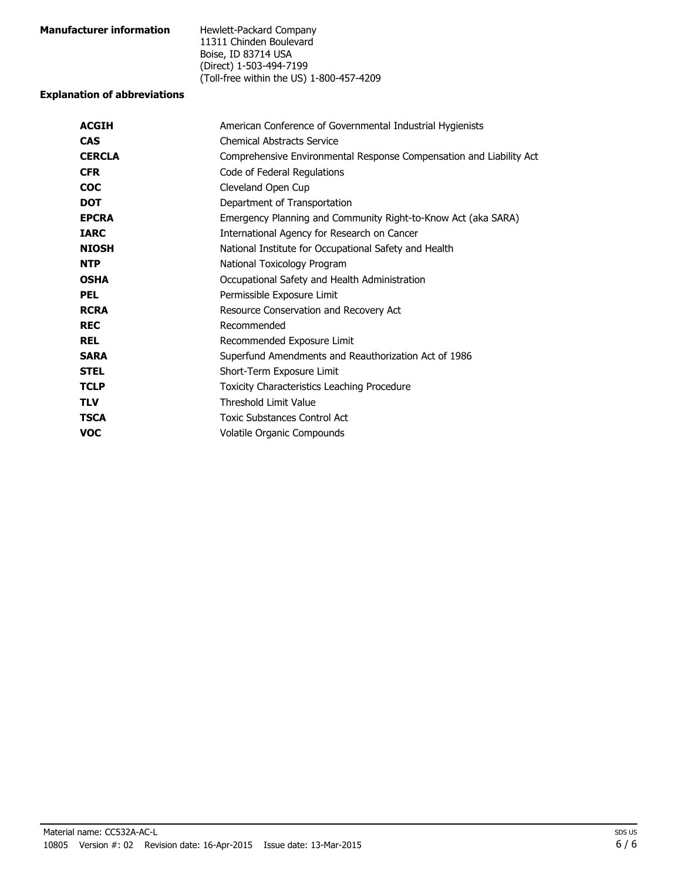**Manufacturer information**

Hewlett-Packard Company
11311 Chinden Boulevard
Boise, ID 83714 USA
(Direct) 1-503-494-7199
(Toll-free within the US) 1-800-457-4209

**Explanation of abbreviations**

| | |
|---|---|
| **ACGIH** | American Conference of Governmental Industrial Hygienists |
| **CAS** | Chemical Abstracts Service |
| **CERCLA** | Comprehensive Environmental Response Compensation and Liability Act |
| **CFR** | Code of Federal Regulations |
| **COC** | Cleveland Open Cup |
| **DOT** | Department of Transportation |
| **EPCRA** | Emergency Planning and Community Right-to-Know Act (aka SARA) |
| **IARC** | International Agency for Research on Cancer |
| **NIOSH** | National Institute for Occupational Safety and Health |
| **NTP** | National Toxicology Program |
| **OSHA** | Occupational Safety and Health Administration |
| **PEL** | Permissible Exposure Limit |
| **RCRA** | Resource Conservation and Recovery Act |
| **REC** | Recommended |
| **REL** | Recommended Exposure Limit |
| **SARA** | Superfund Amendments and Reauthorization Act of 1986 |
| **STEL** | Short-Term Exposure Limit |
| **TCLP** | Toxicity Characteristics Leaching Procedure |
| **TLV** | Threshold Limit Value |
| **TSCA** | Toxic Substances Control Act |
| **VOC** | Volatile Organic Compounds |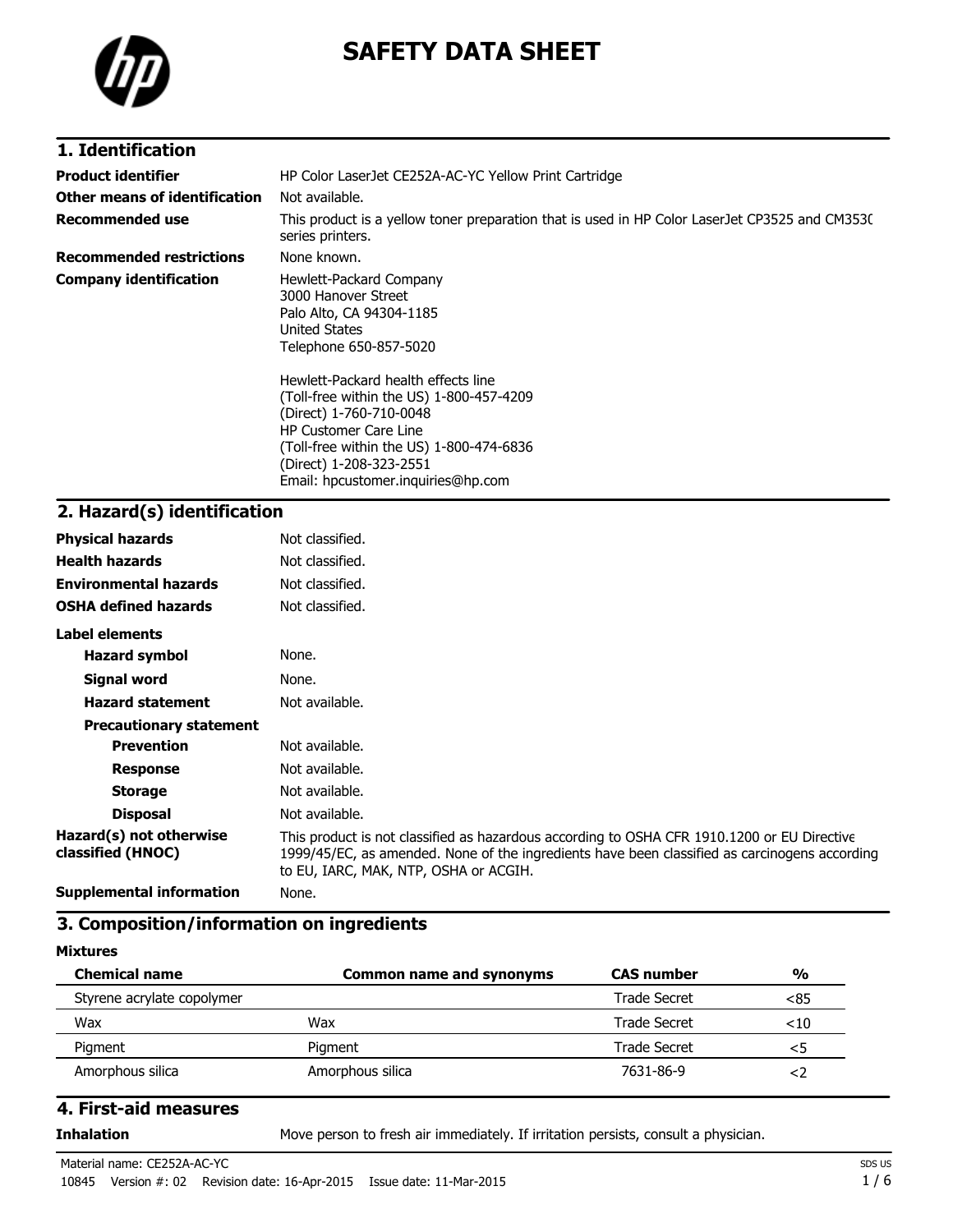# SAFETY DATA SHEET

## 1. Identification

| | |
|---|---|
| **Product identifier** | HP Color LaserJet CE252A-AC-YC Yellow Print Cartridge |
| **Other means of identification** | Not available. |
| **Recommended use** | This product is a yellow toner preparation that is used in HP Color LaserJet CP3525 and CM3530 series printers. |
| **Recommended restrictions** | None known. |
| **Company identification** | Hewlett-Packard Company<br>3000 Hanover Street<br>Palo Alto, CA 94304-1185<br>United States<br>Telephone 650-857-5020<br><br>Hewlett-Packard health effects line<br>(Toll-free within the US) 1-800-457-4209<br>(Direct) 1-760-710-0048<br>HP Customer Care Line<br>(Toll-free within the US) 1-800-474-6836<br>(Direct) 1-208-323-2551<br>Email: hpcustomer.inquiries@hp.com |

## 2. Hazard(s) identification

| | |
|---|---|
| **Physical hazards** | Not classified. |
| **Health hazards** | Not classified. |
| **Environmental hazards** | Not classified. |
| **OSHA defined hazards** | Not classified. |

**Label elements**

| | |
|---|---|
| **Hazard symbol** | None. |
| **Signal word** | None. |
| **Hazard statement** | Not available. |
| **Precautionary statement** | |
| **Prevention** | Not available. |
| **Response** | Not available. |
| **Storage** | Not available. |
| **Disposal** | Not available. |
| **Hazard(s) not otherwise classified (HNOC)** | This product is not classified as hazardous according to OSHA CFR 1910.1200 or EU Directive 1999/45/EC, as amended. None of the ingredients have been classified as carcinogens according to EU, IARC, MAK, NTP, OSHA or ACGIH. |
| **Supplemental information** | None. |

## 3. Composition/information on ingredients

**Mixtures**

| Chemical name | Common name and synonyms | CAS number | % |
|---|---|---|---|
| Styrene acrylate copolymer | | Trade Secret | <85 |
| Wax | Wax | Trade Secret | <10 |
| Pigment | Pigment | Trade Secret | <5 |
| Amorphous silica | Amorphous silica | 7631-86-9 | <2 |

## 4. First-aid measures

| | |
|---|---|
| **Inhalation** | Move person to fresh air immediately. If irritation persists, consult a physician. |

Material name: CE252A-AC-YC

10845 Version #: 02 Revision date: 16-Apr-2015 Issue date: 11-Mar-2015

SDS US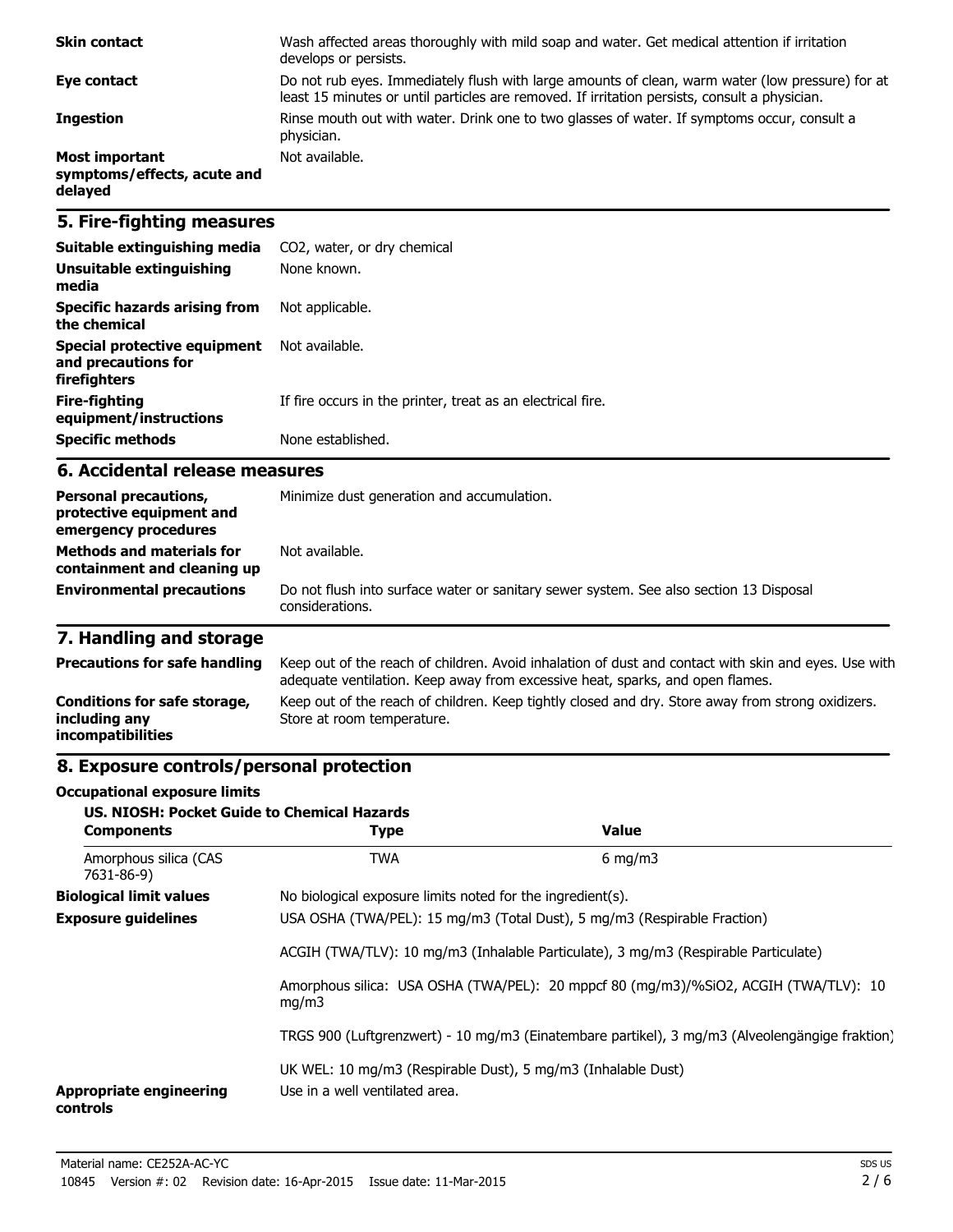| | |
|---|---|
| **Skin contact** | Wash affected areas thoroughly with mild soap and water. Get medical attention if irritation develops or persists. |
| **Eye contact** | Do not rub eyes. Immediately flush with large amounts of clean, warm water (low pressure) for at least 15 minutes or until particles are removed. If irritation persists, consult a physician. |
| **Ingestion** | Rinse mouth out with water. Drink one to two glasses of water. If symptoms occur, consult a physician. |
| **Most important symptoms/effects, acute and delayed** | Not available. |

## 5. Fire-fighting measures

| | |
|---|---|
| **Suitable extinguishing media** | CO2, water, or dry chemical |
| **Unsuitable extinguishing media** | None known. |
| **Specific hazards arising from the chemical** | Not applicable. |
| **Special protective equipment and precautions for firefighters** | Not available. |
| **Fire-fighting equipment/instructions** | If fire occurs in the printer, treat as an electrical fire. |
| **Specific methods** | None established. |

## 6. Accidental release measures

| | |
|---|---|
| **Personal precautions, protective equipment and emergency procedures** | Minimize dust generation and accumulation. |
| **Methods and materials for containment and cleaning up** | Not available. |
| **Environmental precautions** | Do not flush into surface water or sanitary sewer system. See also section 13 Disposal considerations. |

## 7. Handling and storage

| | |
|---|---|
| **Precautions for safe handling** | Keep out of the reach of children. Avoid inhalation of dust and contact with skin and eyes. Use with adequate ventilation. Keep away from excessive heat, sparks, and open flames. |
| **Conditions for safe storage, including any incompatibilities** | Keep out of the reach of children. Keep tightly closed and dry. Store away from strong oxidizers. Store at room temperature. |

## 8. Exposure controls/personal protection

**Occupational exposure limits**

**US. NIOSH: Pocket Guide to Chemical Hazards**

| Components | Type | Value |
|---|---|---|
| Amorphous silica (CAS 7631-86-9) | TWA | 6 mg/m3 |

**Biological limit values** No biological exposure limits noted for the ingredient(s).

**Exposure guidelines** USA OSHA (TWA/PEL): 15 mg/m3 (Total Dust), 5 mg/m3 (Respirable Fraction)

ACGIH (TWA/TLV): 10 mg/m3 (Inhalable Particulate), 3 mg/m3 (Respirable Particulate)

Amorphous silica: USA OSHA (TWA/PEL): 20 mppcf 80 (mg/m3)/%SiO2, ACGIH (TWA/TLV): 10 mg/m3

TRGS 900 (Luftgrenzwert) - 10 mg/m3 (Einatembare partikel), 3 mg/m3 (Alveolengängige fraktion)

UK WEL: 10 mg/m3 (Respirable Dust), 5 mg/m3 (Inhalable Dust)

**Appropriate engineering controls** Use in a well ventilated area.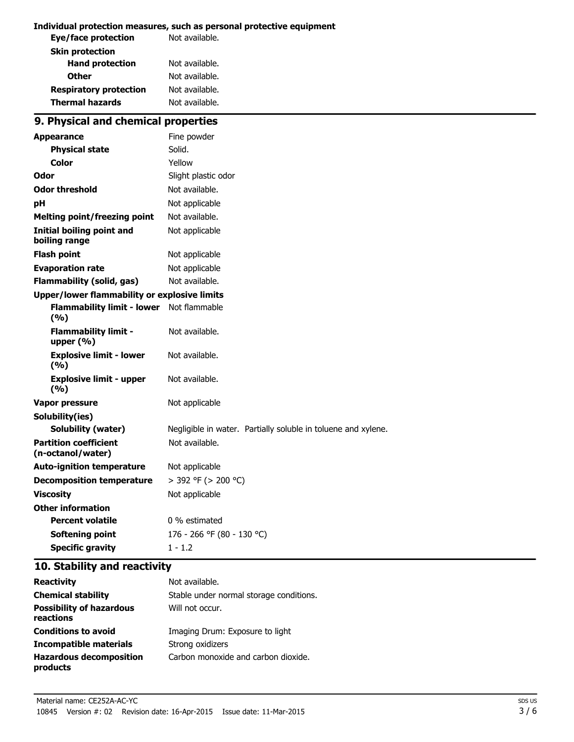**Individual protection measures, such as personal protective equipment**

| | |
|---|---|
| **Eye/face protection** | Not available. |
| **Skin protection** | |
| **Hand protection** | Not available. |
| **Other** | Not available. |
| **Respiratory protection** | Not available. |
| **Thermal hazards** | Not available. |

## 9. Physical and chemical properties

| | |
|---|---|
| **Appearance** | Fine powder |
| **Physical state** | Solid. |
| **Color** | Yellow |
| **Odor** | Slight plastic odor |
| **Odor threshold** | Not available. |
| **pH** | Not applicable |
| **Melting point/freezing point** | Not available. |
| **Initial boiling point and boiling range** | Not applicable |
| **Flash point** | Not applicable |
| **Evaporation rate** | Not applicable |
| **Flammability (solid, gas)** | Not available. |
| **Upper/lower flammability or explosive limits** | |
| **Flammability limit - lower (%)** | Not flammable |
| **Flammability limit - upper (%)** | Not available. |
| **Explosive limit - lower (%)** | Not available. |
| **Explosive limit - upper (%)** | Not available. |
| **Vapor pressure** | Not applicable |
| **Solubility(ies)** | |
| **Solubility (water)** | Negligible in water. Partially soluble in toluene and xylene. |
| **Partition coefficient (n-octanol/water)** | Not available. |
| **Auto-ignition temperature** | Not applicable |
| **Decomposition temperature** | > 392 °F (> 200 °C) |
| **Viscosity** | Not applicable |
| **Other information** | |
| **Percent volatile** | 0 % estimated |
| **Softening point** | 176 - 266 °F (80 - 130 °C) |
| **Specific gravity** | 1 - 1.2 |

## 10. Stability and reactivity

| | |
|---|---|
| **Reactivity** | Not available. |
| **Chemical stability** | Stable under normal storage conditions. |
| **Possibility of hazardous reactions** | Will not occur. |
| **Conditions to avoid** | Imaging Drum: Exposure to light |
| **Incompatible materials** | Strong oxidizers |
| **Hazardous decomposition products** | Carbon monoxide and carbon dioxide. |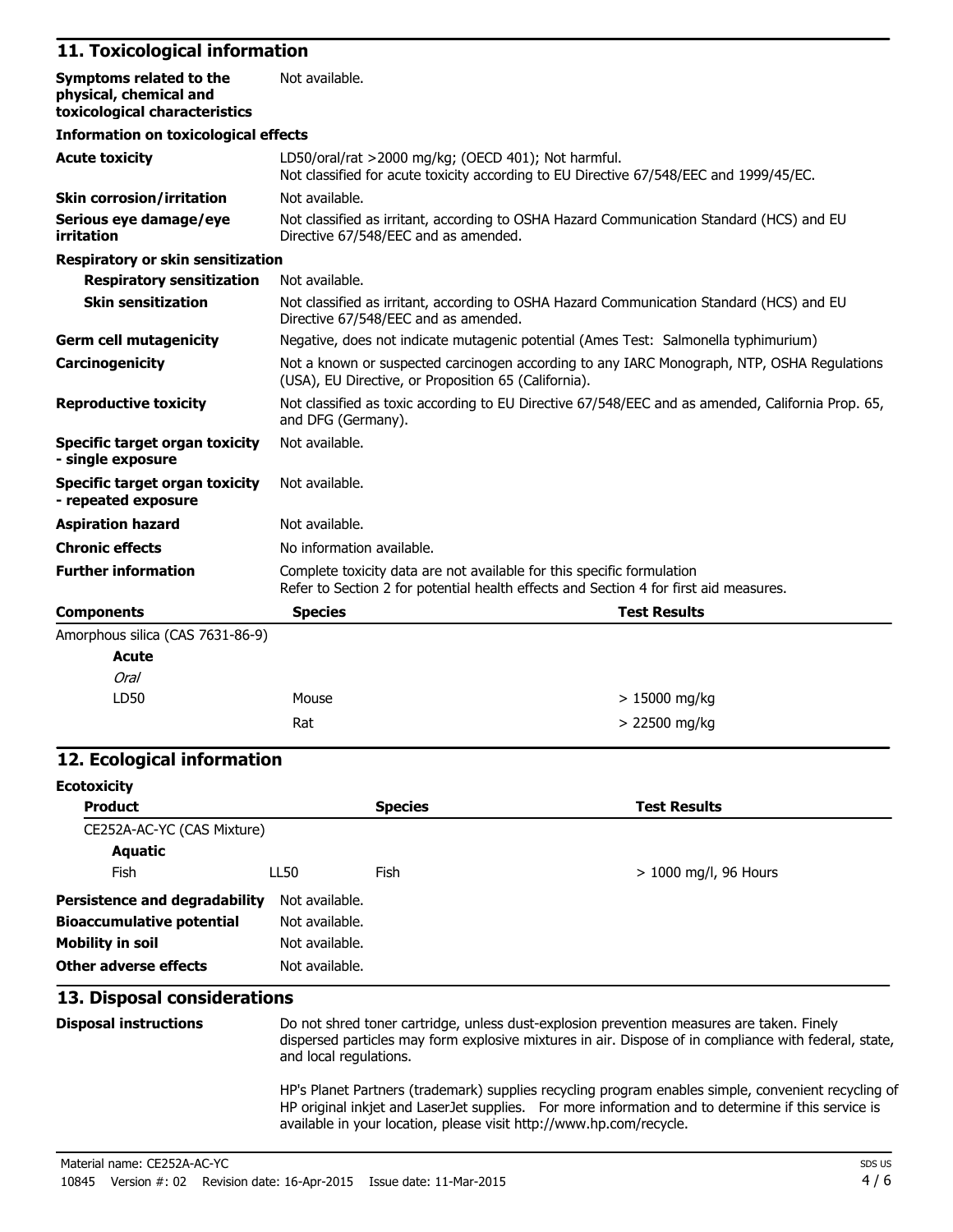## 11. Toxicological information

**Symptoms related to the physical, chemical and toxicological characteristics** Not available.

**Information on toxicological effects**

**Acute toxicity** LD50/oral/rat >2000 mg/kg; (OECD 401); Not harmful.
Not classified for acute toxicity according to EU Directive 67/548/EEC and 1999/45/EC.

**Skin corrosion/irritation** Not available.

**Serious eye damage/eye irritation** Not classified as irritant, according to OSHA Hazard Communication Standard (HCS) and EU Directive 67/548/EEC and as amended.

**Respiratory or skin sensitization**

**Respiratory sensitization** Not available.

**Skin sensitization** Not classified as irritant, according to OSHA Hazard Communication Standard (HCS) and EU Directive 67/548/EEC and as amended.

**Germ cell mutagenicity** Negative, does not indicate mutagenic potential (Ames Test: Salmonella typhimurium)

**Carcinogenicity** Not a known or suspected carcinogen according to any IARC Monograph, NTP, OSHA Regulations (USA), EU Directive, or Proposition 65 (California).

**Reproductive toxicity** Not classified as toxic according to EU Directive 67/548/EEC and as amended, California Prop. 65, and DFG (Germany).

**Specific target organ toxicity - single exposure** Not available.

**Specific target organ toxicity - repeated exposure** Not available.

**Aspiration hazard** Not available.

**Chronic effects** No information available.

**Further information** Complete toxicity data are not available for this specific formulation
Refer to Section 2 for potential health effects and Section 4 for first aid measures.

| Components | Species | Test Results |
|---|---|---|
| Amorphous silica (CAS 7631-86-9) | | |
| **Acute** | | |
| *Oral* | | |
| LD50 | Mouse | > 15000 mg/kg |
| | Rat | > 22500 mg/kg |

## 12. Ecological information

**Ecotoxicity**

| Product | | Species | Test Results |
|---|---|---|---|
| CE252A-AC-YC (CAS Mixture) | | | |
| **Aquatic** | | | |
| Fish | LL50 | Fish | > 1000 mg/l, 96 Hours |

**Persistence and degradability** Not available.

**Bioaccumulative potential** Not available.

**Mobility in soil** Not available.

**Other adverse effects** Not available.

## 13. Disposal considerations

**Disposal instructions** Do not shred toner cartridge, unless dust-explosion prevention measures are taken. Finely dispersed particles may form explosive mixtures in air. Dispose of in compliance with federal, state, and local regulations.

HP's Planet Partners (trademark) supplies recycling program enables simple, convenient recycling of HP original inkjet and LaserJet supplies. For more information and to determine if this service is available in your location, please visit http://www.hp.com/recycle.

Material name: CE252A-AC-YC
10845 Version #: 02 Revision date: 16-Apr-2015 Issue date: 11-Mar-2015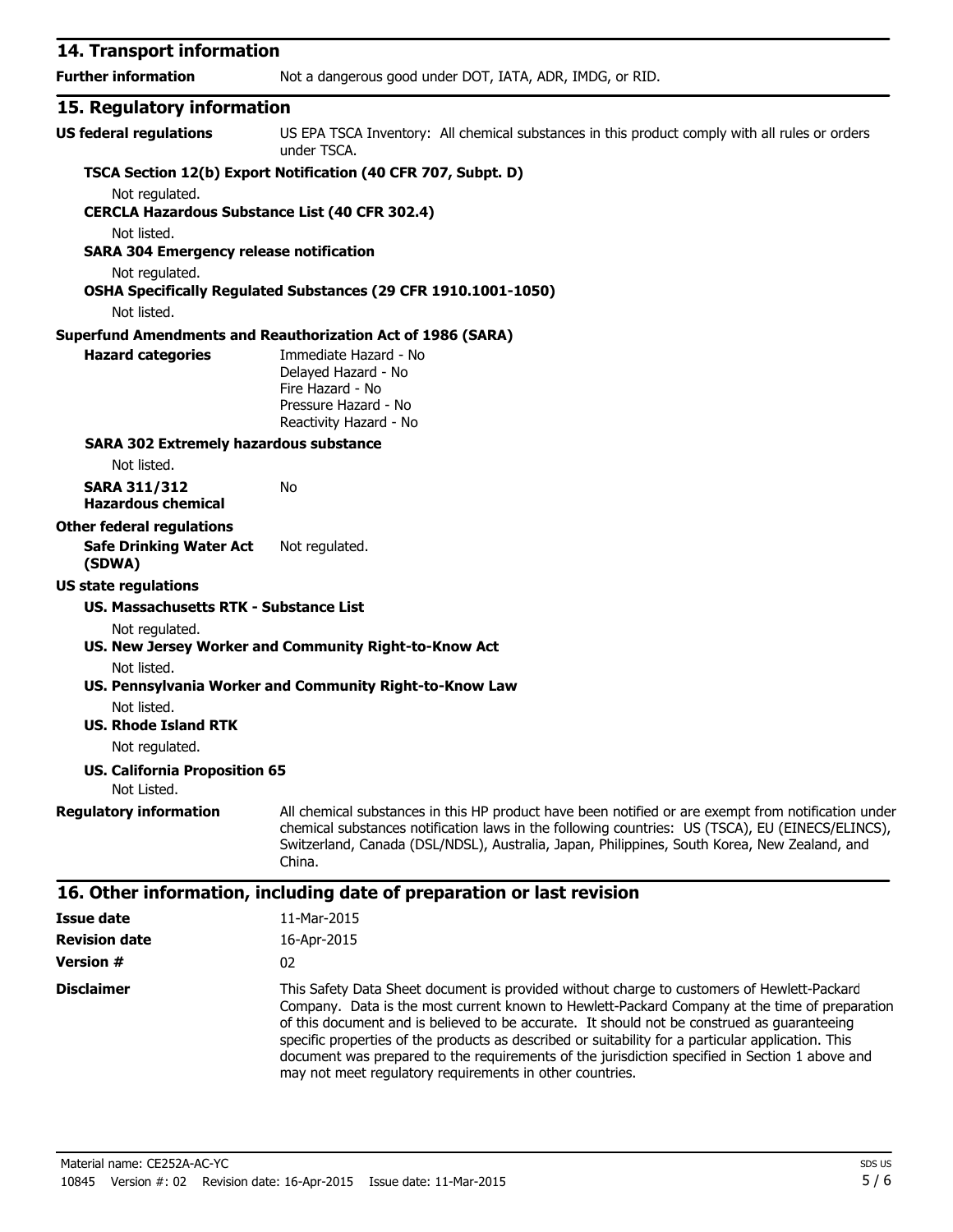## 14. Transport information

**Further information** Not a dangerous good under DOT, IATA, ADR, IMDG, or RID.

## 15. Regulatory information

**US federal regulations** US EPA TSCA Inventory: All chemical substances in this product comply with all rules or orders under TSCA.

**TSCA Section 12(b) Export Notification (40 CFR 707, Subpt. D)**

Not regulated.

**CERCLA Hazardous Substance List (40 CFR 302.4)**

Not listed.

**SARA 304 Emergency release notification**

Not regulated.

**OSHA Specifically Regulated Substances (29 CFR 1910.1001-1050)**

Not listed.

**Superfund Amendments and Reauthorization Act of 1986 (SARA)**

**Hazard categories**
Immediate Hazard - No
Delayed Hazard - No
Fire Hazard - No
Pressure Hazard - No
Reactivity Hazard - No

**SARA 302 Extremely hazardous substance**

Not listed.

**SARA 311/312 Hazardous chemical** No

**Other federal regulations**

**Safe Drinking Water Act (SDWA)** Not regulated.

**US state regulations**

**US. Massachusetts RTK - Substance List**

Not regulated.

**US. New Jersey Worker and Community Right-to-Know Act**

Not listed.

**US. Pennsylvania Worker and Community Right-to-Know Law**

Not listed.

**US. Rhode Island RTK**

Not regulated.

**US. California Proposition 65**

Not Listed.

**Regulatory information** All chemical substances in this HP product have been notified or are exempt from notification under chemical substances notification laws in the following countries: US (TSCA), EU (EINECS/ELINCS), Switzerland, Canada (DSL/NDSL), Australia, Japan, Philippines, South Korea, New Zealand, and China.

## 16. Other information, including date of preparation or last revision

**Issue date** 11-Mar-2015

**Revision date** 16-Apr-2015

**Version #** 02

**Disclaimer** This Safety Data Sheet document is provided without charge to customers of Hewlett-Packard Company. Data is the most current known to Hewlett-Packard Company at the time of preparation of this document and is believed to be accurate. It should not be construed as guaranteeing specific properties of the products as described or suitability for a particular application. This document was prepared to the requirements of the jurisdiction specified in Section 1 above and may not meet regulatory requirements in other countries.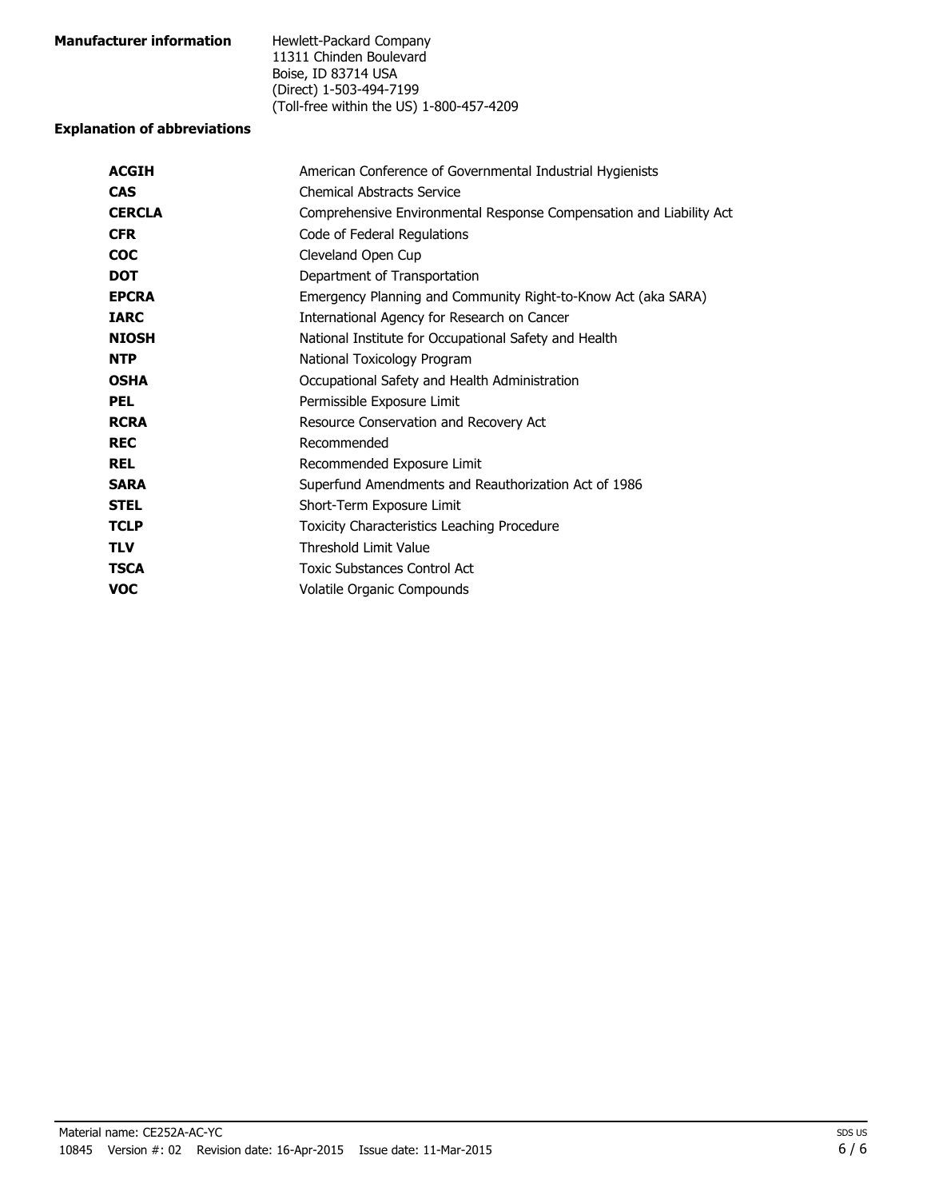**Manufacturer information**

Hewlett-Packard Company
11311 Chinden Boulevard
Boise, ID 83714 USA
(Direct) 1-503-494-7199
(Toll-free within the US) 1-800-457-4209

**Explanation of abbreviations**

| | |
|---|---|
| **ACGIH** | American Conference of Governmental Industrial Hygienists |
| **CAS** | Chemical Abstracts Service |
| **CERCLA** | Comprehensive Environmental Response Compensation and Liability Act |
| **CFR** | Code of Federal Regulations |
| **COC** | Cleveland Open Cup |
| **DOT** | Department of Transportation |
| **EPCRA** | Emergency Planning and Community Right-to-Know Act (aka SARA) |
| **IARC** | International Agency for Research on Cancer |
| **NIOSH** | National Institute for Occupational Safety and Health |
| **NTP** | National Toxicology Program |
| **OSHA** | Occupational Safety and Health Administration |
| **PEL** | Permissible Exposure Limit |
| **RCRA** | Resource Conservation and Recovery Act |
| **REC** | Recommended |
| **REL** | Recommended Exposure Limit |
| **SARA** | Superfund Amendments and Reauthorization Act of 1986 |
| **STEL** | Short-Term Exposure Limit |
| **TCLP** | Toxicity Characteristics Leaching Procedure |
| **TLV** | Threshold Limit Value |
| **TSCA** | Toxic Substances Control Act |
| **VOC** | Volatile Organic Compounds |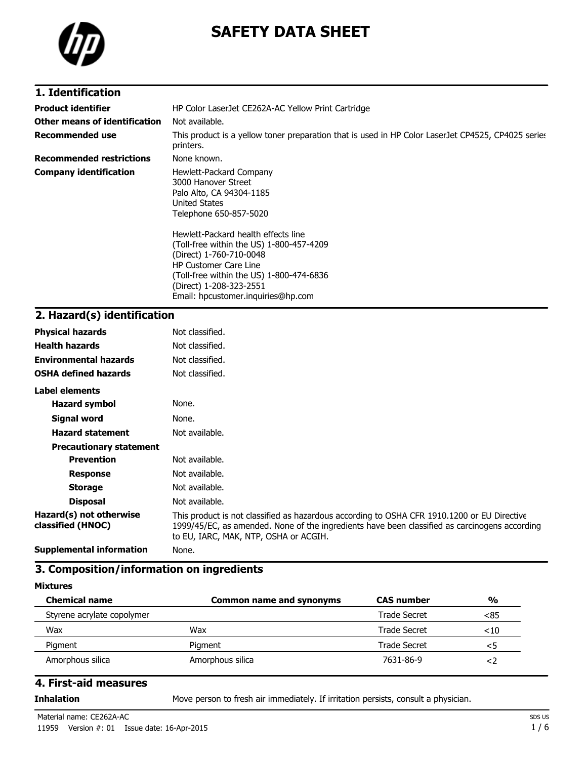# SAFETY DATA SHEET

## 1. Identification

| | |
|---|---|
| **Product identifier** | HP Color LaserJet CE262A-AC Yellow Print Cartridge |
| **Other means of identification** | Not available. |
| **Recommended use** | This product is a yellow toner preparation that is used in HP Color LaserJet CP4525, CP4025 series printers. |
| **Recommended restrictions** | None known. |
| **Company identification** | Hewlett-Packard Company<br>3000 Hanover Street<br>Palo Alto, CA 94304-1185<br>United States<br>Telephone 650-857-5020<br><br>Hewlett-Packard health effects line<br>(Toll-free within the US) 1-800-457-4209<br>(Direct) 1-760-710-0048<br>HP Customer Care Line<br>(Toll-free within the US) 1-800-474-6836<br>(Direct) 1-208-323-2551<br>Email: hpcustomer.inquiries@hp.com |

## 2. Hazard(s) identification

| | |
|---|---|
| **Physical hazards** | Not classified. |
| **Health hazards** | Not classified. |
| **Environmental hazards** | Not classified. |
| **OSHA defined hazards** | Not classified. |

**Label elements**

| | |
|---|---|
| **Hazard symbol** | None. |
| **Signal word** | None. |
| **Hazard statement** | Not available. |

**Precautionary statement**

| | |
|---|---|
| **Prevention** | Not available. |
| **Response** | Not available. |
| **Storage** | Not available. |
| **Disposal** | Not available. |

| | |
|---|---|
| **Hazard(s) not otherwise classified (HNOC)** | This product is not classified as hazardous according to OSHA CFR 1910.1200 or EU Directive 1999/45/EC, as amended. None of the ingredients have been classified as carcinogens according to EU, IARC, MAK, NTP, OSHA or ACGIH. |
| **Supplemental information** | None. |

## 3. Composition/information on ingredients

**Mixtures**

| Chemical name | Common name and synonyms | CAS number | % |
|---|---|---|---|
| Styrene acrylate copolymer | | Trade Secret | <85 |
| Wax | Wax | Trade Secret | <10 |
| Pigment | Pigment | Trade Secret | <5 |
| Amorphous silica | Amorphous silica | 7631-86-9 | <2 |

## 4. First-aid measures

| | |
|---|---|
| **Inhalation** | Move person to fresh air immediately. If irritation persists, consult a physician. |

Material name: CE262A-AC
11959 Version #: 01 Issue date: 16-Apr-2015
SDS US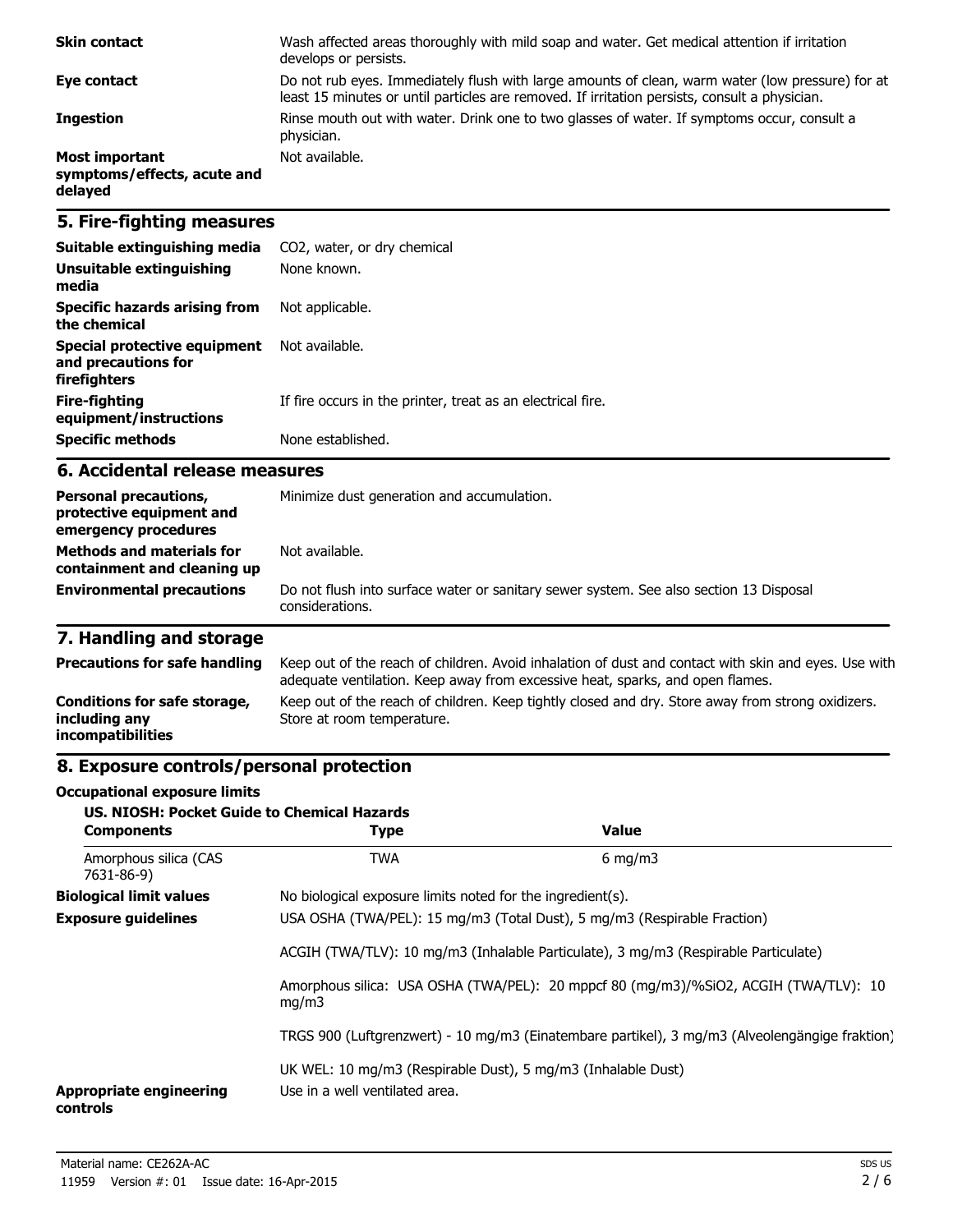| | |
|---|---|
| **Skin contact** | Wash affected areas thoroughly with mild soap and water. Get medical attention if irritation develops or persists. |
| **Eye contact** | Do not rub eyes. Immediately flush with large amounts of clean, warm water (low pressure) for at least 15 minutes or until particles are removed. If irritation persists, consult a physician. |
| **Ingestion** | Rinse mouth out with water. Drink one to two glasses of water. If symptoms occur, consult a physician. |
| **Most important symptoms/effects, acute and delayed** | Not available. |

## 5. Fire-fighting measures

| | |
|---|---|
| **Suitable extinguishing media** | CO2, water, or dry chemical |
| **Unsuitable extinguishing media** | None known. |
| **Specific hazards arising from the chemical** | Not applicable. |
| **Special protective equipment and precautions for firefighters** | Not available. |
| **Fire-fighting equipment/instructions** | If fire occurs in the printer, treat as an electrical fire. |
| **Specific methods** | None established. |

## 6. Accidental release measures

| | |
|---|---|
| **Personal precautions, protective equipment and emergency procedures** | Minimize dust generation and accumulation. |
| **Methods and materials for containment and cleaning up** | Not available. |
| **Environmental precautions** | Do not flush into surface water or sanitary sewer system. See also section 13 Disposal considerations. |

## 7. Handling and storage

| | |
|---|---|
| **Precautions for safe handling** | Keep out of the reach of children. Avoid inhalation of dust and contact with skin and eyes. Use with adequate ventilation. Keep away from excessive heat, sparks, and open flames. |
| **Conditions for safe storage, including any incompatibilities** | Keep out of the reach of children. Keep tightly closed and dry. Store away from strong oxidizers. Store at room temperature. |

## 8. Exposure controls/personal protection

**Occupational exposure limits**

**US. NIOSH: Pocket Guide to Chemical Hazards**

| Components | Type | Value |
|---|---|---|
| Amorphous silica (CAS 7631-86-9) | TWA | 6 mg/m3 |

| | |
|---|---|
| **Biological limit values** | No biological exposure limits noted for the ingredient(s). |
| **Exposure guidelines** | USA OSHA (TWA/PEL): 15 mg/m3 (Total Dust), 5 mg/m3 (Respirable Fraction)<br><br>ACGIH (TWA/TLV): 10 mg/m3 (Inhalable Particulate), 3 mg/m3 (Respirable Particulate)<br><br>Amorphous silica: USA OSHA (TWA/PEL): 20 mppcf 80 (mg/m3)/%SiO2, ACGIH (TWA/TLV): 10 mg/m3<br><br>TRGS 900 (Luftgrenzwert) - 10 mg/m3 (Einatembare partikel), 3 mg/m3 (Alveolengängige fraktion)<br><br>UK WEL: 10 mg/m3 (Respirable Dust), 5 mg/m3 (Inhalable Dust) |
| **Appropriate engineering controls** | Use in a well ventilated area. |

Material name: CE262A-AC
11959 Version #: 01 Issue date: 16-Apr-2015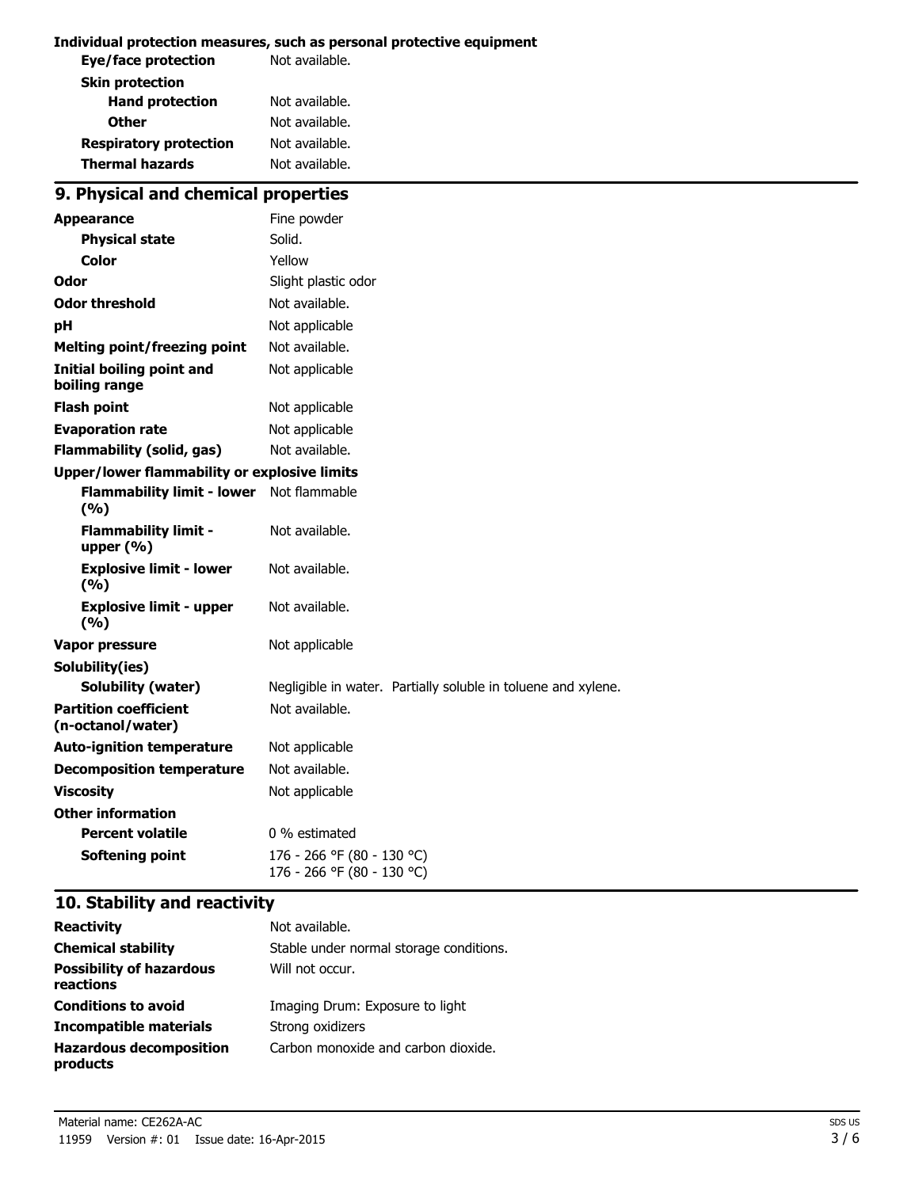**Individual protection measures, such as personal protective equipment**

| | |
|---|---|
| **Eye/face protection** | Not available. |
| **Skin protection** | |
| **Hand protection** | Not available. |
| **Other** | Not available. |
| **Respiratory protection** | Not available. |
| **Thermal hazards** | Not available. |

## 9. Physical and chemical properties

| | |
|---|---|
| **Appearance** | Fine powder |
| **Physical state** | Solid. |
| **Color** | Yellow |
| **Odor** | Slight plastic odor |
| **Odor threshold** | Not available. |
| **pH** | Not applicable |
| **Melting point/freezing point** | Not available. |
| **Initial boiling point and boiling range** | Not applicable |
| **Flash point** | Not applicable |
| **Evaporation rate** | Not applicable |
| **Flammability (solid, gas)** | Not available. |
| **Upper/lower flammability or explosive limits** | |
| **Flammability limit - lower (%)** | Not flammable |
| **Flammability limit - upper (%)** | Not available. |
| **Explosive limit - lower (%)** | Not available. |
| **Explosive limit - upper (%)** | Not available. |
| **Vapor pressure** | Not applicable |
| **Solubility(ies)** | |
| **Solubility (water)** | Negligible in water. Partially soluble in toluene and xylene. |
| **Partition coefficient (n-octanol/water)** | Not available. |
| **Auto-ignition temperature** | Not applicable |
| **Decomposition temperature** | Not available. |
| **Viscosity** | Not applicable |
| **Other information** | |
| **Percent volatile** | 0 % estimated |
| **Softening point** | 176 - 266 °F (80 - 130 °C)<br>176 - 266 °F (80 - 130 °C) |

## 10. Stability and reactivity

| | |
|---|---|
| **Reactivity** | Not available. |
| **Chemical stability** | Stable under normal storage conditions. |
| **Possibility of hazardous reactions** | Will not occur. |
| **Conditions to avoid** | Imaging Drum: Exposure to light |
| **Incompatible materials** | Strong oxidizers |
| **Hazardous decomposition products** | Carbon monoxide and carbon dioxide. |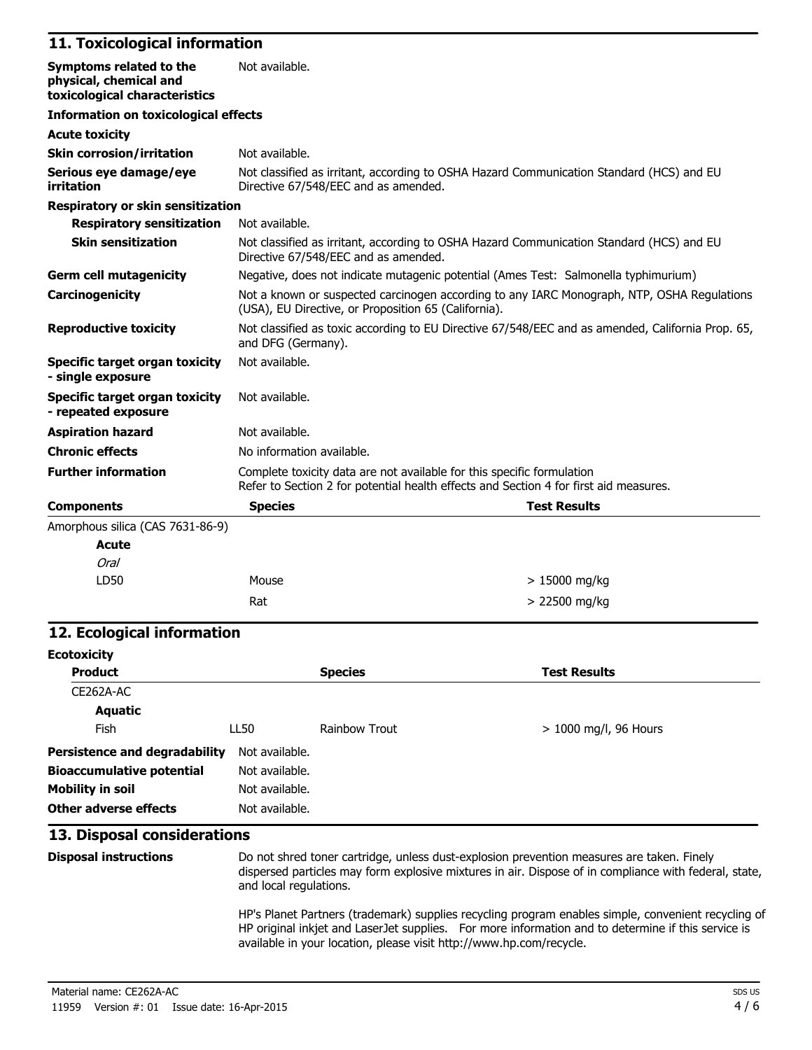## 11. Toxicological information

**Symptoms related to the physical, chemical and toxicological characteristics** Not available.

**Information on toxicological effects**

**Acute toxicity**

**Skin corrosion/irritation** Not available.

**Serious eye damage/eye irritation** Not classified as irritant, according to OSHA Hazard Communication Standard (HCS) and EU Directive 67/548/EEC and as amended.

**Respiratory or skin sensitization**

**Respiratory sensitization** Not available.

**Skin sensitization** Not classified as irritant, according to OSHA Hazard Communication Standard (HCS) and EU Directive 67/548/EEC and as amended.

**Germ cell mutagenicity** Negative, does not indicate mutagenic potential (Ames Test: Salmonella typhimurium)

**Carcinogenicity** Not a known or suspected carcinogen according to any IARC Monograph, NTP, OSHA Regulations (USA), EU Directive, or Proposition 65 (California).

**Reproductive toxicity** Not classified as toxic according to EU Directive 67/548/EEC and as amended, California Prop. 65, and DFG (Germany).

**Specific target organ toxicity - single exposure** Not available.

**Specific target organ toxicity - repeated exposure** Not available.

**Aspiration hazard** Not available.

**Chronic effects** No information available.

**Further information** Complete toxicity data are not available for this specific formulation
Refer to Section 2 for potential health effects and Section 4 for first aid measures.

| Components | Species | Test Results |
|---|---|---|
| Amorphous silica (CAS 7631-86-9) | | |
| **Acute** | | |
| *Oral* | | |
| LD50 | Mouse | > 15000 mg/kg |
| | Rat | > 22500 mg/kg |

## 12. Ecological information

**Ecotoxicity**

| Product | | Species | Test Results |
|---|---|---|---|
| CE262A-AC | | | |
| **Aquatic** | | | |
| Fish | LL50 | Rainbow Trout | > 1000 mg/l, 96 Hours |

**Persistence and degradability** Not available.

**Bioaccumulative potential** Not available.

**Mobility in soil** Not available.

**Other adverse effects** Not available.

## 13. Disposal considerations

**Disposal instructions** Do not shred toner cartridge, unless dust-explosion prevention measures are taken. Finely dispersed particles may form explosive mixtures in air. Dispose of in compliance with federal, state, and local regulations.

HP's Planet Partners (trademark) supplies recycling program enables simple, convenient recycling of HP original inkjet and LaserJet supplies. For more information and to determine if this service is available in your location, please visit http://www.hp.com/recycle.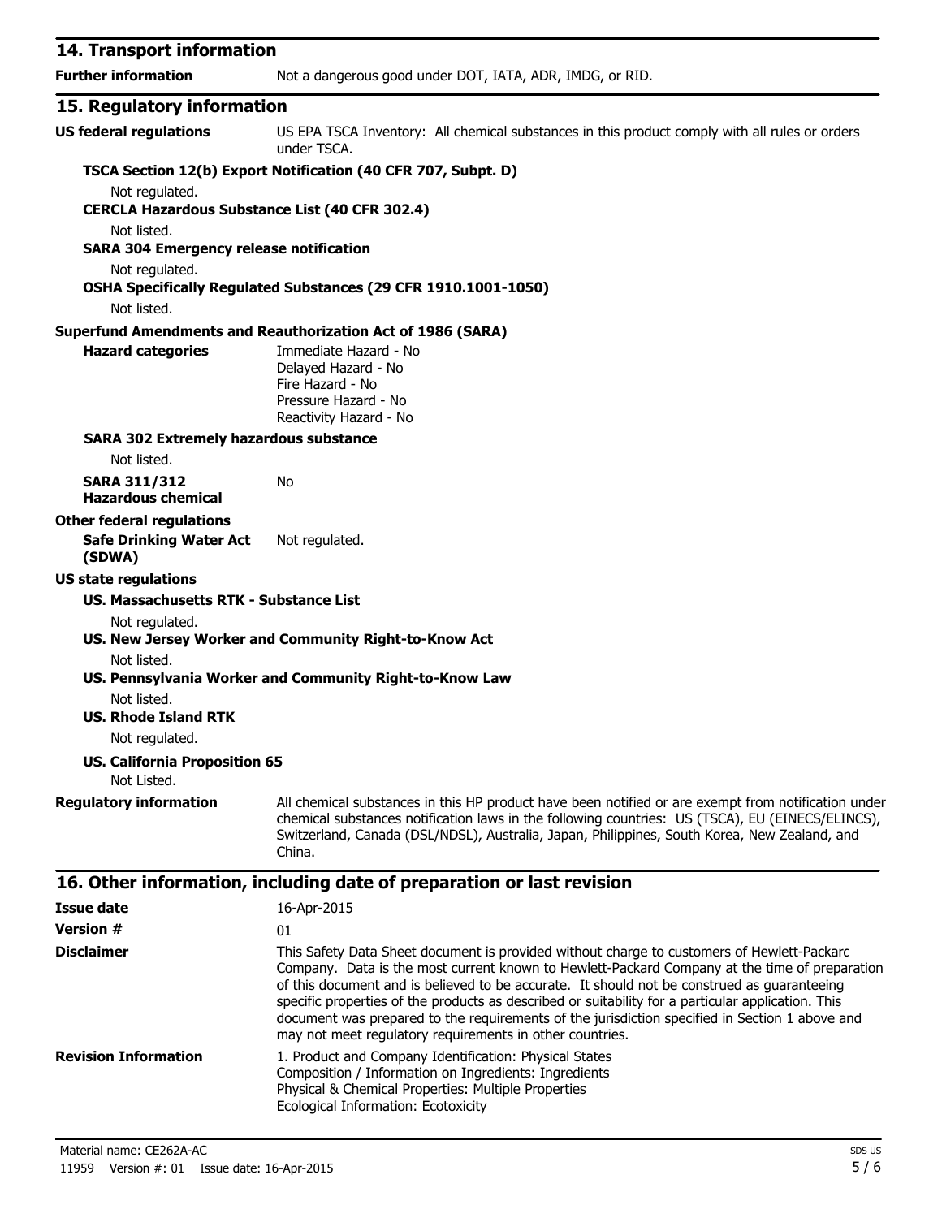## 14. Transport information

**Further information** Not a dangerous good under DOT, IATA, ADR, IMDG, or RID.

## 15. Regulatory information

**US federal regulations** US EPA TSCA Inventory: All chemical substances in this product comply with all rules or orders under TSCA.

**TSCA Section 12(b) Export Notification (40 CFR 707, Subpt. D)**

Not regulated.

**CERCLA Hazardous Substance List (40 CFR 302.4)**

Not listed.

**SARA 304 Emergency release notification**

Not regulated.

**OSHA Specifically Regulated Substances (29 CFR 1910.1001-1050)**

Not listed.

**Superfund Amendments and Reauthorization Act of 1986 (SARA)**

**Hazard categories**

Immediate Hazard - No
Delayed Hazard - No
Fire Hazard - No
Pressure Hazard - No
Reactivity Hazard - No

**SARA 302 Extremely hazardous substance**

Not listed.

**SARA 311/312 Hazardous chemical** No

**Other federal regulations**

**Safe Drinking Water Act (SDWA)** Not regulated.

**US state regulations**

**US. Massachusetts RTK - Substance List**

Not regulated.

**US. New Jersey Worker and Community Right-to-Know Act**

Not listed.

**US. Pennsylvania Worker and Community Right-to-Know Law**

Not listed.

**US. Rhode Island RTK**

Not regulated.

**US. California Proposition 65**

Not Listed.

**Regulatory information** All chemical substances in this HP product have been notified or are exempt from notification under chemical substances notification laws in the following countries: US (TSCA), EU (EINECS/ELINCS), Switzerland, Canada (DSL/NDSL), Australia, Japan, Philippines, South Korea, New Zealand, and China.

## 16. Other information, including date of preparation or last revision

**Issue date** 16-Apr-2015

**Version #** 01

**Disclaimer** This Safety Data Sheet document is provided without charge to customers of Hewlett-Packard Company. Data is the most current known to Hewlett-Packard Company at the time of preparation of this document and is believed to be accurate. It should not be construed as guaranteeing specific properties of the products as described or suitability for a particular application. This document was prepared to the requirements of the jurisdiction specified in Section 1 above and may not meet regulatory requirements in other countries.

**Revision Information**

1. Product and Company Identification: Physical States
Composition / Information on Ingredients: Ingredients
Physical & Chemical Properties: Multiple Properties
Ecological Information: Ecotoxicity

Material name: CE262A-AC
11959 Version #: 01 Issue date: 16-Apr-2015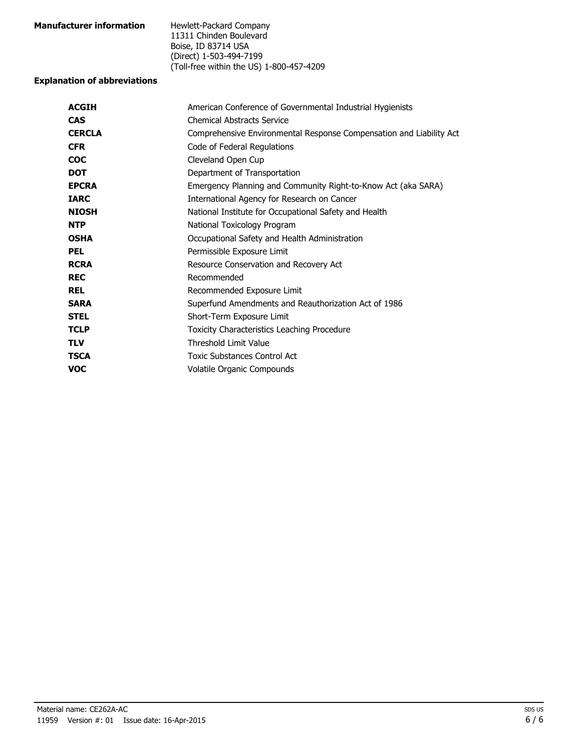**Manufacturer information**

Hewlett-Packard Company
11311 Chinden Boulevard
Boise, ID 83714 USA
(Direct) 1-503-494-7199
(Toll-free within the US) 1-800-457-4209

**Explanation of abbreviations**

| | |
|---|---|
| **ACGIH** | American Conference of Governmental Industrial Hygienists |
| **CAS** | Chemical Abstracts Service |
| **CERCLA** | Comprehensive Environmental Response Compensation and Liability Act |
| **CFR** | Code of Federal Regulations |
| **COC** | Cleveland Open Cup |
| **DOT** | Department of Transportation |
| **EPCRA** | Emergency Planning and Community Right-to-Know Act (aka SARA) |
| **IARC** | International Agency for Research on Cancer |
| **NIOSH** | National Institute for Occupational Safety and Health |
| **NTP** | National Toxicology Program |
| **OSHA** | Occupational Safety and Health Administration |
| **PEL** | Permissible Exposure Limit |
| **RCRA** | Resource Conservation and Recovery Act |
| **REC** | Recommended |
| **REL** | Recommended Exposure Limit |
| **SARA** | Superfund Amendments and Reauthorization Act of 1986 |
| **STEL** | Short-Term Exposure Limit |
| **TCLP** | Toxicity Characteristics Leaching Procedure |
| **TLV** | Threshold Limit Value |
| **TSCA** | Toxic Substances Control Act |
| **VOC** | Volatile Organic Compounds |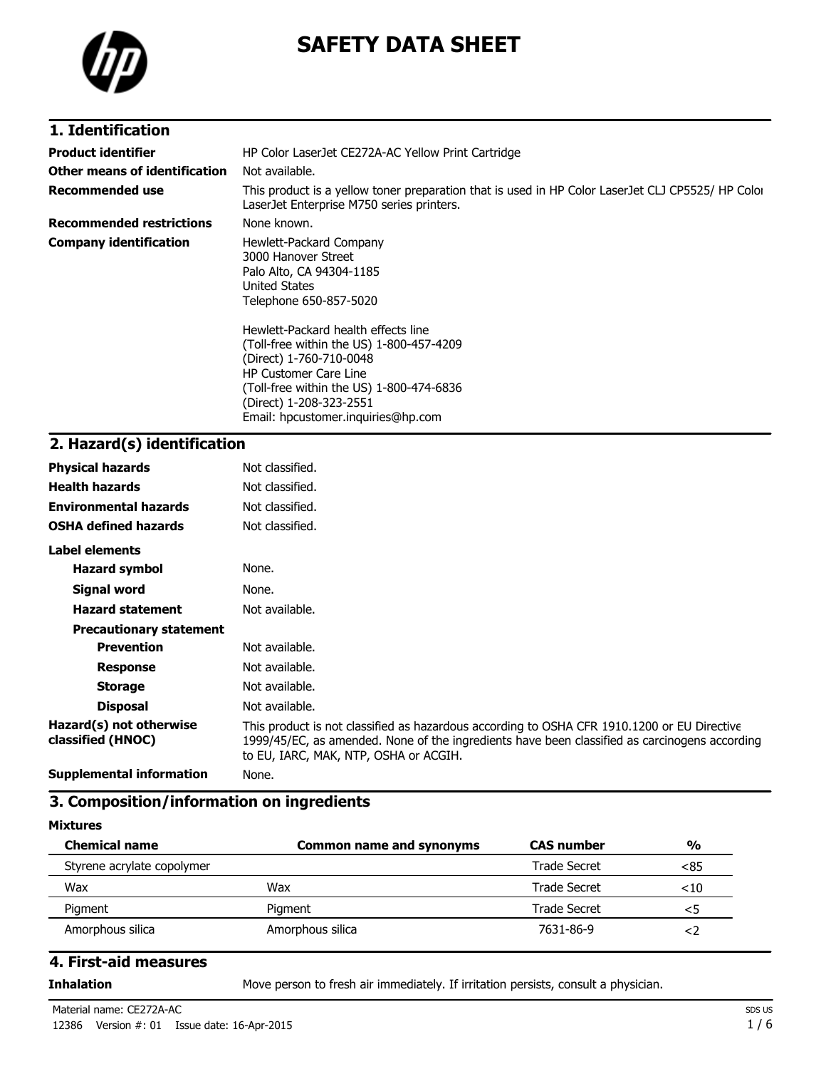# SAFETY DATA SHEET

## 1. Identification

| | |
|---|---|
| **Product identifier** | HP Color LaserJet CE272A-AC Yellow Print Cartridge |
| **Other means of identification** | Not available. |
| **Recommended use** | This product is a yellow toner preparation that is used in HP Color LaserJet CLJ CP5525/ HP Color LaserJet Enterprise M750 series printers. |
| **Recommended restrictions** | None known. |
| **Company identification** | Hewlett-Packard Company<br>3000 Hanover Street<br>Palo Alto, CA 94304-1185<br>United States<br>Telephone 650-857-5020<br><br>Hewlett-Packard health effects line<br>(Toll-free within the US) 1-800-457-4209<br>(Direct) 1-760-710-0048<br>HP Customer Care Line<br>(Toll-free within the US) 1-800-474-6836<br>(Direct) 1-208-323-2551<br>Email: hpcustomer.inquiries@hp.com |

## 2. Hazard(s) identification

| | |
|---|---|
| **Physical hazards** | Not classified. |
| **Health hazards** | Not classified. |
| **Environmental hazards** | Not classified. |
| **OSHA defined hazards** | Not classified. |

**Label elements**

| | |
|---|---|
| **Hazard symbol** | None. |
| **Signal word** | None. |
| **Hazard statement** | Not available. |
| **Precautionary statement** | |
| **Prevention** | Not available. |
| **Response** | Not available. |
| **Storage** | Not available. |
| **Disposal** | Not available. |
| **Hazard(s) not otherwise classified (HNOC)** | This product is not classified as hazardous according to OSHA CFR 1910.1200 or EU Directive 1999/45/EC, as amended. None of the ingredients have been classified as carcinogens according to EU, IARC, MAK, NTP, OSHA or ACGIH. |
| **Supplemental information** | None. |

## 3. Composition/information on ingredients

**Mixtures**

| Chemical name | Common name and synonyms | CAS number | % |
|---|---|---|---|
| Styrene acrylate copolymer | | Trade Secret | <85 |
| Wax | Wax | Trade Secret | <10 |
| Pigment | Pigment | Trade Secret | <5 |
| Amorphous silica | Amorphous silica | 7631-86-9 | <2 |

## 4. First-aid measures

| | |
|---|---|
| **Inhalation** | Move person to fresh air immediately. If irritation persists, consult a physician. |

Material name: CE272A-AC

12386 Version #: 01 Issue date: 16-Apr-2015

SDS US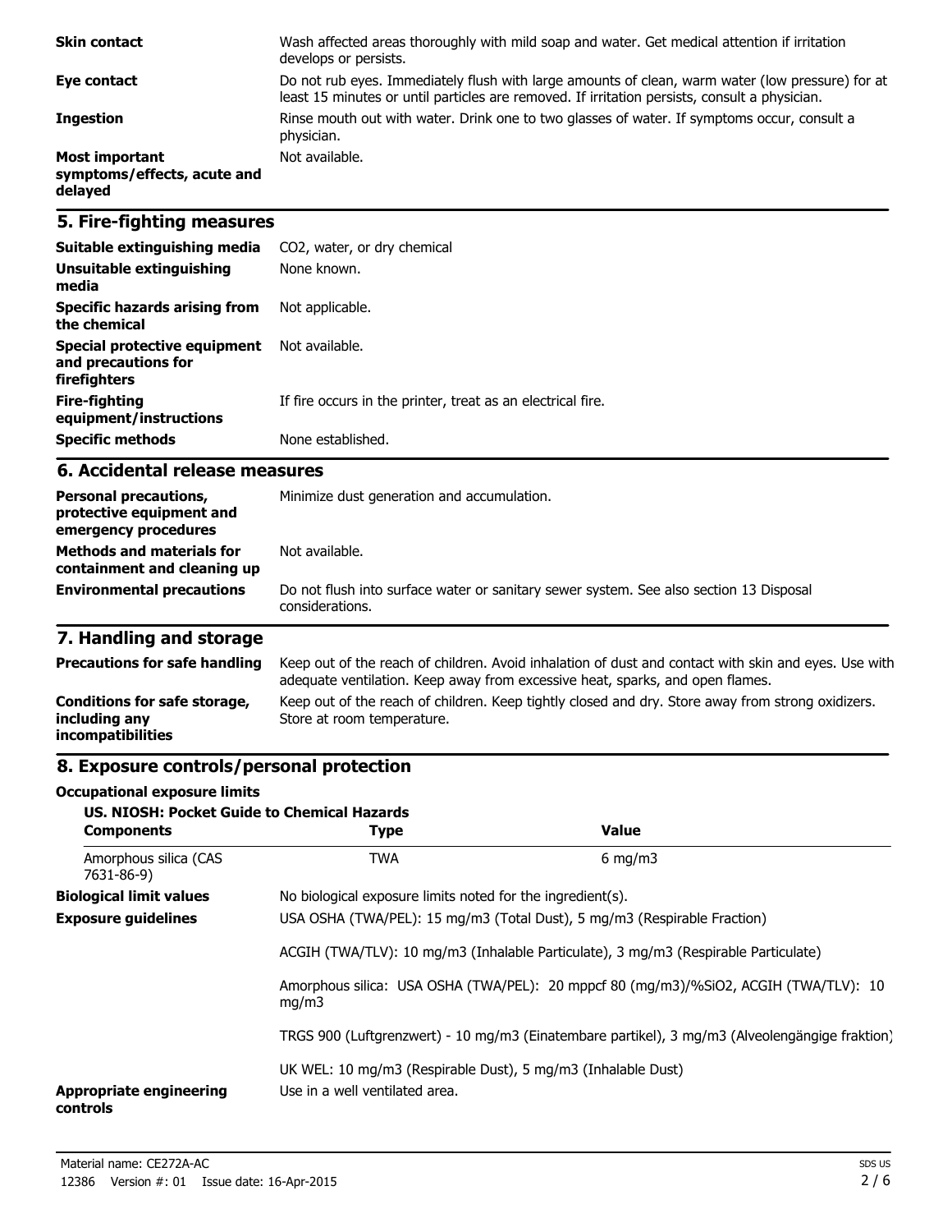| | |
|---|---|
| **Skin contact** | Wash affected areas thoroughly with mild soap and water. Get medical attention if irritation develops or persists. |
| **Eye contact** | Do not rub eyes. Immediately flush with large amounts of clean, warm water (low pressure) for at least 15 minutes or until particles are removed. If irritation persists, consult a physician. |
| **Ingestion** | Rinse mouth out with water. Drink one to two glasses of water. If symptoms occur, consult a physician. |
| **Most important symptoms/effects, acute and delayed** | Not available. |

## 5. Fire-fighting measures

| | |
|---|---|
| **Suitable extinguishing media** | $CO_2$, water, or dry chemical |
| **Unsuitable extinguishing media** | None known. |
| **Specific hazards arising from the chemical** | Not applicable. |
| **Special protective equipment and precautions for firefighters** | Not available. |
| **Fire-fighting equipment/instructions** | If fire occurs in the printer, treat as an electrical fire. |
| **Specific methods** | None established. |

## 6. Accidental release measures

| | |
|---|---|
| **Personal precautions, protective equipment and emergency procedures** | Minimize dust generation and accumulation. |
| **Methods and materials for containment and cleaning up** | Not available. |
| **Environmental precautions** | Do not flush into surface water or sanitary sewer system. See also section 13 Disposal considerations. |

## 7. Handling and storage

| | |
|---|---|
| **Precautions for safe handling** | Keep out of the reach of children. Avoid inhalation of dust and contact with skin and eyes. Use with adequate ventilation. Keep away from excessive heat, sparks, and open flames. |
| **Conditions for safe storage, including any incompatibilities** | Keep out of the reach of children. Keep tightly closed and dry. Store away from strong oxidizers. Store at room temperature. |

## 8. Exposure controls/personal protection

**Occupational exposure limits**

**US. NIOSH: Pocket Guide to Chemical Hazards**

| Components | Type | Value |
|---|---|---|
| Amorphous silica (CAS 7631-86-9) | TWA | 6 mg/m3 |

**Biological limit values** No biological exposure limits noted for the ingredient(s).

**Exposure guidelines** USA OSHA (TWA/PEL): 15 mg/m3 (Total Dust), 5 mg/m3 (Respirable Fraction)

ACGIH (TWA/TLV): 10 mg/m3 (Inhalable Particulate), 3 mg/m3 (Respirable Particulate)

Amorphous silica: USA OSHA (TWA/PEL): 20 mppcf 80 (mg/m3)/%$SiO_2$, ACGIH (TWA/TLV): 10 mg/m3

TRGS 900 (Luftgrenzwert) - 10 mg/m3 (Einatembare partikel), 3 mg/m3 (Alveolengängige fraktion)

UK WEL: 10 mg/m3 (Respirable Dust), 5 mg/m3 (Inhalable Dust)

**Appropriate engineering controls** Use in a well ventilated area.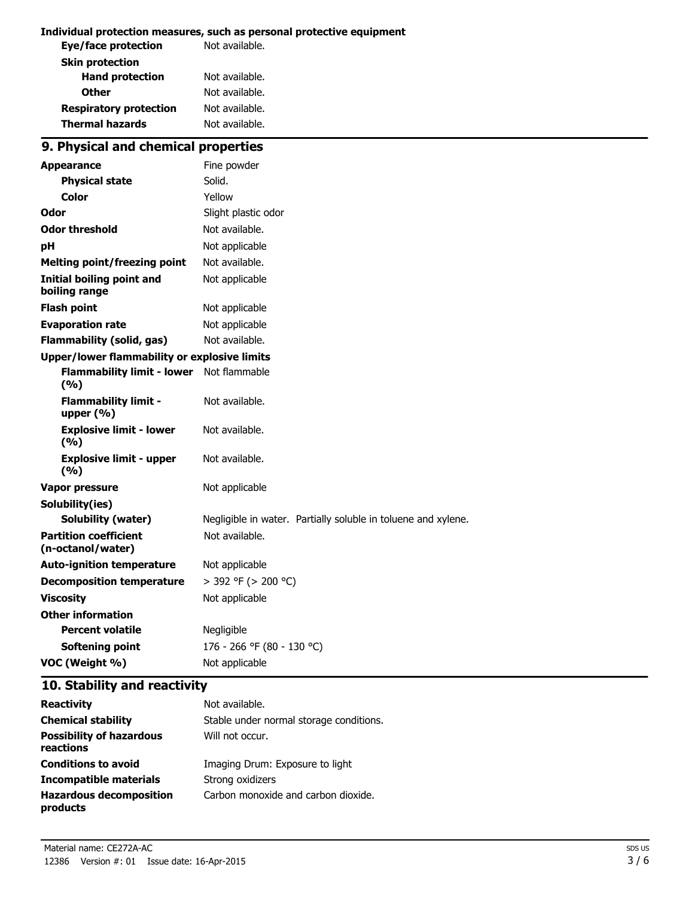**Individual protection measures, such as personal protective equipment**

| | |
|---|---|
| **Eye/face protection** | Not available. |
| **Skin protection** | |
| **Hand protection** | Not available. |
| **Other** | Not available. |
| **Respiratory protection** | Not available. |
| **Thermal hazards** | Not available. |

## 9. Physical and chemical properties

| | |
|---|---|
| **Appearance** | Fine powder |
| **Physical state** | Solid. |
| **Color** | Yellow |
| **Odor** | Slight plastic odor |
| **Odor threshold** | Not available. |
| **pH** | Not applicable |
| **Melting point/freezing point** | Not available. |
| **Initial boiling point and boiling range** | Not applicable |
| **Flash point** | Not applicable |
| **Evaporation rate** | Not applicable |
| **Flammability (solid, gas)** | Not available. |
| **Upper/lower flammability or explosive limits** | |
| **Flammability limit - lower (%)** | Not flammable |
| **Flammability limit - upper (%)** | Not available. |
| **Explosive limit - lower (%)** | Not available. |
| **Explosive limit - upper (%)** | Not available. |
| **Vapor pressure** | Not applicable |
| **Solubility(ies)** | |
| **Solubility (water)** | Negligible in water. Partially soluble in toluene and xylene. |
| **Partition coefficient (n-octanol/water)** | Not available. |
| **Auto-ignition temperature** | Not applicable |
| **Decomposition temperature** | > 392 °F (> 200 °C) |
| **Viscosity** | Not applicable |
| **Other information** | |
| **Percent volatile** | Negligible |
| **Softening point** | 176 - 266 °F (80 - 130 °C) |
| **VOC (Weight %)** | Not applicable |

## 10. Stability and reactivity

| | |
|---|---|
| **Reactivity** | Not available. |
| **Chemical stability** | Stable under normal storage conditions. |
| **Possibility of hazardous reactions** | Will not occur. |
| **Conditions to avoid** | Imaging Drum: Exposure to light |
| **Incompatible materials** | Strong oxidizers |
| **Hazardous decomposition products** | Carbon monoxide and carbon dioxide. |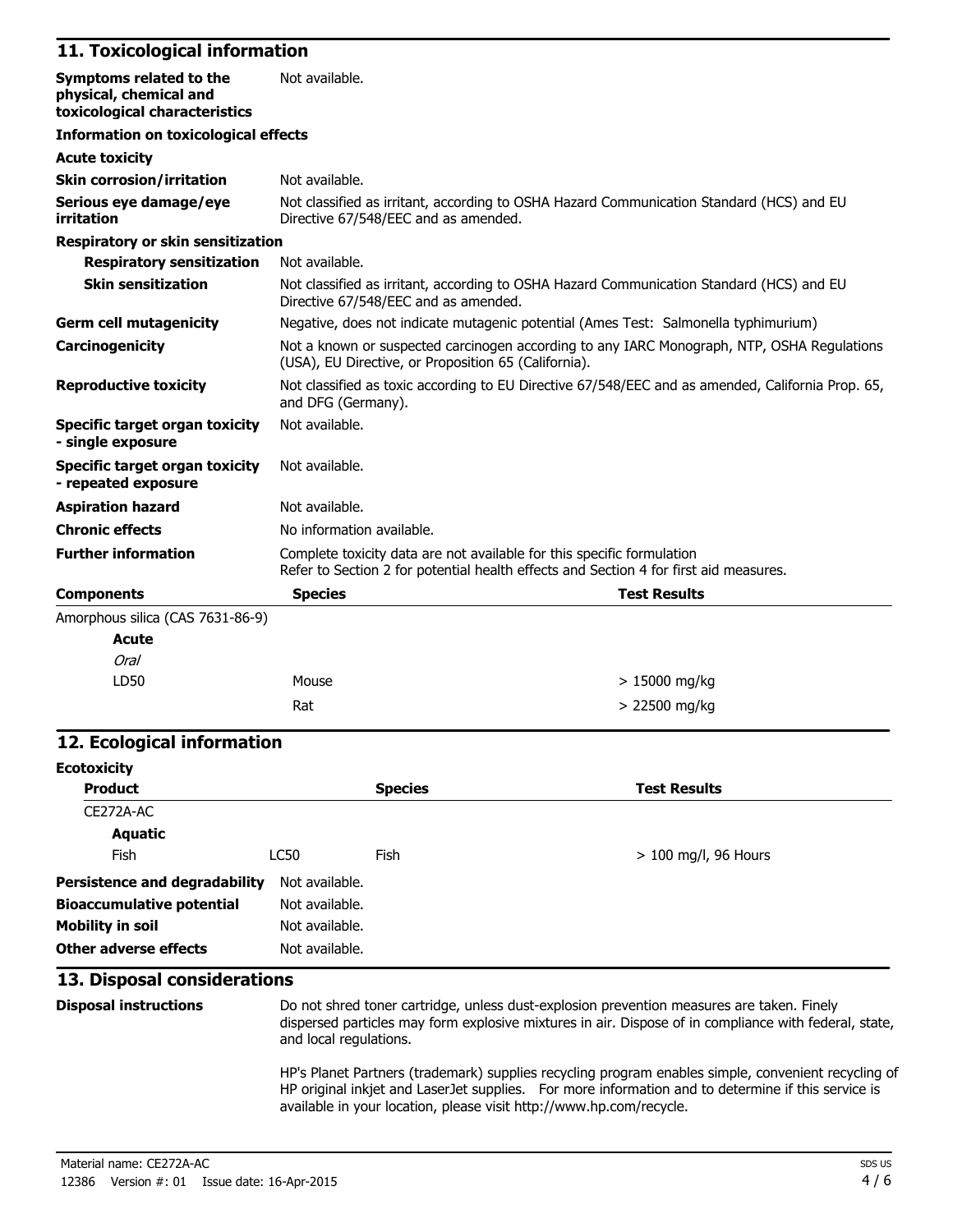## 11. Toxicological information

| | |
|---|---|
| **Symptoms related to the physical, chemical and toxicological characteristics** | Not available. |

**Information on toxicological effects**

**Acute toxicity**

| | |
|---|---|
| **Skin corrosion/irritation** | Not available. |
| **Serious eye damage/eye irritation** | Not classified as irritant, according to OSHA Hazard Communication Standard (HCS) and EU Directive 67/548/EEC and as amended. |

**Respiratory or skin sensitization**

| | |
|---|---|
| **Respiratory sensitization** | Not available. |
| **Skin sensitization** | Not classified as irritant, according to OSHA Hazard Communication Standard (HCS) and EU Directive 67/548/EEC and as amended. |
| **Germ cell mutagenicity** | Negative, does not indicate mutagenic potential (Ames Test: Salmonella typhimurium) |
| **Carcinogenicity** | Not a known or suspected carcinogen according to any IARC Monograph, NTP, OSHA Regulations (USA), EU Directive, or Proposition 65 (California). |
| **Reproductive toxicity** | Not classified as toxic according to EU Directive 67/548/EEC and as amended, California Prop. 65, and DFG (Germany). |
| **Specific target organ toxicity - single exposure** | Not available. |
| **Specific target organ toxicity - repeated exposure** | Not available. |
| **Aspiration hazard** | Not available. |
| **Chronic effects** | No information available. |
| **Further information** | Complete toxicity data are not available for this specific formulation<br>Refer to Section 2 for potential health effects and Section 4 for first aid measures. |

| **Components** | **Species** | **Test Results** |
|---|---|---|
| Amorphous silica (CAS 7631-86-9) | | |
| **Acute** | | |
| *Oral* | | |
| LD50 | Mouse | > 15000 mg/kg |
| | Rat | > 22500 mg/kg |

## 12. Ecological information

**Ecotoxicity**

| **Product** | | **Species** | **Test Results** |
|---|---|---|---|
| CE272A-AC | | | |
| **Aquatic** | | | |
| Fish | LC50 | Fish | > 100 mg/l, 96 Hours |

| | |
|---|---|
| **Persistence and degradability** | Not available. |
| **Bioaccumulative potential** | Not available. |
| **Mobility in soil** | Not available. |
| **Other adverse effects** | Not available. |

## 13. Disposal considerations

**Disposal instructions**

Do not shred toner cartridge, unless dust-explosion prevention measures are taken. Finely dispersed particles may form explosive mixtures in air. Dispose of in compliance with federal, state, and local regulations.

HP's Planet Partners (trademark) supplies recycling program enables simple, convenient recycling of HP original inkjet and LaserJet supplies. For more information and to determine if this service is available in your location, please visit http://www.hp.com/recycle.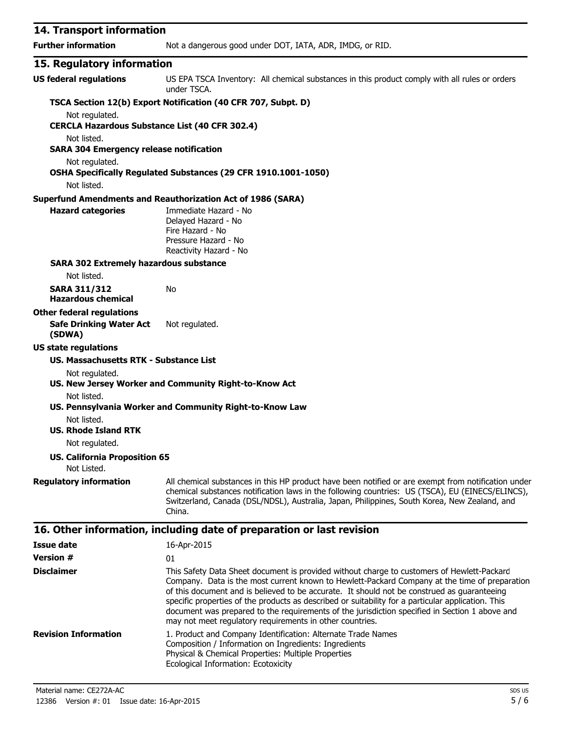## 14. Transport information

**Further information** Not a dangerous good under DOT, IATA, ADR, IMDG, or RID.

## 15. Regulatory information

**US federal regulations** US EPA TSCA Inventory: All chemical substances in this product comply with all rules or orders under TSCA.

**TSCA Section 12(b) Export Notification (40 CFR 707, Subpt. D)**

Not regulated.

**CERCLA Hazardous Substance List (40 CFR 302.4)**

Not listed.

**SARA 304 Emergency release notification**

Not regulated.

**OSHA Specifically Regulated Substances (29 CFR 1910.1001-1050)**

Not listed.

**Superfund Amendments and Reauthorization Act of 1986 (SARA)**

**Hazard categories**
Immediate Hazard - No
Delayed Hazard - No
Fire Hazard - No
Pressure Hazard - No
Reactivity Hazard - No

**SARA 302 Extremely hazardous substance**

Not listed.

**SARA 311/312 Hazardous chemical** No

**Other federal regulations**

**Safe Drinking Water Act (SDWA)** Not regulated.

**US state regulations**

**US. Massachusetts RTK - Substance List**

Not regulated.

**US. New Jersey Worker and Community Right-to-Know Act**

Not listed.

**US. Pennsylvania Worker and Community Right-to-Know Law**

Not listed.

**US. Rhode Island RTK**

Not regulated.

**US. California Proposition 65**

Not Listed.

**Regulatory information** All chemical substances in this HP product have been notified or are exempt from notification under chemical substances notification laws in the following countries: US (TSCA), EU (EINECS/ELINCS), Switzerland, Canada (DSL/NDSL), Australia, Japan, Philippines, South Korea, New Zealand, and China.

## 16. Other information, including date of preparation or last revision

**Issue date** 16-Apr-2015

**Version #** 01

**Disclaimer** This Safety Data Sheet document is provided without charge to customers of Hewlett-Packard Company. Data is the most current known to Hewlett-Packard Company at the time of preparation of this document and is believed to be accurate. It should not be construed as guaranteeing specific properties of the products as described or suitability for a particular application. This document was prepared to the requirements of the jurisdiction specified in Section 1 above and may not meet regulatory requirements in other countries.

**Revision Information**
1. Product and Company Identification: Alternate Trade Names
Composition / Information on Ingredients: Ingredients
Physical & Chemical Properties: Multiple Properties
Ecological Information: Ecotoxicity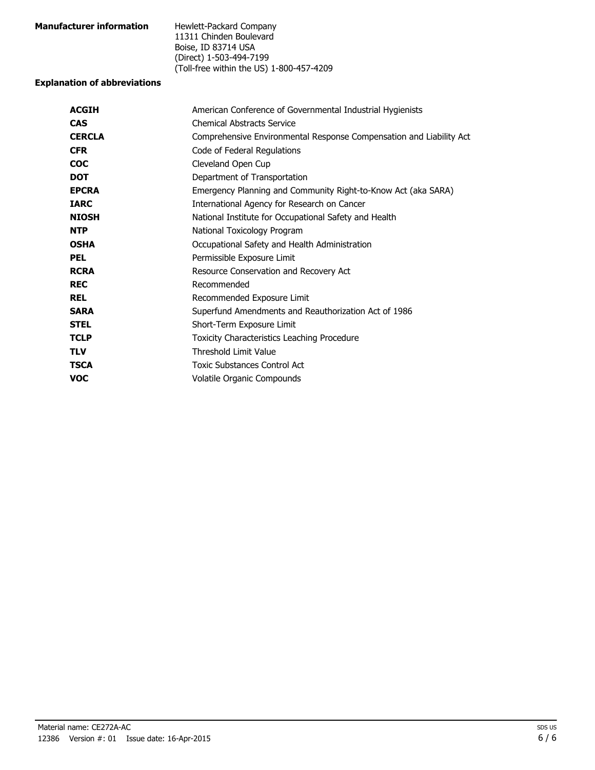**Manufacturer information**

Hewlett-Packard Company
11311 Chinden Boulevard
Boise, ID 83714 USA
(Direct) 1-503-494-7199
(Toll-free within the US) 1-800-457-4209

**Explanation of abbreviations**

| | |
|---|---|
| **ACGIH** | American Conference of Governmental Industrial Hygienists |
| **CAS** | Chemical Abstracts Service |
| **CERCLA** | Comprehensive Environmental Response Compensation and Liability Act |
| **CFR** | Code of Federal Regulations |
| **COC** | Cleveland Open Cup |
| **DOT** | Department of Transportation |
| **EPCRA** | Emergency Planning and Community Right-to-Know Act (aka SARA) |
| **IARC** | International Agency for Research on Cancer |
| **NIOSH** | National Institute for Occupational Safety and Health |
| **NTP** | National Toxicology Program |
| **OSHA** | Occupational Safety and Health Administration |
| **PEL** | Permissible Exposure Limit |
| **RCRA** | Resource Conservation and Recovery Act |
| **REC** | Recommended |
| **REL** | Recommended Exposure Limit |
| **SARA** | Superfund Amendments and Reauthorization Act of 1986 |
| **STEL** | Short-Term Exposure Limit |
| **TCLP** | Toxicity Characteristics Leaching Procedure |
| **TLV** | Threshold Limit Value |
| **TSCA** | Toxic Substances Control Act |
| **VOC** | Volatile Organic Compounds |

Material name: CE272A-AC
12386 Version #: 01 Issue date: 16-Apr-2015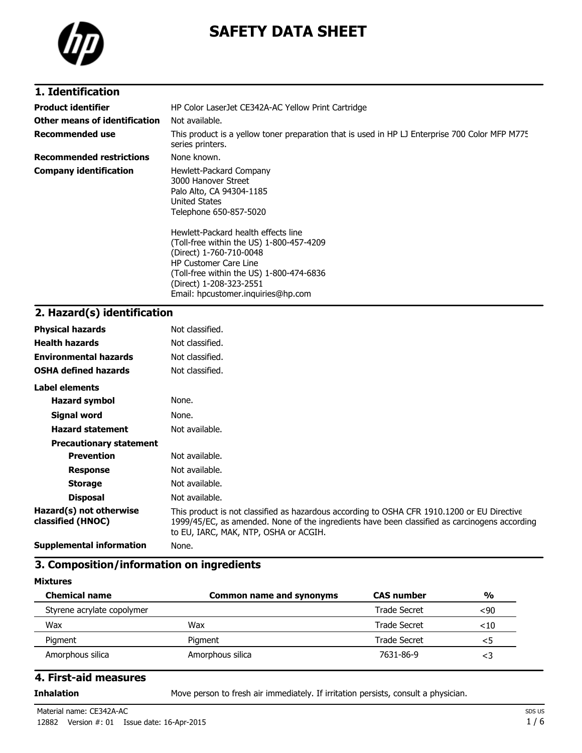# SAFETY DATA SHEET

## 1. Identification

| | |
|---|---|
| **Product identifier** | HP Color LaserJet CE342A-AC Yellow Print Cartridge |
| **Other means of identification** | Not available. |
| **Recommended use** | This product is a yellow toner preparation that is used in HP LJ Enterprise 700 Color MFP M775 series printers. |
| **Recommended restrictions** | None known. |
| **Company identification** | Hewlett-Packard Company<br>3000 Hanover Street<br>Palo Alto, CA 94304-1185<br>United States<br>Telephone 650-857-5020<br><br>Hewlett-Packard health effects line<br>(Toll-free within the US) 1-800-457-4209<br>(Direct) 1-760-710-0048<br>HP Customer Care Line<br>(Toll-free within the US) 1-800-474-6836<br>(Direct) 1-208-323-2551<br>Email: hpcustomer.inquiries@hp.com |

## 2. Hazard(s) identification

| | |
|---|---|
| **Physical hazards** | Not classified. |
| **Health hazards** | Not classified. |
| **Environmental hazards** | Not classified. |
| **OSHA defined hazards** | Not classified. |

**Label elements**

| | |
|---|---|
| **Hazard symbol** | None. |
| **Signal word** | None. |
| **Hazard statement** | Not available. |

**Precautionary statement**

| | |
|---|---|
| **Prevention** | Not available. |
| **Response** | Not available. |
| **Storage** | Not available. |
| **Disposal** | Not available. |
| **Hazard(s) not otherwise classified (HNOC)** | This product is not classified as hazardous according to OSHA CFR 1910.1200 or EU Directive 1999/45/EC, as amended. None of the ingredients have been classified as carcinogens according to EU, IARC, MAK, NTP, OSHA or ACGIH. |
| **Supplemental information** | None. |

## 3. Composition/information on ingredients

**Mixtures**

| Chemical name | Common name and synonyms | CAS number | % |
|---|---|---|---|
| Styrene acrylate copolymer | | Trade Secret | <90 |
| Wax | Wax | Trade Secret | <10 |
| Pigment | Pigment | Trade Secret | <5 |
| Amorphous silica | Amorphous silica | 7631-86-9 | <3 |

## 4. First-aid measures

| | |
|---|---|
| **Inhalation** | Move person to fresh air immediately. If irritation persists, consult a physician. |

Material name: CE342A-AC

12882 Version #: 01 Issue date: 16-Apr-2015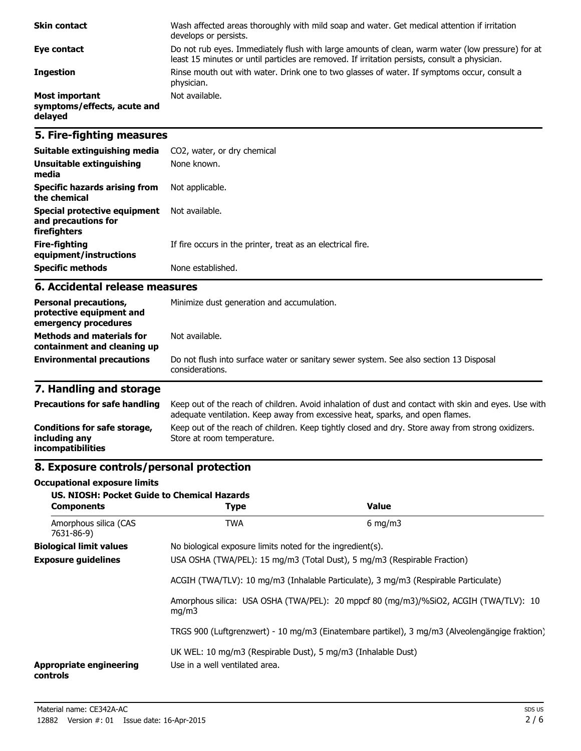| | |
|---|---|
| **Skin contact** | Wash affected areas thoroughly with mild soap and water. Get medical attention if irritation develops or persists. |
| **Eye contact** | Do not rub eyes. Immediately flush with large amounts of clean, warm water (low pressure) for at least 15 minutes or until particles are removed. If irritation persists, consult a physician. |
| **Ingestion** | Rinse mouth out with water. Drink one to two glasses of water. If symptoms occur, consult a physician. |
| **Most important symptoms/effects, acute and delayed** | Not available. |

## 5. Fire-fighting measures

| | |
|---|---|
| **Suitable extinguishing media** | $CO_2$, water, or dry chemical |
| **Unsuitable extinguishing media** | None known. |
| **Specific hazards arising from the chemical** | Not applicable. |
| **Special protective equipment and precautions for firefighters** | Not available. |
| **Fire-fighting equipment/instructions** | If fire occurs in the printer, treat as an electrical fire. |
| **Specific methods** | None established. |

## 6. Accidental release measures

| | |
|---|---|
| **Personal precautions, protective equipment and emergency procedures** | Minimize dust generation and accumulation. |
| **Methods and materials for containment and cleaning up** | Not available. |
| **Environmental precautions** | Do not flush into surface water or sanitary sewer system. See also section 13 Disposal considerations. |

## 7. Handling and storage

| | |
|---|---|
| **Precautions for safe handling** | Keep out of the reach of children. Avoid inhalation of dust and contact with skin and eyes. Use with adequate ventilation. Keep away from excessive heat, sparks, and open flames. |
| **Conditions for safe storage, including any incompatibilities** | Keep out of the reach of children. Keep tightly closed and dry. Store away from strong oxidizers. Store at room temperature. |

## 8. Exposure controls/personal protection

**Occupational exposure limits**

**US. NIOSH: Pocket Guide to Chemical Hazards**

| Components | Type | Value |
|---|---|---|
| Amorphous silica (CAS 7631-86-9) | TWA | 6 mg/m3 |

| | |
|---|---|
| **Biological limit values** | No biological exposure limits noted for the ingredient(s). |
| **Exposure guidelines** | USA OSHA (TWA/PEL): 15 mg/m3 (Total Dust), 5 mg/m3 (Respirable Fraction) |
| | ACGIH (TWA/TLV): 10 mg/m3 (Inhalable Particulate), 3 mg/m3 (Respirable Particulate) |
| | Amorphous silica: USA OSHA (TWA/PEL): 20 mppcf 80 (mg/m3)/%SiO2, ACGIH (TWA/TLV): 10 mg/m3 |
| | TRGS 900 (Luftgrenzwert) - 10 mg/m3 (Einatembare partikel), 3 mg/m3 (Alveolengängige fraktion) |
| | UK WEL: 10 mg/m3 (Respirable Dust), 5 mg/m3 (Inhalable Dust) |
| **Appropriate engineering controls** | Use in a well ventilated area. |

Material name: CE342A-AC

12882 Version #: 01 Issue date: 16-Apr-2015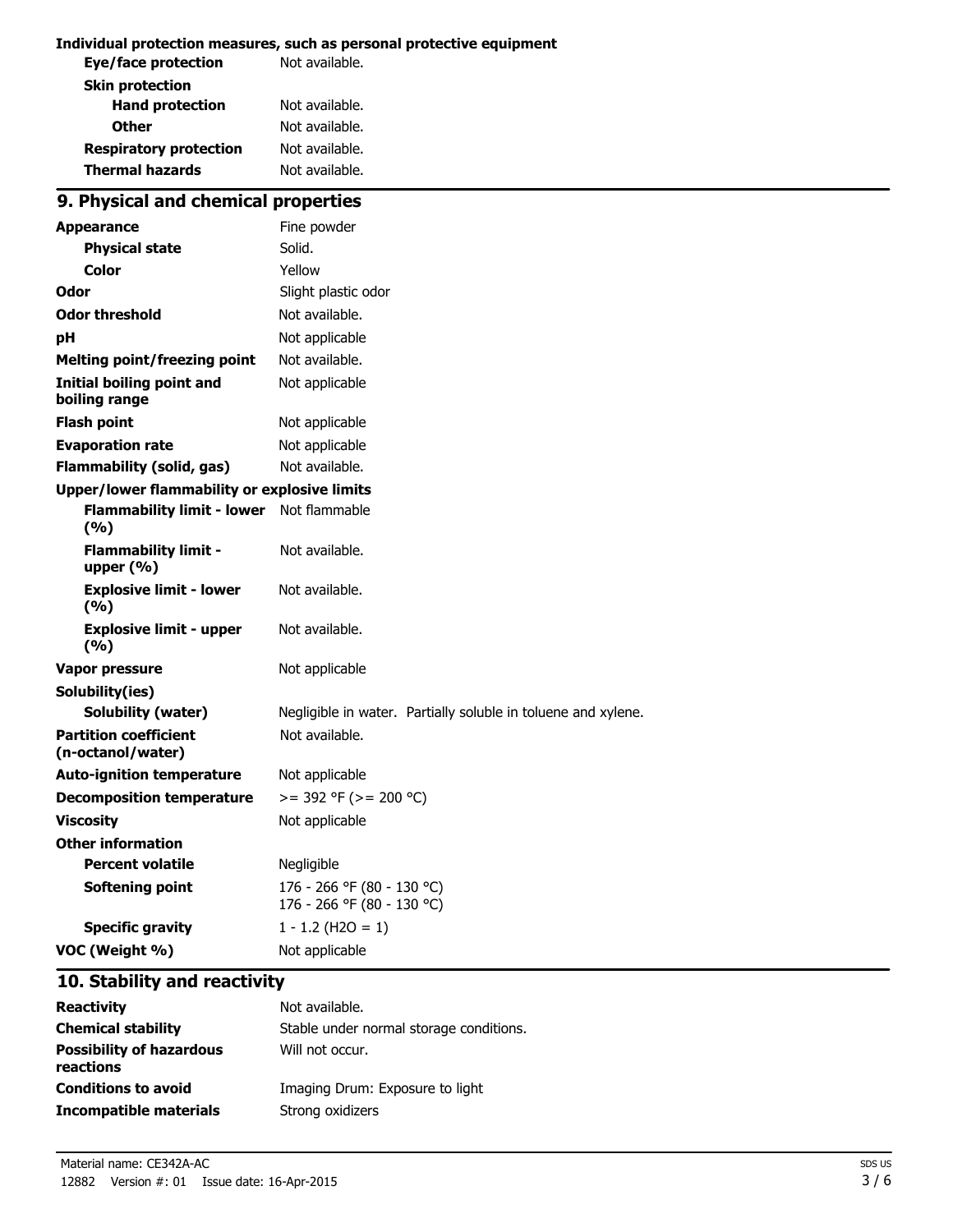**Individual protection measures, such as personal protective equipment**

| | |
|---|---|
| **Eye/face protection** | Not available. |
| **Skin protection** | |
| **Hand protection** | Not available. |
| **Other** | Not available. |
| **Respiratory protection** | Not available. |
| **Thermal hazards** | Not available. |

## 9. Physical and chemical properties

| | |
|---|---|
| **Appearance** | Fine powder |
| **Physical state** | Solid. |
| **Color** | Yellow |
| **Odor** | Slight plastic odor |
| **Odor threshold** | Not available. |
| **pH** | Not applicable |
| **Melting point/freezing point** | Not available. |
| **Initial boiling point and boiling range** | Not applicable |
| **Flash point** | Not applicable |
| **Evaporation rate** | Not applicable |
| **Flammability (solid, gas)** | Not available. |
| **Upper/lower flammability or explosive limits** | |
| **Flammability limit - lower (%)** | Not flammable |
| **Flammability limit - upper (%)** | Not available. |
| **Explosive limit - lower (%)** | Not available. |
| **Explosive limit - upper (%)** | Not available. |
| **Vapor pressure** | Not applicable |
| **Solubility(ies)** | |
| **Solubility (water)** | Negligible in water. Partially soluble in toluene and xylene. |
| **Partition coefficient (n-octanol/water)** | Not available. |
| **Auto-ignition temperature** | Not applicable |
| **Decomposition temperature** | >= 392 °F (>= 200 °C) |
| **Viscosity** | Not applicable |
| **Other information** | |
| **Percent volatile** | Negligible |
| **Softening point** | 176 - 266 °F (80 - 130 °C)<br>176 - 266 °F (80 - 130 °C) |
| **Specific gravity** | 1 - 1.2 ($H_2O$ = 1) |
| **VOC (Weight %)** | Not applicable |

## 10. Stability and reactivity

| | |
|---|---|
| **Reactivity** | Not available. |
| **Chemical stability** | Stable under normal storage conditions. |
| **Possibility of hazardous reactions** | Will not occur. |
| **Conditions to avoid** | Imaging Drum: Exposure to light |
| **Incompatible materials** | Strong oxidizers |

Material name: CE342A-AC
12882 Version #: 01 Issue date: 16-Apr-2015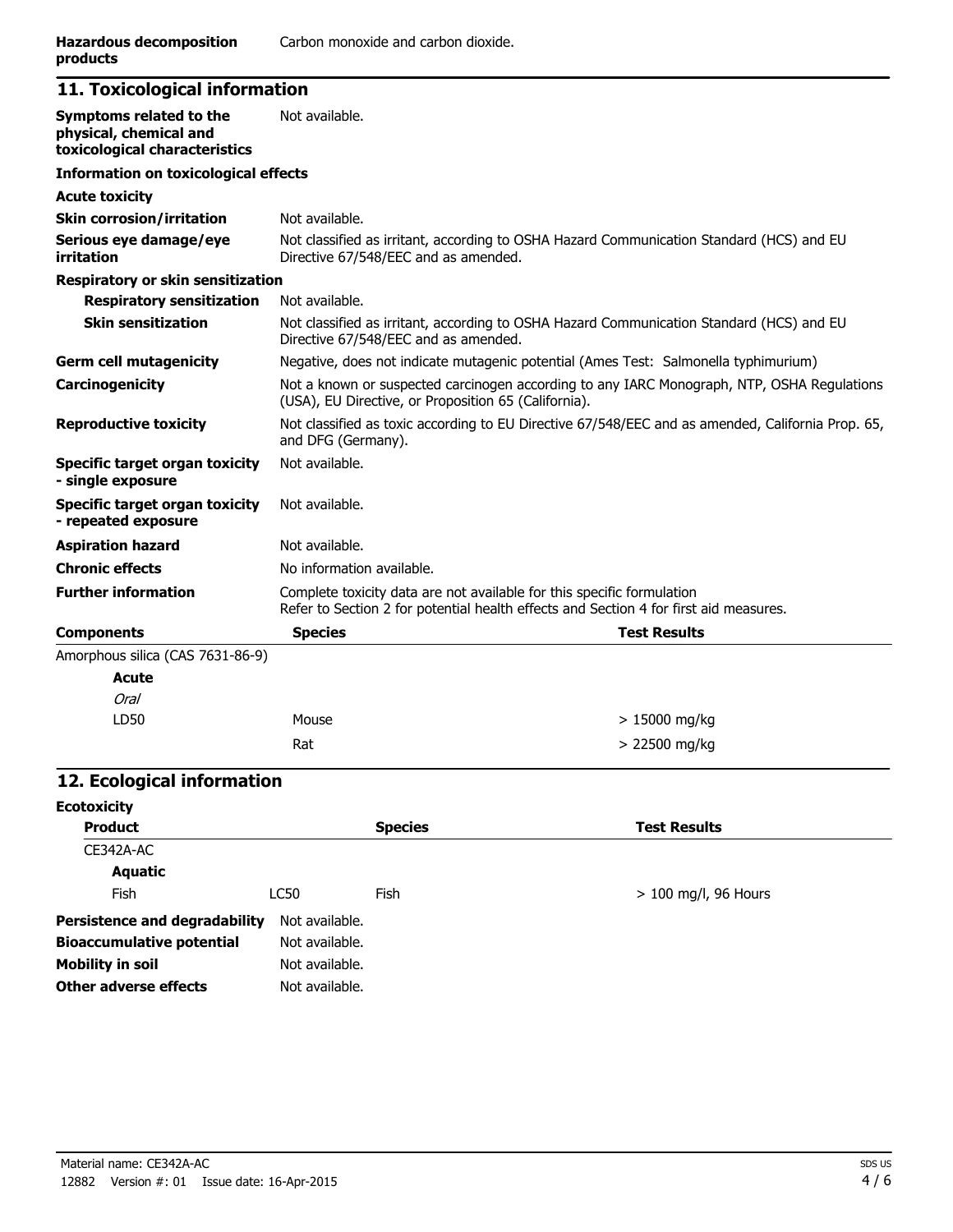| | |
|---|---|
| **Hazardous decomposition products** | Carbon monoxide and carbon dioxide. |

## 11. Toxicological information

| | |
|---|---|
| **Symptoms related to the physical, chemical and toxicological characteristics** | Not available. |

**Information on toxicological effects**

**Acute toxicity**

| | |
|---|---|
| **Skin corrosion/irritation** | Not available. |
| **Serious eye damage/eye irritation** | Not classified as irritant, according to OSHA Hazard Communication Standard (HCS) and EU Directive 67/548/EEC and as amended. |

**Respiratory or skin sensitization**

| | |
|---|---|
| **Respiratory sensitization** | Not available. |
| **Skin sensitization** | Not classified as irritant, according to OSHA Hazard Communication Standard (HCS) and EU Directive 67/548/EEC and as amended. |
| **Germ cell mutagenicity** | Negative, does not indicate mutagenic potential (Ames Test: Salmonella typhimurium) |
| **Carcinogenicity** | Not a known or suspected carcinogen according to any IARC Monograph, NTP, OSHA Regulations (USA), EU Directive, or Proposition 65 (California). |
| **Reproductive toxicity** | Not classified as toxic according to EU Directive 67/548/EEC and as amended, California Prop. 65, and DFG (Germany). |
| **Specific target organ toxicity - single exposure** | Not available. |
| **Specific target organ toxicity - repeated exposure** | Not available. |
| **Aspiration hazard** | Not available. |
| **Chronic effects** | No information available. |
| **Further information** | Complete toxicity data are not available for this specific formulation<br>Refer to Section 2 for potential health effects and Section 4 for first aid measures. |

| **Components** | **Species** | **Test Results** |
|---|---|---|
| Amorphous silica (CAS 7631-86-9) | | |
| **Acute** | | |
| *Oral* | | |
| LD50 | Mouse | > 15000 mg/kg |
| | Rat | > 22500 mg/kg |

## 12. Ecological information

**Ecotoxicity**

| **Product** | | **Species** | **Test Results** |
|---|---|---|---|
| CE342A-AC | | | |
| **Aquatic** | | | |
| Fish | LC50 | Fish | > 100 mg/l, 96 Hours |

| | |
|---|---|
| **Persistence and degradability** | Not available. |
| **Bioaccumulative potential** | Not available. |
| **Mobility in soil** | Not available. |
| **Other adverse effects** | Not available. |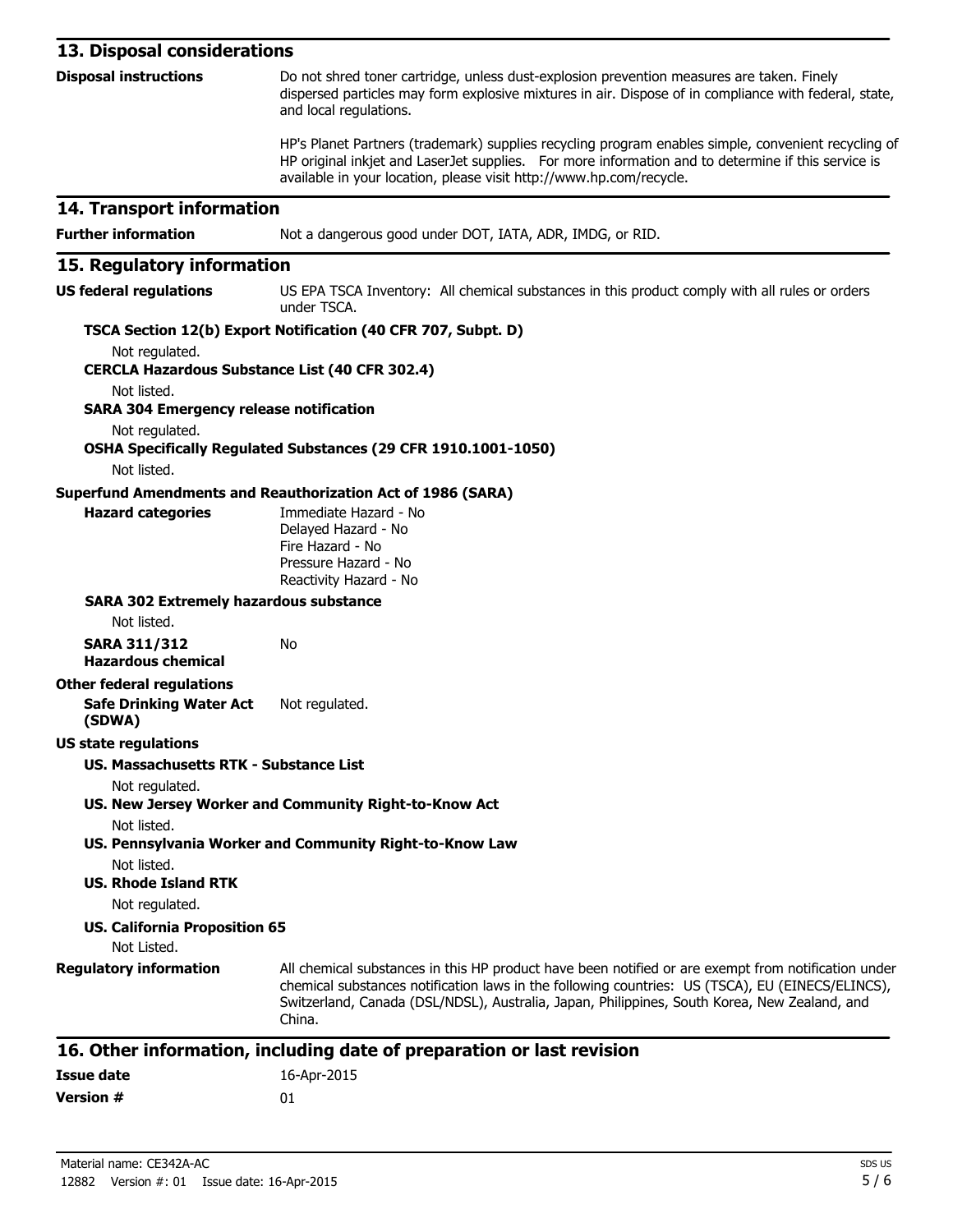## 13. Disposal considerations

**Disposal instructions**

Do not shred toner cartridge, unless dust-explosion prevention measures are taken. Finely dispersed particles may form explosive mixtures in air. Dispose of in compliance with federal, state, and local regulations.

HP's Planet Partners (trademark) supplies recycling program enables simple, convenient recycling of HP original inkjet and LaserJet supplies. For more information and to determine if this service is available in your location, please visit http://www.hp.com/recycle.

## 14. Transport information

**Further information**

Not a dangerous good under DOT, IATA, ADR, IMDG, or RID.

## 15. Regulatory information

**US federal regulations**

US EPA TSCA Inventory: All chemical substances in this product comply with all rules or orders under TSCA.

**TSCA Section 12(b) Export Notification (40 CFR 707, Subpt. D)**

Not regulated.

**CERCLA Hazardous Substance List (40 CFR 302.4)**

Not listed.

**SARA 304 Emergency release notification**

Not regulated.

**OSHA Specifically Regulated Substances (29 CFR 1910.1001-1050)**

Not listed.

**Superfund Amendments and Reauthorization Act of 1986 (SARA)**

**Hazard categories**

Immediate Hazard - No
Delayed Hazard - No
Fire Hazard - No
Pressure Hazard - No
Reactivity Hazard - No

**SARA 302 Extremely hazardous substance**

Not listed.

**SARA 311/312 Hazardous chemical**

No

**Other federal regulations**

**Safe Drinking Water Act (SDWA)**

Not regulated.

**US state regulations**

**US. Massachusetts RTK - Substance List**

Not regulated.

**US. New Jersey Worker and Community Right-to-Know Act**

Not listed.

**US. Pennsylvania Worker and Community Right-to-Know Law**

Not listed.

**US. Rhode Island RTK**

Not regulated.

**US. California Proposition 65**

Not Listed.

**Regulatory information**

All chemical substances in this HP product have been notified or are exempt from notification under chemical substances notification laws in the following countries: US (TSCA), EU (EINECS/ELINCS), Switzerland, Canada (DSL/NDSL), Australia, Japan, Philippines, South Korea, New Zealand, and China.

## 16. Other information, including date of preparation or last revision

**Issue date**

16-Apr-2015

**Version #**

01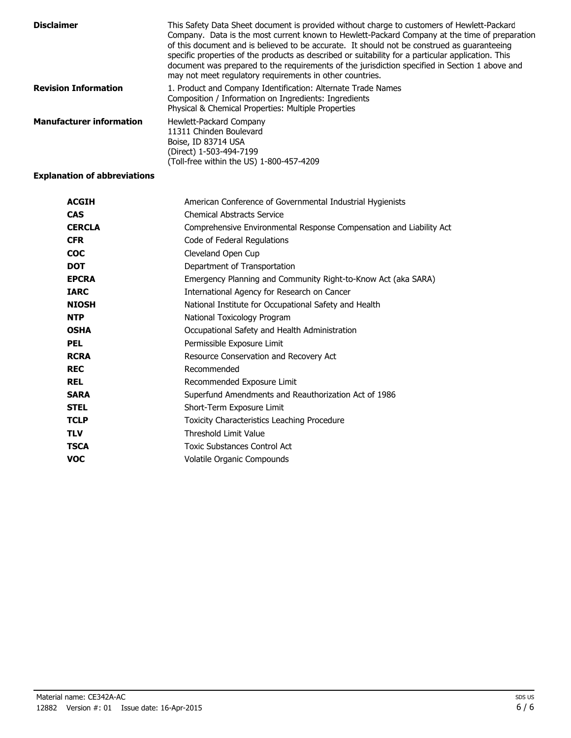**Disclaimer**

This Safety Data Sheet document is provided without charge to customers of Hewlett-Packard Company. Data is the most current known to Hewlett-Packard Company at the time of preparation of this document and is believed to be accurate. It should not be construed as guaranteeing specific properties of the products as described or suitability for a particular application. This document was prepared to the requirements of the jurisdiction specified in Section 1 above and may not meet regulatory requirements in other countries.

**Revision Information**

1. Product and Company Identification: Alternate Trade Names
Composition / Information on Ingredients: Ingredients
Physical & Chemical Properties: Multiple Properties

**Manufacturer information**

Hewlett-Packard Company
11311 Chinden Boulevard
Boise, ID 83714 USA
(Direct) 1-503-494-7199
(Toll-free within the US) 1-800-457-4209

**Explanation of abbreviations**

| | |
|---|---|
| **ACGIH** | American Conference of Governmental Industrial Hygienists |
| **CAS** | Chemical Abstracts Service |
| **CERCLA** | Comprehensive Environmental Response Compensation and Liability Act |
| **CFR** | Code of Federal Regulations |
| **COC** | Cleveland Open Cup |
| **DOT** | Department of Transportation |
| **EPCRA** | Emergency Planning and Community Right-to-Know Act (aka SARA) |
| **IARC** | International Agency for Research on Cancer |
| **NIOSH** | National Institute for Occupational Safety and Health |
| **NTP** | National Toxicology Program |
| **OSHA** | Occupational Safety and Health Administration |
| **PEL** | Permissible Exposure Limit |
| **RCRA** | Resource Conservation and Recovery Act |
| **REC** | Recommended |
| **REL** | Recommended Exposure Limit |
| **SARA** | Superfund Amendments and Reauthorization Act of 1986 |
| **STEL** | Short-Term Exposure Limit |
| **TCLP** | Toxicity Characteristics Leaching Procedure |
| **TLV** | Threshold Limit Value |
| **TSCA** | Toxic Substances Control Act |
| **VOC** | Volatile Organic Compounds |

Material name: CE342A-AC
12882 Version #: 01 Issue date: 16-Apr-2015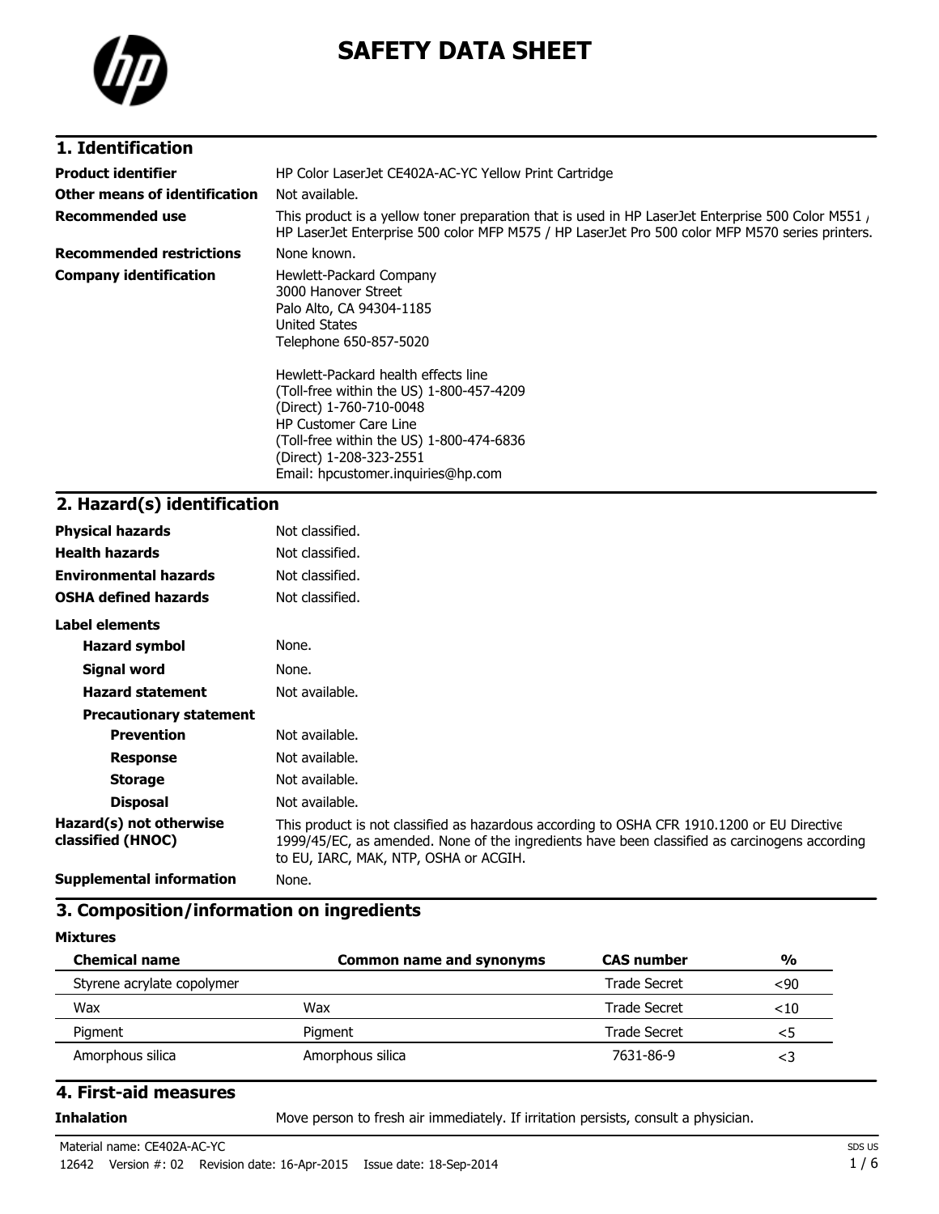# SAFETY DATA SHEET

## 1. Identification

| | |
|---|---|
| **Product identifier** | HP Color LaserJet CE402A-AC-YC Yellow Print Cartridge |
| **Other means of identification** | Not available. |
| **Recommended use** | This product is a yellow toner preparation that is used in HP LaserJet Enterprise 500 Color M551 / HP LaserJet Enterprise 500 color MFP M575 / HP LaserJet Pro 500 color MFP M570 series printers. |
| **Recommended restrictions** | None known. |
| **Company identification** | Hewlett-Packard Company<br>3000 Hanover Street<br>Palo Alto, CA 94304-1185<br>United States<br>Telephone 650-857-5020<br><br>Hewlett-Packard health effects line<br>(Toll-free within the US) 1-800-457-4209<br>(Direct) 1-760-710-0048<br>HP Customer Care Line<br>(Toll-free within the US) 1-800-474-6836<br>(Direct) 1-208-323-2551<br>Email: hpcustomer.inquiries@hp.com |

## 2. Hazard(s) identification

| | |
|---|---|
| **Physical hazards** | Not classified. |
| **Health hazards** | Not classified. |
| **Environmental hazards** | Not classified. |
| **OSHA defined hazards** | Not classified. |

**Label elements**

| | |
|---|---|
| **Hazard symbol** | None. |
| **Signal word** | None. |
| **Hazard statement** | Not available. |
| **Precautionary statement** | |
| **Prevention** | Not available. |
| **Response** | Not available. |
| **Storage** | Not available. |
| **Disposal** | Not available. |
| **Hazard(s) not otherwise classified (HNOC)** | This product is not classified as hazardous according to OSHA CFR 1910.1200 or EU Directive 1999/45/EC, as amended. None of the ingredients have been classified as carcinogens according to EU, IARC, MAK, NTP, OSHA or ACGIH. |
| **Supplemental information** | None. |

## 3. Composition/information on ingredients

**Mixtures**

| Chemical name | Common name and synonyms | CAS number | % |
|---|---|---|---|
| Styrene acrylate copolymer | | Trade Secret | <90 |
| Wax | Wax | Trade Secret | <10 |
| Pigment | Pigment | Trade Secret | <5 |
| Amorphous silica | Amorphous silica | 7631-86-9 | <3 |

## 4. First-aid measures

| | |
|---|---|
| **Inhalation** | Move person to fresh air immediately. If irritation persists, consult a physician. |

Material name: CE402A-AC-YC

12642 Version #: 02 Revision date: 16-Apr-2015 Issue date: 18-Sep-2014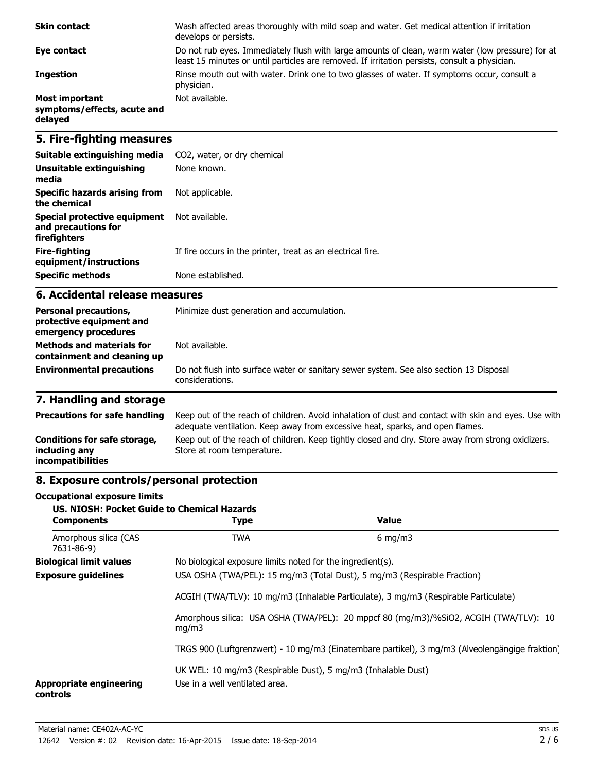| | |
|---|---|
| **Skin contact** | Wash affected areas thoroughly with mild soap and water. Get medical attention if irritation develops or persists. |
| **Eye contact** | Do not rub eyes. Immediately flush with large amounts of clean, warm water (low pressure) for at least 15 minutes or until particles are removed. If irritation persists, consult a physician. |
| **Ingestion** | Rinse mouth out with water. Drink one to two glasses of water. If symptoms occur, consult a physician. |
| **Most important symptoms/effects, acute and delayed** | Not available. |

## 5. Fire-fighting measures

| | |
|---|---|
| **Suitable extinguishing media** | $CO_2$, water, or dry chemical |
| **Unsuitable extinguishing media** | None known. |
| **Specific hazards arising from the chemical** | Not applicable. |
| **Special protective equipment and precautions for firefighters** | Not available. |
| **Fire-fighting equipment/instructions** | If fire occurs in the printer, treat as an electrical fire. |
| **Specific methods** | None established. |

## 6. Accidental release measures

| | |
|---|---|
| **Personal precautions, protective equipment and emergency procedures** | Minimize dust generation and accumulation. |
| **Methods and materials for containment and cleaning up** | Not available. |
| **Environmental precautions** | Do not flush into surface water or sanitary sewer system. See also section 13 Disposal considerations. |

## 7. Handling and storage

| | |
|---|---|
| **Precautions for safe handling** | Keep out of the reach of children. Avoid inhalation of dust and contact with skin and eyes. Use with adequate ventilation. Keep away from excessive heat, sparks, and open flames. |
| **Conditions for safe storage, including any incompatibilities** | Keep out of the reach of children. Keep tightly closed and dry. Store away from strong oxidizers. Store at room temperature. |

## 8. Exposure controls/personal protection

**Occupational exposure limits**

**US. NIOSH: Pocket Guide to Chemical Hazards**

| Components | Type | Value |
|---|---|---|
| Amorphous silica (CAS 7631-86-9) | TWA | 6 mg/m3 |

| | |
|---|---|
| **Biological limit values** | No biological exposure limits noted for the ingredient(s). |
| **Exposure guidelines** | USA OSHA (TWA/PEL): 15 mg/m3 (Total Dust), 5 mg/m3 (Respirable Fraction)<br><br>ACGIH (TWA/TLV): 10 mg/m3 (Inhalable Particulate), 3 mg/m3 (Respirable Particulate)<br><br>Amorphous silica: USA OSHA (TWA/PEL): 20 mppcf 80 (mg/m3)/%SiO2, ACGIH (TWA/TLV): 10 mg/m3<br><br>TRGS 900 (Luftgrenzwert) - 10 mg/m3 (Einatembare partikel), 3 mg/m3 (Alveolengängige fraktion)<br><br>UK WEL: 10 mg/m3 (Respirable Dust), 5 mg/m3 (Inhalable Dust) |
| **Appropriate engineering controls** | Use in a well ventilated area. |

Material name: CE402A-AC-YC

12642 Version #: 02 Revision date: 16-Apr-2015 Issue date: 18-Sep-2014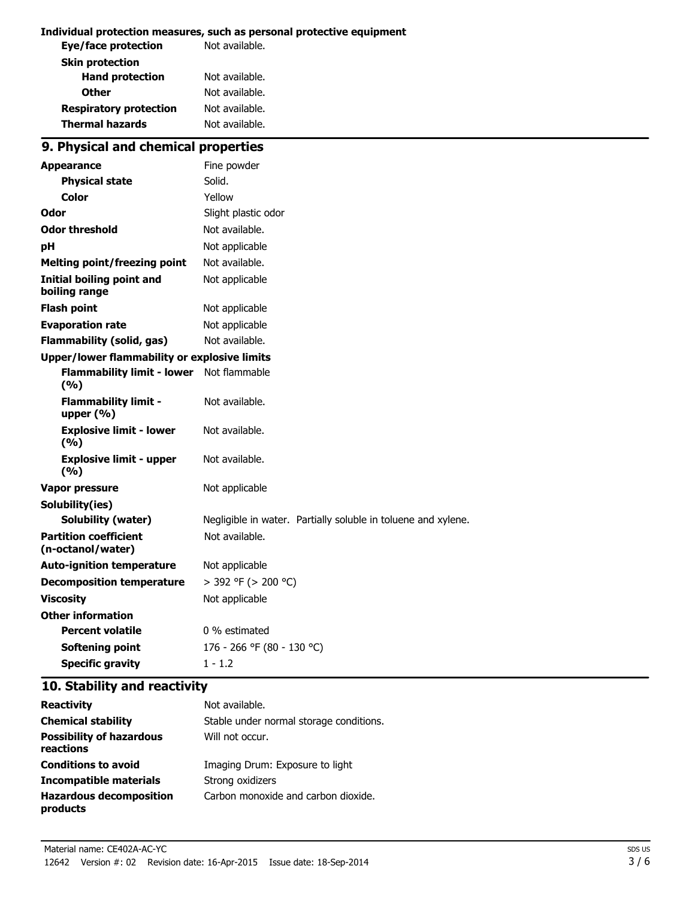**Individual protection measures, such as personal protective equipment**

| | |
|---|---|
| **Eye/face protection** | Not available. |
| **Skin protection** | |
| **Hand protection** | Not available. |
| **Other** | Not available. |
| **Respiratory protection** | Not available. |
| **Thermal hazards** | Not available. |

## 9. Physical and chemical properties

| | |
|---|---|
| **Appearance** | Fine powder |
| **Physical state** | Solid. |
| **Color** | Yellow |
| **Odor** | Slight plastic odor |
| **Odor threshold** | Not available. |
| **pH** | Not applicable |
| **Melting point/freezing point** | Not available. |
| **Initial boiling point and boiling range** | Not applicable |
| **Flash point** | Not applicable |
| **Evaporation rate** | Not applicable |
| **Flammability (solid, gas)** | Not available. |
| **Upper/lower flammability or explosive limits** | |
| **Flammability limit - lower (%)** | Not flammable |
| **Flammability limit - upper (%)** | Not available. |
| **Explosive limit - lower (%)** | Not available. |
| **Explosive limit - upper (%)** | Not available. |
| **Vapor pressure** | Not applicable |
| **Solubility(ies)** | |
| **Solubility (water)** | Negligible in water. Partially soluble in toluene and xylene. |
| **Partition coefficient (n-octanol/water)** | Not available. |
| **Auto-ignition temperature** | Not applicable |
| **Decomposition temperature** | > 392 °F (> 200 °C) |
| **Viscosity** | Not applicable |
| **Other information** | |
| **Percent volatile** | 0 % estimated |
| **Softening point** | 176 - 266 °F (80 - 130 °C) |
| **Specific gravity** | 1 - 1.2 |

## 10. Stability and reactivity

| | |
|---|---|
| **Reactivity** | Not available. |
| **Chemical stability** | Stable under normal storage conditions. |
| **Possibility of hazardous reactions** | Will not occur. |
| **Conditions to avoid** | Imaging Drum: Exposure to light |
| **Incompatible materials** | Strong oxidizers |
| **Hazardous decomposition products** | Carbon monoxide and carbon dioxide. |

Material name: CE402A-AC-YC

12642 Version #: 02 Revision date: 16-Apr-2015 Issue date: 18-Sep-2014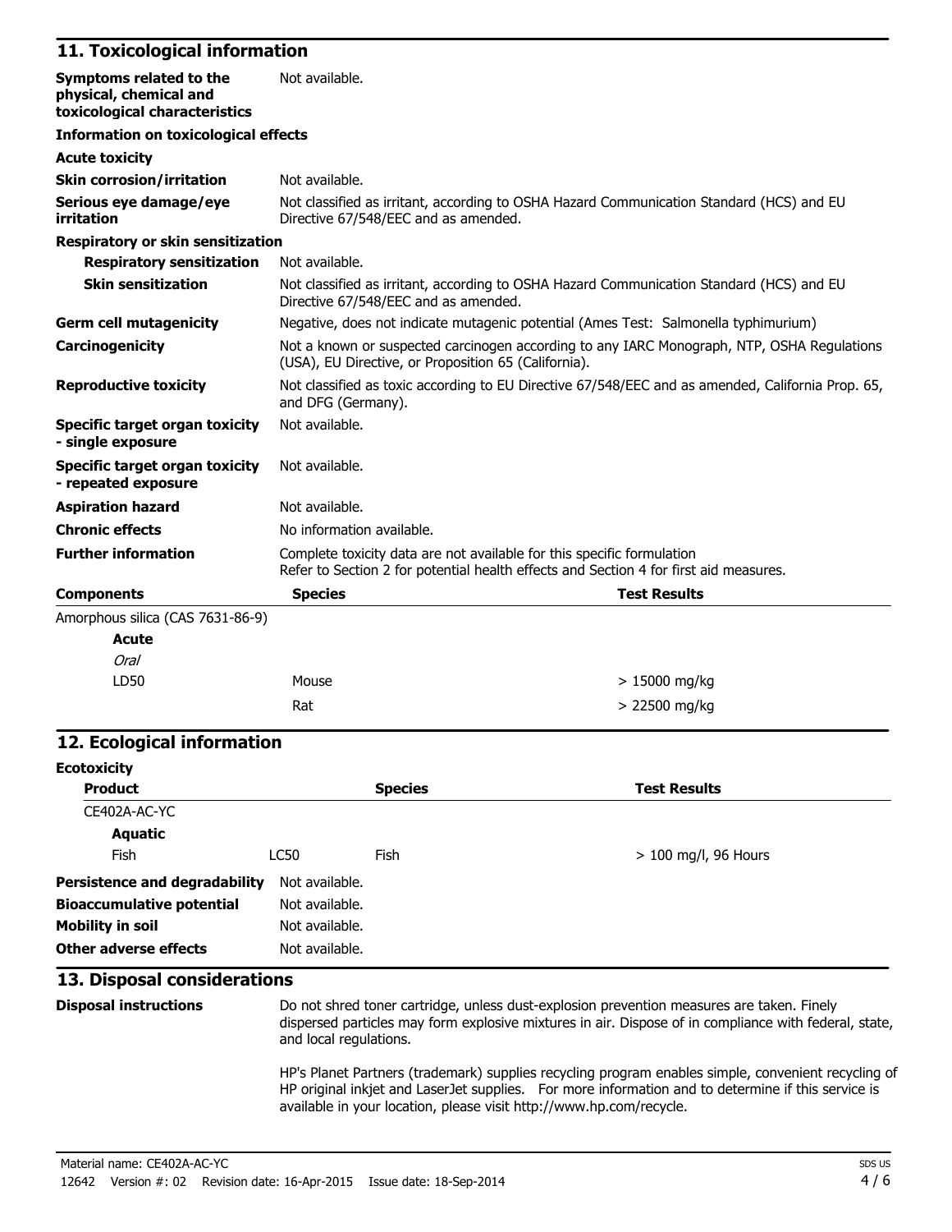## 11. Toxicological information

| | |
|---|---|
| **Symptoms related to the physical, chemical and toxicological characteristics** | Not available. |

**Information on toxicological effects**

**Acute toxicity**

| | |
|---|---|
| **Skin corrosion/irritation** | Not available. |
| **Serious eye damage/eye irritation** | Not classified as irritant, according to OSHA Hazard Communication Standard (HCS) and EU Directive 67/548/EEC and as amended. |

**Respiratory or skin sensitization**

| | |
|---|---|
| **Respiratory sensitization** | Not available. |
| **Skin sensitization** | Not classified as irritant, according to OSHA Hazard Communication Standard (HCS) and EU Directive 67/548/EEC and as amended. |
| **Germ cell mutagenicity** | Negative, does not indicate mutagenic potential (Ames Test: Salmonella typhimurium) |
| **Carcinogenicity** | Not a known or suspected carcinogen according to any IARC Monograph, NTP, OSHA Regulations (USA), EU Directive, or Proposition 65 (California). |
| **Reproductive toxicity** | Not classified as toxic according to EU Directive 67/548/EEC and as amended, California Prop. 65, and DFG (Germany). |
| **Specific target organ toxicity - single exposure** | Not available. |
| **Specific target organ toxicity - repeated exposure** | Not available. |
| **Aspiration hazard** | Not available. |
| **Chronic effects** | No information available. |
| **Further information** | Complete toxicity data are not available for this specific formulation<br>Refer to Section 2 for potential health effects and Section 4 for first aid measures. |

| **Components** | **Species** | **Test Results** |
|---|---|---|
| Amorphous silica (CAS 7631-86-9) | | |
| **Acute** | | |
| *Oral* | | |
| LD50 | Mouse | > 15000 mg/kg |
| | Rat | > 22500 mg/kg |

## 12. Ecological information

**Ecotoxicity**

| **Product** | | **Species** | **Test Results** |
|---|---|---|---|
| CE402A-AC-YC | | | |
| **Aquatic** | | | |
| Fish | LC50 | Fish | > 100 mg/l, 96 Hours |

| | |
|---|---|
| **Persistence and degradability** | Not available. |
| **Bioaccumulative potential** | Not available. |
| **Mobility in soil** | Not available. |
| **Other adverse effects** | Not available. |

## 13. Disposal considerations

**Disposal instructions**

Do not shred toner cartridge, unless dust-explosion prevention measures are taken. Finely dispersed particles may form explosive mixtures in air. Dispose of in compliance with federal, state, and local regulations.

HP's Planet Partners (trademark) supplies recycling program enables simple, convenient recycling of HP original inkjet and LaserJet supplies. For more information and to determine if this service is available in your location, please visit http://www.hp.com/recycle.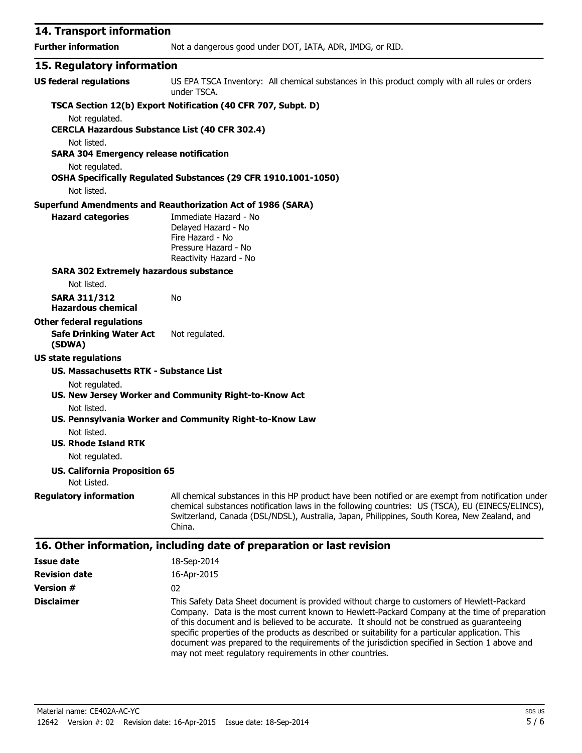## 14. Transport information

**Further information** Not a dangerous good under DOT, IATA, ADR, IMDG, or RID.

## 15. Regulatory information

**US federal regulations** US EPA TSCA Inventory: All chemical substances in this product comply with all rules or orders under TSCA.

**TSCA Section 12(b) Export Notification (40 CFR 707, Subpt. D)**

Not regulated.

**CERCLA Hazardous Substance List (40 CFR 302.4)**

Not listed.

**SARA 304 Emergency release notification**

Not regulated.

**OSHA Specifically Regulated Substances (29 CFR 1910.1001-1050)**

Not listed.

**Superfund Amendments and Reauthorization Act of 1986 (SARA)**

**Hazard categories**
Immediate Hazard - No
Delayed Hazard - No
Fire Hazard - No
Pressure Hazard - No
Reactivity Hazard - No

**SARA 302 Extremely hazardous substance**

Not listed.

**SARA 311/312 Hazardous chemical** No

**Other federal regulations**

**Safe Drinking Water Act (SDWA)** Not regulated.

**US state regulations**

**US. Massachusetts RTK - Substance List**

Not regulated.

**US. New Jersey Worker and Community Right-to-Know Act**

Not listed.

**US. Pennsylvania Worker and Community Right-to-Know Law**

Not listed.

**US. Rhode Island RTK**

Not regulated.

**US. California Proposition 65**

Not Listed.

**Regulatory information** All chemical substances in this HP product have been notified or are exempt from notification under chemical substances notification laws in the following countries: US (TSCA), EU (EINECS/ELINCS), Switzerland, Canada (DSL/NDSL), Australia, Japan, Philippines, South Korea, New Zealand, and China.

## 16. Other information, including date of preparation or last revision

**Issue date** 18-Sep-2014

**Revision date** 16-Apr-2015

**Version #** 02

**Disclaimer** This Safety Data Sheet document is provided without charge to customers of Hewlett-Packard Company. Data is the most current known to Hewlett-Packard Company at the time of preparation of this document and is believed to be accurate. It should not be construed as guaranteeing specific properties of the products as described or suitability for a particular application. This document was prepared to the requirements of the jurisdiction specified in Section 1 above and may not meet regulatory requirements in other countries.

Material name: CE402A-AC-YC
12642 Version #: 02 Revision date: 16-Apr-2015 Issue date: 18-Sep-2014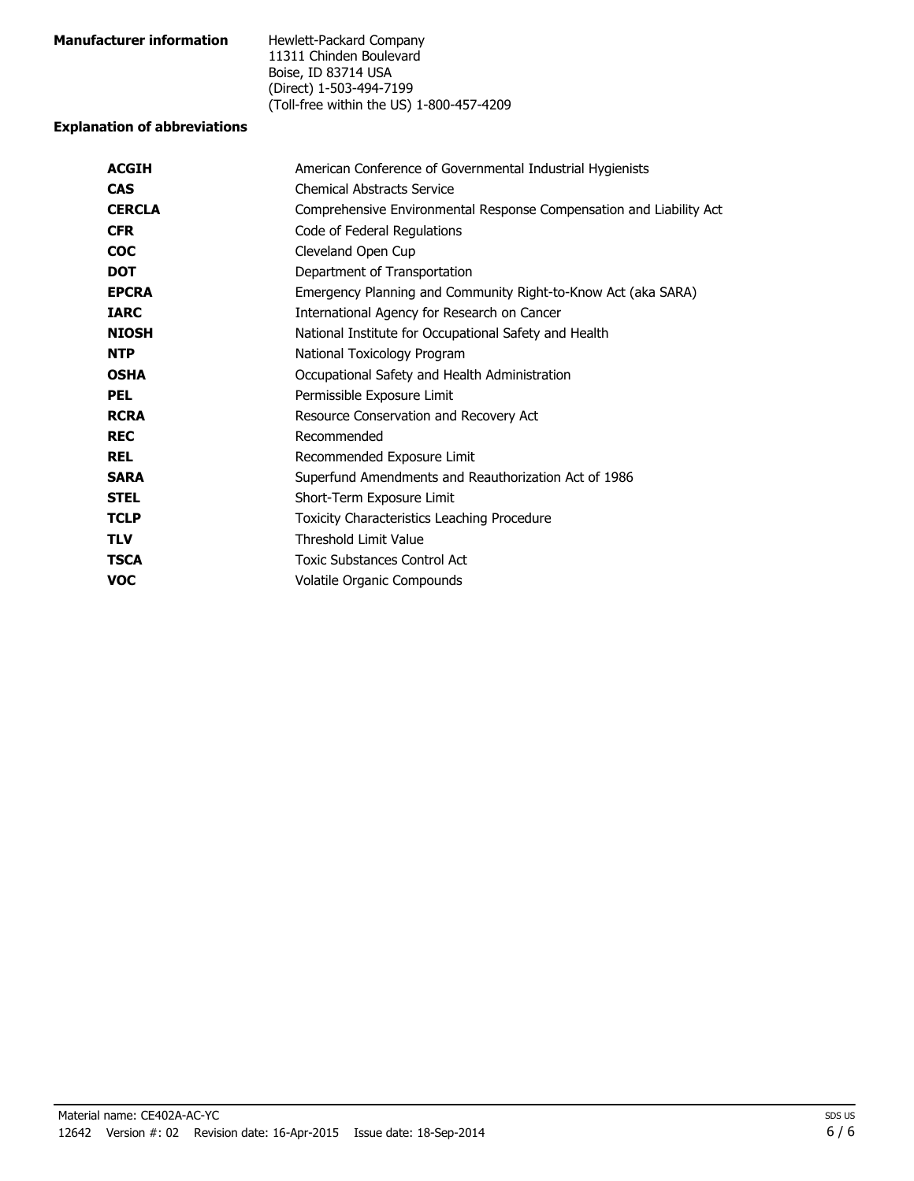**Manufacturer information**

Hewlett-Packard Company
11311 Chinden Boulevard
Boise, ID 83714 USA
(Direct) 1-503-494-7199
(Toll-free within the US) 1-800-457-4209

**Explanation of abbreviations**

| | |
|---|---|
| **ACGIH** | American Conference of Governmental Industrial Hygienists |
| **CAS** | Chemical Abstracts Service |
| **CERCLA** | Comprehensive Environmental Response Compensation and Liability Act |
| **CFR** | Code of Federal Regulations |
| **COC** | Cleveland Open Cup |
| **DOT** | Department of Transportation |
| **EPCRA** | Emergency Planning and Community Right-to-Know Act (aka SARA) |
| **IARC** | International Agency for Research on Cancer |
| **NIOSH** | National Institute for Occupational Safety and Health |
| **NTP** | National Toxicology Program |
| **OSHA** | Occupational Safety and Health Administration |
| **PEL** | Permissible Exposure Limit |
| **RCRA** | Resource Conservation and Recovery Act |
| **REC** | Recommended |
| **REL** | Recommended Exposure Limit |
| **SARA** | Superfund Amendments and Reauthorization Act of 1986 |
| **STEL** | Short-Term Exposure Limit |
| **TCLP** | Toxicity Characteristics Leaching Procedure |
| **TLV** | Threshold Limit Value |
| **TSCA** | Toxic Substances Control Act |
| **VOC** | Volatile Organic Compounds |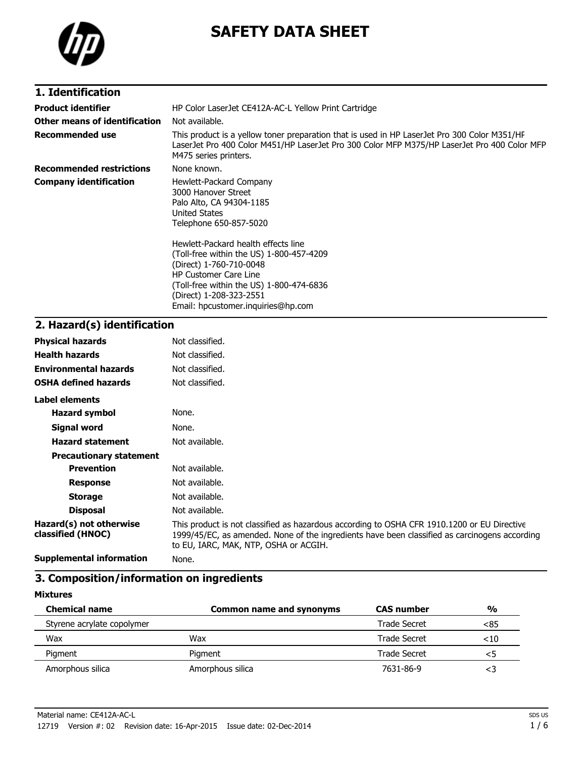# SAFETY DATA SHEET

## 1. Identification

| | |
|---|---|
| **Product identifier** | HP Color LaserJet CE412A-AC-L Yellow Print Cartridge |
| **Other means of identification** | Not available. |
| **Recommended use** | This product is a yellow toner preparation that is used in HP LaserJet Pro 300 Color M351/HP LaserJet Pro 400 Color M451/HP LaserJet Pro 300 Color MFP M375/HP LaserJet Pro 400 Color MFP M475 series printers. |
| **Recommended restrictions** | None known. |
| **Company identification** | Hewlett-Packard Company<br>3000 Hanover Street<br>Palo Alto, CA 94304-1185<br>United States<br>Telephone 650-857-5020<br><br>Hewlett-Packard health effects line<br>(Toll-free within the US) 1-800-457-4209<br>(Direct) 1-760-710-0048<br>HP Customer Care Line<br>(Toll-free within the US) 1-800-474-6836<br>(Direct) 1-208-323-2551<br>Email: hpcustomer.inquiries@hp.com |

## 2. Hazard(s) identification

| | |
|---|---|
| **Physical hazards** | Not classified. |
| **Health hazards** | Not classified. |
| **Environmental hazards** | Not classified. |
| **OSHA defined hazards** | Not classified. |

**Label elements**

| | |
|---|---|
| **Hazard symbol** | None. |
| **Signal word** | None. |
| **Hazard statement** | Not available. |
| **Precautionary statement** | |
| **Prevention** | Not available. |
| **Response** | Not available. |
| **Storage** | Not available. |
| **Disposal** | Not available. |
| **Hazard(s) not otherwise classified (HNOC)** | This product is not classified as hazardous according to OSHA CFR 1910.1200 or EU Directive 1999/45/EC, as amended. None of the ingredients have been classified as carcinogens according to EU, IARC, MAK, NTP, OSHA or ACGIH. |
| **Supplemental information** | None. |

## 3. Composition/information on ingredients

**Mixtures**

| Chemical name | Common name and synonyms | CAS number | % |
|---|---|---|---|
| Styrene acrylate copolymer | | Trade Secret | <85 |
| Wax | Wax | Trade Secret | <10 |
| Pigment | Pigment | Trade Secret | <5 |
| Amorphous silica | Amorphous silica | 7631-86-9 | <3 |

Material name: CE412A-AC-L

12719 Version #: 02 Revision date: 16-Apr-2015 Issue date: 02-Dec-2014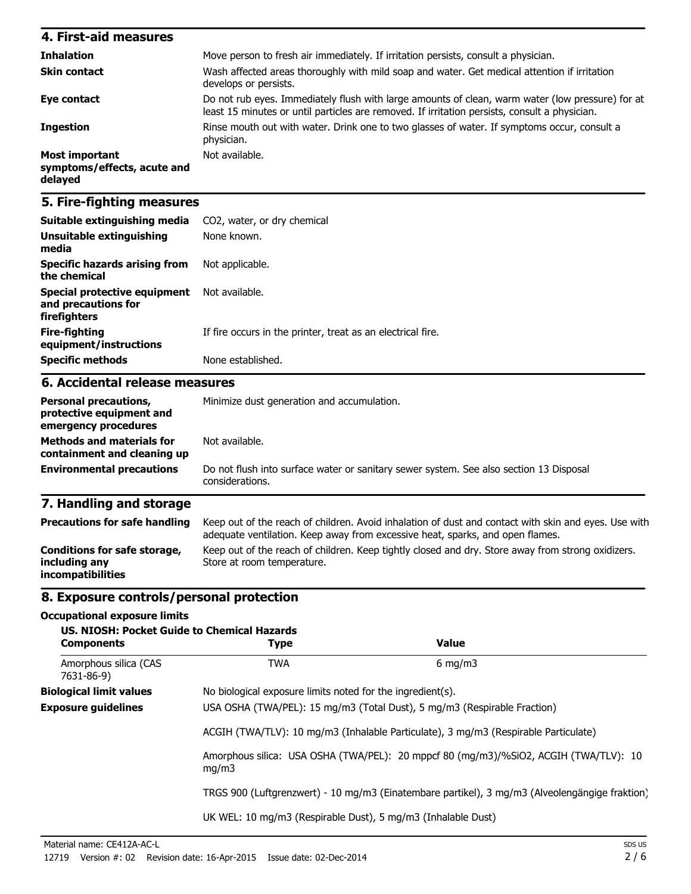## 4. First-aid measures

| | |
|---|---|
| **Inhalation** | Move person to fresh air immediately. If irritation persists, consult a physician. |
| **Skin contact** | Wash affected areas thoroughly with mild soap and water. Get medical attention if irritation develops or persists. |
| **Eye contact** | Do not rub eyes. Immediately flush with large amounts of clean, warm water (low pressure) for at least 15 minutes or until particles are removed. If irritation persists, consult a physician. |
| **Ingestion** | Rinse mouth out with water. Drink one to two glasses of water. If symptoms occur, consult a physician. |
| **Most important symptoms/effects, acute and delayed** | Not available. |

## 5. Fire-fighting measures

| | |
|---|---|
| **Suitable extinguishing media** | $CO_2$, water, or dry chemical |
| **Unsuitable extinguishing media** | None known. |
| **Specific hazards arising from the chemical** | Not applicable. |
| **Special protective equipment and precautions for firefighters** | Not available. |
| **Fire-fighting equipment/instructions** | If fire occurs in the printer, treat as an electrical fire. |
| **Specific methods** | None established. |

## 6. Accidental release measures

| | |
|---|---|
| **Personal precautions, protective equipment and emergency procedures** | Minimize dust generation and accumulation. |
| **Methods and materials for containment and cleaning up** | Not available. |
| **Environmental precautions** | Do not flush into surface water or sanitary sewer system. See also section 13 Disposal considerations. |

## 7. Handling and storage

| | |
|---|---|
| **Precautions for safe handling** | Keep out of the reach of children. Avoid inhalation of dust and contact with skin and eyes. Use with adequate ventilation. Keep away from excessive heat, sparks, and open flames. |
| **Conditions for safe storage, including any incompatibilities** | Keep out of the reach of children. Keep tightly closed and dry. Store away from strong oxidizers. Store at room temperature. |

## 8. Exposure controls/personal protection

**Occupational exposure limits**

**US. NIOSH: Pocket Guide to Chemical Hazards**

| Components | Type | Value |
|---|---|---|
| Amorphous silica (CAS 7631-86-9) | TWA | 6 mg/m3 |

**Biological limit values**

No biological exposure limits noted for the ingredient(s).

**Exposure guidelines**

USA OSHA (TWA/PEL): 15 mg/m3 (Total Dust), 5 mg/m3 (Respirable Fraction)

ACGIH (TWA/TLV): 10 mg/m3 (Inhalable Particulate), 3 mg/m3 (Respirable Particulate)

Amorphous silica: USA OSHA (TWA/PEL): 20 mppcf 80 (mg/m3)/%SiO2, ACGIH (TWA/TLV): 10 mg/m3

TRGS 900 (Luftgrenzwert) - 10 mg/m3 (Einatembare partikel), 3 mg/m3 (Alveolengängige fraktion)

UK WEL: 10 mg/m3 (Respirable Dust), 5 mg/m3 (Inhalable Dust)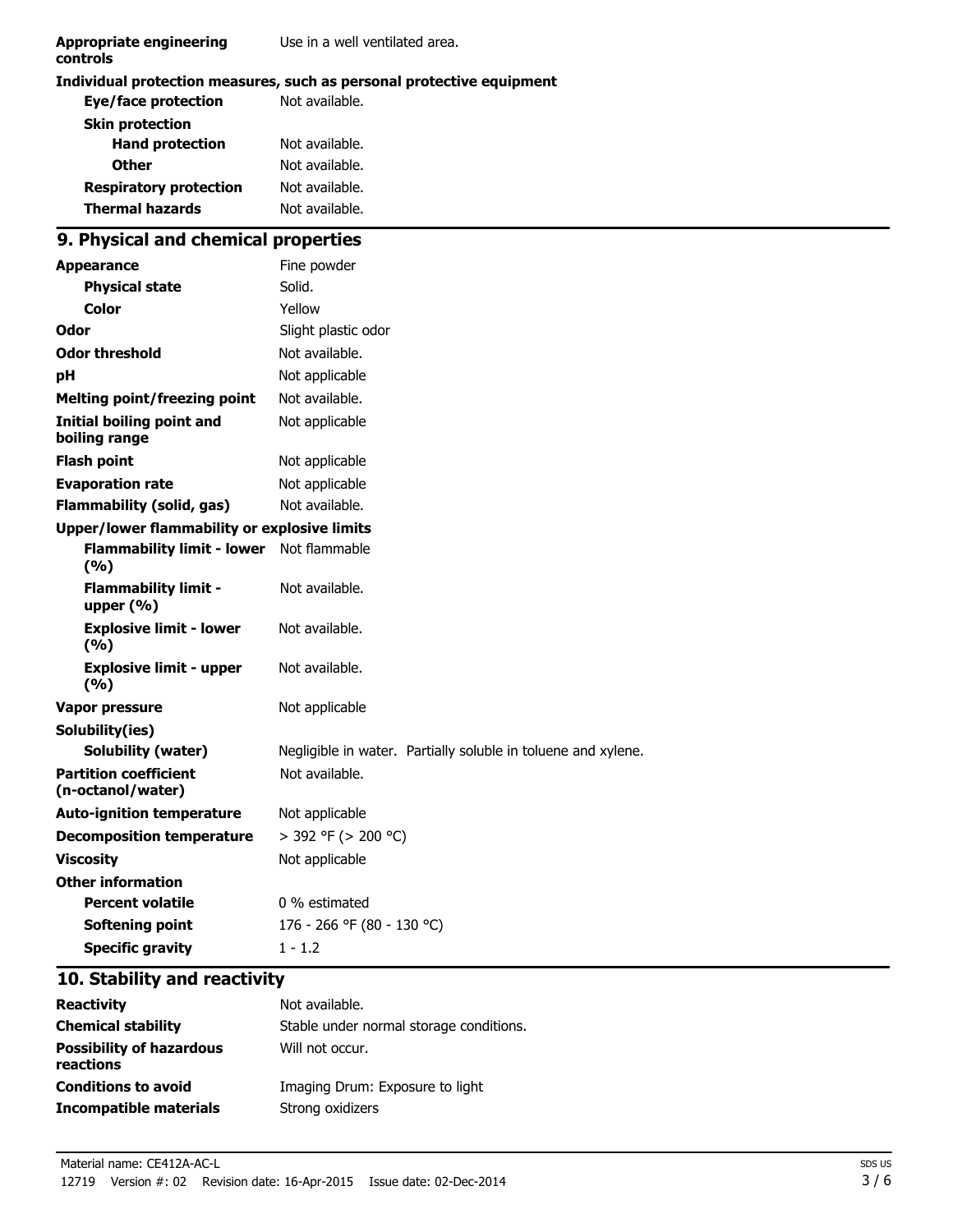| | |
|---|---|
| **Appropriate engineering controls** | Use in a well ventilated area. |

**Individual protection measures, such as personal protective equipment**

| | |
|---|---|
| **Eye/face protection** | Not available. |
| **Skin protection** | |
| **Hand protection** | Not available. |
| **Other** | Not available. |
| **Respiratory protection** | Not available. |
| **Thermal hazards** | Not available. |

## 9. Physical and chemical properties

| | |
|---|---|
| **Appearance** | Fine powder |
| **Physical state** | Solid. |
| **Color** | Yellow |
| **Odor** | Slight plastic odor |
| **Odor threshold** | Not available. |
| **pH** | Not applicable |
| **Melting point/freezing point** | Not available. |
| **Initial boiling point and boiling range** | Not applicable |
| **Flash point** | Not applicable |
| **Evaporation rate** | Not applicable |
| **Flammability (solid, gas)** | Not available. |
| **Upper/lower flammability or explosive limits** | |
| **Flammability limit - lower (%)** | Not flammable |
| **Flammability limit - upper (%)** | Not available. |
| **Explosive limit - lower (%)** | Not available. |
| **Explosive limit - upper (%)** | Not available. |
| **Vapor pressure** | Not applicable |
| **Solubility(ies)** | |
| **Solubility (water)** | Negligible in water. Partially soluble in toluene and xylene. |
| **Partition coefficient (n-octanol/water)** | Not available. |
| **Auto-ignition temperature** | Not applicable |
| **Decomposition temperature** | > 392 °F (> 200 °C) |
| **Viscosity** | Not applicable |
| **Other information** | |
| **Percent volatile** | 0 % estimated |
| **Softening point** | 176 - 266 °F (80 - 130 °C) |
| **Specific gravity** | 1 - 1.2 |

## 10. Stability and reactivity

| | |
|---|---|
| **Reactivity** | Not available. |
| **Chemical stability** | Stable under normal storage conditions. |
| **Possibility of hazardous reactions** | Will not occur. |
| **Conditions to avoid** | Imaging Drum: Exposure to light |
| **Incompatible materials** | Strong oxidizers |

Material name: CE412A-AC-L

12719 Version #: 02 Revision date: 16-Apr-2015 Issue date: 02-Dec-2014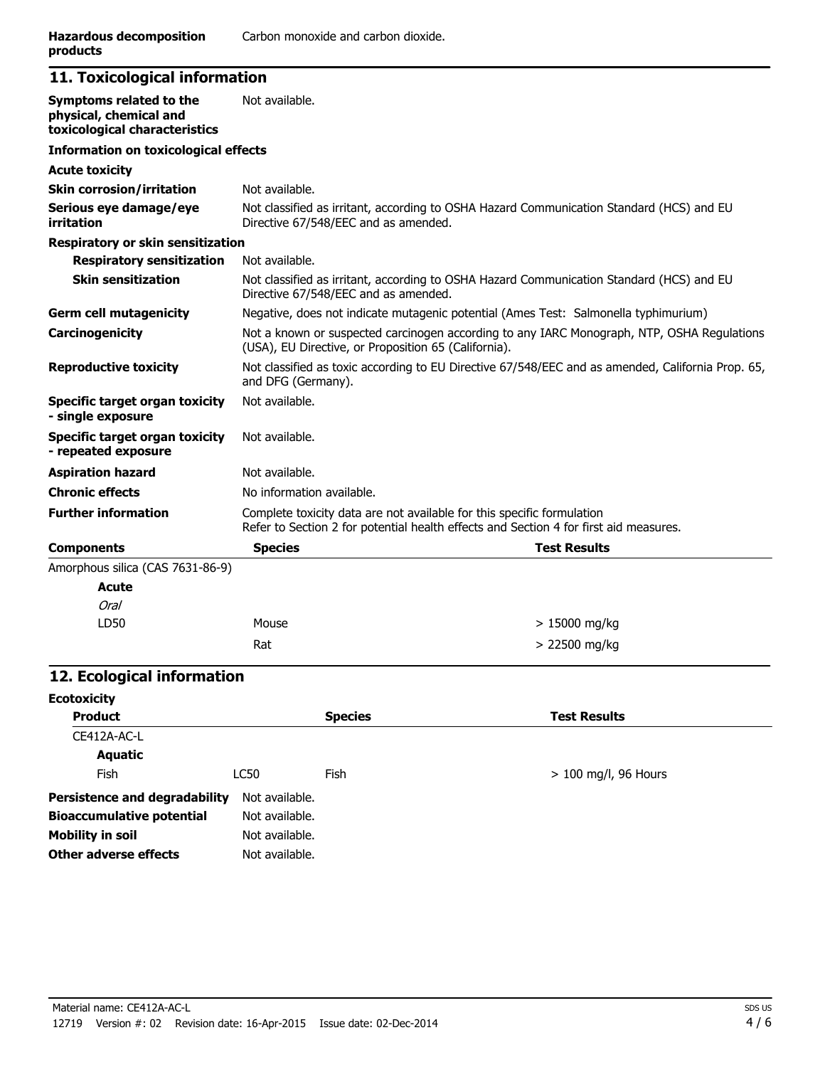| | |
|---|---|
| **Hazardous decomposition products** | Carbon monoxide and carbon dioxide. |

## 11. Toxicological information

| | |
|---|---|
| **Symptoms related to the physical, chemical and toxicological characteristics** | Not available. |

**Information on toxicological effects**

**Acute toxicity**

| | |
|---|---|
| **Skin corrosion/irritation** | Not available. |
| **Serious eye damage/eye irritation** | Not classified as irritant, according to OSHA Hazard Communication Standard (HCS) and EU Directive 67/548/EEC and as amended. |

**Respiratory or skin sensitization**

| | |
|---|---|
| **Respiratory sensitization** | Not available. |
| **Skin sensitization** | Not classified as irritant, according to OSHA Hazard Communication Standard (HCS) and EU Directive 67/548/EEC and as amended. |
| **Germ cell mutagenicity** | Negative, does not indicate mutagenic potential (Ames Test: Salmonella typhimurium) |
| **Carcinogenicity** | Not a known or suspected carcinogen according to any IARC Monograph, NTP, OSHA Regulations (USA), EU Directive, or Proposition 65 (California). |
| **Reproductive toxicity** | Not classified as toxic according to EU Directive 67/548/EEC and as amended, California Prop. 65, and DFG (Germany). |
| **Specific target organ toxicity - single exposure** | Not available. |
| **Specific target organ toxicity - repeated exposure** | Not available. |
| **Aspiration hazard** | Not available. |
| **Chronic effects** | No information available. |
| **Further information** | Complete toxicity data are not available for this specific formulation<br>Refer to Section 2 for potential health effects and Section 4 for first aid measures. |

| **Components** | **Species** | **Test Results** |
|---|---|---|
| Amorphous silica (CAS 7631-86-9) | | |
| **Acute** | | |
| *Oral* | | |
| LD50 | Mouse | > 15000 mg/kg |
| | Rat | > 22500 mg/kg |

## 12. Ecological information

**Ecotoxicity**

| **Product** | | **Species** | **Test Results** |
|---|---|---|---|
| CE412A-AC-L | | | |
| **Aquatic** | | | |
| Fish | LC50 | Fish | > 100 mg/l, 96 Hours |

| | |
|---|---|
| **Persistence and degradability** | Not available. |
| **Bioaccumulative potential** | Not available. |
| **Mobility in soil** | Not available. |
| **Other adverse effects** | Not available. |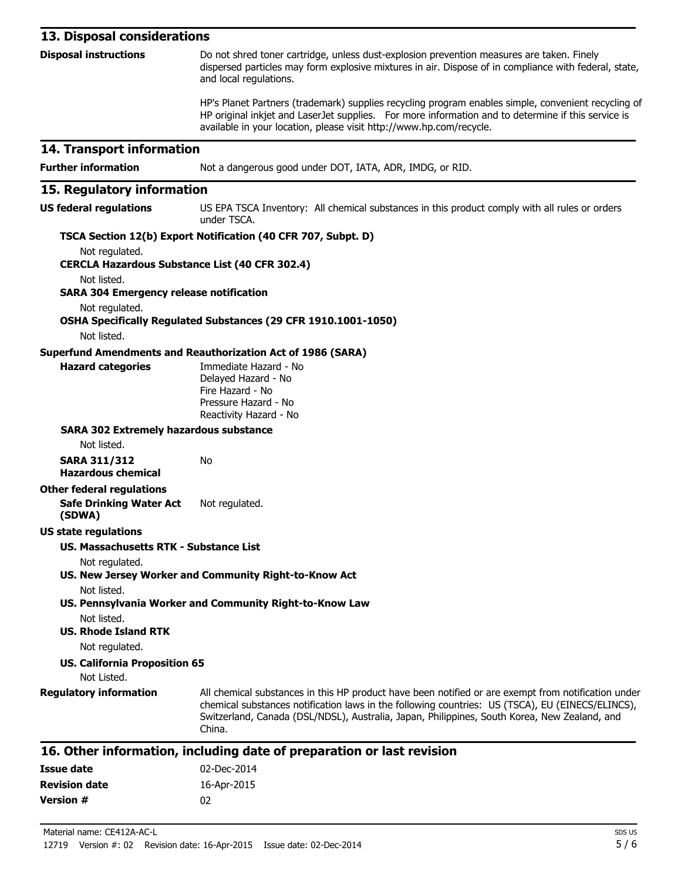## 13. Disposal considerations

**Disposal instructions**

Do not shred toner cartridge, unless dust-explosion prevention measures are taken. Finely dispersed particles may form explosive mixtures in air. Dispose of in compliance with federal, state, and local regulations.

HP's Planet Partners (trademark) supplies recycling program enables simple, convenient recycling of HP original inkjet and LaserJet supplies. For more information and to determine if this service is available in your location, please visit http://www.hp.com/recycle.

## 14. Transport information

**Further information**

Not a dangerous good under DOT, IATA, ADR, IMDG, or RID.

## 15. Regulatory information

**US federal regulations**

US EPA TSCA Inventory: All chemical substances in this product comply with all rules or orders under TSCA.

**TSCA Section 12(b) Export Notification (40 CFR 707, Subpt. D)**

Not regulated.

**CERCLA Hazardous Substance List (40 CFR 302.4)**

Not listed.

**SARA 304 Emergency release notification**

Not regulated.

**OSHA Specifically Regulated Substances (29 CFR 1910.1001-1050)**

Not listed.

**Superfund Amendments and Reauthorization Act of 1986 (SARA)**

**Hazard categories**

Immediate Hazard - No
Delayed Hazard - No
Fire Hazard - No
Pressure Hazard - No
Reactivity Hazard - No

**SARA 302 Extremely hazardous substance**

Not listed.

**SARA 311/312 Hazardous chemical**

No

**Other federal regulations**

**Safe Drinking Water Act (SDWA)**

Not regulated.

**US state regulations**

**US. Massachusetts RTK - Substance List**

Not regulated.

**US. New Jersey Worker and Community Right-to-Know Act**

Not listed.

**US. Pennsylvania Worker and Community Right-to-Know Law**

Not listed.

**US. Rhode Island RTK**

Not regulated.

**US. California Proposition 65**

Not Listed.

**Regulatory information**

All chemical substances in this HP product have been notified or are exempt from notification under chemical substances notification laws in the following countries: US (TSCA), EU (EINECS/ELINCS), Switzerland, Canada (DSL/NDSL), Australia, Japan, Philippines, South Korea, New Zealand, and China.

## 16. Other information, including date of preparation or last revision

**Issue date** 02-Dec-2014

**Revision date** 16-Apr-2015

**Version #** 02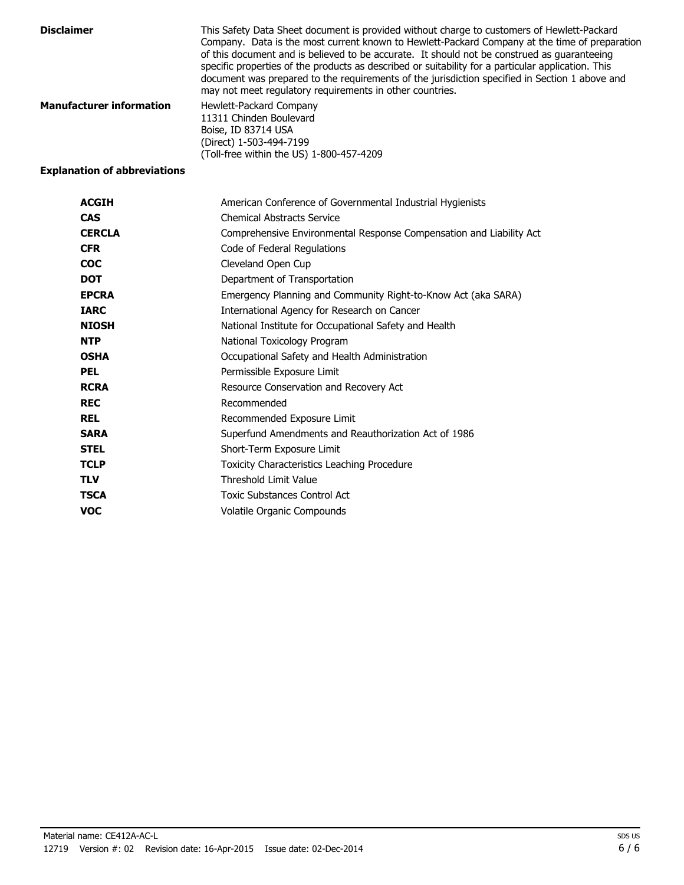**Disclaimer**

This Safety Data Sheet document is provided without charge to customers of Hewlett-Packard Company. Data is the most current known to Hewlett-Packard Company at the time of preparation of this document and is believed to be accurate. It should not be construed as guaranteeing specific properties of the products as described or suitability for a particular application. This document was prepared to the requirements of the jurisdiction specified in Section 1 above and may not meet regulatory requirements in other countries.

**Manufacturer information**

Hewlett-Packard Company
11311 Chinden Boulevard
Boise, ID 83714 USA
(Direct) 1-503-494-7199
(Toll-free within the US) 1-800-457-4209

**Explanation of abbreviations**

| | |
|---|---|
| **ACGIH** | American Conference of Governmental Industrial Hygienists |
| **CAS** | Chemical Abstracts Service |
| **CERCLA** | Comprehensive Environmental Response Compensation and Liability Act |
| **CFR** | Code of Federal Regulations |
| **COC** | Cleveland Open Cup |
| **DOT** | Department of Transportation |
| **EPCRA** | Emergency Planning and Community Right-to-Know Act (aka SARA) |
| **IARC** | International Agency for Research on Cancer |
| **NIOSH** | National Institute for Occupational Safety and Health |
| **NTP** | National Toxicology Program |
| **OSHA** | Occupational Safety and Health Administration |
| **PEL** | Permissible Exposure Limit |
| **RCRA** | Resource Conservation and Recovery Act |
| **REC** | Recommended |
| **REL** | Recommended Exposure Limit |
| **SARA** | Superfund Amendments and Reauthorization Act of 1986 |
| **STEL** | Short-Term Exposure Limit |
| **TCLP** | Toxicity Characteristics Leaching Procedure |
| **TLV** | Threshold Limit Value |
| **TSCA** | Toxic Substances Control Act |
| **VOC** | Volatile Organic Compounds |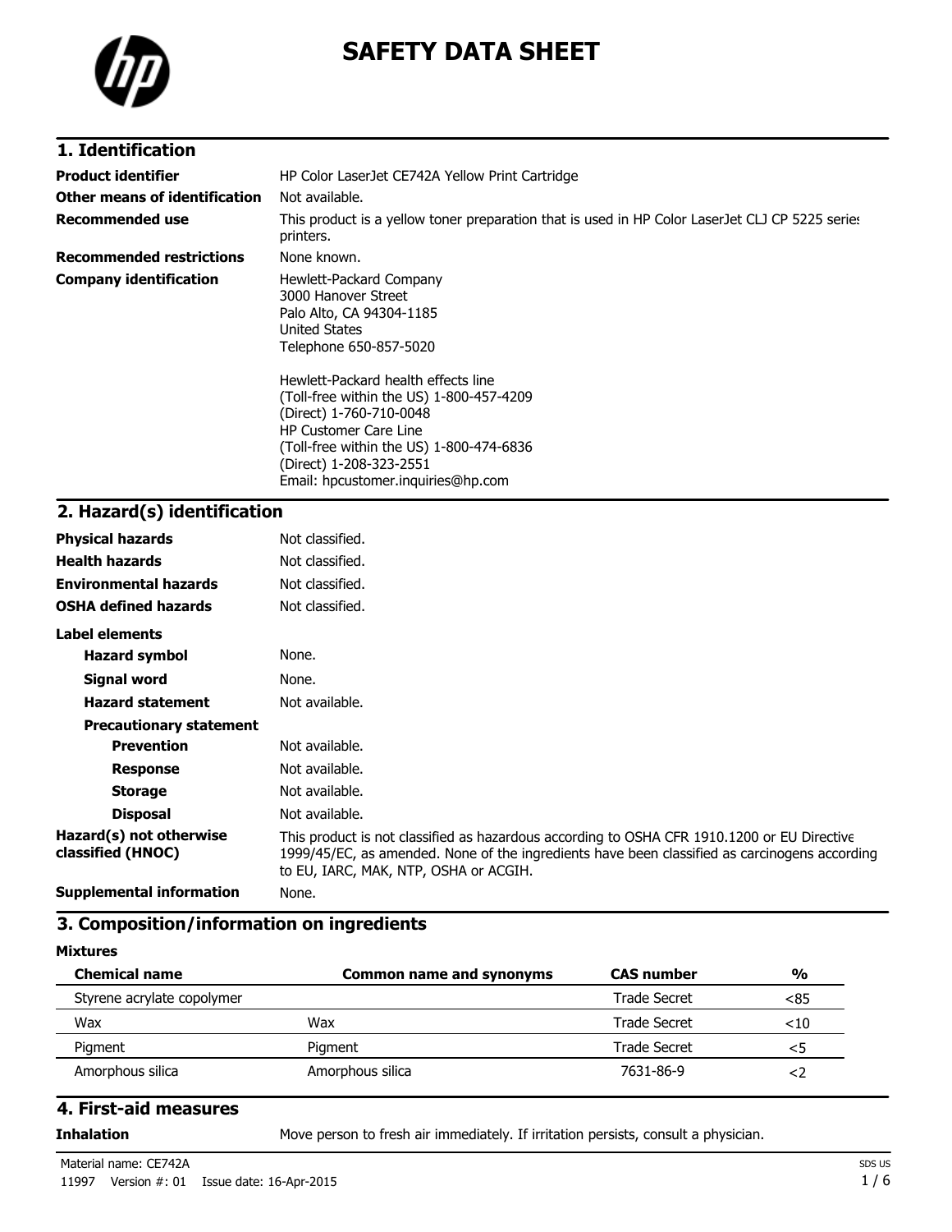# SAFETY DATA SHEET

## 1. Identification

| | |
|---|---|
| **Product identifier** | HP Color LaserJet CE742A Yellow Print Cartridge |
| **Other means of identification** | Not available. |
| **Recommended use** | This product is a yellow toner preparation that is used in HP Color LaserJet CLJ CP 5225 series printers. |
| **Recommended restrictions** | None known. |
| **Company identification** | Hewlett-Packard Company<br>3000 Hanover Street<br>Palo Alto, CA 94304-1185<br>United States<br>Telephone 650-857-5020<br><br>Hewlett-Packard health effects line<br>(Toll-free within the US) 1-800-457-4209<br>(Direct) 1-760-710-0048<br>HP Customer Care Line<br>(Toll-free within the US) 1-800-474-6836<br>(Direct) 1-208-323-2551<br>Email: hpcustomer.inquiries@hp.com |

## 2. Hazard(s) identification

| | |
|---|---|
| **Physical hazards** | Not classified. |
| **Health hazards** | Not classified. |
| **Environmental hazards** | Not classified. |
| **OSHA defined hazards** | Not classified. |

**Label elements**

| | |
|---|---|
| **Hazard symbol** | None. |
| **Signal word** | None. |
| **Hazard statement** | Not available. |

**Precautionary statement**

| | |
|---|---|
| **Prevention** | Not available. |
| **Response** | Not available. |
| **Storage** | Not available. |
| **Disposal** | Not available. |

| | |
|---|---|
| **Hazard(s) not otherwise classified (HNOC)** | This product is not classified as hazardous according to OSHA CFR 1910.1200 or EU Directive 1999/45/EC, as amended. None of the ingredients have been classified as carcinogens according to EU, IARC, MAK, NTP, OSHA or ACGIH. |
| **Supplemental information** | None. |

## 3. Composition/information on ingredients

**Mixtures**

| Chemical name | Common name and synonyms | CAS number | % |
|---|---|---|---|
| Styrene acrylate copolymer | | Trade Secret | <85 |
| Wax | Wax | Trade Secret | <10 |
| Pigment | Pigment | Trade Secret | <5 |
| Amorphous silica | Amorphous silica | 7631-86-9 | <2 |

## 4. First-aid measures

| | |
|---|---|
| **Inhalation** | Move person to fresh air immediately. If irritation persists, consult a physician. |

Material name: CE742A

11997 Version #: 01 Issue date: 16-Apr-2015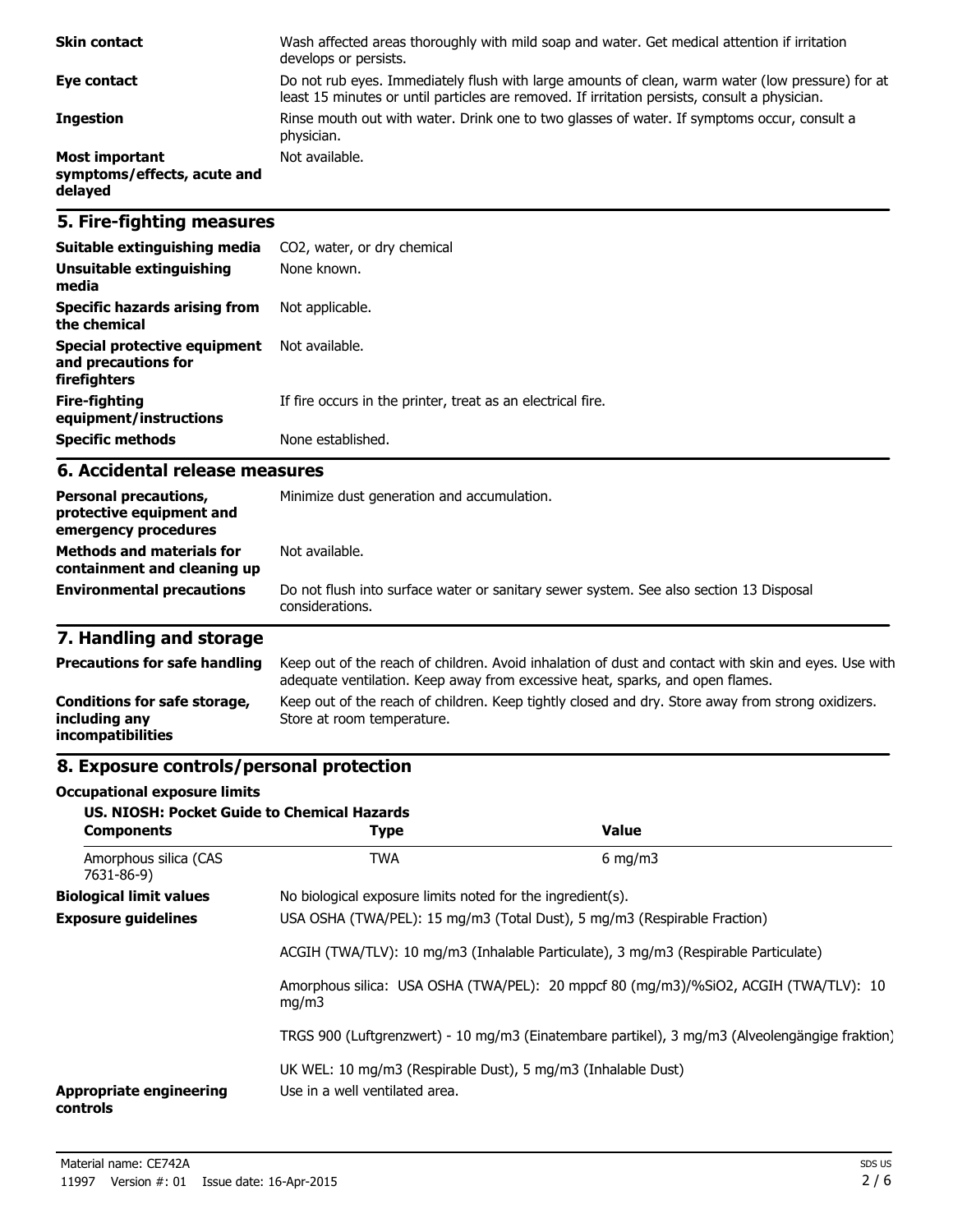| | |
|---|---|
| **Skin contact** | Wash affected areas thoroughly with mild soap and water. Get medical attention if irritation develops or persists. |
| **Eye contact** | Do not rub eyes. Immediately flush with large amounts of clean, warm water (low pressure) for at least 15 minutes or until particles are removed. If irritation persists, consult a physician. |
| **Ingestion** | Rinse mouth out with water. Drink one to two glasses of water. If symptoms occur, consult a physician. |
| **Most important symptoms/effects, acute and delayed** | Not available. |

## 5. Fire-fighting measures

| | |
|---|---|
| **Suitable extinguishing media** | CO2, water, or dry chemical |
| **Unsuitable extinguishing media** | None known. |
| **Specific hazards arising from the chemical** | Not applicable. |
| **Special protective equipment and precautions for firefighters** | Not available. |
| **Fire-fighting equipment/instructions** | If fire occurs in the printer, treat as an electrical fire. |
| **Specific methods** | None established. |

## 6. Accidental release measures

| | |
|---|---|
| **Personal precautions, protective equipment and emergency procedures** | Minimize dust generation and accumulation. |
| **Methods and materials for containment and cleaning up** | Not available. |
| **Environmental precautions** | Do not flush into surface water or sanitary sewer system. See also section 13 Disposal considerations. |

## 7. Handling and storage

| | |
|---|---|
| **Precautions for safe handling** | Keep out of the reach of children. Avoid inhalation of dust and contact with skin and eyes. Use with adequate ventilation. Keep away from excessive heat, sparks, and open flames. |
| **Conditions for safe storage, including any incompatibilities** | Keep out of the reach of children. Keep tightly closed and dry. Store away from strong oxidizers. Store at room temperature. |

## 8. Exposure controls/personal protection

**Occupational exposure limits**

**US. NIOSH: Pocket Guide to Chemical Hazards**

| Components | Type | Value |
|---|---|---|
| Amorphous silica (CAS 7631-86-9) | TWA | 6 mg/m3 |

**Biological limit values** No biological exposure limits noted for the ingredient(s).

**Exposure guidelines** USA OSHA (TWA/PEL): 15 mg/m3 (Total Dust), 5 mg/m3 (Respirable Fraction)

ACGIH (TWA/TLV): 10 mg/m3 (Inhalable Particulate), 3 mg/m3 (Respirable Particulate)

Amorphous silica: USA OSHA (TWA/PEL): 20 mppcf 80 (mg/m3)/%SiO2, ACGIH (TWA/TLV): 10 mg/m3

TRGS 900 (Luftgrenzwert) - 10 mg/m3 (Einatembare partikel), 3 mg/m3 (Alveolengängige fraktion)

UK WEL: 10 mg/m3 (Respirable Dust), 5 mg/m3 (Inhalable Dust)

**Appropriate engineering controls** Use in a well ventilated area.

Material name: CE742A

11997 Version #: 01 Issue date: 16-Apr-2015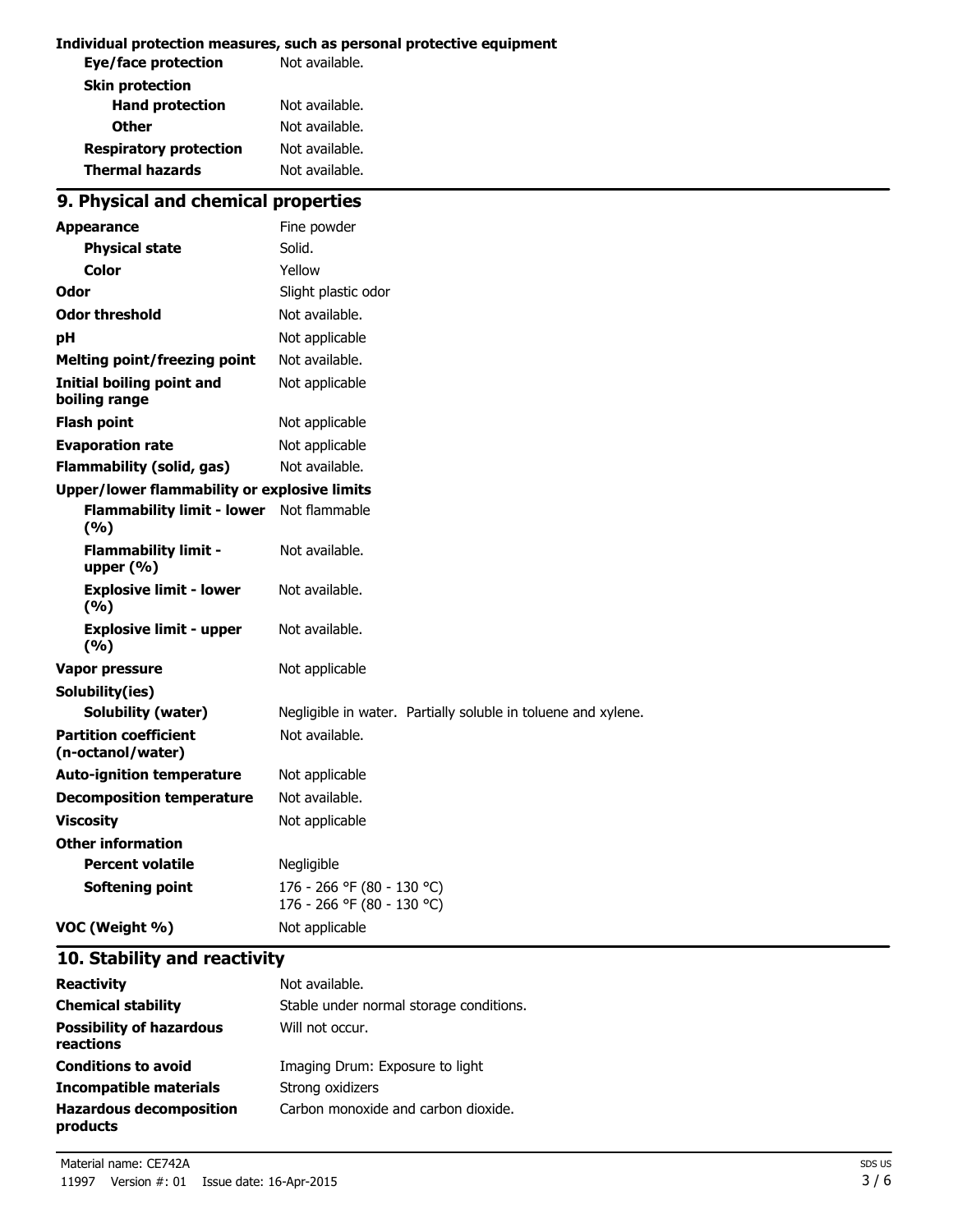**Individual protection measures, such as personal protective equipment**

| | |
|---|---|
| **Eye/face protection** | Not available. |
| **Skin protection** | |
| **Hand protection** | Not available. |
| **Other** | Not available. |
| **Respiratory protection** | Not available. |
| **Thermal hazards** | Not available. |

## 9. Physical and chemical properties

| | |
|---|---|
| **Appearance** | Fine powder |
| **Physical state** | Solid. |
| **Color** | Yellow |
| **Odor** | Slight plastic odor |
| **Odor threshold** | Not available. |
| **pH** | Not applicable |
| **Melting point/freezing point** | Not available. |
| **Initial boiling point and boiling range** | Not applicable |
| **Flash point** | Not applicable |
| **Evaporation rate** | Not applicable |
| **Flammability (solid, gas)** | Not available. |
| **Upper/lower flammability or explosive limits** | |
| **Flammability limit - lower (%)** | Not flammable |
| **Flammability limit - upper (%)** | Not available. |
| **Explosive limit - lower (%)** | Not available. |
| **Explosive limit - upper (%)** | Not available. |
| **Vapor pressure** | Not applicable |
| **Solubility(ies)** | |
| **Solubility (water)** | Negligible in water. Partially soluble in toluene and xylene. |
| **Partition coefficient (n-octanol/water)** | Not available. |
| **Auto-ignition temperature** | Not applicable |
| **Decomposition temperature** | Not available. |
| **Viscosity** | Not applicable |
| **Other information** | |
| **Percent volatile** | Negligible |
| **Softening point** | 176 - 266 °F (80 - 130 °C)<br>176 - 266 °F (80 - 130 °C) |
| **VOC (Weight %)** | Not applicable |

## 10. Stability and reactivity

| | |
|---|---|
| **Reactivity** | Not available. |
| **Chemical stability** | Stable under normal storage conditions. |
| **Possibility of hazardous reactions** | Will not occur. |
| **Conditions to avoid** | Imaging Drum: Exposure to light |
| **Incompatible materials** | Strong oxidizers |
| **Hazardous decomposition products** | Carbon monoxide and carbon dioxide. |

Material name: CE742A
11997 Version #: 01 Issue date: 16-Apr-2015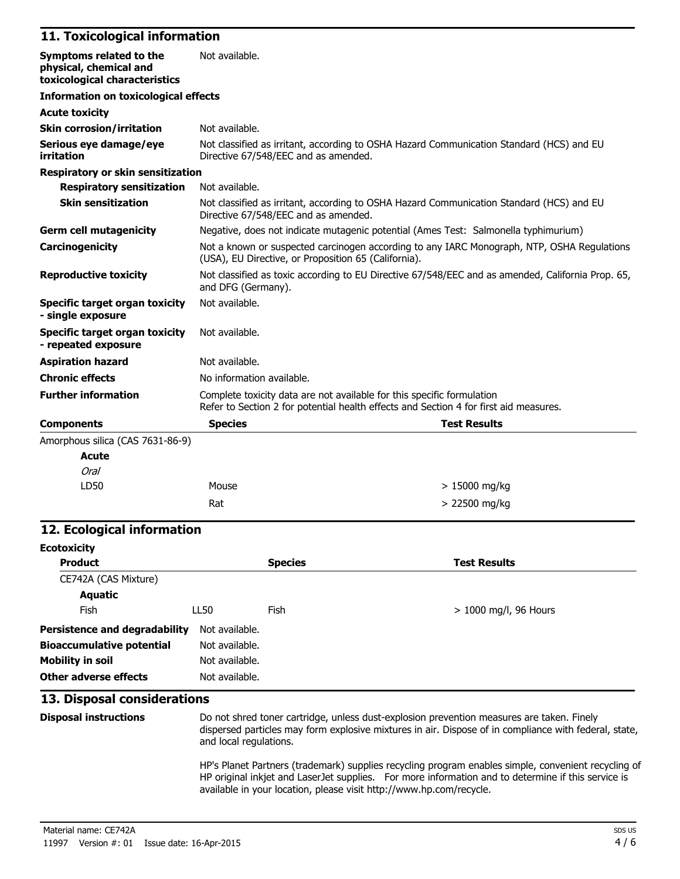## 11. Toxicological information

**Symptoms related to the physical, chemical and toxicological characteristics** Not available.

**Information on toxicological effects**

**Acute toxicity**

| | |
|---|---|
| **Skin corrosion/irritation** | Not available. |
| **Serious eye damage/eye irritation** | Not classified as irritant, according to OSHA Hazard Communication Standard (HCS) and EU Directive 67/548/EEC and as amended. |

**Respiratory or skin sensitization**

| | |
|---|---|
| **Respiratory sensitization** | Not available. |
| **Skin sensitization** | Not classified as irritant, according to OSHA Hazard Communication Standard (HCS) and EU Directive 67/548/EEC and as amended. |
| **Germ cell mutagenicity** | Negative, does not indicate mutagenic potential (Ames Test: Salmonella typhimurium) |
| **Carcinogenicity** | Not a known or suspected carcinogen according to any IARC Monograph, NTP, OSHA Regulations (USA), EU Directive, or Proposition 65 (California). |
| **Reproductive toxicity** | Not classified as toxic according to EU Directive 67/548/EEC and as amended, California Prop. 65, and DFG (Germany). |
| **Specific target organ toxicity - single exposure** | Not available. |
| **Specific target organ toxicity - repeated exposure** | Not available. |
| **Aspiration hazard** | Not available. |
| **Chronic effects** | No information available. |
| **Further information** | Complete toxicity data are not available for this specific formulation<br>Refer to Section 2 for potential health effects and Section 4 for first aid measures. |

| Components | Species | Test Results |
|---|---|---|
| Amorphous silica (CAS 7631-86-9) | | |
| **Acute** | | |
| *Oral* | | |
| LD50 | Mouse | > 15000 mg/kg |
| | Rat | > 22500 mg/kg |

## 12. Ecological information

**Ecotoxicity**

| Product | | Species | Test Results |
|---|---|---|---|
| CE742A (CAS Mixture) | | | |
| **Aquatic** | | | |
| Fish | LL50 | Fish | > 1000 mg/l, 96 Hours |

| | |
|---|---|
| **Persistence and degradability** | Not available. |
| **Bioaccumulative potential** | Not available. |
| **Mobility in soil** | Not available. |
| **Other adverse effects** | Not available. |

## 13. Disposal considerations

**Disposal instructions**

Do not shred toner cartridge, unless dust-explosion prevention measures are taken. Finely dispersed particles may form explosive mixtures in air. Dispose of in compliance with federal, state, and local regulations.

HP's Planet Partners (trademark) supplies recycling program enables simple, convenient recycling of HP original inkjet and LaserJet supplies. For more information and to determine if this service is available in your location, please visit http://www.hp.com/recycle.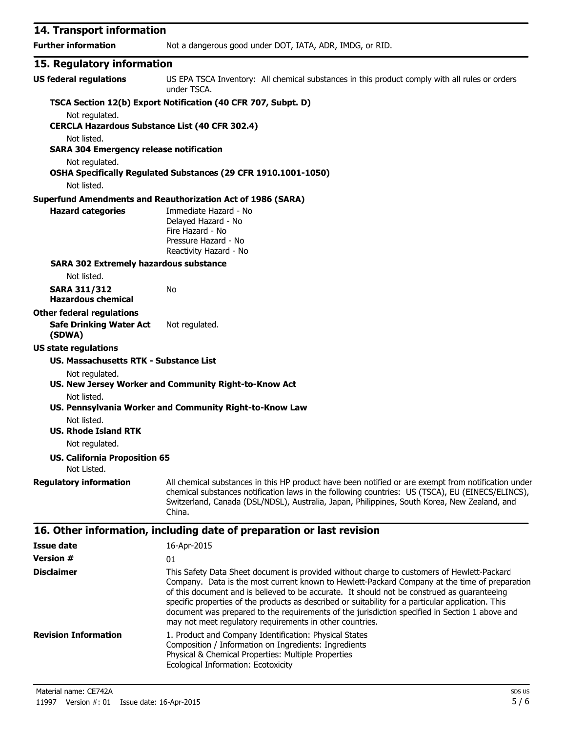## 14. Transport information

**Further information** Not a dangerous good under DOT, IATA, ADR, IMDG, or RID.

## 15. Regulatory information

**US federal regulations** US EPA TSCA Inventory: All chemical substances in this product comply with all rules or orders under TSCA.

**TSCA Section 12(b) Export Notification (40 CFR 707, Subpt. D)**

Not regulated.

**CERCLA Hazardous Substance List (40 CFR 302.4)**

Not listed.

**SARA 304 Emergency release notification**

Not regulated.

**OSHA Specifically Regulated Substances (29 CFR 1910.1001-1050)**

Not listed.

**Superfund Amendments and Reauthorization Act of 1986 (SARA)**

**Hazard categories**
Immediate Hazard - No
Delayed Hazard - No
Fire Hazard - No
Pressure Hazard - No
Reactivity Hazard - No

**SARA 302 Extremely hazardous substance**

Not listed.

**SARA 311/312 Hazardous chemical** No

**Other federal regulations**

**Safe Drinking Water Act (SDWA)** Not regulated.

**US state regulations**

**US. Massachusetts RTK - Substance List**

Not regulated.

**US. New Jersey Worker and Community Right-to-Know Act**

Not listed.

**US. Pennsylvania Worker and Community Right-to-Know Law**

Not listed.

**US. Rhode Island RTK**

Not regulated.

**US. California Proposition 65**

Not Listed.

**Regulatory information** All chemical substances in this HP product have been notified or are exempt from notification under chemical substances notification laws in the following countries: US (TSCA), EU (EINECS/ELINCS), Switzerland, Canada (DSL/NDSL), Australia, Japan, Philippines, South Korea, New Zealand, and China.

## 16. Other information, including date of preparation or last revision

**Issue date** 16-Apr-2015

**Version #** 01

**Disclaimer** This Safety Data Sheet document is provided without charge to customers of Hewlett-Packard Company. Data is the most current known to Hewlett-Packard Company at the time of preparation of this document and is believed to be accurate. It should not be construed as guaranteeing specific properties of the products as described or suitability for a particular application. This document was prepared to the requirements of the jurisdiction specified in Section 1 above and may not meet regulatory requirements in other countries.

**Revision Information**
1. Product and Company Identification: Physical States
Composition / Information on Ingredients: Ingredients
Physical & Chemical Properties: Multiple Properties
Ecological Information: Ecotoxicity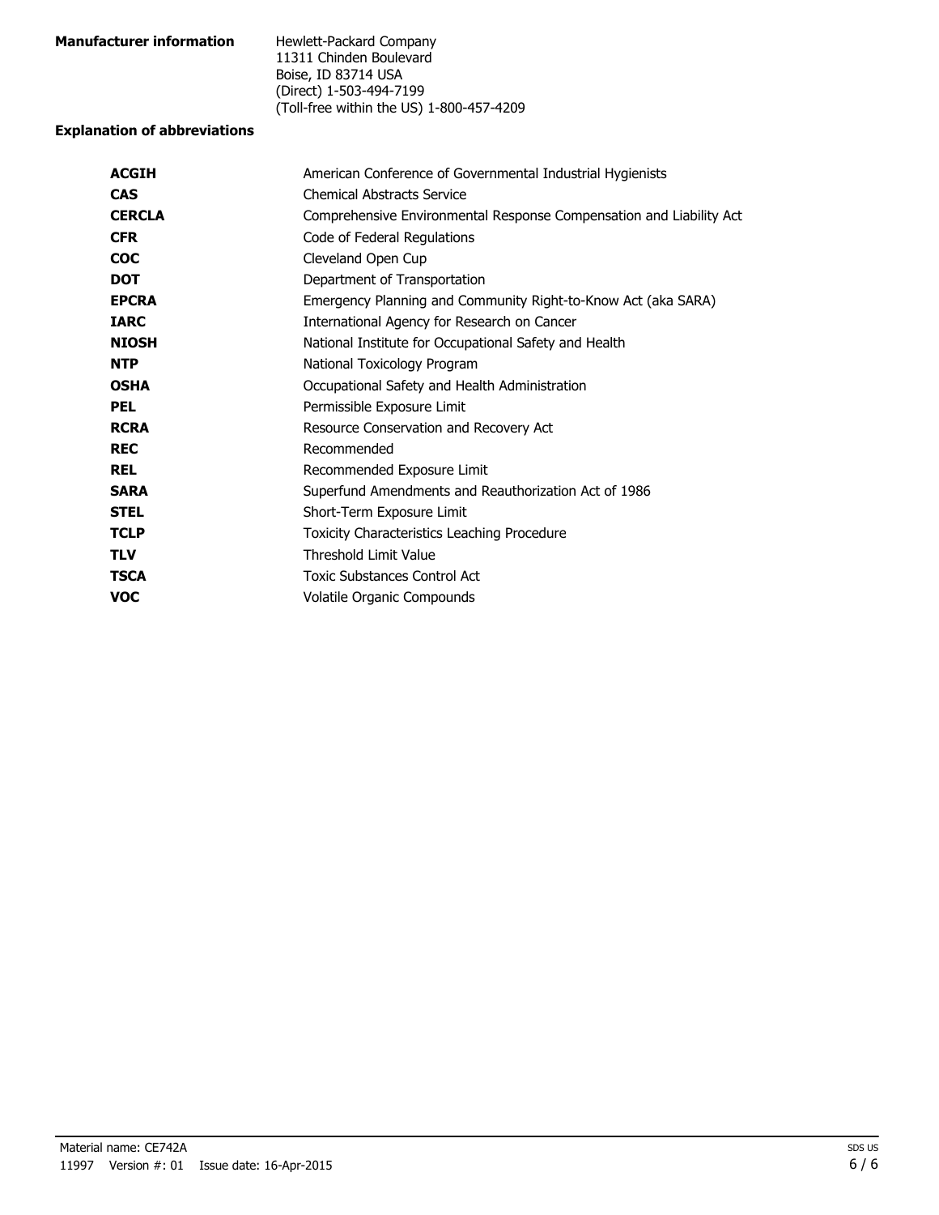**Manufacturer information**

Hewlett-Packard Company
11311 Chinden Boulevard
Boise, ID 83714 USA
(Direct) 1-503-494-7199
(Toll-free within the US) 1-800-457-4209

**Explanation of abbreviations**

| | |
|---|---|
| **ACGIH** | American Conference of Governmental Industrial Hygienists |
| **CAS** | Chemical Abstracts Service |
| **CERCLA** | Comprehensive Environmental Response Compensation and Liability Act |
| **CFR** | Code of Federal Regulations |
| **COC** | Cleveland Open Cup |
| **DOT** | Department of Transportation |
| **EPCRA** | Emergency Planning and Community Right-to-Know Act (aka SARA) |
| **IARC** | International Agency for Research on Cancer |
| **NIOSH** | National Institute for Occupational Safety and Health |
| **NTP** | National Toxicology Program |
| **OSHA** | Occupational Safety and Health Administration |
| **PEL** | Permissible Exposure Limit |
| **RCRA** | Resource Conservation and Recovery Act |
| **REC** | Recommended |
| **REL** | Recommended Exposure Limit |
| **SARA** | Superfund Amendments and Reauthorization Act of 1986 |
| **STEL** | Short-Term Exposure Limit |
| **TCLP** | Toxicity Characteristics Leaching Procedure |
| **TLV** | Threshold Limit Value |
| **TSCA** | Toxic Substances Control Act |
| **VOC** | Volatile Organic Compounds |

Material name: CE742A
11997 Version #: 01 Issue date: 16-Apr-2015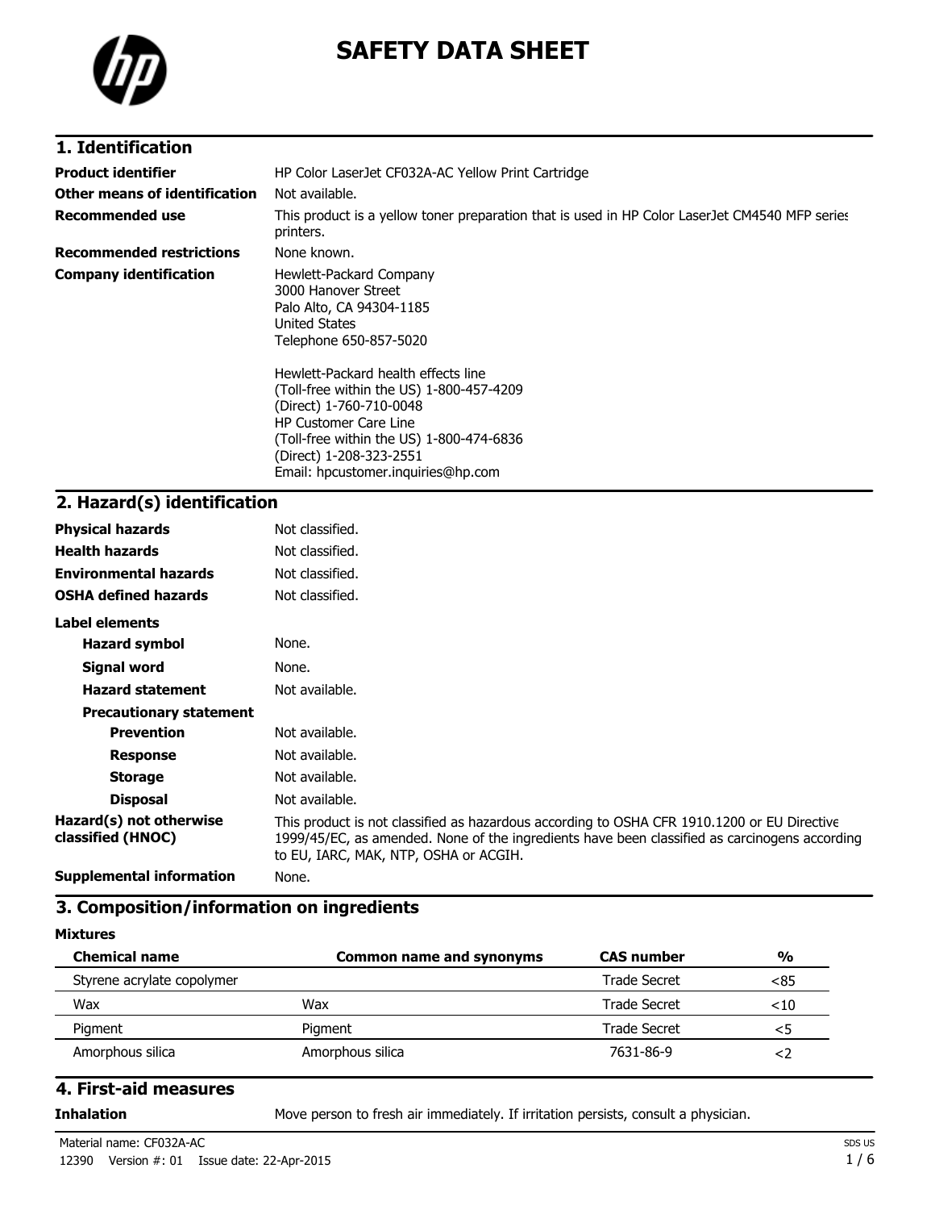# SAFETY DATA SHEET

## 1. Identification

| | |
|---|---|
| **Product identifier** | HP Color LaserJet CF032A-AC Yellow Print Cartridge |
| **Other means of identification** | Not available. |
| **Recommended use** | This product is a yellow toner preparation that is used in HP Color LaserJet CM4540 MFP series printers. |
| **Recommended restrictions** | None known. |
| **Company identification** | Hewlett-Packard Company<br>3000 Hanover Street<br>Palo Alto, CA 94304-1185<br>United States<br>Telephone 650-857-5020<br><br>Hewlett-Packard health effects line<br>(Toll-free within the US) 1-800-457-4209<br>(Direct) 1-760-710-0048<br>HP Customer Care Line<br>(Toll-free within the US) 1-800-474-6836<br>(Direct) 1-208-323-2551<br>Email: hpcustomer.inquiries@hp.com |

## 2. Hazard(s) identification

| | |
|---|---|
| **Physical hazards** | Not classified. |
| **Health hazards** | Not classified. |
| **Environmental hazards** | Not classified. |
| **OSHA defined hazards** | Not classified. |

**Label elements**

| | |
|---|---|
| **Hazard symbol** | None. |
| **Signal word** | None. |
| **Hazard statement** | Not available. |
| **Precautionary statement** | |
| **Prevention** | Not available. |
| **Response** | Not available. |
| **Storage** | Not available. |
| **Disposal** | Not available. |
| **Hazard(s) not otherwise classified (HNOC)** | This product is not classified as hazardous according to OSHA CFR 1910.1200 or EU Directive 1999/45/EC, as amended. None of the ingredients have been classified as carcinogens according to EU, IARC, MAK, NTP, OSHA or ACGIH. |
| **Supplemental information** | None. |

## 3. Composition/information on ingredients

**Mixtures**

| Chemical name | Common name and synonyms | CAS number | % |
|---|---|---|---|
| Styrene acrylate copolymer | | Trade Secret | <85 |
| Wax | Wax | Trade Secret | <10 |
| Pigment | Pigment | Trade Secret | <5 |
| Amorphous silica | Amorphous silica | 7631-86-9 | <2 |

## 4. First-aid measures

| | |
|---|---|
| **Inhalation** | Move person to fresh air immediately. If irritation persists, consult a physician. |

Material name: CF032A-AC

12390 Version #: 01 Issue date: 22-Apr-2015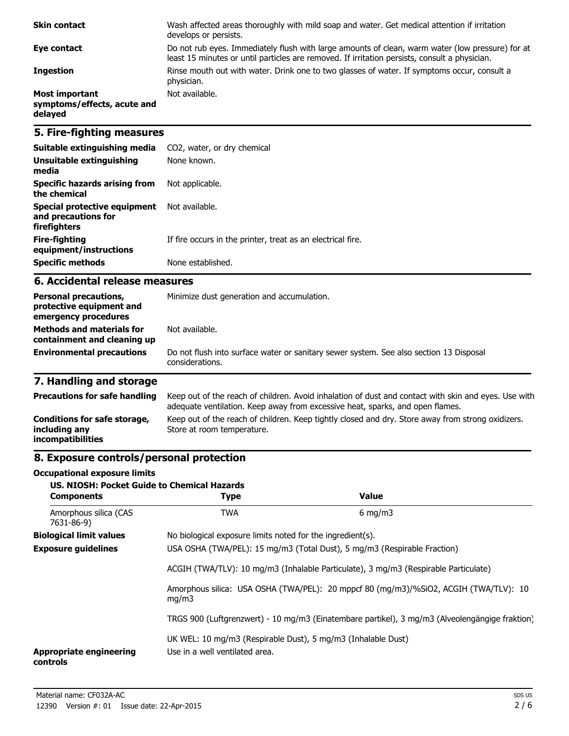| | |
|---|---|
| **Skin contact** | Wash affected areas thoroughly with mild soap and water. Get medical attention if irritation develops or persists. |
| **Eye contact** | Do not rub eyes. Immediately flush with large amounts of clean, warm water (low pressure) for at least 15 minutes or until particles are removed. If irritation persists, consult a physician. |
| **Ingestion** | Rinse mouth out with water. Drink one to two glasses of water. If symptoms occur, consult a physician. |
| **Most important symptoms/effects, acute and delayed** | Not available. |

## 5. Fire-fighting measures

| | |
|---|---|
| **Suitable extinguishing media** | $CO_2$, water, or dry chemical |
| **Unsuitable extinguishing media** | None known. |
| **Specific hazards arising from the chemical** | Not applicable. |
| **Special protective equipment and precautions for firefighters** | Not available. |
| **Fire-fighting equipment/instructions** | If fire occurs in the printer, treat as an electrical fire. |
| **Specific methods** | None established. |

## 6. Accidental release measures

| | |
|---|---|
| **Personal precautions, protective equipment and emergency procedures** | Minimize dust generation and accumulation. |
| **Methods and materials for containment and cleaning up** | Not available. |
| **Environmental precautions** | Do not flush into surface water or sanitary sewer system. See also section 13 Disposal considerations. |

## 7. Handling and storage

| | |
|---|---|
| **Precautions for safe handling** | Keep out of the reach of children. Avoid inhalation of dust and contact with skin and eyes. Use with adequate ventilation. Keep away from excessive heat, sparks, and open flames. |
| **Conditions for safe storage, including any incompatibilities** | Keep out of the reach of children. Keep tightly closed and dry. Store away from strong oxidizers. Store at room temperature. |

## 8. Exposure controls/personal protection

**Occupational exposure limits**

**US. NIOSH: Pocket Guide to Chemical Hazards**

| Components | Type | Value |
|---|---|---|
| Amorphous silica (CAS 7631-86-9) | TWA | 6 mg/m3 |

| | |
|---|---|
| **Biological limit values** | No biological exposure limits noted for the ingredient(s). |
| **Exposure guidelines** | USA OSHA (TWA/PEL): 15 mg/m3 (Total Dust), 5 mg/m3 (Respirable Fraction)<br><br>ACGIH (TWA/TLV): 10 mg/m3 (Inhalable Particulate), 3 mg/m3 (Respirable Particulate)<br><br>Amorphous silica: USA OSHA (TWA/PEL): 20 mppcf 80 (mg/m3)/%SiO2, ACGIH (TWA/TLV): 10 mg/m3<br><br>TRGS 900 (Luftgrenzwert) - 10 mg/m3 (Einatembare partikel), 3 mg/m3 (Alveolengängige fraktion)<br><br>UK WEL: 10 mg/m3 (Respirable Dust), 5 mg/m3 (Inhalable Dust) |
| **Appropriate engineering controls** | Use in a well ventilated area. |

Material name: CF032A-AC

12390 Version #: 01 Issue date: 22-Apr-2015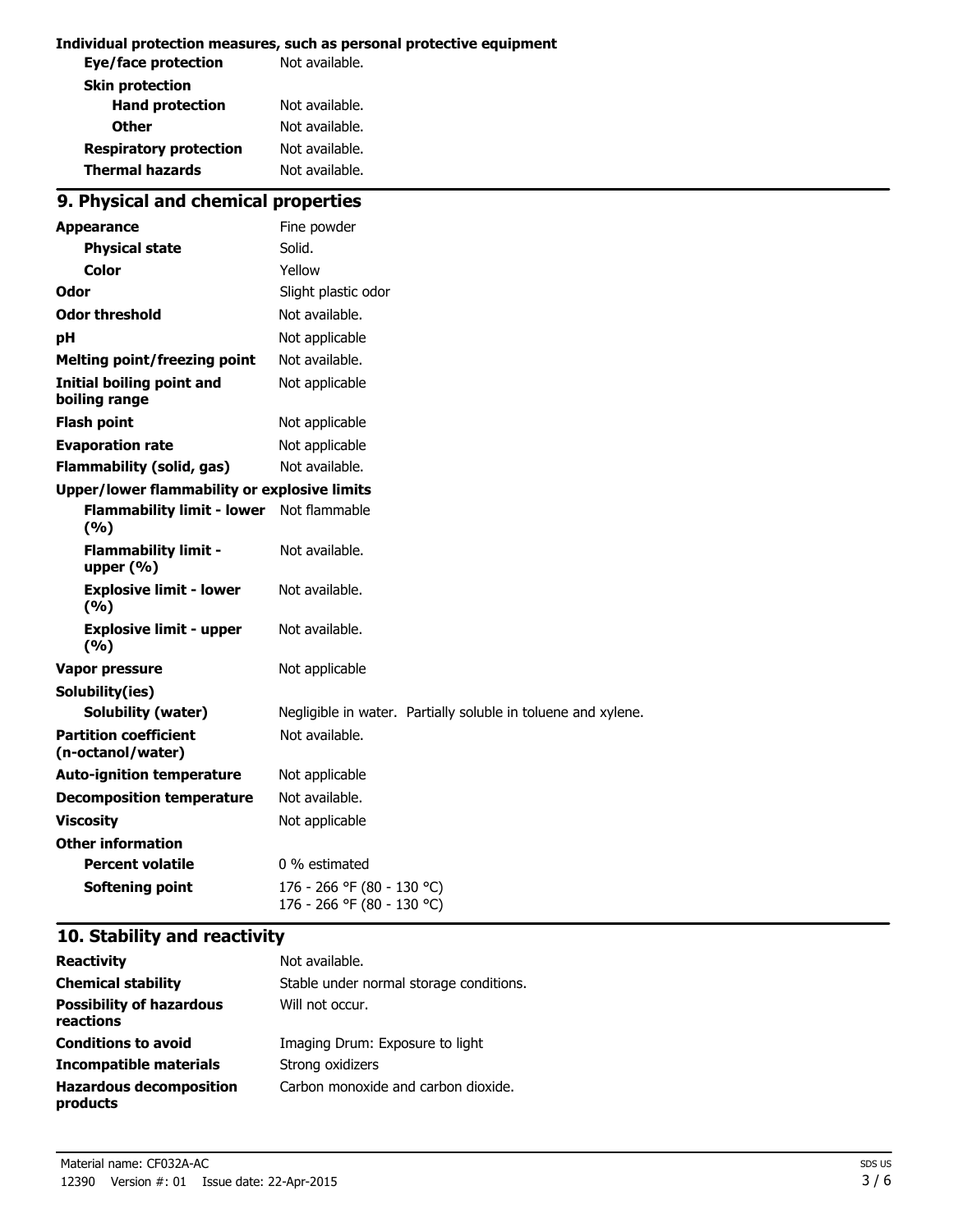**Individual protection measures, such as personal protective equipment**

| | |
|---|---|
| **Eye/face protection** | Not available. |
| **Skin protection** | |
| **Hand protection** | Not available. |
| **Other** | Not available. |
| **Respiratory protection** | Not available. |
| **Thermal hazards** | Not available. |

## 9. Physical and chemical properties

| | |
|---|---|
| **Appearance** | Fine powder |
| **Physical state** | Solid. |
| **Color** | Yellow |
| **Odor** | Slight plastic odor |
| **Odor threshold** | Not available. |
| **pH** | Not applicable |
| **Melting point/freezing point** | Not available. |
| **Initial boiling point and boiling range** | Not applicable |
| **Flash point** | Not applicable |
| **Evaporation rate** | Not applicable |
| **Flammability (solid, gas)** | Not available. |
| **Upper/lower flammability or explosive limits** | |
| **Flammability limit - lower (%)** | Not flammable |
| **Flammability limit - upper (%)** | Not available. |
| **Explosive limit - lower (%)** | Not available. |
| **Explosive limit - upper (%)** | Not available. |
| **Vapor pressure** | Not applicable |
| **Solubility(ies)** | |
| **Solubility (water)** | Negligible in water. Partially soluble in toluene and xylene. |
| **Partition coefficient (n-octanol/water)** | Not available. |
| **Auto-ignition temperature** | Not applicable |
| **Decomposition temperature** | Not available. |
| **Viscosity** | Not applicable |
| **Other information** | |
| **Percent volatile** | 0 % estimated |
| **Softening point** | 176 - 266 °F (80 - 130 °C)<br>176 - 266 °F (80 - 130 °C) |

## 10. Stability and reactivity

| | |
|---|---|
| **Reactivity** | Not available. |
| **Chemical stability** | Stable under normal storage conditions. |
| **Possibility of hazardous reactions** | Will not occur. |
| **Conditions to avoid** | Imaging Drum: Exposure to light |
| **Incompatible materials** | Strong oxidizers |
| **Hazardous decomposition products** | Carbon monoxide and carbon dioxide. |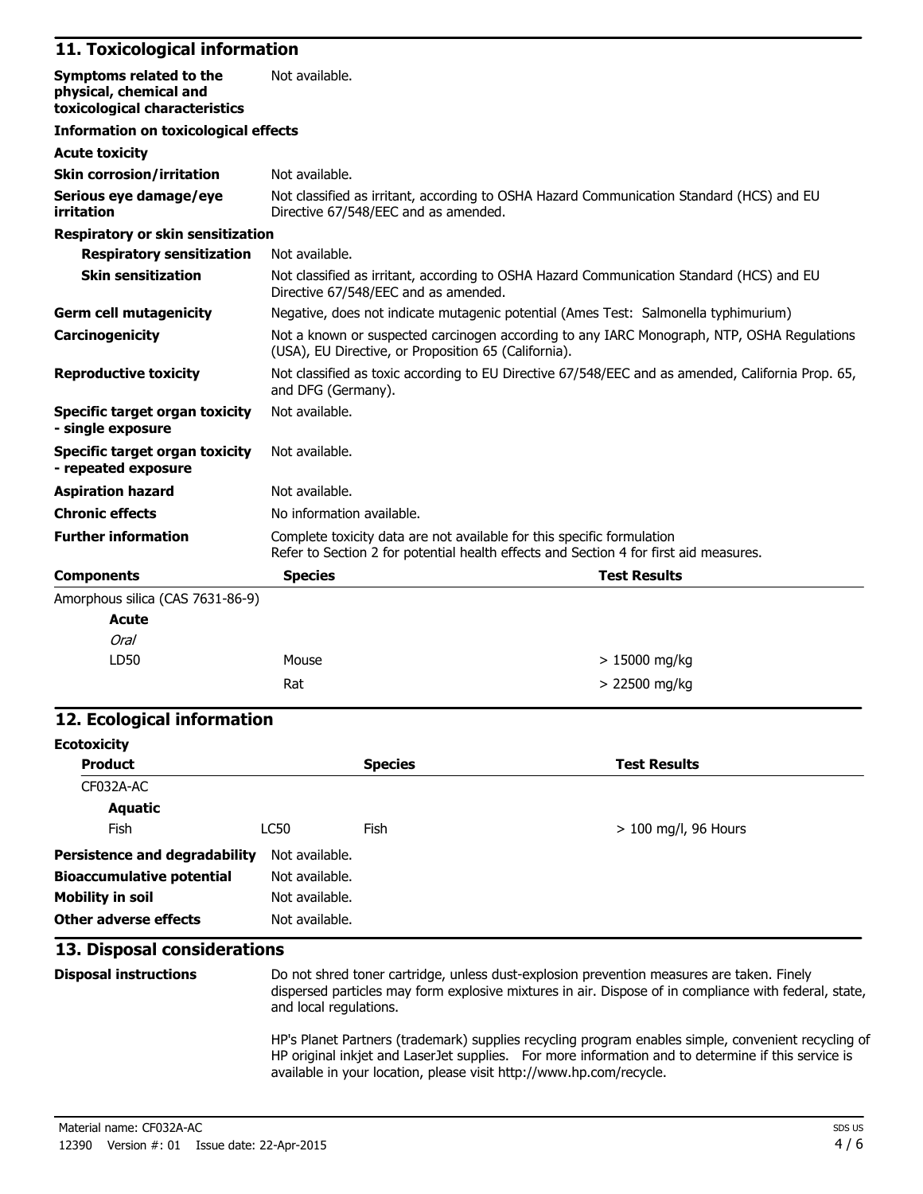## 11. Toxicological information

| | |
|---|---|
| **Symptoms related to the physical, chemical and toxicological characteristics** | Not available. |

**Information on toxicological effects**

**Acute toxicity**

| | |
|---|---|
| **Skin corrosion/irritation** | Not available. |
| **Serious eye damage/eye irritation** | Not classified as irritant, according to OSHA Hazard Communication Standard (HCS) and EU Directive 67/548/EEC and as amended. |

**Respiratory or skin sensitization**

| | |
|---|---|
| **Respiratory sensitization** | Not available. |
| **Skin sensitization** | Not classified as irritant, according to OSHA Hazard Communication Standard (HCS) and EU Directive 67/548/EEC and as amended. |
| **Germ cell mutagenicity** | Negative, does not indicate mutagenic potential (Ames Test: Salmonella typhimurium) |
| **Carcinogenicity** | Not a known or suspected carcinogen according to any IARC Monograph, NTP, OSHA Regulations (USA), EU Directive, or Proposition 65 (California). |
| **Reproductive toxicity** | Not classified as toxic according to EU Directive 67/548/EEC and as amended, California Prop. 65, and DFG (Germany). |
| **Specific target organ toxicity - single exposure** | Not available. |
| **Specific target organ toxicity - repeated exposure** | Not available. |
| **Aspiration hazard** | Not available. |
| **Chronic effects** | No information available. |
| **Further information** | Complete toxicity data are not available for this specific formulation<br>Refer to Section 2 for potential health effects and Section 4 for first aid measures. |

| **Components** | **Species** | **Test Results** |
|---|---|---|
| Amorphous silica (CAS 7631-86-9) | | |
| **Acute** | | |
| *Oral* | | |
| LD50 | Mouse | > 15000 mg/kg |
| | Rat | > 22500 mg/kg |

## 12. Ecological information

**Ecotoxicity**

| **Product** | | **Species** | **Test Results** |
|---|---|---|---|
| CF032A-AC | | | |
| **Aquatic** | | | |
| Fish | LC50 | Fish | > 100 mg/l, 96 Hours |

| | |
|---|---|
| **Persistence and degradability** | Not available. |
| **Bioaccumulative potential** | Not available. |
| **Mobility in soil** | Not available. |
| **Other adverse effects** | Not available. |

## 13. Disposal considerations

**Disposal instructions**

Do not shred toner cartridge, unless dust-explosion prevention measures are taken. Finely dispersed particles may form explosive mixtures in air. Dispose of in compliance with federal, state, and local regulations.

HP's Planet Partners (trademark) supplies recycling program enables simple, convenient recycling of HP original inkjet and LaserJet supplies. For more information and to determine if this service is available in your location, please visit http://www.hp.com/recycle.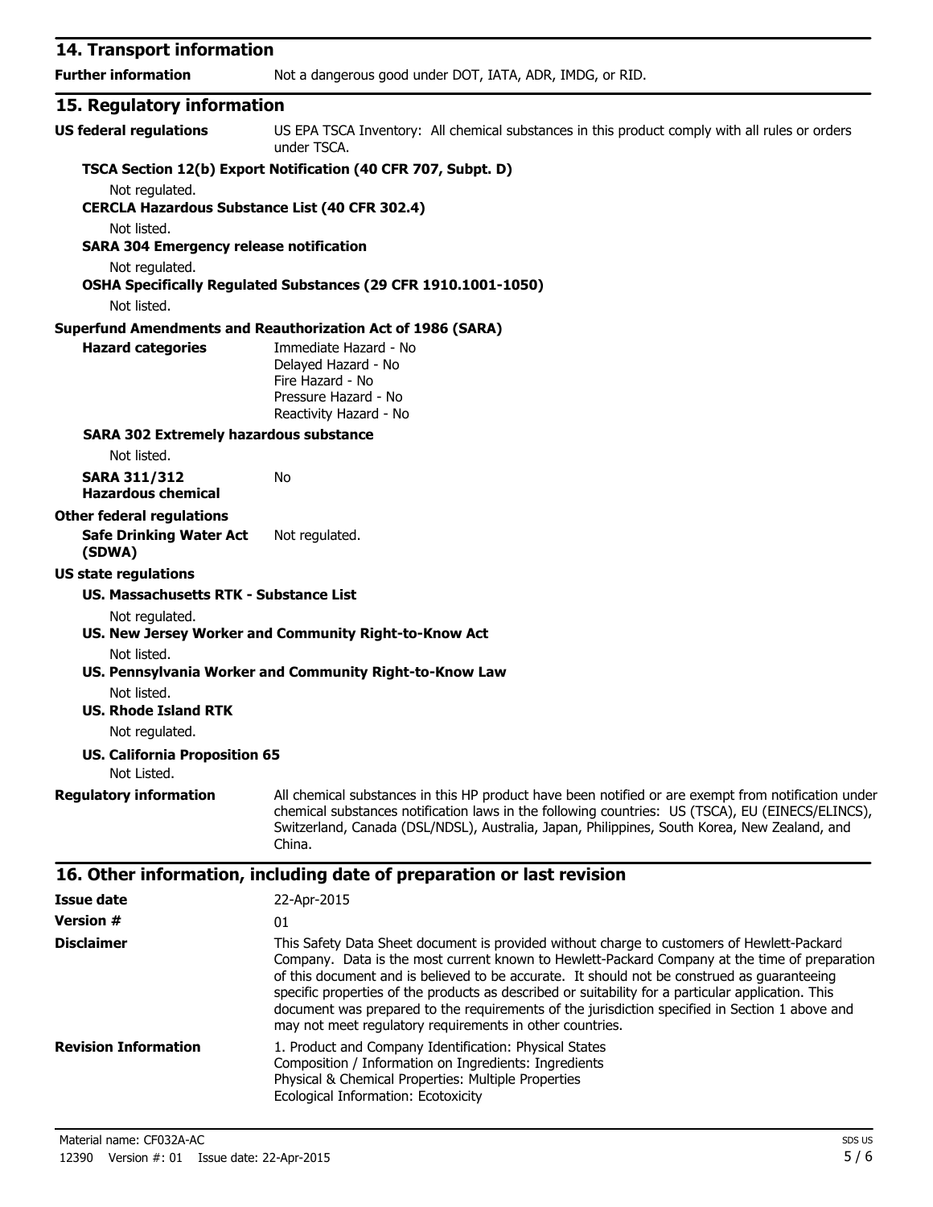## 14. Transport information

**Further information** Not a dangerous good under DOT, IATA, ADR, IMDG, or RID.

## 15. Regulatory information

**US federal regulations** US EPA TSCA Inventory: All chemical substances in this product comply with all rules or orders under TSCA.

**TSCA Section 12(b) Export Notification (40 CFR 707, Subpt. D)**

Not regulated.

**CERCLA Hazardous Substance List (40 CFR 302.4)**

Not listed.

**SARA 304 Emergency release notification**

Not regulated.

**OSHA Specifically Regulated Substances (29 CFR 1910.1001-1050)**

Not listed.

**Superfund Amendments and Reauthorization Act of 1986 (SARA)**

**Hazard categories**
Immediate Hazard - No
Delayed Hazard - No
Fire Hazard - No
Pressure Hazard - No
Reactivity Hazard - No

**SARA 302 Extremely hazardous substance**

Not listed.

**SARA 311/312 Hazardous chemical** No

**Other federal regulations**

**Safe Drinking Water Act (SDWA)** Not regulated.

**US state regulations**

**US. Massachusetts RTK - Substance List**

Not regulated.

**US. New Jersey Worker and Community Right-to-Know Act**

Not listed.

**US. Pennsylvania Worker and Community Right-to-Know Law**

Not listed.

**US. Rhode Island RTK**

Not regulated.

**US. California Proposition 65**

Not Listed.

**Regulatory information** All chemical substances in this HP product have been notified or are exempt from notification under chemical substances notification laws in the following countries: US (TSCA), EU (EINECS/ELINCS), Switzerland, Canada (DSL/NDSL), Australia, Japan, Philippines, South Korea, New Zealand, and China.

## 16. Other information, including date of preparation or last revision

**Issue date** 22-Apr-2015

**Version #** 01

**Disclaimer** This Safety Data Sheet document is provided without charge to customers of Hewlett-Packard Company. Data is the most current known to Hewlett-Packard Company at the time of preparation of this document and is believed to be accurate. It should not be construed as guaranteeing specific properties of the products as described or suitability for a particular application. This document was prepared to the requirements of the jurisdiction specified in Section 1 above and may not meet regulatory requirements in other countries.

**Revision Information**
1. Product and Company Identification: Physical States
Composition / Information on Ingredients: Ingredients
Physical & Chemical Properties: Multiple Properties
Ecological Information: Ecotoxicity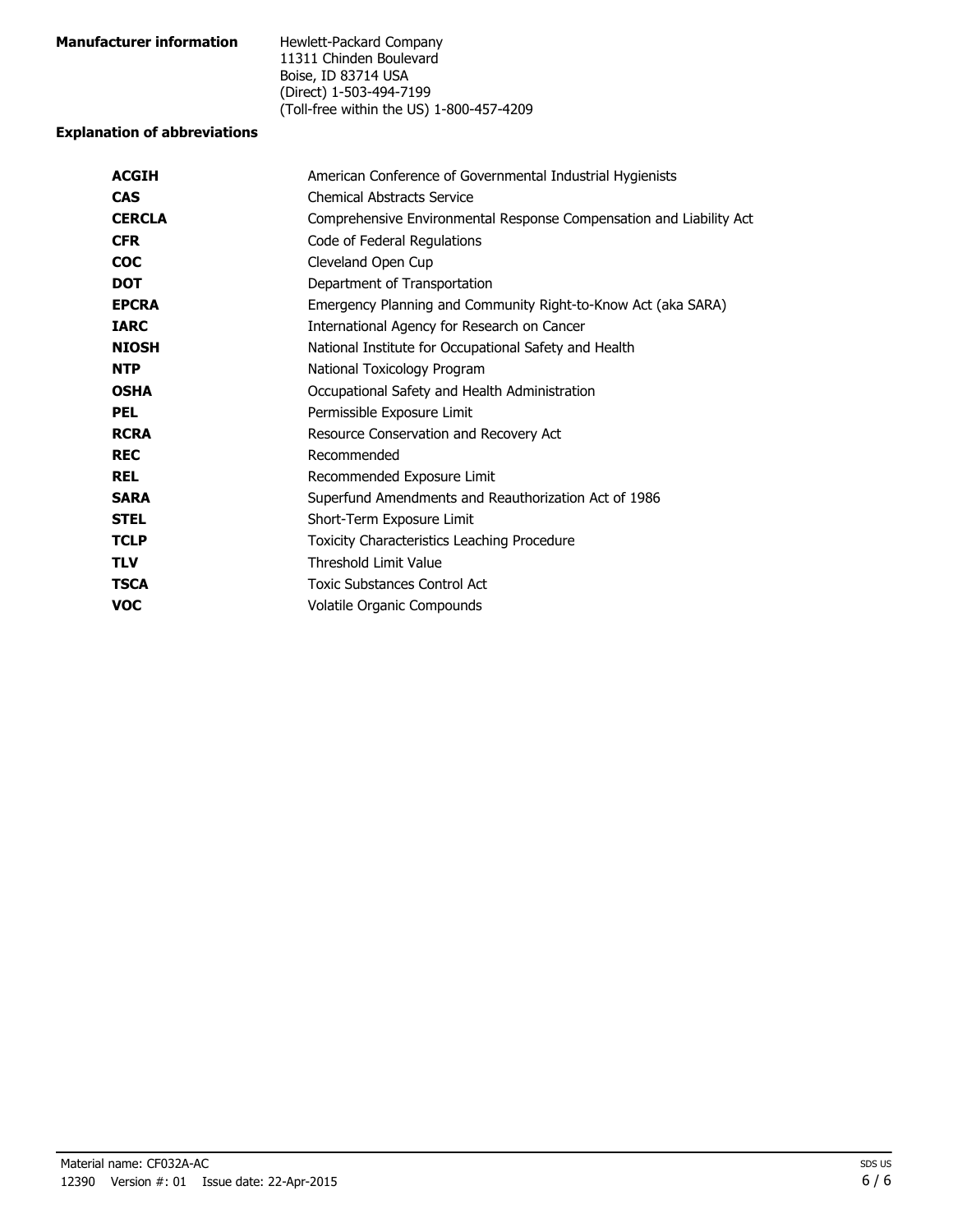**Manufacturer information**

Hewlett-Packard Company
11311 Chinden Boulevard
Boise, ID 83714 USA
(Direct) 1-503-494-7199
(Toll-free within the US) 1-800-457-4209

**Explanation of abbreviations**

| | |
|---|---|
| **ACGIH** | American Conference of Governmental Industrial Hygienists |
| **CAS** | Chemical Abstracts Service |
| **CERCLA** | Comprehensive Environmental Response Compensation and Liability Act |
| **CFR** | Code of Federal Regulations |
| **COC** | Cleveland Open Cup |
| **DOT** | Department of Transportation |
| **EPCRA** | Emergency Planning and Community Right-to-Know Act (aka SARA) |
| **IARC** | International Agency for Research on Cancer |
| **NIOSH** | National Institute for Occupational Safety and Health |
| **NTP** | National Toxicology Program |
| **OSHA** | Occupational Safety and Health Administration |
| **PEL** | Permissible Exposure Limit |
| **RCRA** | Resource Conservation and Recovery Act |
| **REC** | Recommended |
| **REL** | Recommended Exposure Limit |
| **SARA** | Superfund Amendments and Reauthorization Act of 1986 |
| **STEL** | Short-Term Exposure Limit |
| **TCLP** | Toxicity Characteristics Leaching Procedure |
| **TLV** | Threshold Limit Value |
| **TSCA** | Toxic Substances Control Act |
| **VOC** | Volatile Organic Compounds |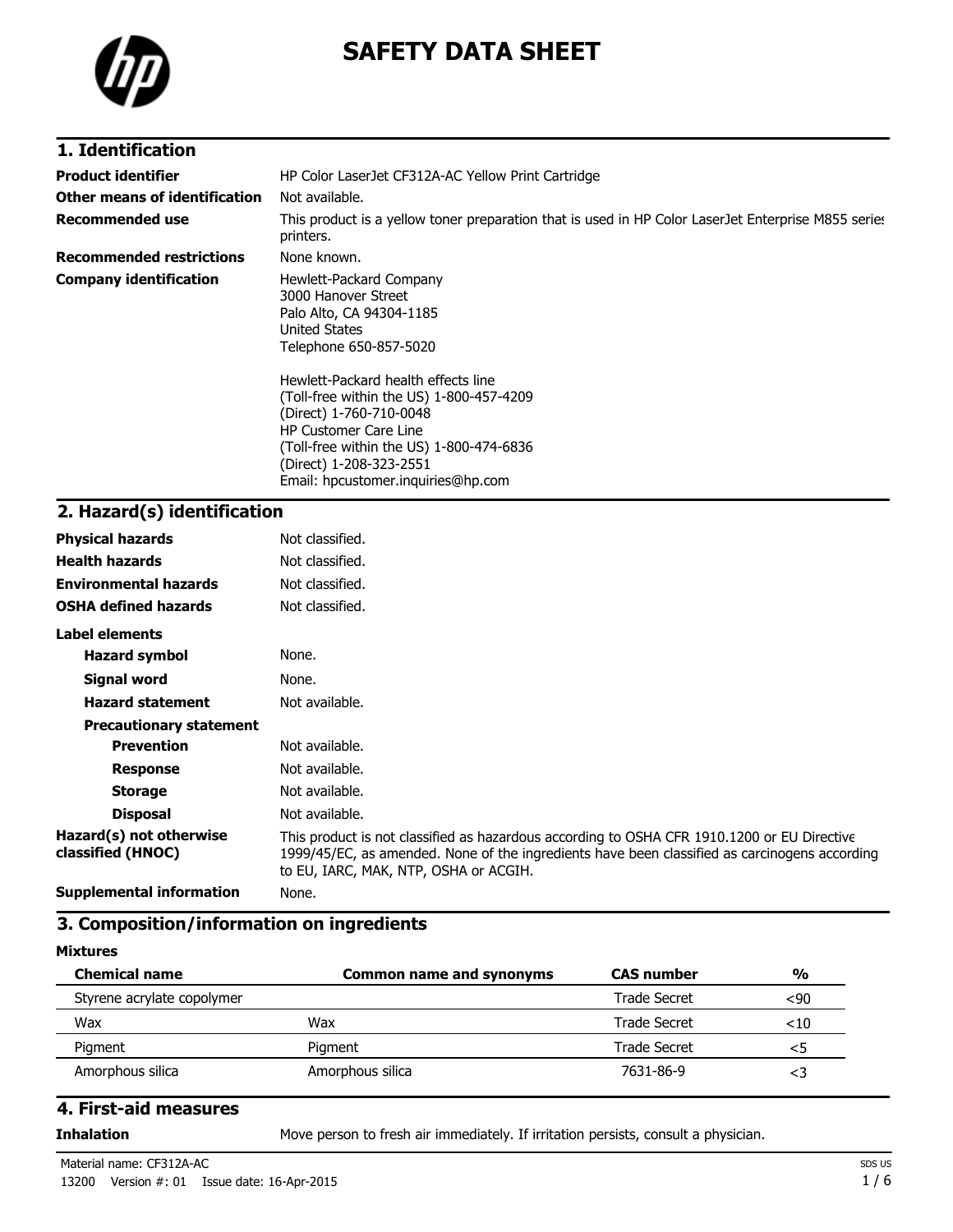# SAFETY DATA SHEET

## 1. Identification

| | |
|---|---|
| **Product identifier** | HP Color LaserJet CF312A-AC Yellow Print Cartridge |
| **Other means of identification** | Not available. |
| **Recommended use** | This product is a yellow toner preparation that is used in HP Color LaserJet Enterprise M855 series printers. |
| **Recommended restrictions** | None known. |
| **Company identification** | Hewlett-Packard Company<br>3000 Hanover Street<br>Palo Alto, CA 94304-1185<br>United States<br>Telephone 650-857-5020<br><br>Hewlett-Packard health effects line<br>(Toll-free within the US) 1-800-457-4209<br>(Direct) 1-760-710-0048<br>HP Customer Care Line<br>(Toll-free within the US) 1-800-474-6836<br>(Direct) 1-208-323-2551<br>Email: hpcustomer.inquiries@hp.com |

## 2. Hazard(s) identification

| | |
|---|---|
| **Physical hazards** | Not classified. |
| **Health hazards** | Not classified. |
| **Environmental hazards** | Not classified. |
| **OSHA defined hazards** | Not classified. |

**Label elements**

| | |
|---|---|
| **Hazard symbol** | None. |
| **Signal word** | None. |
| **Hazard statement** | Not available. |

**Precautionary statement**

| | |
|---|---|
| **Prevention** | Not available. |
| **Response** | Not available. |
| **Storage** | Not available. |
| **Disposal** | Not available. |
| **Hazard(s) not otherwise classified (HNOC)** | This product is not classified as hazardous according to OSHA CFR 1910.1200 or EU Directive 1999/45/EC, as amended. None of the ingredients have been classified as carcinogens according to EU, IARC, MAK, NTP, OSHA or ACGIH. |
| **Supplemental information** | None. |

## 3. Composition/information on ingredients

**Mixtures**

| Chemical name | Common name and synonyms | CAS number | % |
|---|---|---|---|
| Styrene acrylate copolymer | | Trade Secret | <90 |
| Wax | Wax | Trade Secret | <10 |
| Pigment | Pigment | Trade Secret | <5 |
| Amorphous silica | Amorphous silica | 7631-86-9 | <3 |

## 4. First-aid measures

| | |
|---|---|
| **Inhalation** | Move person to fresh air immediately. If irritation persists, consult a physician. |

Material name: CF312A-AC

13200 Version #: 01 Issue date: 16-Apr-2015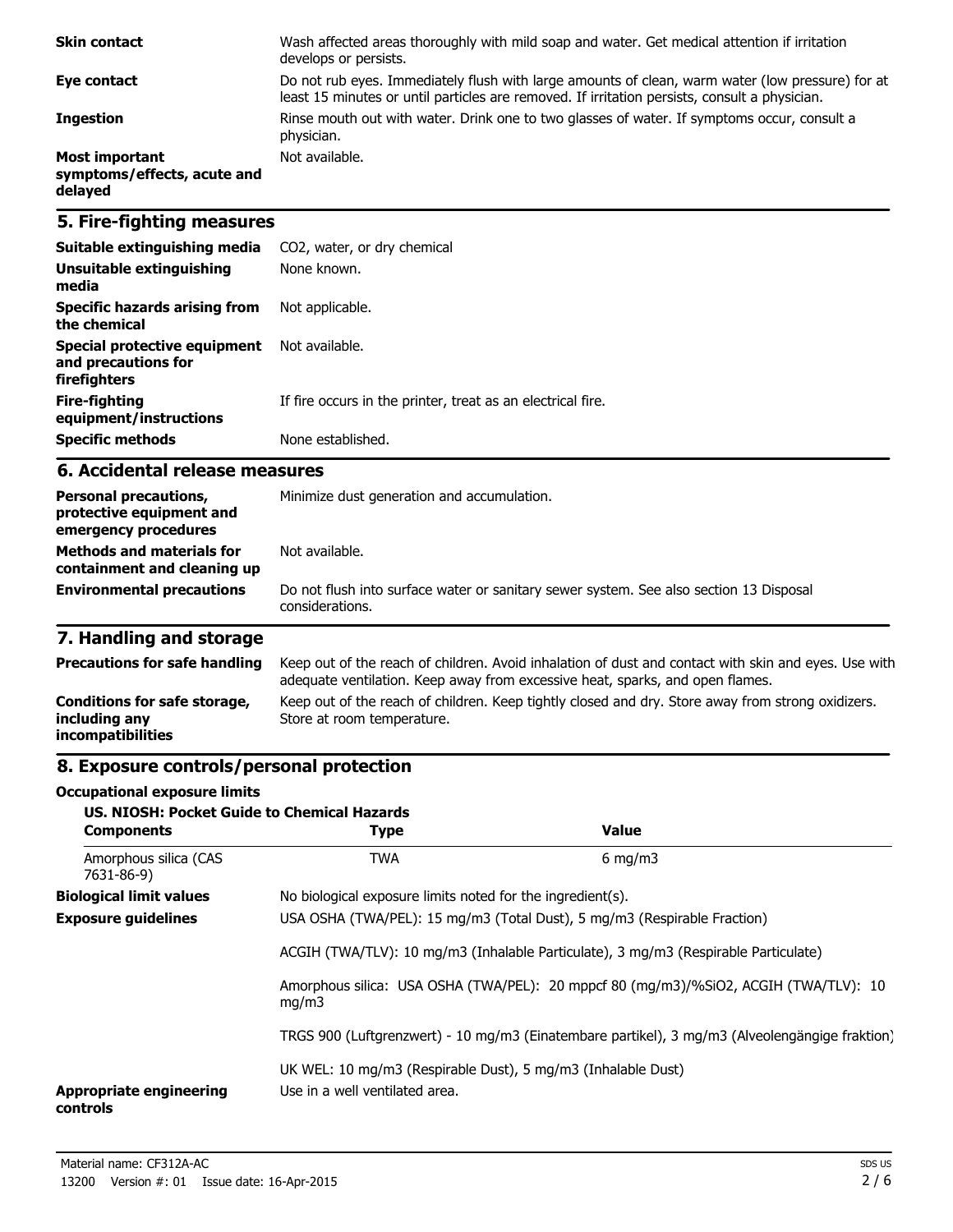| | |
|---|---|
| **Skin contact** | Wash affected areas thoroughly with mild soap and water. Get medical attention if irritation develops or persists. |
| **Eye contact** | Do not rub eyes. Immediately flush with large amounts of clean, warm water (low pressure) for at least 15 minutes or until particles are removed. If irritation persists, consult a physician. |
| **Ingestion** | Rinse mouth out with water. Drink one to two glasses of water. If symptoms occur, consult a physician. |
| **Most important symptoms/effects, acute and delayed** | Not available. |

## 5. Fire-fighting measures

| | |
|---|---|
| **Suitable extinguishing media** | $CO_2$, water, or dry chemical |
| **Unsuitable extinguishing media** | None known. |
| **Specific hazards arising from the chemical** | Not applicable. |
| **Special protective equipment and precautions for firefighters** | Not available. |
| **Fire-fighting equipment/instructions** | If fire occurs in the printer, treat as an electrical fire. |
| **Specific methods** | None established. |

## 6. Accidental release measures

| | |
|---|---|
| **Personal precautions, protective equipment and emergency procedures** | Minimize dust generation and accumulation. |
| **Methods and materials for containment and cleaning up** | Not available. |
| **Environmental precautions** | Do not flush into surface water or sanitary sewer system. See also section 13 Disposal considerations. |

## 7. Handling and storage

| | |
|---|---|
| **Precautions for safe handling** | Keep out of the reach of children. Avoid inhalation of dust and contact with skin and eyes. Use with adequate ventilation. Keep away from excessive heat, sparks, and open flames. |
| **Conditions for safe storage, including any incompatibilities** | Keep out of the reach of children. Keep tightly closed and dry. Store away from strong oxidizers. Store at room temperature. |

## 8. Exposure controls/personal protection

**Occupational exposure limits**

**US. NIOSH: Pocket Guide to Chemical Hazards**

| Components | Type | Value |
|---|---|---|
| Amorphous silica (CAS 7631-86-9) | TWA | 6 mg/m3 |

**Biological limit values** No biological exposure limits noted for the ingredient(s).

**Exposure guidelines** USA OSHA (TWA/PEL): 15 mg/m3 (Total Dust), 5 mg/m3 (Respirable Fraction)

ACGIH (TWA/TLV): 10 mg/m3 (Inhalable Particulate), 3 mg/m3 (Respirable Particulate)

Amorphous silica: USA OSHA (TWA/PEL): 20 mppcf 80 (mg/m3)/%SiO2, ACGIH (TWA/TLV): 10 mg/m3

TRGS 900 (Luftgrenzwert) - 10 mg/m3 (Einatembare partikel), 3 mg/m3 (Alveolengängige fraktion)

UK WEL: 10 mg/m3 (Respirable Dust), 5 mg/m3 (Inhalable Dust)

**Appropriate engineering controls** Use in a well ventilated area.

Material name: CF312A-AC

13200 Version #: 01 Issue date: 16-Apr-2015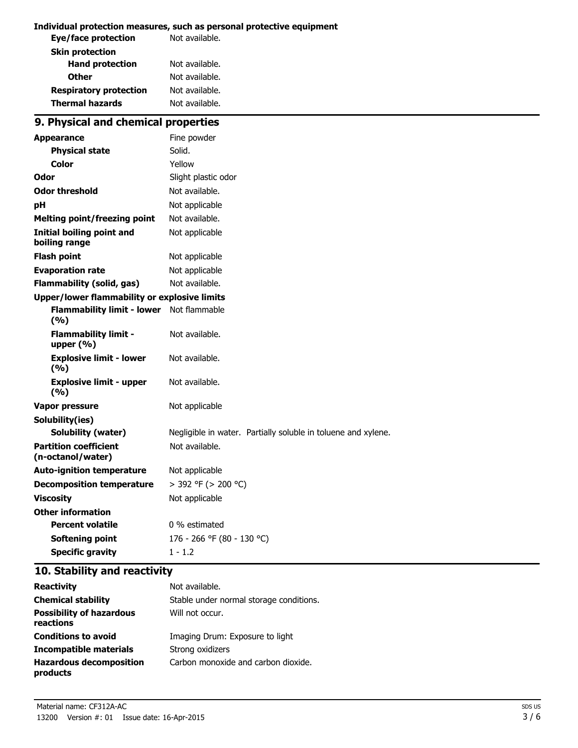**Individual protection measures, such as personal protective equipment**

| | |
|---|---|
| **Eye/face protection** | Not available. |
| **Skin protection** | |
| **Hand protection** | Not available. |
| **Other** | Not available. |
| **Respiratory protection** | Not available. |
| **Thermal hazards** | Not available. |

## 9. Physical and chemical properties

| | |
|---|---|
| **Appearance** | Fine powder |
| **Physical state** | Solid. |
| **Color** | Yellow |
| **Odor** | Slight plastic odor |
| **Odor threshold** | Not available. |
| **pH** | Not applicable |
| **Melting point/freezing point** | Not available. |
| **Initial boiling point and boiling range** | Not applicable |
| **Flash point** | Not applicable |
| **Evaporation rate** | Not applicable |
| **Flammability (solid, gas)** | Not available. |
| **Upper/lower flammability or explosive limits** | |
| **Flammability limit - lower (%)** | Not flammable |
| **Flammability limit - upper (%)** | Not available. |
| **Explosive limit - lower (%)** | Not available. |
| **Explosive limit - upper (%)** | Not available. |
| **Vapor pressure** | Not applicable |
| **Solubility(ies)** | |
| **Solubility (water)** | Negligible in water. Partially soluble in toluene and xylene. |
| **Partition coefficient (n-octanol/water)** | Not available. |
| **Auto-ignition temperature** | Not applicable |
| **Decomposition temperature** | > 392 °F (> 200 °C) |
| **Viscosity** | Not applicable |
| **Other information** | |
| **Percent volatile** | 0 % estimated |
| **Softening point** | 176 - 266 °F (80 - 130 °C) |
| **Specific gravity** | 1 - 1.2 |

## 10. Stability and reactivity

| | |
|---|---|
| **Reactivity** | Not available. |
| **Chemical stability** | Stable under normal storage conditions. |
| **Possibility of hazardous reactions** | Will not occur. |
| **Conditions to avoid** | Imaging Drum: Exposure to light |
| **Incompatible materials** | Strong oxidizers |
| **Hazardous decomposition products** | Carbon monoxide and carbon dioxide. |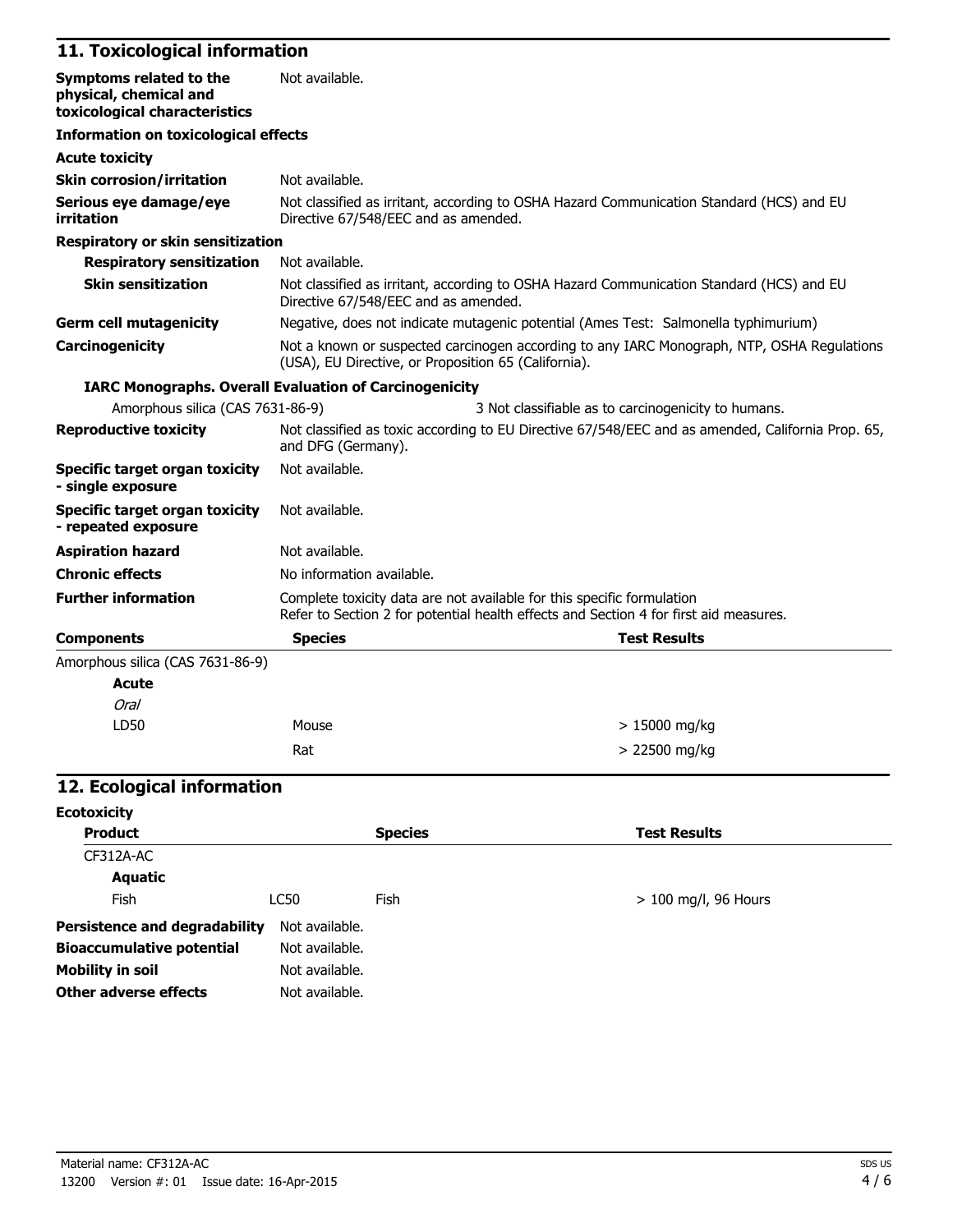## 11. Toxicological information

| | |
|---|---|
| **Symptoms related to the physical, chemical and toxicological characteristics** | Not available. |

**Information on toxicological effects**

**Acute toxicity**

| | |
|---|---|
| **Skin corrosion/irritation** | Not available. |
| **Serious eye damage/eye irritation** | Not classified as irritant, according to OSHA Hazard Communication Standard (HCS) and EU Directive 67/548/EEC and as amended. |

**Respiratory or skin sensitization**

| | |
|---|---|
| **Respiratory sensitization** | Not available. |
| **Skin sensitization** | Not classified as irritant, according to OSHA Hazard Communication Standard (HCS) and EU Directive 67/548/EEC and as amended. |
| **Germ cell mutagenicity** | Negative, does not indicate mutagenic potential (Ames Test: Salmonella typhimurium) |
| **Carcinogenicity** | Not a known or suspected carcinogen according to any IARC Monograph, NTP, OSHA Regulations (USA), EU Directive, or Proposition 65 (California). |

**IARC Monographs. Overall Evaluation of Carcinogenicity**

| | |
|---|---|
| Amorphous silica (CAS 7631-86-9) | 3 Not classifiable as to carcinogenicity to humans. |

| | |
|---|---|
| **Reproductive toxicity** | Not classified as toxic according to EU Directive 67/548/EEC and as amended, California Prop. 65, and DFG (Germany). |
| **Specific target organ toxicity - single exposure** | Not available. |
| **Specific target organ toxicity - repeated exposure** | Not available. |
| **Aspiration hazard** | Not available. |
| **Chronic effects** | No information available. |
| **Further information** | Complete toxicity data are not available for this specific formulation<br>Refer to Section 2 for potential health effects and Section 4 for first aid measures. |

| **Components** | **Species** | **Test Results** |
|---|---|---|
| Amorphous silica (CAS 7631-86-9) | | |
| **Acute** | | |
| *Oral* | | |
| LD50 | Mouse | > 15000 mg/kg |
| | Rat | > 22500 mg/kg |

## 12. Ecological information

**Ecotoxicity**

| **Product** | | **Species** | **Test Results** |
|---|---|---|---|
| CF312A-AC | | | |
| **Aquatic** | | | |
| Fish | LC50 | Fish | > 100 mg/l, 96 Hours |

| | |
|---|---|
| **Persistence and degradability** | Not available. |
| **Bioaccumulative potential** | Not available. |
| **Mobility in soil** | Not available. |
| **Other adverse effects** | Not available. |

Material name: CF312A-AC
13200 Version #: 01 Issue date: 16-Apr-2015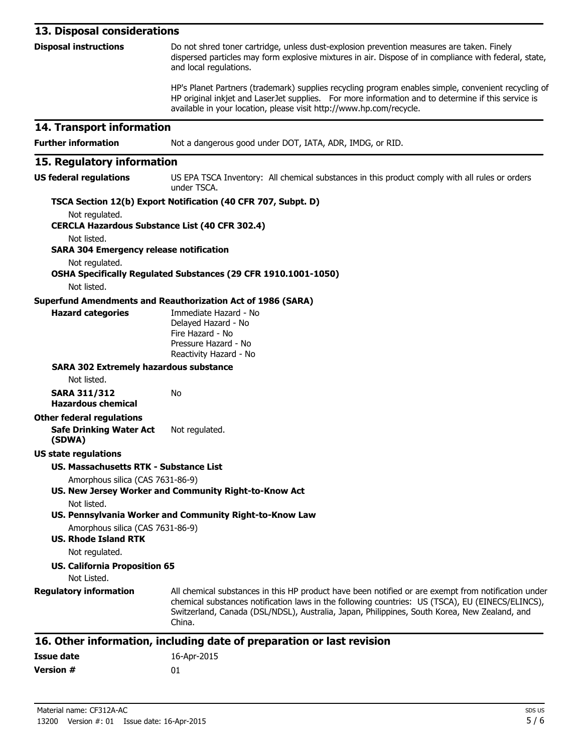## 13. Disposal considerations

**Disposal instructions**

Do not shred toner cartridge, unless dust-explosion prevention measures are taken. Finely dispersed particles may form explosive mixtures in air. Dispose of in compliance with federal, state, and local regulations.

HP's Planet Partners (trademark) supplies recycling program enables simple, convenient recycling of HP original inkjet and LaserJet supplies. For more information and to determine if this service is available in your location, please visit http://www.hp.com/recycle.

## 14. Transport information

**Further information** Not a dangerous good under DOT, IATA, ADR, IMDG, or RID.

## 15. Regulatory information

**US federal regulations** US EPA TSCA Inventory: All chemical substances in this product comply with all rules or orders under TSCA.

**TSCA Section 12(b) Export Notification (40 CFR 707, Subpt. D)**

Not regulated.

**CERCLA Hazardous Substance List (40 CFR 302.4)**

Not listed.

**SARA 304 Emergency release notification**

Not regulated.

**OSHA Specifically Regulated Substances (29 CFR 1910.1001-1050)**

Not listed.

**Superfund Amendments and Reauthorization Act of 1986 (SARA)**

**Hazard categories**

Immediate Hazard - No
Delayed Hazard - No
Fire Hazard - No
Pressure Hazard - No
Reactivity Hazard - No

**SARA 302 Extremely hazardous substance**

Not listed.

**SARA 311/312 Hazardous chemical** No

**Other federal regulations**

**Safe Drinking Water Act (SDWA)** Not regulated.

**US state regulations**

**US. Massachusetts RTK - Substance List**

Amorphous silica (CAS 7631-86-9)

**US. New Jersey Worker and Community Right-to-Know Act**

Not listed.

**US. Pennsylvania Worker and Community Right-to-Know Law**

Amorphous silica (CAS 7631-86-9)

**US. Rhode Island RTK**

Not regulated.

**US. California Proposition 65**

Not Listed.

**Regulatory information** All chemical substances in this HP product have been notified or are exempt from notification under chemical substances notification laws in the following countries: US (TSCA), EU (EINECS/ELINCS), Switzerland, Canada (DSL/NDSL), Australia, Japan, Philippines, South Korea, New Zealand, and China.

## 16. Other information, including date of preparation or last revision

**Issue date** 16-Apr-2015

**Version #** 01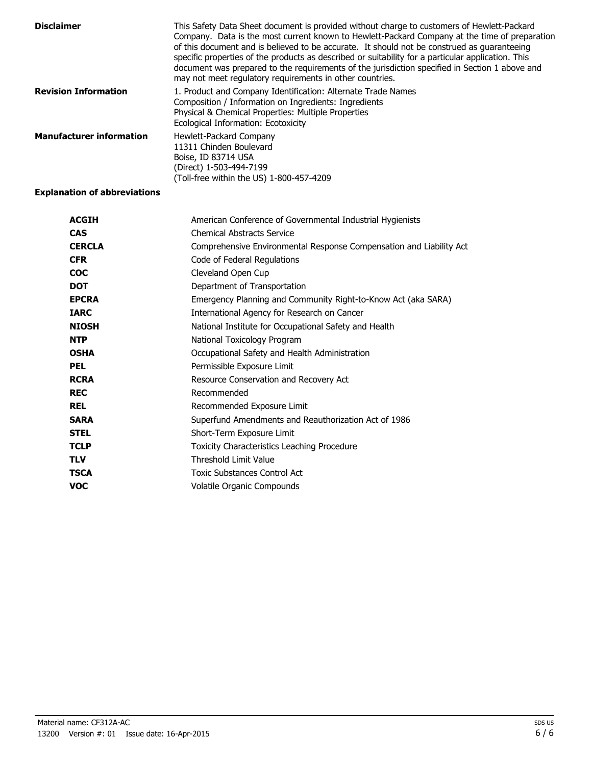**Disclaimer** This Safety Data Sheet document is provided without charge to customers of Hewlett-Packard Company. Data is the most current known to Hewlett-Packard Company at the time of preparation of this document and is believed to be accurate. It should not be construed as guaranteeing specific properties of the products as described or suitability for a particular application. This document was prepared to the requirements of the jurisdiction specified in Section 1 above and may not meet regulatory requirements in other countries.

**Revision Information** 1. Product and Company Identification: Alternate Trade Names
Composition / Information on Ingredients: Ingredients
Physical & Chemical Properties: Multiple Properties
Ecological Information: Ecotoxicity

**Manufacturer information** Hewlett-Packard Company
11311 Chinden Boulevard
Boise, ID 83714 USA
(Direct) 1-503-494-7199
(Toll-free within the US) 1-800-457-4209

**Explanation of abbreviations**

| | |
|---|---|
| **ACGIH** | American Conference of Governmental Industrial Hygienists |
| **CAS** | Chemical Abstracts Service |
| **CERCLA** | Comprehensive Environmental Response Compensation and Liability Act |
| **CFR** | Code of Federal Regulations |
| **COC** | Cleveland Open Cup |
| **DOT** | Department of Transportation |
| **EPCRA** | Emergency Planning and Community Right-to-Know Act (aka SARA) |
| **IARC** | International Agency for Research on Cancer |
| **NIOSH** | National Institute for Occupational Safety and Health |
| **NTP** | National Toxicology Program |
| **OSHA** | Occupational Safety and Health Administration |
| **PEL** | Permissible Exposure Limit |
| **RCRA** | Resource Conservation and Recovery Act |
| **REC** | Recommended |
| **REL** | Recommended Exposure Limit |
| **SARA** | Superfund Amendments and Reauthorization Act of 1986 |
| **STEL** | Short-Term Exposure Limit |
| **TCLP** | Toxicity Characteristics Leaching Procedure |
| **TLV** | Threshold Limit Value |
| **TSCA** | Toxic Substances Control Act |
| **VOC** | Volatile Organic Compounds |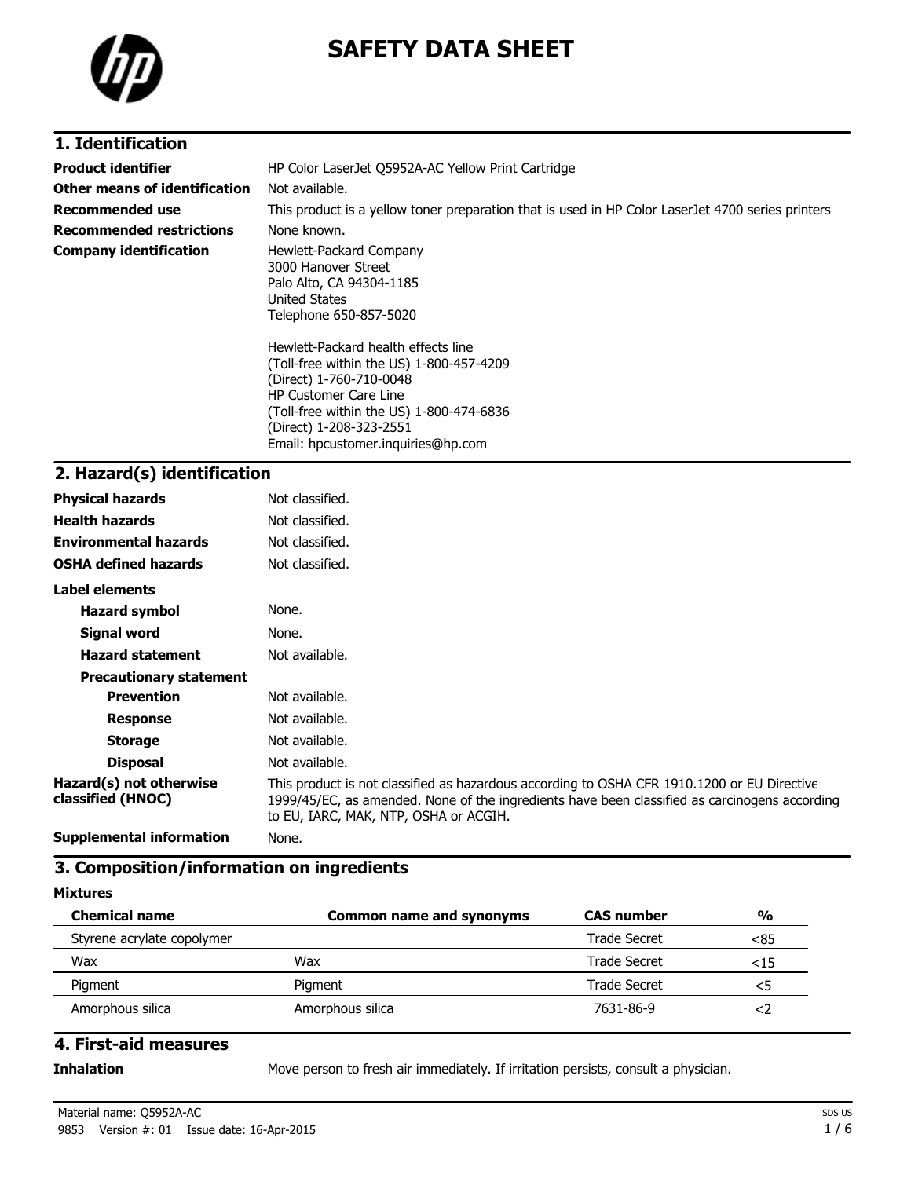# SAFETY DATA SHEET

## 1. Identification

| | |
|---|---|
| **Product identifier** | HP Color LaserJet Q5952A-AC Yellow Print Cartridge |
| **Other means of identification** | Not available. |
| **Recommended use** | This product is a yellow toner preparation that is used in HP Color LaserJet 4700 series printers |
| **Recommended restrictions** | None known. |
| **Company identification** | Hewlett-Packard Company<br>3000 Hanover Street<br>Palo Alto, CA 94304-1185<br>United States<br>Telephone 650-857-5020<br><br>Hewlett-Packard health effects line<br>(Toll-free within the US) 1-800-457-4209<br>(Direct) 1-760-710-0048<br>HP Customer Care Line<br>(Toll-free within the US) 1-800-474-6836<br>(Direct) 1-208-323-2551<br>Email: hpcustomer.inquiries@hp.com |

## 2. Hazard(s) identification

| | |
|---|---|
| **Physical hazards** | Not classified. |
| **Health hazards** | Not classified. |
| **Environmental hazards** | Not classified. |
| **OSHA defined hazards** | Not classified. |

**Label elements**

| | |
|---|---|
| **Hazard symbol** | None. |
| **Signal word** | None. |
| **Hazard statement** | Not available. |
| **Precautionary statement** | |
| **Prevention** | Not available. |
| **Response** | Not available. |
| **Storage** | Not available. |
| **Disposal** | Not available. |
| **Hazard(s) not otherwise classified (HNOC)** | This product is not classified as hazardous according to OSHA CFR 1910.1200 or EU Directive 1999/45/EC, as amended. None of the ingredients have been classified as carcinogens according to EU, IARC, MAK, NTP, OSHA or ACGIH. |
| **Supplemental information** | None. |

## 3. Composition/information on ingredients

**Mixtures**

| Chemical name | Common name and synonyms | CAS number | % |
|---|---|---|---|
| Styrene acrylate copolymer | | Trade Secret | <85 |
| Wax | Wax | Trade Secret | <15 |
| Pigment | Pigment | Trade Secret | <5 |
| Amorphous silica | Amorphous silica | 7631-86-9 | <2 |

## 4. First-aid measures

| | |
|---|---|
| **Inhalation** | Move person to fresh air immediately. If irritation persists, consult a physician. |

Material name: Q5952A-AC
9853 Version #: 01 Issue date: 16-Apr-2015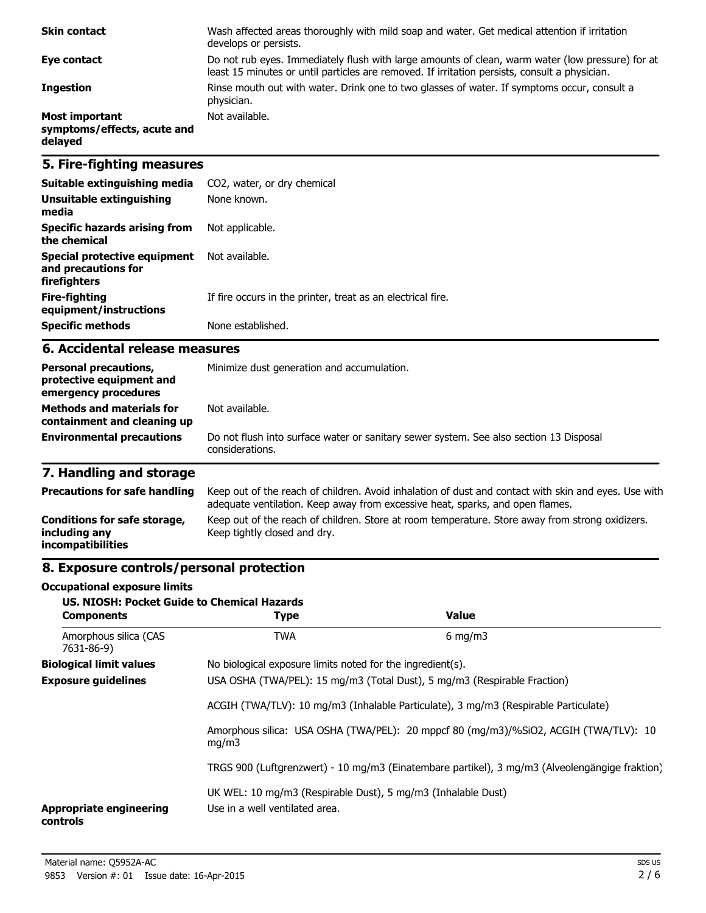| | |
|---|---|
| **Skin contact** | Wash affected areas thoroughly with mild soap and water. Get medical attention if irritation develops or persists. |
| **Eye contact** | Do not rub eyes. Immediately flush with large amounts of clean, warm water (low pressure) for at least 15 minutes or until particles are removed. If irritation persists, consult a physician. |
| **Ingestion** | Rinse mouth out with water. Drink one to two glasses of water. If symptoms occur, consult a physician. |
| **Most important symptoms/effects, acute and delayed** | Not available. |

## 5. Fire-fighting measures

| | |
|---|---|
| **Suitable extinguishing media** | $CO_2$, water, or dry chemical |
| **Unsuitable extinguishing media** | None known. |
| **Specific hazards arising from the chemical** | Not applicable. |
| **Special protective equipment and precautions for firefighters** | Not available. |
| **Fire-fighting equipment/instructions** | If fire occurs in the printer, treat as an electrical fire. |
| **Specific methods** | None established. |

## 6. Accidental release measures

| | |
|---|---|
| **Personal precautions, protective equipment and emergency procedures** | Minimize dust generation and accumulation. |
| **Methods and materials for containment and cleaning up** | Not available. |
| **Environmental precautions** | Do not flush into surface water or sanitary sewer system. See also section 13 Disposal considerations. |

## 7. Handling and storage

| | |
|---|---|
| **Precautions for safe handling** | Keep out of the reach of children. Avoid inhalation of dust and contact with skin and eyes. Use with adequate ventilation. Keep away from excessive heat, sparks, and open flames. |
| **Conditions for safe storage, including any incompatibilities** | Keep out of the reach of children. Store at room temperature. Store away from strong oxidizers. Keep tightly closed and dry. |

## 8. Exposure controls/personal protection

**Occupational exposure limits**

**US. NIOSH: Pocket Guide to Chemical Hazards**

| Components | Type | Value |
|---|---|---|
| Amorphous silica (CAS 7631-86-9) | TWA | 6 mg/m3 |

| | |
|---|---|
| **Biological limit values** | No biological exposure limits noted for the ingredient(s). |
| **Exposure guidelines** | USA OSHA (TWA/PEL): 15 mg/m3 (Total Dust), 5 mg/m3 (Respirable Fraction)<br><br>ACGIH (TWA/TLV): 10 mg/m3 (Inhalable Particulate), 3 mg/m3 (Respirable Particulate)<br><br>Amorphous silica: USA OSHA (TWA/PEL): 20 mppcf 80 (mg/m3)/%SiO2, ACGIH (TWA/TLV): 10 mg/m3<br><br>TRGS 900 (Luftgrenzwert) - 10 mg/m3 (Einatembare partikel), 3 mg/m3 (Alveolengängige fraktion)<br><br>UK WEL: 10 mg/m3 (Respirable Dust), 5 mg/m3 (Inhalable Dust) |
| **Appropriate engineering controls** | Use in a well ventilated area. |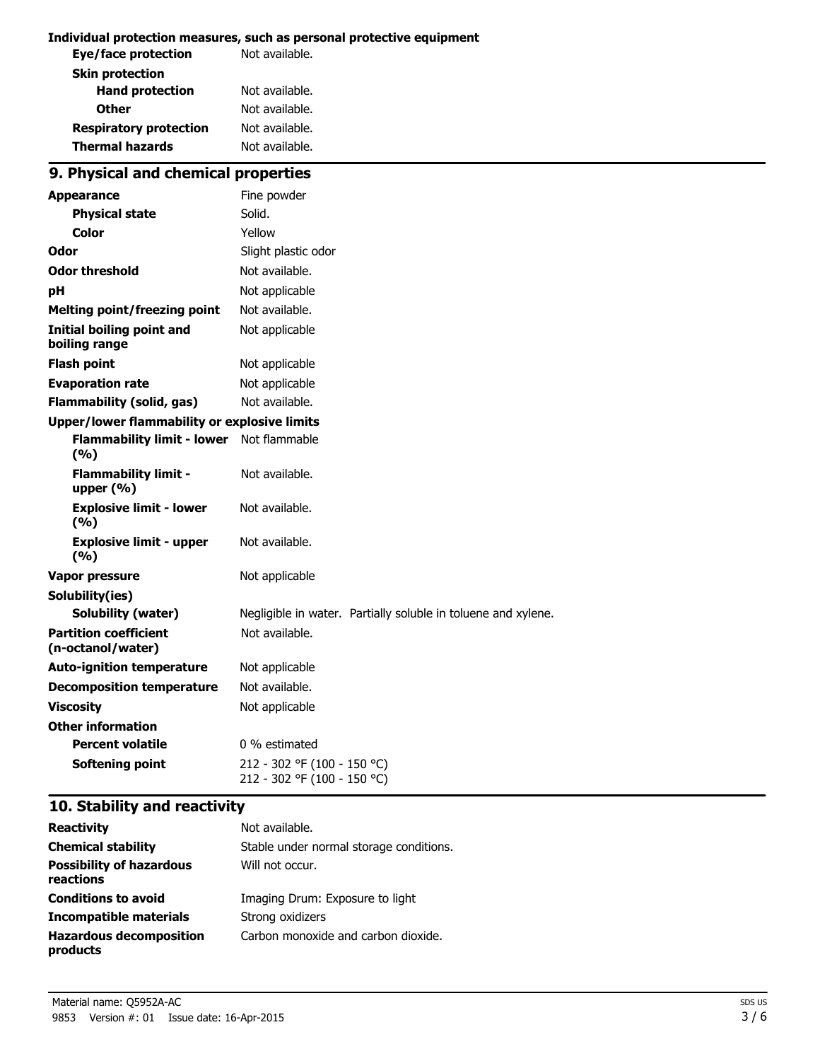**Individual protection measures, such as personal protective equipment**

| | |
|---|---|
| **Eye/face protection** | Not available. |
| **Skin protection** | |
| **Hand protection** | Not available. |
| **Other** | Not available. |
| **Respiratory protection** | Not available. |
| **Thermal hazards** | Not available. |

## 9. Physical and chemical properties

| | |
|---|---|
| **Appearance** | Fine powder |
| **Physical state** | Solid. |
| **Color** | Yellow |
| **Odor** | Slight plastic odor |
| **Odor threshold** | Not available. |
| **pH** | Not applicable |
| **Melting point/freezing point** | Not available. |
| **Initial boiling point and boiling range** | Not applicable |
| **Flash point** | Not applicable |
| **Evaporation rate** | Not applicable |
| **Flammability (solid, gas)** | Not available. |
| **Upper/lower flammability or explosive limits** | |
| **Flammability limit - lower (%)** | Not flammable |
| **Flammability limit - upper (%)** | Not available. |
| **Explosive limit - lower (%)** | Not available. |
| **Explosive limit - upper (%)** | Not available. |
| **Vapor pressure** | Not applicable |
| **Solubility(ies)** | |
| **Solubility (water)** | Negligible in water. Partially soluble in toluene and xylene. |
| **Partition coefficient (n-octanol/water)** | Not available. |
| **Auto-ignition temperature** | Not applicable |
| **Decomposition temperature** | Not available. |
| **Viscosity** | Not applicable |
| **Other information** | |
| **Percent volatile** | 0 % estimated |
| **Softening point** | 212 - 302 °F (100 - 150 °C)<br>212 - 302 °F (100 - 150 °C) |

## 10. Stability and reactivity

| | |
|---|---|
| **Reactivity** | Not available. |
| **Chemical stability** | Stable under normal storage conditions. |
| **Possibility of hazardous reactions** | Will not occur. |
| **Conditions to avoid** | Imaging Drum: Exposure to light |
| **Incompatible materials** | Strong oxidizers |
| **Hazardous decomposition products** | Carbon monoxide and carbon dioxide. |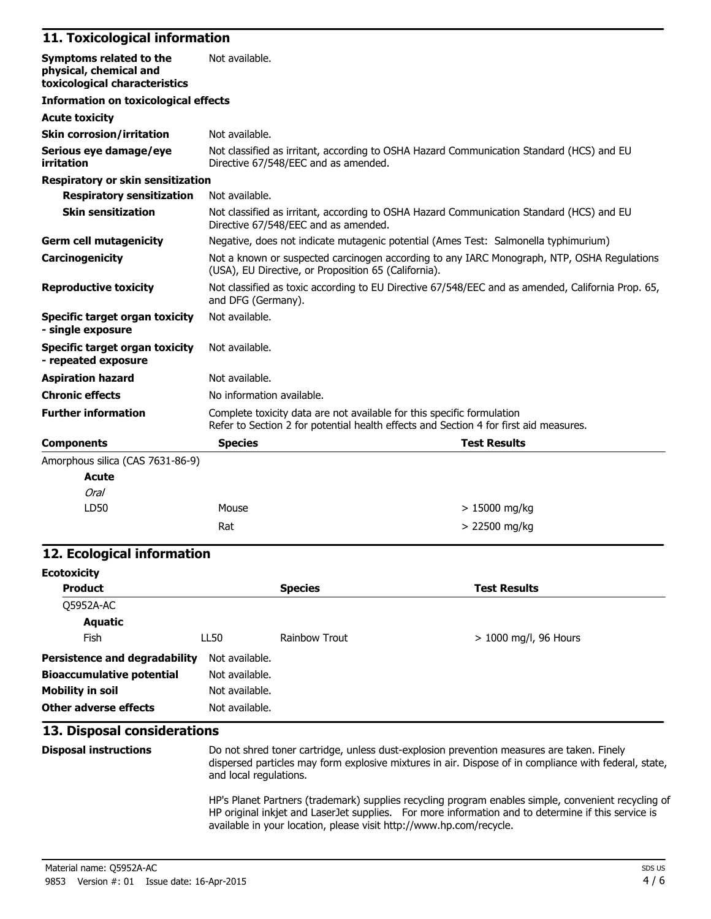## 11. Toxicological information

| | |
|---|---|
| **Symptoms related to the physical, chemical and toxicological characteristics** | Not available. |

**Information on toxicological effects**

**Acute toxicity**

| | |
|---|---|
| **Skin corrosion/irritation** | Not available. |
| **Serious eye damage/eye irritation** | Not classified as irritant, according to OSHA Hazard Communication Standard (HCS) and EU Directive 67/548/EEC and as amended. |

**Respiratory or skin sensitization**

| | |
|---|---|
| **Respiratory sensitization** | Not available. |
| **Skin sensitization** | Not classified as irritant, according to OSHA Hazard Communication Standard (HCS) and EU Directive 67/548/EEC and as amended. |
| **Germ cell mutagenicity** | Negative, does not indicate mutagenic potential (Ames Test: Salmonella typhimurium) |
| **Carcinogenicity** | Not a known or suspected carcinogen according to any IARC Monograph, NTP, OSHA Regulations (USA), EU Directive, or Proposition 65 (California). |
| **Reproductive toxicity** | Not classified as toxic according to EU Directive 67/548/EEC and as amended, California Prop. 65, and DFG (Germany). |
| **Specific target organ toxicity - single exposure** | Not available. |
| **Specific target organ toxicity - repeated exposure** | Not available. |
| **Aspiration hazard** | Not available. |
| **Chronic effects** | No information available. |
| **Further information** | Complete toxicity data are not available for this specific formulation<br>Refer to Section 2 for potential health effects and Section 4 for first aid measures. |

| Components | Species | Test Results |
|---|---|---|
| Amorphous silica (CAS 7631-86-9) | | |
| **Acute** | | |
| *Oral* | | |
| LD50 | Mouse | > 15000 mg/kg |
| | Rat | > 22500 mg/kg |

## 12. Ecological information

**Ecotoxicity**

| Product | | Species | Test Results |
|---|---|---|---|
| Q5952A-AC | | | |
| **Aquatic** | | | |
| Fish | LL50 | Rainbow Trout | > 1000 mg/l, 96 Hours |

| | |
|---|---|
| **Persistence and degradability** | Not available. |
| **Bioaccumulative potential** | Not available. |
| **Mobility in soil** | Not available. |
| **Other adverse effects** | Not available. |

## 13. Disposal considerations

**Disposal instructions**

Do not shred toner cartridge, unless dust-explosion prevention measures are taken. Finely dispersed particles may form explosive mixtures in air. Dispose of in compliance with federal, state, and local regulations.

HP's Planet Partners (trademark) supplies recycling program enables simple, convenient recycling of HP original inkjet and LaserJet supplies. For more information and to determine if this service is available in your location, please visit http://www.hp.com/recycle.

Material name: Q5952A-AC
9853 Version #: 01 Issue date: 16-Apr-2015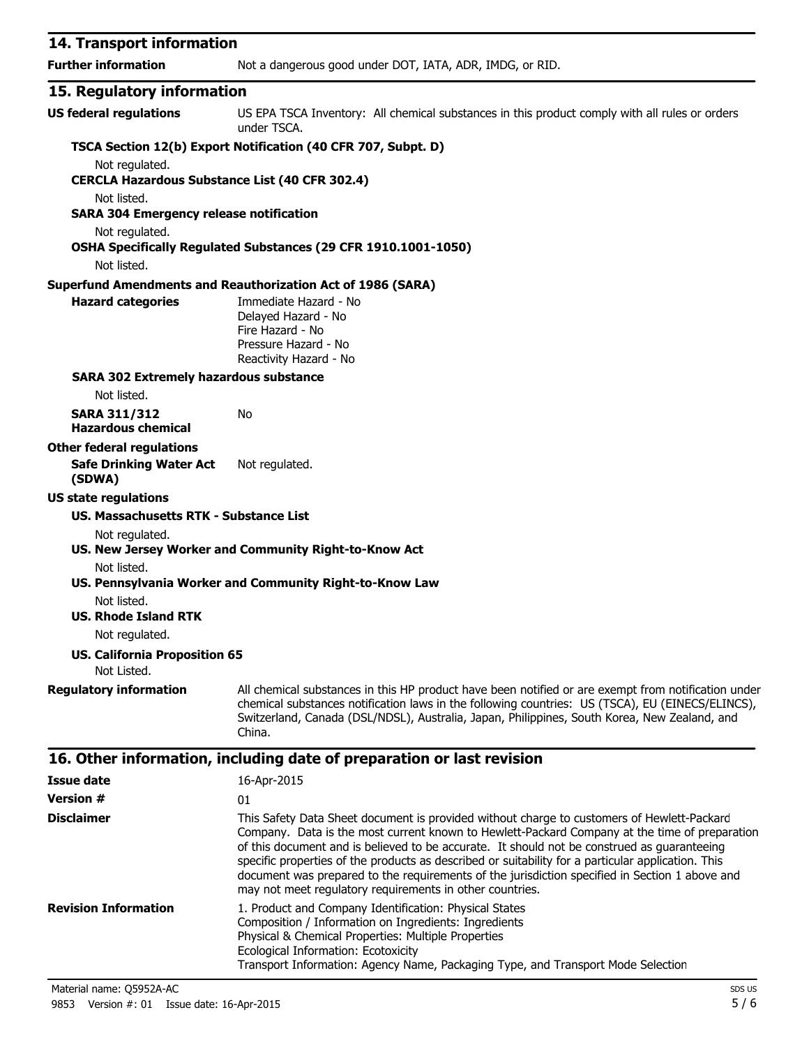## 14. Transport information

**Further information** Not a dangerous good under DOT, IATA, ADR, IMDG, or RID.

## 15. Regulatory information

**US federal regulations** US EPA TSCA Inventory: All chemical substances in this product comply with all rules or orders under TSCA.

**TSCA Section 12(b) Export Notification (40 CFR 707, Subpt. D)**

Not regulated.

**CERCLA Hazardous Substance List (40 CFR 302.4)**

Not listed.

**SARA 304 Emergency release notification**

Not regulated.

**OSHA Specifically Regulated Substances (29 CFR 1910.1001-1050)**

Not listed.

**Superfund Amendments and Reauthorization Act of 1986 (SARA)**

**Hazard categories**
Immediate Hazard - No
Delayed Hazard - No
Fire Hazard - No
Pressure Hazard - No
Reactivity Hazard - No

**SARA 302 Extremely hazardous substance**

Not listed.

**SARA 311/312 Hazardous chemical** No

**Other federal regulations**

**Safe Drinking Water Act (SDWA)** Not regulated.

**US state regulations**

**US. Massachusetts RTK - Substance List**

Not regulated.

**US. New Jersey Worker and Community Right-to-Know Act**

Not listed.

**US. Pennsylvania Worker and Community Right-to-Know Law**

Not listed.

**US. Rhode Island RTK**

Not regulated.

**US. California Proposition 65**

Not Listed.

**Regulatory information** All chemical substances in this HP product have been notified or are exempt from notification under chemical substances notification laws in the following countries: US (TSCA), EU (EINECS/ELINCS), Switzerland, Canada (DSL/NDSL), Australia, Japan, Philippines, South Korea, New Zealand, and China.

## 16. Other information, including date of preparation or last revision

**Issue date** 16-Apr-2015

**Version #** 01

**Disclaimer** This Safety Data Sheet document is provided without charge to customers of Hewlett-Packard Company. Data is the most current known to Hewlett-Packard Company at the time of preparation of this document and is believed to be accurate. It should not be construed as guaranteeing specific properties of the products as described or suitability for a particular application. This document was prepared to the requirements of the jurisdiction specified in Section 1 above and may not meet regulatory requirements in other countries.

**Revision Information**
1. Product and Company Identification: Physical States
Composition / Information on Ingredients: Ingredients
Physical & Chemical Properties: Multiple Properties
Ecological Information: Ecotoxicity
Transport Information: Agency Name, Packaging Type, and Transport Mode Selection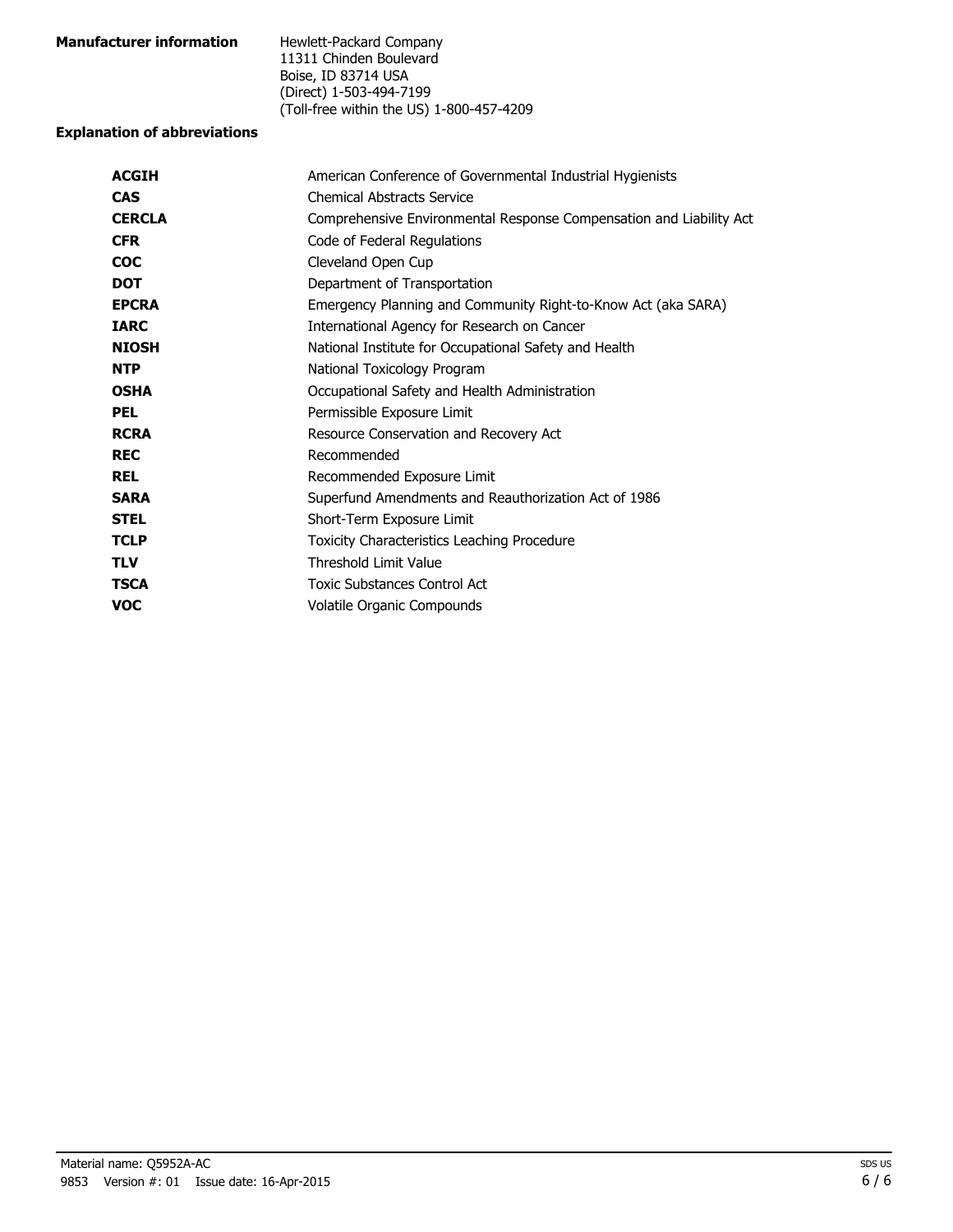**Manufacturer information**

Hewlett-Packard Company
11311 Chinden Boulevard
Boise, ID 83714 USA
(Direct) 1-503-494-7199
(Toll-free within the US) 1-800-457-4209

**Explanation of abbreviations**

| | |
|---|---|
| **ACGIH** | American Conference of Governmental Industrial Hygienists |
| **CAS** | Chemical Abstracts Service |
| **CERCLA** | Comprehensive Environmental Response Compensation and Liability Act |
| **CFR** | Code of Federal Regulations |
| **COC** | Cleveland Open Cup |
| **DOT** | Department of Transportation |
| **EPCRA** | Emergency Planning and Community Right-to-Know Act (aka SARA) |
| **IARC** | International Agency for Research on Cancer |
| **NIOSH** | National Institute for Occupational Safety and Health |
| **NTP** | National Toxicology Program |
| **OSHA** | Occupational Safety and Health Administration |
| **PEL** | Permissible Exposure Limit |
| **RCRA** | Resource Conservation and Recovery Act |
| **REC** | Recommended |
| **REL** | Recommended Exposure Limit |
| **SARA** | Superfund Amendments and Reauthorization Act of 1986 |
| **STEL** | Short-Term Exposure Limit |
| **TCLP** | Toxicity Characteristics Leaching Procedure |
| **TLV** | Threshold Limit Value |
| **TSCA** | Toxic Substances Control Act |
| **VOC** | Volatile Organic Compounds |

Material name: Q5952A-AC
9853 Version #: 01 Issue date: 16-Apr-2015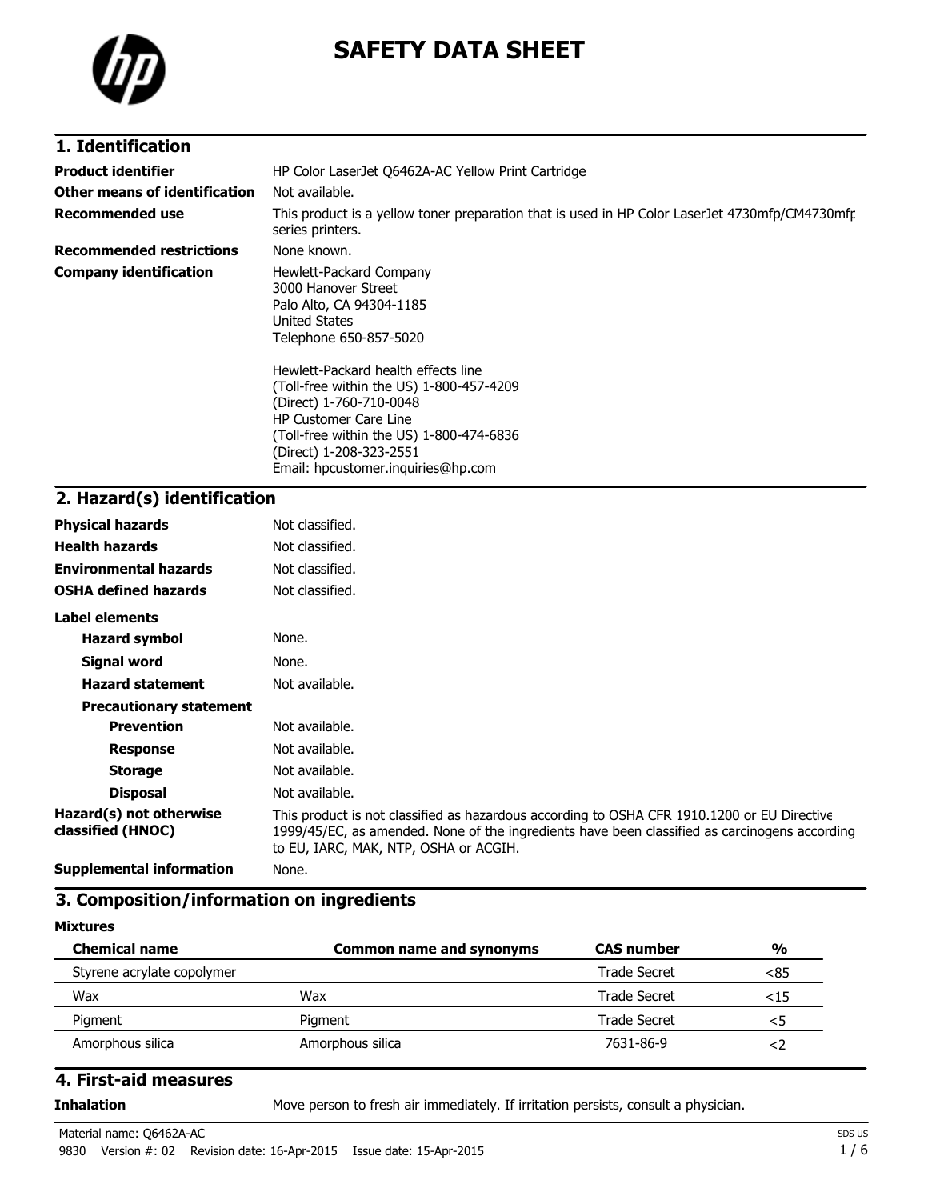# SAFETY DATA SHEET

## 1. Identification

| | |
|---|---|
| **Product identifier** | HP Color LaserJet Q6462A-AC Yellow Print Cartridge |
| **Other means of identification** | Not available. |
| **Recommended use** | This product is a yellow toner preparation that is used in HP Color LaserJet 4730mfp/CM4730mfp series printers. |
| **Recommended restrictions** | None known. |
| **Company identification** | Hewlett-Packard Company<br>3000 Hanover Street<br>Palo Alto, CA 94304-1185<br>United States<br>Telephone 650-857-5020<br><br>Hewlett-Packard health effects line<br>(Toll-free within the US) 1-800-457-4209<br>(Direct) 1-760-710-0048<br>HP Customer Care Line<br>(Toll-free within the US) 1-800-474-6836<br>(Direct) 1-208-323-2551<br>Email: hpcustomer.inquiries@hp.com |

## 2. Hazard(s) identification

| | |
|---|---|
| **Physical hazards** | Not classified. |
| **Health hazards** | Not classified. |
| **Environmental hazards** | Not classified. |
| **OSHA defined hazards** | Not classified. |

**Label elements**

| | |
|---|---|
| **Hazard symbol** | None. |
| **Signal word** | None. |
| **Hazard statement** | Not available. |
| **Precautionary statement** | |
| **Prevention** | Not available. |
| **Response** | Not available. |
| **Storage** | Not available. |
| **Disposal** | Not available. |
| **Hazard(s) not otherwise classified (HNOC)** | This product is not classified as hazardous according to OSHA CFR 1910.1200 or EU Directive 1999/45/EC, as amended. None of the ingredients have been classified as carcinogens according to EU, IARC, MAK, NTP, OSHA or ACGIH. |
| **Supplemental information** | None. |

## 3. Composition/information on ingredients

**Mixtures**

| Chemical name | Common name and synonyms | CAS number | % |
|---|---|---|---|
| Styrene acrylate copolymer | | Trade Secret | <85 |
| Wax | Wax | Trade Secret | <15 |
| Pigment | Pigment | Trade Secret | <5 |
| Amorphous silica | Amorphous silica | 7631-86-9 | <2 |

## 4. First-aid measures

| | |
|---|---|
| **Inhalation** | Move person to fresh air immediately. If irritation persists, consult a physician. |

Material name: Q6462A-AC

9830 Version #: 02 Revision date: 16-Apr-2015 Issue date: 15-Apr-2015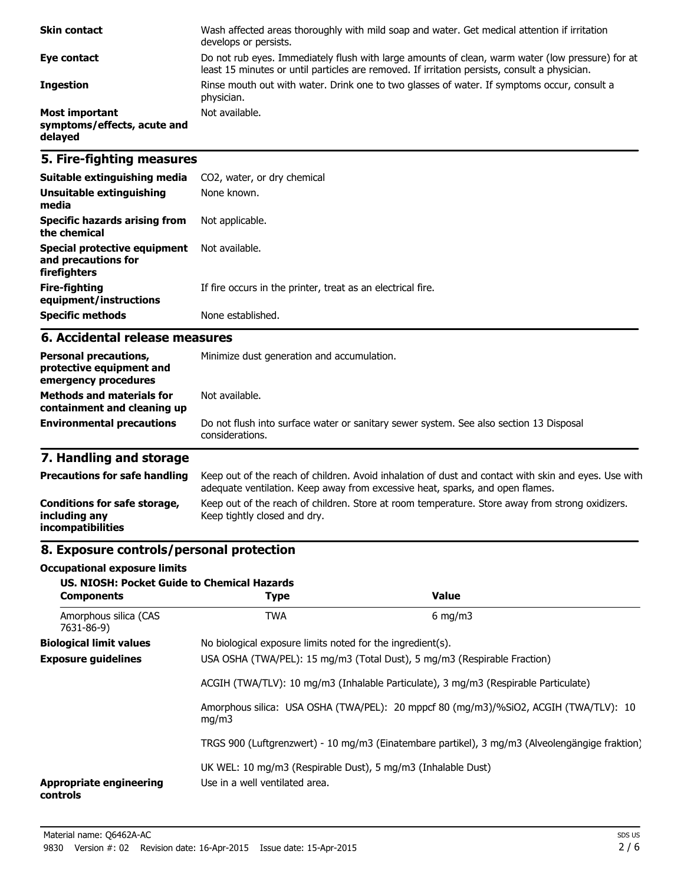**Skin contact** Wash affected areas thoroughly with mild soap and water. Get medical attention if irritation develops or persists.

**Eye contact** Do not rub eyes. Immediately flush with large amounts of clean, warm water (low pressure) for at least 15 minutes or until particles are removed. If irritation persists, consult a physician.

**Ingestion** Rinse mouth out with water. Drink one to two glasses of water. If symptoms occur, consult a physician.

**Most important symptoms/effects, acute and delayed** Not available.

## 5. Fire-fighting measures

**Suitable extinguishing media** $CO_2$, water, or dry chemical

**Unsuitable extinguishing media** None known.

**Specific hazards arising from the chemical** Not applicable.

**Special protective equipment and precautions for firefighters** Not available.

**Fire-fighting equipment/instructions** If fire occurs in the printer, treat as an electrical fire.

**Specific methods** None established.

## 6. Accidental release measures

**Personal precautions, protective equipment and emergency procedures** Minimize dust generation and accumulation.

**Methods and materials for containment and cleaning up** Not available.

**Environmental precautions** Do not flush into surface water or sanitary sewer system. See also section 13 Disposal considerations.

## 7. Handling and storage

**Precautions for safe handling** Keep out of the reach of children. Avoid inhalation of dust and contact with skin and eyes. Use with adequate ventilation. Keep away from excessive heat, sparks, and open flames.

**Conditions for safe storage, including any incompatibilities** Keep out of the reach of children. Store at room temperature. Store away from strong oxidizers. Keep tightly closed and dry.

## 8. Exposure controls/personal protection

**Occupational exposure limits**

**US. NIOSH: Pocket Guide to Chemical Hazards**

| Components | Type | Value |
|---|---|---|
| Amorphous silica (CAS 7631-86-9) | TWA | 6 mg/m3 |

**Biological limit values** No biological exposure limits noted for the ingredient(s).

**Exposure guidelines** USA OSHA (TWA/PEL): 15 mg/m3 (Total Dust), 5 mg/m3 (Respirable Fraction)

ACGIH (TWA/TLV): 10 mg/m3 (Inhalable Particulate), 3 mg/m3 (Respirable Particulate)

Amorphous silica: USA OSHA (TWA/PEL): 20 mppcf 80 (mg/m3)/%$SiO_2$, ACGIH (TWA/TLV): 10 mg/m3

TRGS 900 (Luftgrenzwert) - 10 mg/m3 (Einatembare partikel), 3 mg/m3 (Alveolengängige fraktion)

UK WEL: 10 mg/m3 (Respirable Dust), 5 mg/m3 (Inhalable Dust)

**Appropriate engineering controls** Use in a well ventilated area.

Material name: Q6462A-AC

9830 Version #: 02 Revision date: 16-Apr-2015 Issue date: 15-Apr-2015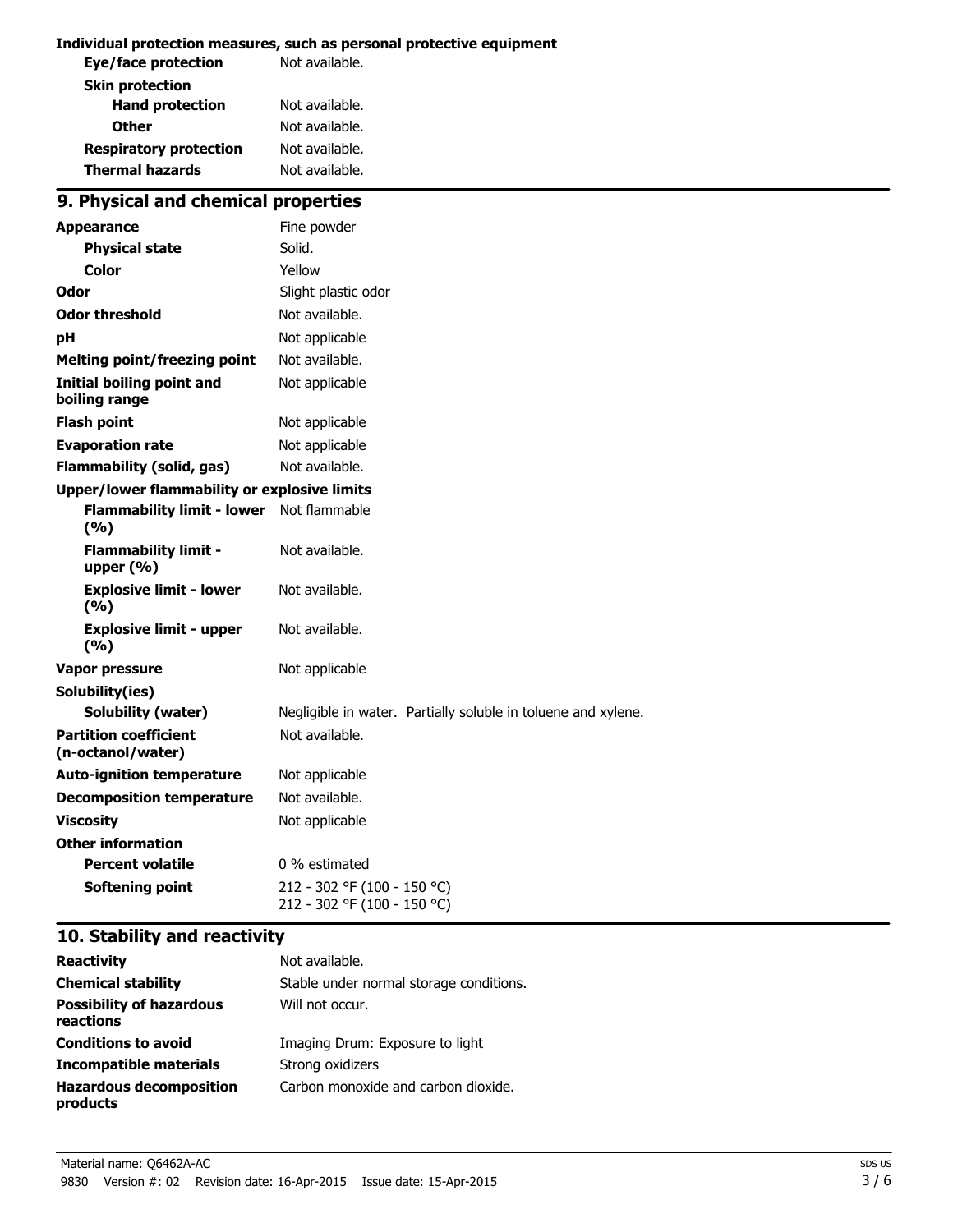**Individual protection measures, such as personal protective equipment**

| | |
|---|---|
| **Eye/face protection** | Not available. |
| **Skin protection** | |
| **Hand protection** | Not available. |
| **Other** | Not available. |
| **Respiratory protection** | Not available. |
| **Thermal hazards** | Not available. |

## 9. Physical and chemical properties

| | |
|---|---|
| **Appearance** | Fine powder |
| **Physical state** | Solid. |
| **Color** | Yellow |
| **Odor** | Slight plastic odor |
| **Odor threshold** | Not available. |
| **pH** | Not applicable |
| **Melting point/freezing point** | Not available. |
| **Initial boiling point and boiling range** | Not applicable |
| **Flash point** | Not applicable |
| **Evaporation rate** | Not applicable |
| **Flammability (solid, gas)** | Not available. |
| **Upper/lower flammability or explosive limits** | |
| **Flammability limit - lower (%)** | Not flammable |
| **Flammability limit - upper (%)** | Not available. |
| **Explosive limit - lower (%)** | Not available. |
| **Explosive limit - upper (%)** | Not available. |
| **Vapor pressure** | Not applicable |
| **Solubility(ies)** | |
| **Solubility (water)** | Negligible in water. Partially soluble in toluene and xylene. |
| **Partition coefficient (n-octanol/water)** | Not available. |
| **Auto-ignition temperature** | Not applicable |
| **Decomposition temperature** | Not available. |
| **Viscosity** | Not applicable |
| **Other information** | |
| **Percent volatile** | 0 % estimated |
| **Softening point** | 212 - 302 °F (100 - 150 °C)<br>212 - 302 °F (100 - 150 °C) |

## 10. Stability and reactivity

| | |
|---|---|
| **Reactivity** | Not available. |
| **Chemical stability** | Stable under normal storage conditions. |
| **Possibility of hazardous reactions** | Will not occur. |
| **Conditions to avoid** | Imaging Drum: Exposure to light |
| **Incompatible materials** | Strong oxidizers |
| **Hazardous decomposition products** | Carbon monoxide and carbon dioxide. |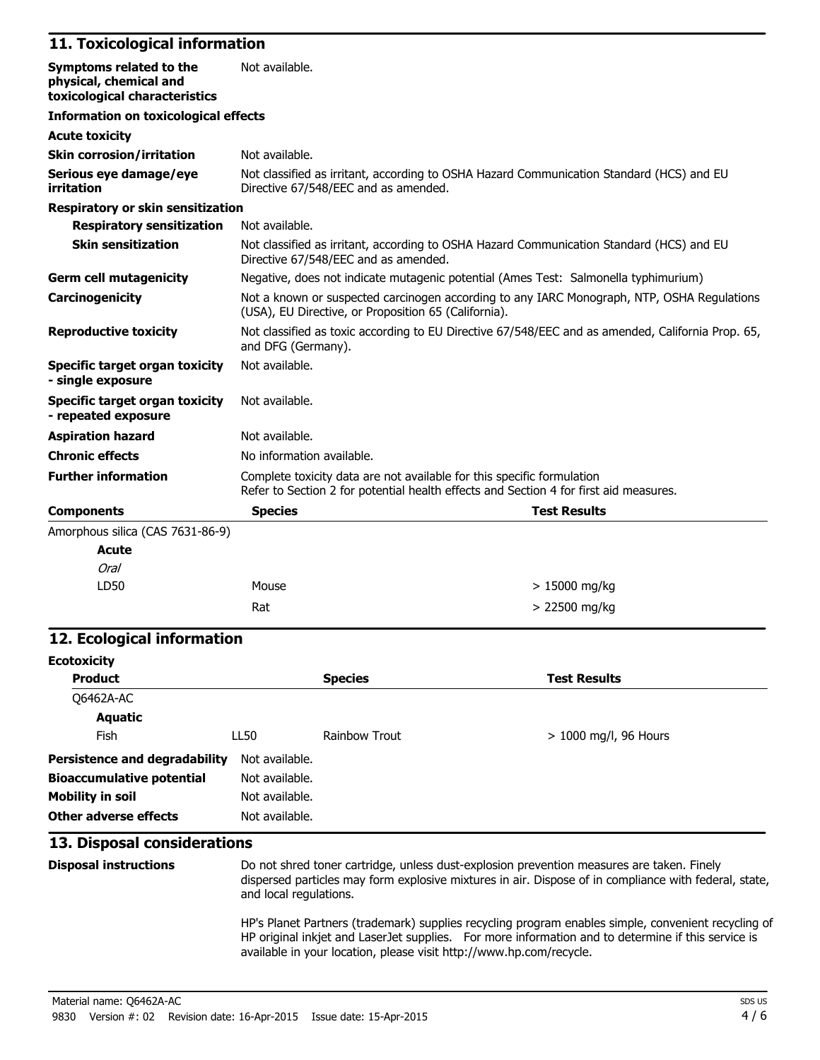## 11. Toxicological information

| | |
|---|---|
| **Symptoms related to the physical, chemical and toxicological characteristics** | Not available. |

**Information on toxicological effects**

**Acute toxicity**

| | |
|---|---|
| **Skin corrosion/irritation** | Not available. |
| **Serious eye damage/eye irritation** | Not classified as irritant, according to OSHA Hazard Communication Standard (HCS) and EU Directive 67/548/EEC and as amended. |

**Respiratory or skin sensitization**

| | |
|---|---|
| **Respiratory sensitization** | Not available. |
| **Skin sensitization** | Not classified as irritant, according to OSHA Hazard Communication Standard (HCS) and EU Directive 67/548/EEC and as amended. |
| **Germ cell mutagenicity** | Negative, does not indicate mutagenic potential (Ames Test: Salmonella typhimurium) |
| **Carcinogenicity** | Not a known or suspected carcinogen according to any IARC Monograph, NTP, OSHA Regulations (USA), EU Directive, or Proposition 65 (California). |
| **Reproductive toxicity** | Not classified as toxic according to EU Directive 67/548/EEC and as amended, California Prop. 65, and DFG (Germany). |
| **Specific target organ toxicity - single exposure** | Not available. |
| **Specific target organ toxicity - repeated exposure** | Not available. |
| **Aspiration hazard** | Not available. |
| **Chronic effects** | No information available. |
| **Further information** | Complete toxicity data are not available for this specific formulation<br>Refer to Section 2 for potential health effects and Section 4 for first aid measures. |

| **Components** | **Species** | **Test Results** |
|---|---|---|
| Amorphous silica (CAS 7631-86-9) | | |
| **Acute** | | |
| *Oral* | | |
| LD50 | Mouse | > 15000 mg/kg |
| | Rat | > 22500 mg/kg |

## 12. Ecological information

**Ecotoxicity**

| **Product** | | **Species** | **Test Results** |
|---|---|---|---|
| Q6462A-AC | | | |
| **Aquatic** | | | |
| Fish | LL50 | Rainbow Trout | > 1000 mg/l, 96 Hours |

| | |
|---|---|
| **Persistence and degradability** | Not available. |
| **Bioaccumulative potential** | Not available. |
| **Mobility in soil** | Not available. |
| **Other adverse effects** | Not available. |

## 13. Disposal considerations

**Disposal instructions**

Do not shred toner cartridge, unless dust-explosion prevention measures are taken. Finely dispersed particles may form explosive mixtures in air. Dispose of in compliance with federal, state, and local regulations.

HP's Planet Partners (trademark) supplies recycling program enables simple, convenient recycling of HP original inkjet and LaserJet supplies. For more information and to determine if this service is available in your location, please visit http://www.hp.com/recycle.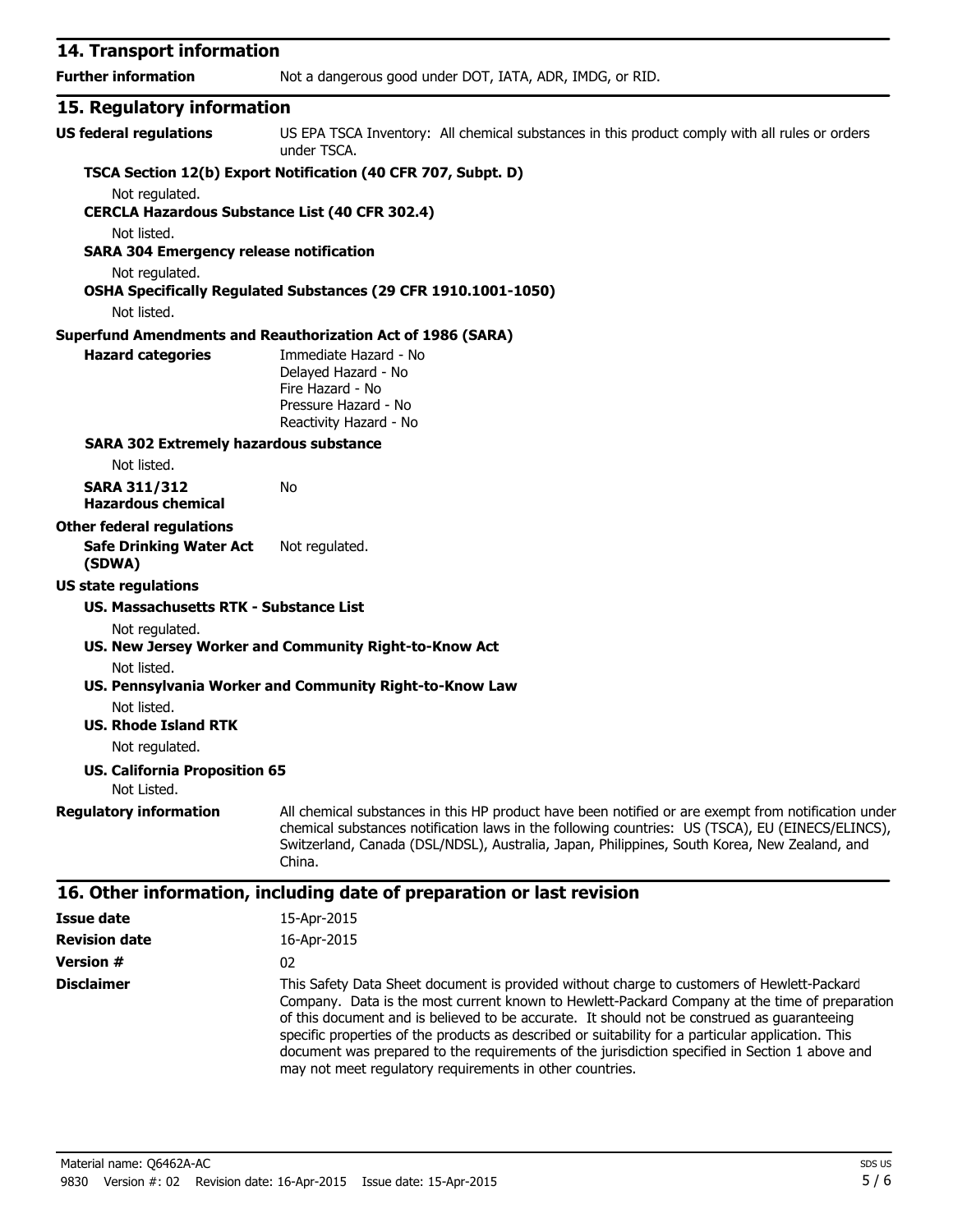## 14. Transport information

**Further information** Not a dangerous good under DOT, IATA, ADR, IMDG, or RID.

## 15. Regulatory information

**US federal regulations** US EPA TSCA Inventory: All chemical substances in this product comply with all rules or orders under TSCA.

**TSCA Section 12(b) Export Notification (40 CFR 707, Subpt. D)**

Not regulated.

**CERCLA Hazardous Substance List (40 CFR 302.4)**

Not listed.

**SARA 304 Emergency release notification**

Not regulated.

**OSHA Specifically Regulated Substances (29 CFR 1910.1001-1050)**

Not listed.

**Superfund Amendments and Reauthorization Act of 1986 (SARA)**

**Hazard categories**
Immediate Hazard - No
Delayed Hazard - No
Fire Hazard - No
Pressure Hazard - No
Reactivity Hazard - No

**SARA 302 Extremely hazardous substance**

Not listed.

**SARA 311/312 Hazardous chemical** No

**Other federal regulations**

**Safe Drinking Water Act (SDWA)** Not regulated.

**US state regulations**

**US. Massachusetts RTK - Substance List**

Not regulated.

**US. New Jersey Worker and Community Right-to-Know Act**

Not listed.

**US. Pennsylvania Worker and Community Right-to-Know Law**

Not listed.

**US. Rhode Island RTK**

Not regulated.

**US. California Proposition 65**

Not Listed.

**Regulatory information** All chemical substances in this HP product have been notified or are exempt from notification under chemical substances notification laws in the following countries: US (TSCA), EU (EINECS/ELINCS), Switzerland, Canada (DSL/NDSL), Australia, Japan, Philippines, South Korea, New Zealand, and China.

## 16. Other information, including date of preparation or last revision

**Issue date** 15-Apr-2015

**Revision date** 16-Apr-2015

**Version #** 02

**Disclaimer** This Safety Data Sheet document is provided without charge to customers of Hewlett-Packard Company. Data is the most current known to Hewlett-Packard Company at the time of preparation of this document and is believed to be accurate. It should not be construed as guaranteeing specific properties of the products as described or suitability for a particular application. This document was prepared to the requirements of the jurisdiction specified in Section 1 above and may not meet regulatory requirements in other countries.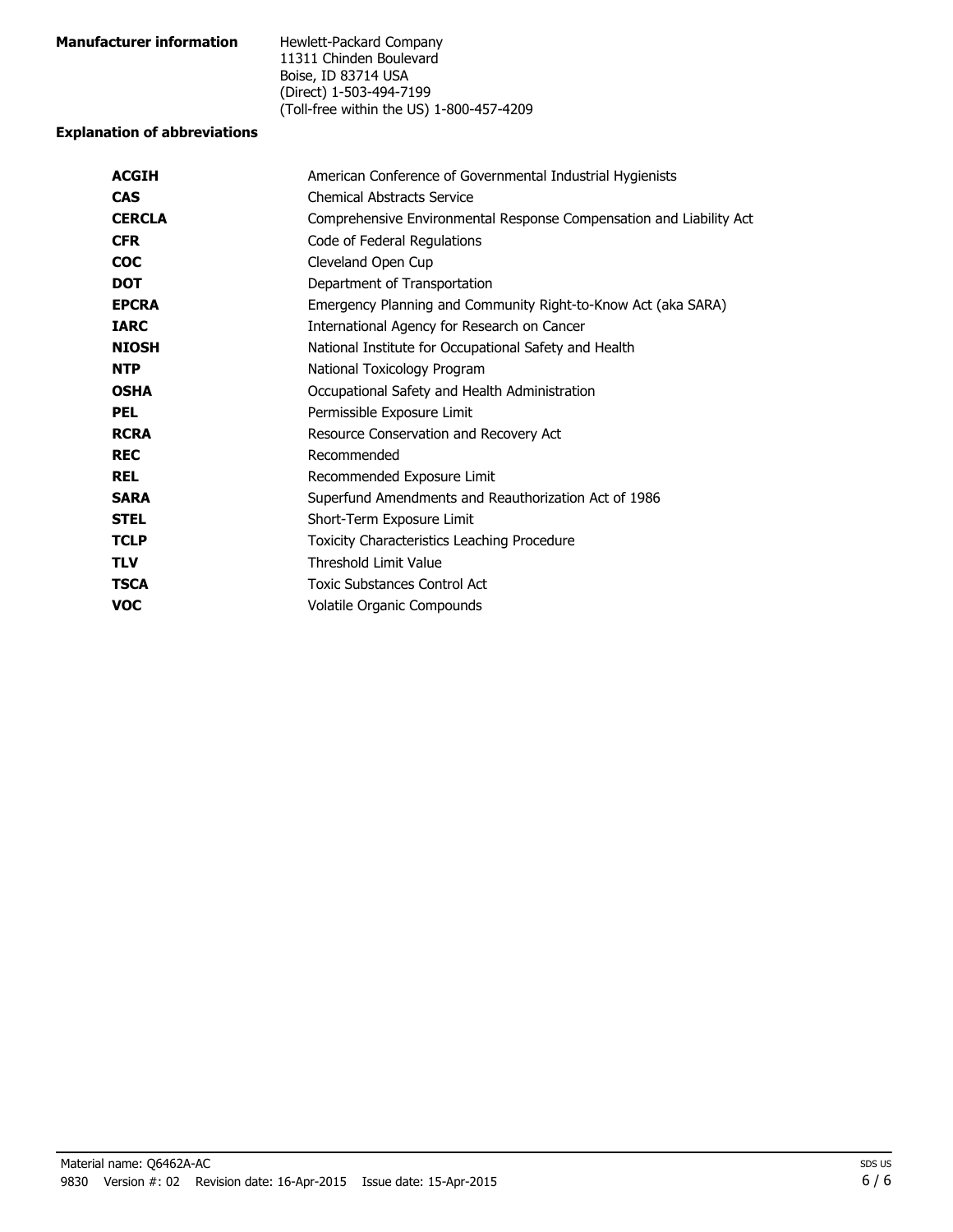**Manufacturer information** Hewlett-Packard Company
11311 Chinden Boulevard
Boise, ID 83714 USA
(Direct) 1-503-494-7199
(Toll-free within the US) 1-800-457-4209

**Explanation of abbreviations**

| | |
|---|---|
| **ACGIH** | American Conference of Governmental Industrial Hygienists |
| **CAS** | Chemical Abstracts Service |
| **CERCLA** | Comprehensive Environmental Response Compensation and Liability Act |
| **CFR** | Code of Federal Regulations |
| **COC** | Cleveland Open Cup |
| **DOT** | Department of Transportation |
| **EPCRA** | Emergency Planning and Community Right-to-Know Act (aka SARA) |
| **IARC** | International Agency for Research on Cancer |
| **NIOSH** | National Institute for Occupational Safety and Health |
| **NTP** | National Toxicology Program |
| **OSHA** | Occupational Safety and Health Administration |
| **PEL** | Permissible Exposure Limit |
| **RCRA** | Resource Conservation and Recovery Act |
| **REC** | Recommended |
| **REL** | Recommended Exposure Limit |
| **SARA** | Superfund Amendments and Reauthorization Act of 1986 |
| **STEL** | Short-Term Exposure Limit |
| **TCLP** | Toxicity Characteristics Leaching Procedure |
| **TLV** | Threshold Limit Value |
| **TSCA** | Toxic Substances Control Act |
| **VOC** | Volatile Organic Compounds |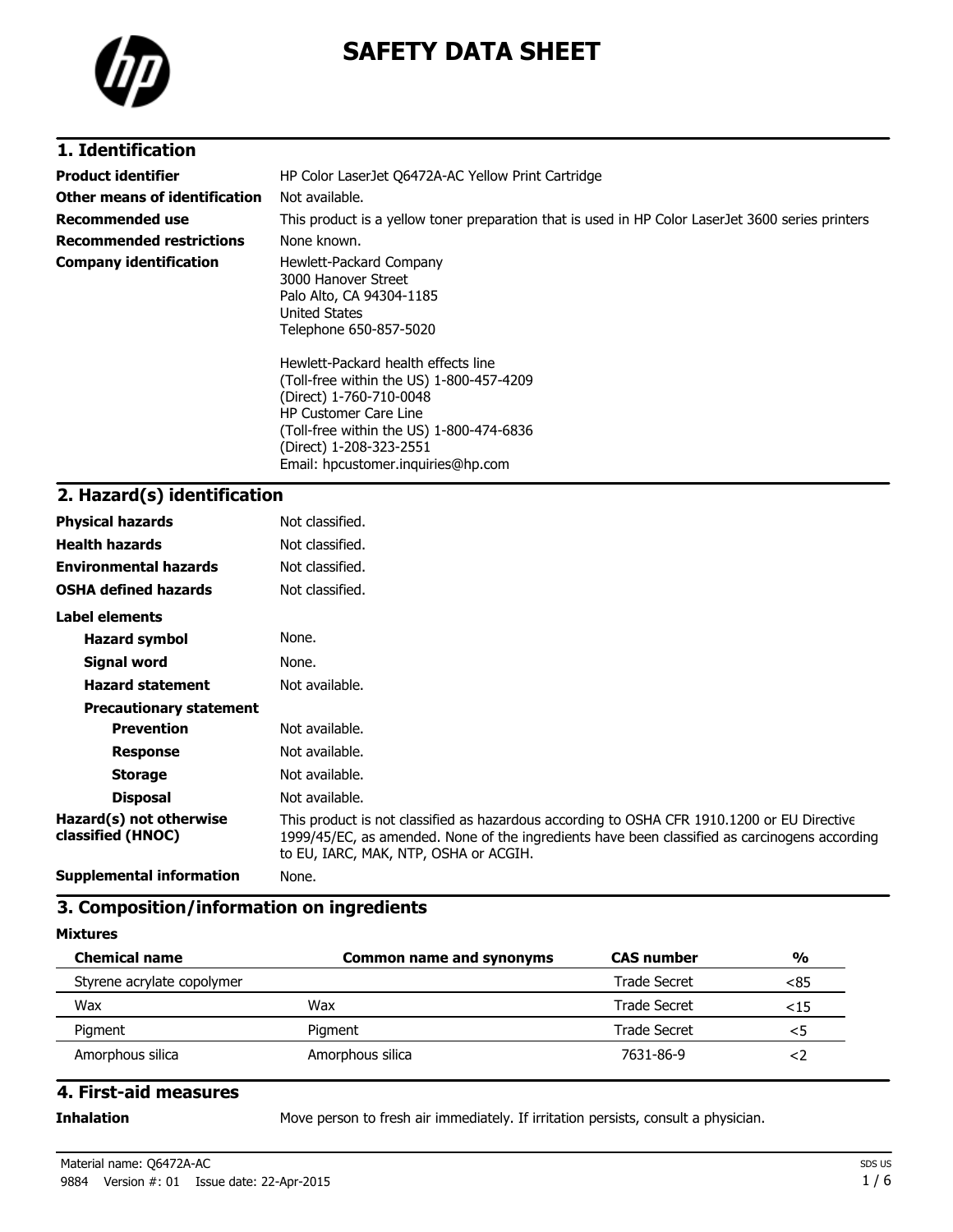# SAFETY DATA SHEET

## 1. Identification

| | |
|---|---|
| **Product identifier** | HP Color LaserJet Q6472A-AC Yellow Print Cartridge |
| **Other means of identification** | Not available. |
| **Recommended use** | This product is a yellow toner preparation that is used in HP Color LaserJet 3600 series printers |
| **Recommended restrictions** | None known. |
| **Company identification** | Hewlett-Packard Company<br>3000 Hanover Street<br>Palo Alto, CA 94304-1185<br>United States<br>Telephone 650-857-5020<br><br>Hewlett-Packard health effects line<br>(Toll-free within the US) 1-800-457-4209<br>(Direct) 1-760-710-0048<br>HP Customer Care Line<br>(Toll-free within the US) 1-800-474-6836<br>(Direct) 1-208-323-2551<br>Email: hpcustomer.inquiries@hp.com |

## 2. Hazard(s) identification

| | |
|---|---|
| **Physical hazards** | Not classified. |
| **Health hazards** | Not classified. |
| **Environmental hazards** | Not classified. |
| **OSHA defined hazards** | Not classified. |

**Label elements**

| | |
|---|---|
| **Hazard symbol** | None. |
| **Signal word** | None. |
| **Hazard statement** | Not available. |

**Precautionary statement**

| | |
|---|---|
| **Prevention** | Not available. |
| **Response** | Not available. |
| **Storage** | Not available. |
| **Disposal** | Not available. |
| **Hazard(s) not otherwise classified (HNOC)** | This product is not classified as hazardous according to OSHA CFR 1910.1200 or EU Directive 1999/45/EC, as amended. None of the ingredients have been classified as carcinogens according to EU, IARC, MAK, NTP, OSHA or ACGIH. |
| **Supplemental information** | None. |

## 3. Composition/information on ingredients

**Mixtures**

| Chemical name | Common name and synonyms | CAS number | % |
|---|---|---|---|
| Styrene acrylate copolymer | | Trade Secret | <85 |
| Wax | Wax | Trade Secret | <15 |
| Pigment | Pigment | Trade Secret | <5 |
| Amorphous silica | Amorphous silica | 7631-86-9 | <2 |

## 4. First-aid measures

**Inhalation** Move person to fresh air immediately. If irritation persists, consult a physician.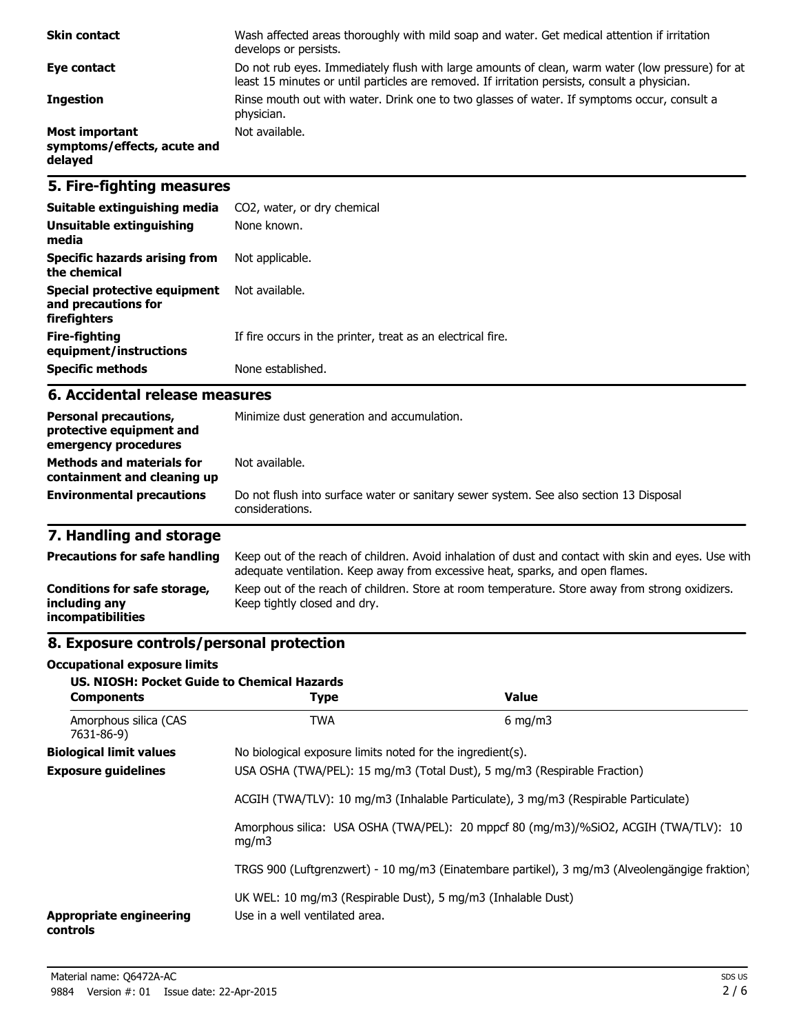| | |
|---|---|
| **Skin contact** | Wash affected areas thoroughly with mild soap and water. Get medical attention if irritation develops or persists. |
| **Eye contact** | Do not rub eyes. Immediately flush with large amounts of clean, warm water (low pressure) for at least 15 minutes or until particles are removed. If irritation persists, consult a physician. |
| **Ingestion** | Rinse mouth out with water. Drink one to two glasses of water. If symptoms occur, consult a physician. |
| **Most important symptoms/effects, acute and delayed** | Not available. |

## 5. Fire-fighting measures

| | |
|---|---|
| **Suitable extinguishing media** | $CO_2$, water, or dry chemical |
| **Unsuitable extinguishing media** | None known. |
| **Specific hazards arising from the chemical** | Not applicable. |
| **Special protective equipment and precautions for firefighters** | Not available. |
| **Fire-fighting equipment/instructions** | If fire occurs in the printer, treat as an electrical fire. |
| **Specific methods** | None established. |

## 6. Accidental release measures

| | |
|---|---|
| **Personal precautions, protective equipment and emergency procedures** | Minimize dust generation and accumulation. |
| **Methods and materials for containment and cleaning up** | Not available. |
| **Environmental precautions** | Do not flush into surface water or sanitary sewer system. See also section 13 Disposal considerations. |

## 7. Handling and storage

| | |
|---|---|
| **Precautions for safe handling** | Keep out of the reach of children. Avoid inhalation of dust and contact with skin and eyes. Use with adequate ventilation. Keep away from excessive heat, sparks, and open flames. |
| **Conditions for safe storage, including any incompatibilities** | Keep out of the reach of children. Store at room temperature. Store away from strong oxidizers. Keep tightly closed and dry. |

## 8. Exposure controls/personal protection

**Occupational exposure limits**

**US. NIOSH: Pocket Guide to Chemical Hazards**

| Components | Type | Value |
|---|---|---|
| Amorphous silica (CAS 7631-86-9) | TWA | 6 mg/m3 |

**Biological limit values**

No biological exposure limits noted for the ingredient(s).

**Exposure guidelines**

USA OSHA (TWA/PEL): 15 mg/m3 (Total Dust), 5 mg/m3 (Respirable Fraction)

ACGIH (TWA/TLV): 10 mg/m3 (Inhalable Particulate), 3 mg/m3 (Respirable Particulate)

Amorphous silica: USA OSHA (TWA/PEL): 20 mppcf 80 (mg/m3)/%$SiO_2$, ACGIH (TWA/TLV): 10 mg/m3

TRGS 900 (Luftgrenzwert) - 10 mg/m3 (Einatembare partikel), 3 mg/m3 (Alveolengängige fraktion)

UK WEL: 10 mg/m3 (Respirable Dust), 5 mg/m3 (Inhalable Dust)

**Appropriate engineering controls**

Use in a well ventilated area.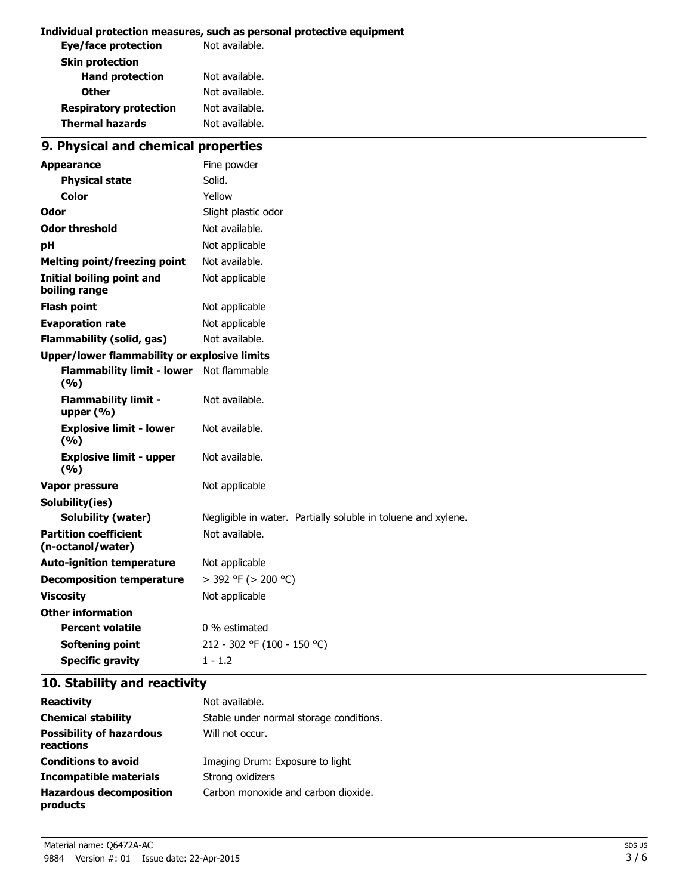**Individual protection measures, such as personal protective equipment**

| | |
|---|---|
| **Eye/face protection** | Not available. |
| **Skin protection** | |
| **Hand protection** | Not available. |
| **Other** | Not available. |
| **Respiratory protection** | Not available. |
| **Thermal hazards** | Not available. |

## 9. Physical and chemical properties

| | |
|---|---|
| **Appearance** | Fine powder |
| **Physical state** | Solid. |
| **Color** | Yellow |
| **Odor** | Slight plastic odor |
| **Odor threshold** | Not available. |
| **pH** | Not applicable |
| **Melting point/freezing point** | Not available. |
| **Initial boiling point and boiling range** | Not applicable |
| **Flash point** | Not applicable |
| **Evaporation rate** | Not applicable |
| **Flammability (solid, gas)** | Not available. |
| **Upper/lower flammability or explosive limits** | |
| **Flammability limit - lower (%)** | Not flammable |
| **Flammability limit - upper (%)** | Not available. |
| **Explosive limit - lower (%)** | Not available. |
| **Explosive limit - upper (%)** | Not available. |
| **Vapor pressure** | Not applicable |
| **Solubility(ies)** | |
| **Solubility (water)** | Negligible in water. Partially soluble in toluene and xylene. |
| **Partition coefficient (n-octanol/water)** | Not available. |
| **Auto-ignition temperature** | Not applicable |
| **Decomposition temperature** | > 392 °F (> 200 °C) |
| **Viscosity** | Not applicable |
| **Other information** | |
| **Percent volatile** | 0 % estimated |
| **Softening point** | 212 - 302 °F (100 - 150 °C) |
| **Specific gravity** | 1 - 1.2 |

## 10. Stability and reactivity

| | |
|---|---|
| **Reactivity** | Not available. |
| **Chemical stability** | Stable under normal storage conditions. |
| **Possibility of hazardous reactions** | Will not occur. |
| **Conditions to avoid** | Imaging Drum: Exposure to light |
| **Incompatible materials** | Strong oxidizers |
| **Hazardous decomposition products** | Carbon monoxide and carbon dioxide. |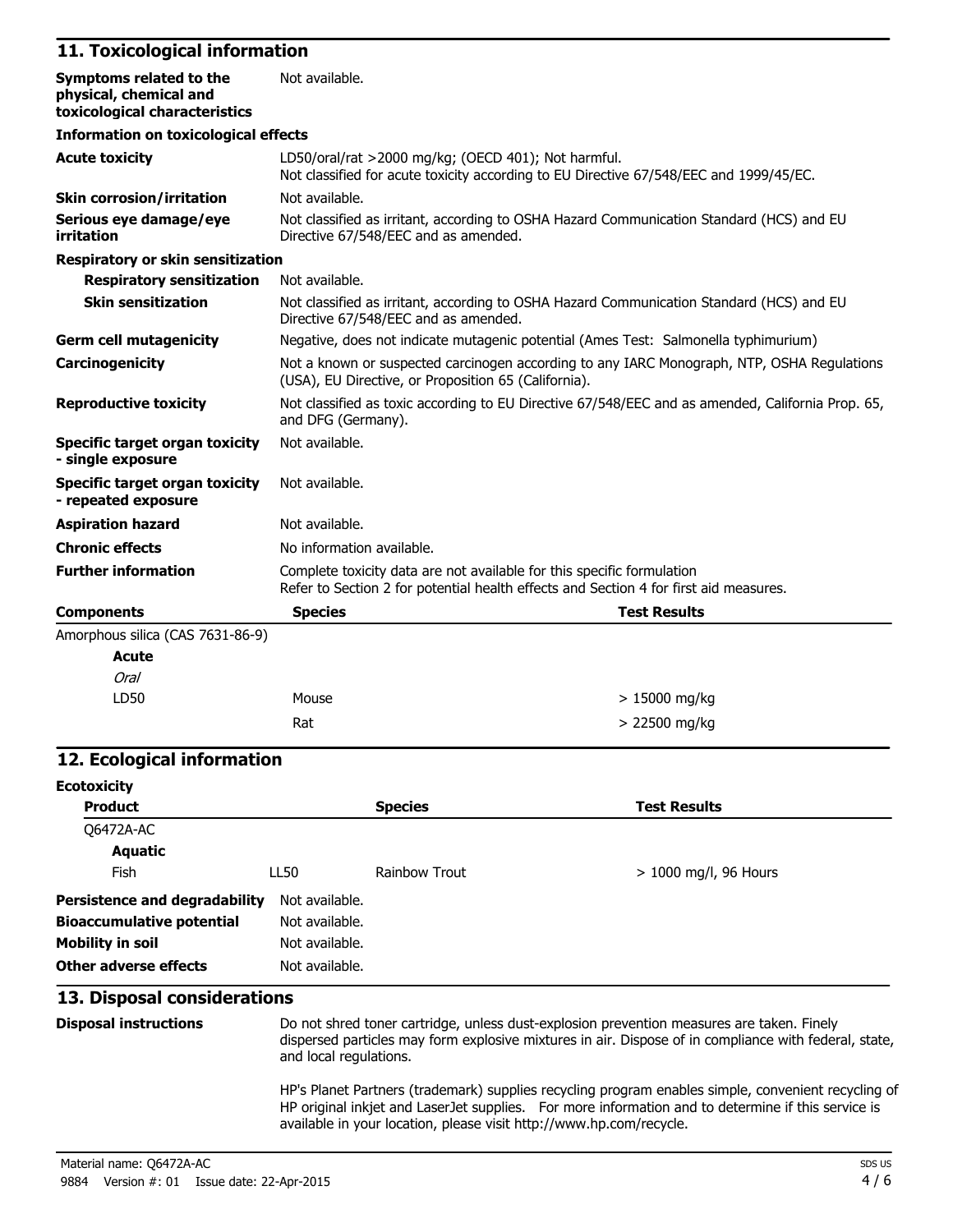## 11. Toxicological information

**Symptoms related to the physical, chemical and toxicological characteristics** Not available.

**Information on toxicological effects**

**Acute toxicity** LD50/oral/rat >2000 mg/kg; (OECD 401); Not harmful.
Not classified for acute toxicity according to EU Directive 67/548/EEC and 1999/45/EC.

**Skin corrosion/irritation** Not available.

**Serious eye damage/eye irritation** Not classified as irritant, according to OSHA Hazard Communication Standard (HCS) and EU Directive 67/548/EEC and as amended.

**Respiratory or skin sensitization**

**Respiratory sensitization** Not available.

**Skin sensitization** Not classified as irritant, according to OSHA Hazard Communication Standard (HCS) and EU Directive 67/548/EEC and as amended.

**Germ cell mutagenicity** Negative, does not indicate mutagenic potential (Ames Test: Salmonella typhimurium)

**Carcinogenicity** Not a known or suspected carcinogen according to any IARC Monograph, NTP, OSHA Regulations (USA), EU Directive, or Proposition 65 (California).

**Reproductive toxicity** Not classified as toxic according to EU Directive 67/548/EEC and as amended, California Prop. 65, and DFG (Germany).

**Specific target organ toxicity - single exposure** Not available.

**Specific target organ toxicity - repeated exposure** Not available.

**Aspiration hazard** Not available.

**Chronic effects** No information available.

**Further information** Complete toxicity data are not available for this specific formulation
Refer to Section 2 for potential health effects and Section 4 for first aid measures.

| Components | Species | Test Results |
|---|---|---|
| Amorphous silica (CAS 7631-86-9) | | |
| **Acute** | | |
| *Oral* | | |
| LD50 | Mouse | > 15000 mg/kg |
| | Rat | > 22500 mg/kg |

## 12. Ecological information

**Ecotoxicity**

| Product | | Species | Test Results |
|---|---|---|---|
| Q6472A-AC | | | |
| **Aquatic** | | | |
| Fish | LL50 | Rainbow Trout | > 1000 mg/l, 96 Hours |

**Persistence and degradability** Not available.

**Bioaccumulative potential** Not available.

**Mobility in soil** Not available.

**Other adverse effects** Not available.

## 13. Disposal considerations

**Disposal instructions** Do not shred toner cartridge, unless dust-explosion prevention measures are taken. Finely dispersed particles may form explosive mixtures in air. Dispose of in compliance with federal, state, and local regulations.

HP's Planet Partners (trademark) supplies recycling program enables simple, convenient recycling of HP original inkjet and LaserJet supplies. For more information and to determine if this service is available in your location, please visit http://www.hp.com/recycle.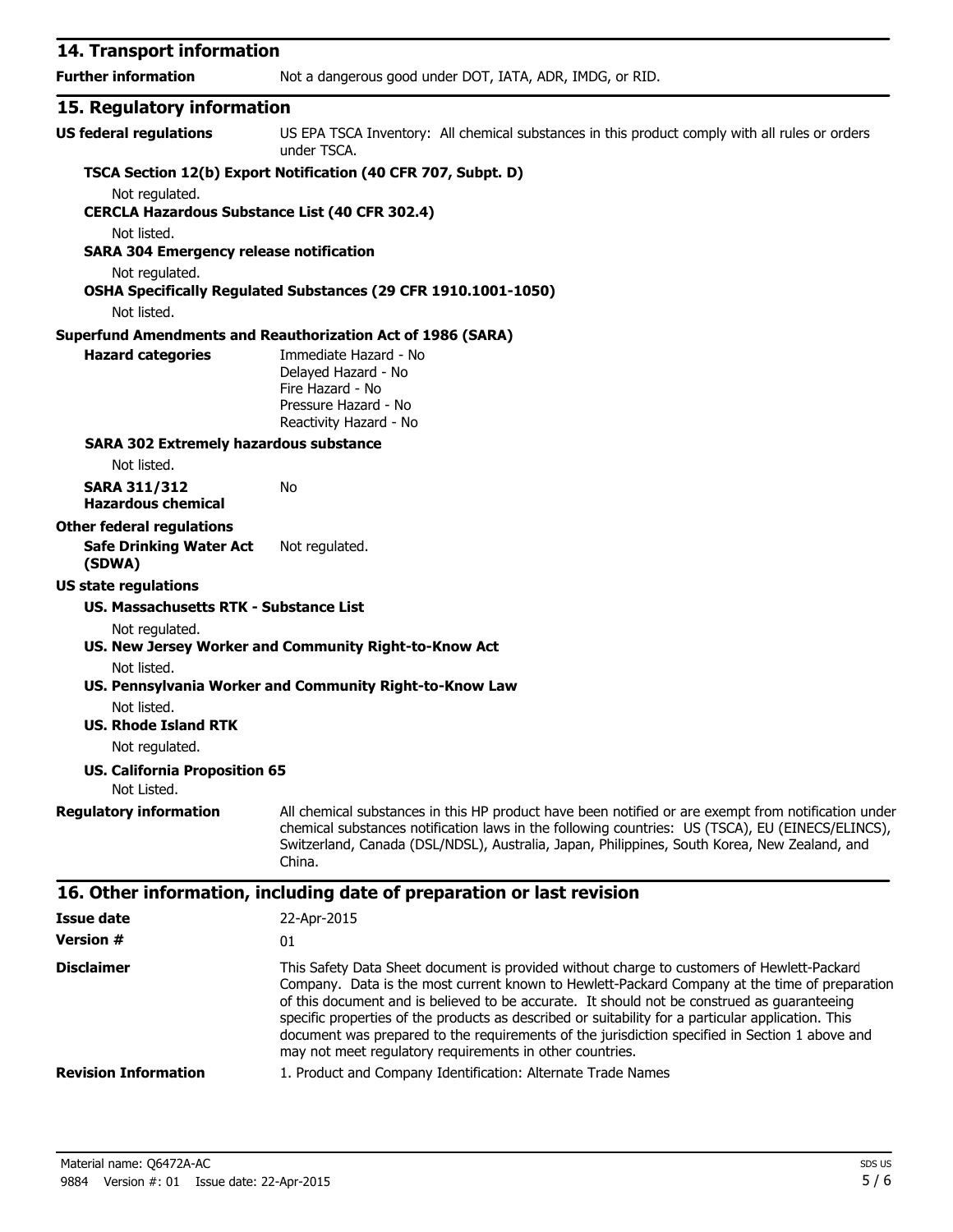## 14. Transport information

**Further information** Not a dangerous good under DOT, IATA, ADR, IMDG, or RID.

## 15. Regulatory information

**US federal regulations** US EPA TSCA Inventory: All chemical substances in this product comply with all rules or orders under TSCA.

**TSCA Section 12(b) Export Notification (40 CFR 707, Subpt. D)**

Not regulated.

**CERCLA Hazardous Substance List (40 CFR 302.4)**

Not listed.

**SARA 304 Emergency release notification**

Not regulated.

**OSHA Specifically Regulated Substances (29 CFR 1910.1001-1050)**

Not listed.

**Superfund Amendments and Reauthorization Act of 1986 (SARA)**

**Hazard categories**
Immediate Hazard - No
Delayed Hazard - No
Fire Hazard - No
Pressure Hazard - No
Reactivity Hazard - No

**SARA 302 Extremely hazardous substance**

Not listed.

**SARA 311/312 Hazardous chemical** No

**Other federal regulations**

**Safe Drinking Water Act (SDWA)** Not regulated.

**US state regulations**

**US. Massachusetts RTK - Substance List**

Not regulated.

**US. New Jersey Worker and Community Right-to-Know Act**

Not listed.

**US. Pennsylvania Worker and Community Right-to-Know Law**

Not listed.

**US. Rhode Island RTK**

Not regulated.

**US. California Proposition 65**

Not Listed.

**Regulatory information** All chemical substances in this HP product have been notified or are exempt from notification under chemical substances notification laws in the following countries: US (TSCA), EU (EINECS/ELINCS), Switzerland, Canada (DSL/NDSL), Australia, Japan, Philippines, South Korea, New Zealand, and China.

## 16. Other information, including date of preparation or last revision

**Issue date** 22-Apr-2015

**Version #** 01

**Disclaimer** This Safety Data Sheet document is provided without charge to customers of Hewlett-Packard Company. Data is the most current known to Hewlett-Packard Company at the time of preparation of this document and is believed to be accurate. It should not be construed as guaranteeing specific properties of the products as described or suitability for a particular application. This document was prepared to the requirements of the jurisdiction specified in Section 1 above and may not meet regulatory requirements in other countries.

**Revision Information** 1. Product and Company Identification: Alternate Trade Names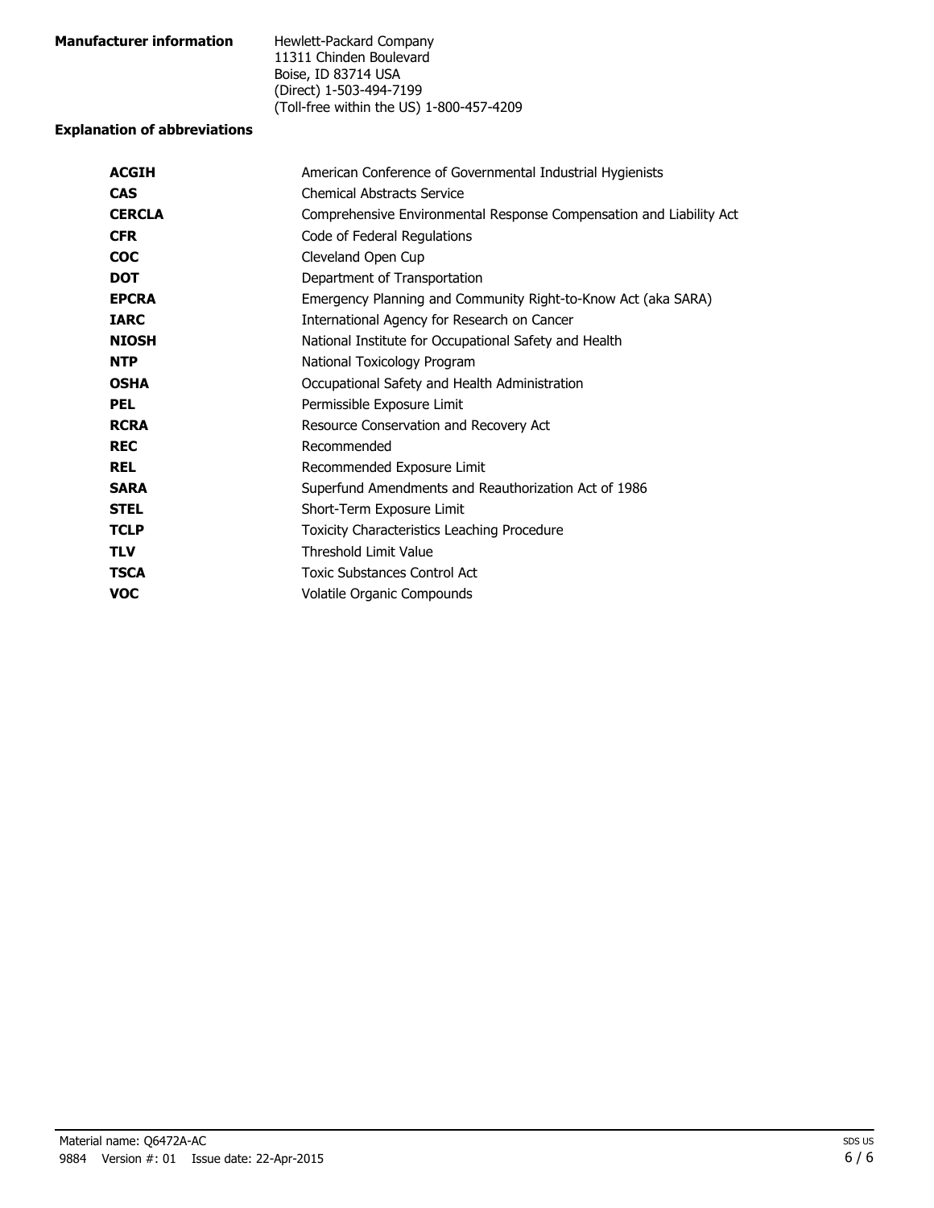**Manufacturer information**

Hewlett-Packard Company
11311 Chinden Boulevard
Boise, ID 83714 USA
(Direct) 1-503-494-7199
(Toll-free within the US) 1-800-457-4209

**Explanation of abbreviations**

| | |
|---|---|
| **ACGIH** | American Conference of Governmental Industrial Hygienists |
| **CAS** | Chemical Abstracts Service |
| **CERCLA** | Comprehensive Environmental Response Compensation and Liability Act |
| **CFR** | Code of Federal Regulations |
| **COC** | Cleveland Open Cup |
| **DOT** | Department of Transportation |
| **EPCRA** | Emergency Planning and Community Right-to-Know Act (aka SARA) |
| **IARC** | International Agency for Research on Cancer |
| **NIOSH** | National Institute for Occupational Safety and Health |
| **NTP** | National Toxicology Program |
| **OSHA** | Occupational Safety and Health Administration |
| **PEL** | Permissible Exposure Limit |
| **RCRA** | Resource Conservation and Recovery Act |
| **REC** | Recommended |
| **REL** | Recommended Exposure Limit |
| **SARA** | Superfund Amendments and Reauthorization Act of 1986 |
| **STEL** | Short-Term Exposure Limit |
| **TCLP** | Toxicity Characteristics Leaching Procedure |
| **TLV** | Threshold Limit Value |
| **TSCA** | Toxic Substances Control Act |
| **VOC** | Volatile Organic Compounds |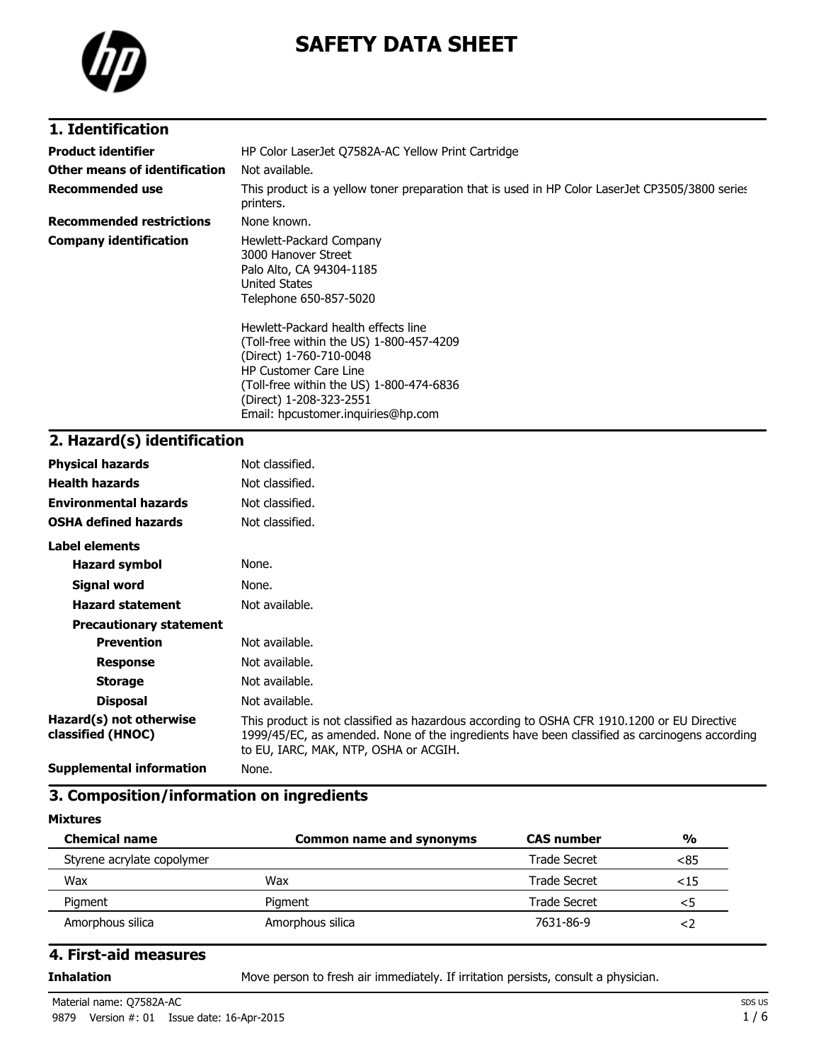# SAFETY DATA SHEET

## 1. Identification

| | |
|---|---|
| **Product identifier** | HP Color LaserJet Q7582A-AC Yellow Print Cartridge |
| **Other means of identification** | Not available. |
| **Recommended use** | This product is a yellow toner preparation that is used in HP Color LaserJet CP3505/3800 series printers. |
| **Recommended restrictions** | None known. |
| **Company identification** | Hewlett-Packard Company<br>3000 Hanover Street<br>Palo Alto, CA 94304-1185<br>United States<br>Telephone 650-857-5020<br><br>Hewlett-Packard health effects line<br>(Toll-free within the US) 1-800-457-4209<br>(Direct) 1-760-710-0048<br>HP Customer Care Line<br>(Toll-free within the US) 1-800-474-6836<br>(Direct) 1-208-323-2551<br>Email: hpcustomer.inquiries@hp.com |

## 2. Hazard(s) identification

| | |
|---|---|
| **Physical hazards** | Not classified. |
| **Health hazards** | Not classified. |
| **Environmental hazards** | Not classified. |
| **OSHA defined hazards** | Not classified. |

**Label elements**

| | |
|---|---|
| **Hazard symbol** | None. |
| **Signal word** | None. |
| **Hazard statement** | Not available. |
| **Precautionary statement** | |
| **Prevention** | Not available. |
| **Response** | Not available. |
| **Storage** | Not available. |
| **Disposal** | Not available. |
| **Hazard(s) not otherwise classified (HNOC)** | This product is not classified as hazardous according to OSHA CFR 1910.1200 or EU Directive 1999/45/EC, as amended. None of the ingredients have been classified as carcinogens according to EU, IARC, MAK, NTP, OSHA or ACGIH. |
| **Supplemental information** | None. |

## 3. Composition/information on ingredients

**Mixtures**

| Chemical name | Common name and synonyms | CAS number | % |
|---|---|---|---|
| Styrene acrylate copolymer | | Trade Secret | <85 |
| Wax | Wax | Trade Secret | <15 |
| Pigment | Pigment | Trade Secret | <5 |
| Amorphous silica | Amorphous silica | 7631-86-9 | <2 |

## 4. First-aid measures

| | |
|---|---|
| **Inhalation** | Move person to fresh air immediately. If irritation persists, consult a physician. |

Material name: Q7582A-AC

9879 Version #: 01 Issue date: 16-Apr-2015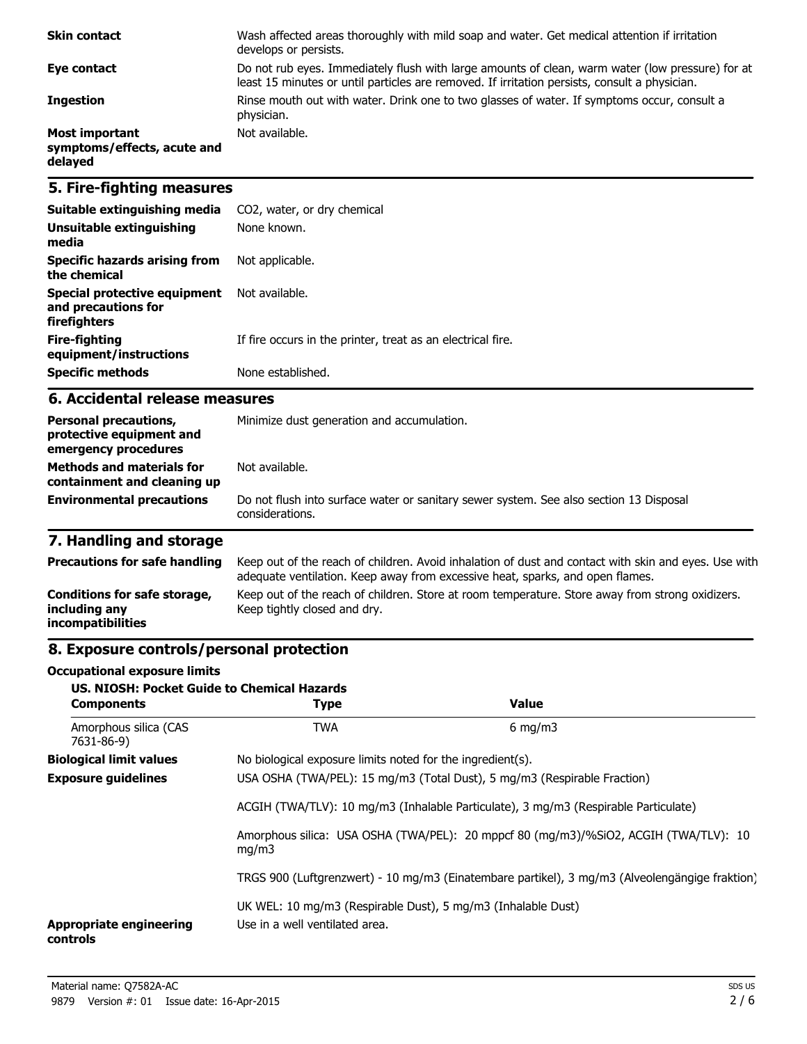| | |
|---|---|
| **Skin contact** | Wash affected areas thoroughly with mild soap and water. Get medical attention if irritation develops or persists. |
| **Eye contact** | Do not rub eyes. Immediately flush with large amounts of clean, warm water (low pressure) for at least 15 minutes or until particles are removed. If irritation persists, consult a physician. |
| **Ingestion** | Rinse mouth out with water. Drink one to two glasses of water. If symptoms occur, consult a physician. |
| **Most important symptoms/effects, acute and delayed** | Not available. |

## 5. Fire-fighting measures

| | |
|---|---|
| **Suitable extinguishing media** | $CO_2$, water, or dry chemical |
| **Unsuitable extinguishing media** | None known. |
| **Specific hazards arising from the chemical** | Not applicable. |
| **Special protective equipment and precautions for firefighters** | Not available. |
| **Fire-fighting equipment/instructions** | If fire occurs in the printer, treat as an electrical fire. |
| **Specific methods** | None established. |

## 6. Accidental release measures

| | |
|---|---|
| **Personal precautions, protective equipment and emergency procedures** | Minimize dust generation and accumulation. |
| **Methods and materials for containment and cleaning up** | Not available. |
| **Environmental precautions** | Do not flush into surface water or sanitary sewer system. See also section 13 Disposal considerations. |

## 7. Handling and storage

| | |
|---|---|
| **Precautions for safe handling** | Keep out of the reach of children. Avoid inhalation of dust and contact with skin and eyes. Use with adequate ventilation. Keep away from excessive heat, sparks, and open flames. |
| **Conditions for safe storage, including any incompatibilities** | Keep out of the reach of children. Store at room temperature. Store away from strong oxidizers. Keep tightly closed and dry. |

## 8. Exposure controls/personal protection

**Occupational exposure limits**

**US. NIOSH: Pocket Guide to Chemical Hazards**

| Components | Type | Value |
|---|---|---|
| Amorphous silica (CAS 7631-86-9) | TWA | 6 mg/m3 |

**Biological limit values** No biological exposure limits noted for the ingredient(s).

**Exposure guidelines**

USA OSHA (TWA/PEL): 15 mg/m3 (Total Dust), 5 mg/m3 (Respirable Fraction)

ACGIH (TWA/TLV): 10 mg/m3 (Inhalable Particulate), 3 mg/m3 (Respirable Particulate)

Amorphous silica: USA OSHA (TWA/PEL): 20 mppcf 80 (mg/m3)/%$SiO_2$, ACGIH (TWA/TLV): 10 mg/m3

TRGS 900 (Luftgrenzwert) - 10 mg/m3 (Einatembare partikel), 3 mg/m3 (Alveolengängige fraktion)

UK WEL: 10 mg/m3 (Respirable Dust), 5 mg/m3 (Inhalable Dust)

**Appropriate engineering controls** Use in a well ventilated area.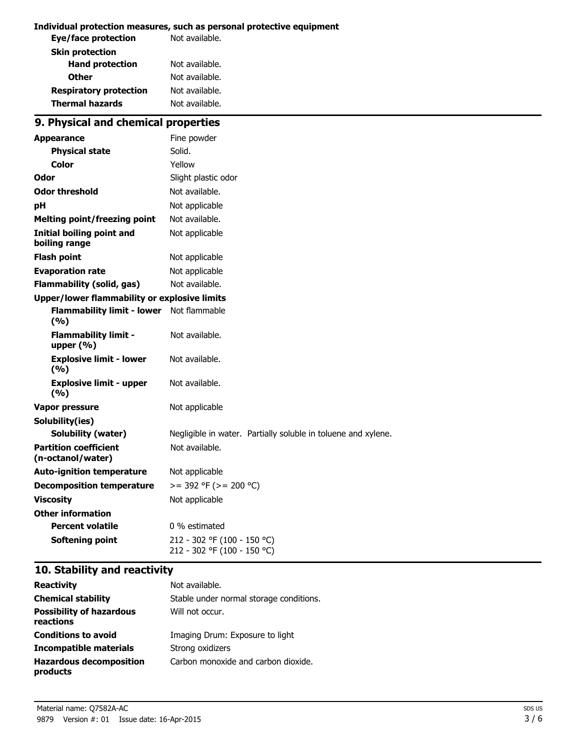**Individual protection measures, such as personal protective equipment**

| | |
|---|---|
| **Eye/face protection** | Not available. |
| **Skin protection** | |
| **Hand protection** | Not available. |
| **Other** | Not available. |
| **Respiratory protection** | Not available. |
| **Thermal hazards** | Not available. |

## 9. Physical and chemical properties

| | |
|---|---|
| **Appearance** | Fine powder |
| **Physical state** | Solid. |
| **Color** | Yellow |
| **Odor** | Slight plastic odor |
| **Odor threshold** | Not available. |
| **pH** | Not applicable |
| **Melting point/freezing point** | Not available. |
| **Initial boiling point and boiling range** | Not applicable |
| **Flash point** | Not applicable |
| **Evaporation rate** | Not applicable |
| **Flammability (solid, gas)** | Not available. |
| **Upper/lower flammability or explosive limits** | |
| **Flammability limit - lower (%)** | Not flammable |
| **Flammability limit - upper (%)** | Not available. |
| **Explosive limit - lower (%)** | Not available. |
| **Explosive limit - upper (%)** | Not available. |
| **Vapor pressure** | Not applicable |
| **Solubility(ies)** | |
| **Solubility (water)** | Negligible in water. Partially soluble in toluene and xylene. |
| **Partition coefficient (n-octanol/water)** | Not available. |
| **Auto-ignition temperature** | Not applicable |
| **Decomposition temperature** | >= 392 °F (>= 200 °C) |
| **Viscosity** | Not applicable |
| **Other information** | |
| **Percent volatile** | 0 % estimated |
| **Softening point** | 212 - 302 °F (100 - 150 °C)<br>212 - 302 °F (100 - 150 °C) |

## 10. Stability and reactivity

| | |
|---|---|
| **Reactivity** | Not available. |
| **Chemical stability** | Stable under normal storage conditions. |
| **Possibility of hazardous reactions** | Will not occur. |
| **Conditions to avoid** | Imaging Drum: Exposure to light |
| **Incompatible materials** | Strong oxidizers |
| **Hazardous decomposition products** | Carbon monoxide and carbon dioxide. |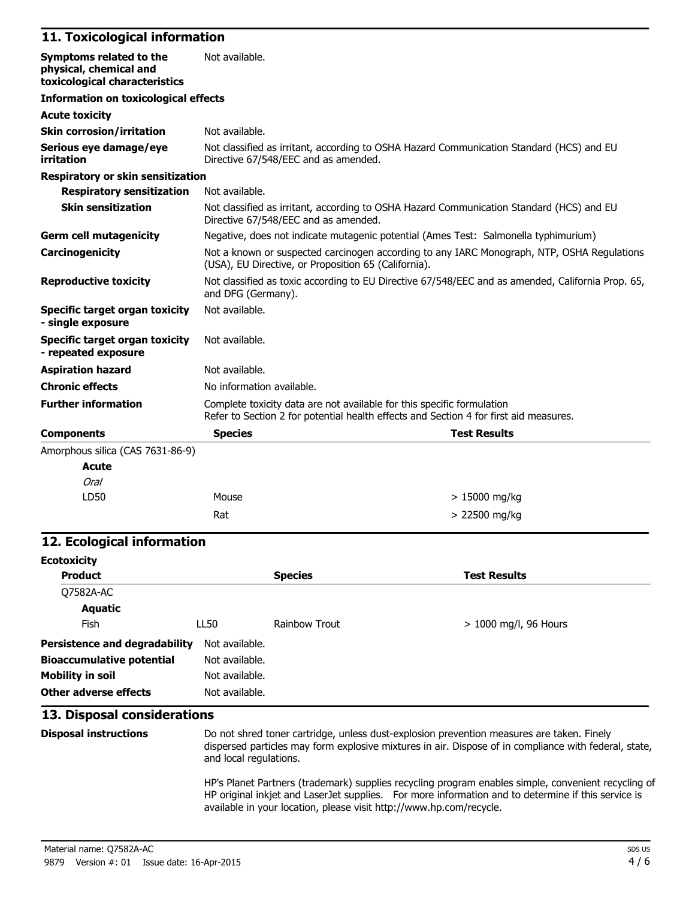## 11. Toxicological information

| | |
|---|---|
| **Symptoms related to the physical, chemical and toxicological characteristics** | Not available. |

**Information on toxicological effects**

**Acute toxicity**

| | |
|---|---|
| **Skin corrosion/irritation** | Not available. |
| **Serious eye damage/eye irritation** | Not classified as irritant, according to OSHA Hazard Communication Standard (HCS) and EU Directive 67/548/EEC and as amended. |

**Respiratory or skin sensitization**

| | |
|---|---|
| **Respiratory sensitization** | Not available. |
| **Skin sensitization** | Not classified as irritant, according to OSHA Hazard Communication Standard (HCS) and EU Directive 67/548/EEC and as amended. |
| **Germ cell mutagenicity** | Negative, does not indicate mutagenic potential (Ames Test: Salmonella typhimurium) |
| **Carcinogenicity** | Not a known or suspected carcinogen according to any IARC Monograph, NTP, OSHA Regulations (USA), EU Directive, or Proposition 65 (California). |
| **Reproductive toxicity** | Not classified as toxic according to EU Directive 67/548/EEC and as amended, California Prop. 65, and DFG (Germany). |
| **Specific target organ toxicity - single exposure** | Not available. |
| **Specific target organ toxicity - repeated exposure** | Not available. |
| **Aspiration hazard** | Not available. |
| **Chronic effects** | No information available. |
| **Further information** | Complete toxicity data are not available for this specific formulation<br>Refer to Section 2 for potential health effects and Section 4 for first aid measures. |

| **Components** | **Species** | **Test Results** |
|---|---|---|
| Amorphous silica (CAS 7631-86-9) | | |
| **Acute** | | |
| *Oral* | | |
| LD50 | Mouse | > 15000 mg/kg |
| | Rat | > 22500 mg/kg |

## 12. Ecological information

**Ecotoxicity**

| **Product** | | **Species** | **Test Results** |
|---|---|---|---|
| Q7582A-AC | | | |
| **Aquatic** | | | |
| Fish | LL50 | Rainbow Trout | > 1000 mg/l, 96 Hours |

| | |
|---|---|
| **Persistence and degradability** | Not available. |
| **Bioaccumulative potential** | Not available. |
| **Mobility in soil** | Not available. |
| **Other adverse effects** | Not available. |

## 13. Disposal considerations

**Disposal instructions**

Do not shred toner cartridge, unless dust-explosion prevention measures are taken. Finely dispersed particles may form explosive mixtures in air. Dispose of in compliance with federal, state, and local regulations.

HP's Planet Partners (trademark) supplies recycling program enables simple, convenient recycling of HP original inkjet and LaserJet supplies. For more information and to determine if this service is available in your location, please visit http://www.hp.com/recycle.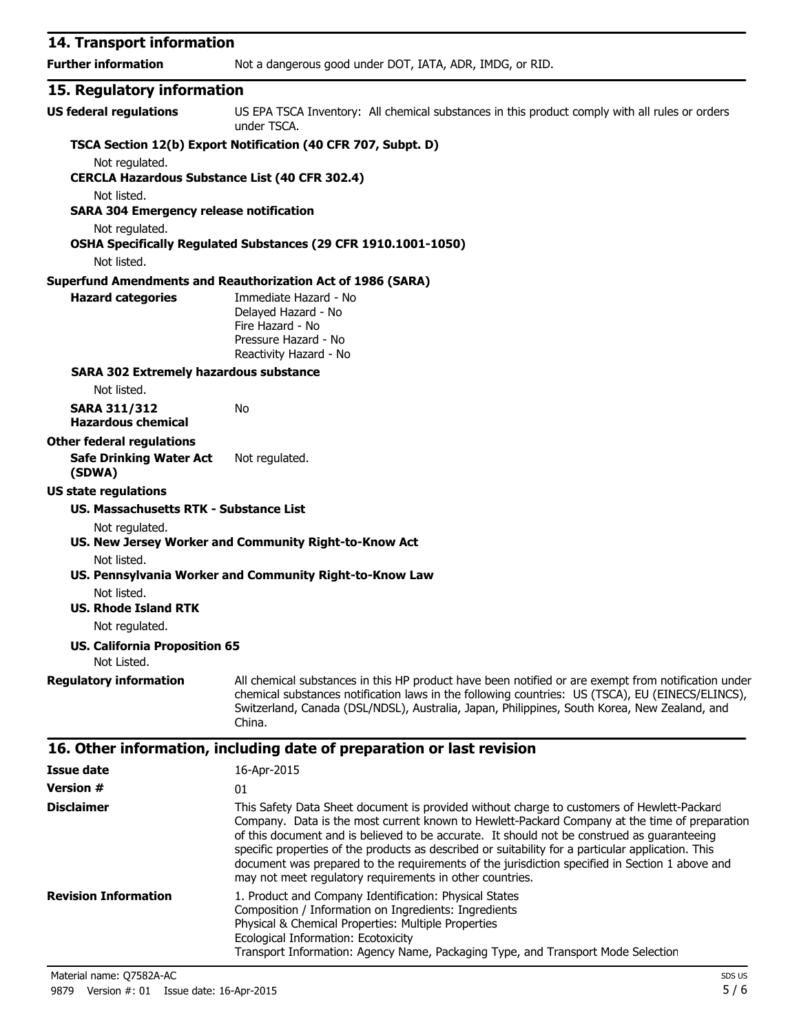## 14. Transport information

**Further information** Not a dangerous good under DOT, IATA, ADR, IMDG, or RID.

## 15. Regulatory information

**US federal regulations** US EPA TSCA Inventory: All chemical substances in this product comply with all rules or orders under TSCA.

**TSCA Section 12(b) Export Notification (40 CFR 707, Subpt. D)**

Not regulated.

**CERCLA Hazardous Substance List (40 CFR 302.4)**

Not listed.

**SARA 304 Emergency release notification**

Not regulated.

**OSHA Specifically Regulated Substances (29 CFR 1910.1001-1050)**

Not listed.

**Superfund Amendments and Reauthorization Act of 1986 (SARA)**

**Hazard categories**

Immediate Hazard - No
Delayed Hazard - No
Fire Hazard - No
Pressure Hazard - No
Reactivity Hazard - No

**SARA 302 Extremely hazardous substance**

Not listed.

**SARA 311/312 Hazardous chemical** No

**Other federal regulations**

**Safe Drinking Water Act (SDWA)** Not regulated.

**US state regulations**

**US. Massachusetts RTK - Substance List**

Not regulated.

**US. New Jersey Worker and Community Right-to-Know Act**

Not listed.

**US. Pennsylvania Worker and Community Right-to-Know Law**

Not listed.

**US. Rhode Island RTK**

Not regulated.

**US. California Proposition 65**

Not Listed.

**Regulatory information** All chemical substances in this HP product have been notified or are exempt from notification under chemical substances notification laws in the following countries: US (TSCA), EU (EINECS/ELINCS), Switzerland, Canada (DSL/NDSL), Australia, Japan, Philippines, South Korea, New Zealand, and China.

## 16. Other information, including date of preparation or last revision

**Issue date** 16-Apr-2015

**Version #** 01

**Disclaimer** This Safety Data Sheet document is provided without charge to customers of Hewlett-Packard Company. Data is the most current known to Hewlett-Packard Company at the time of preparation of this document and is believed to be accurate. It should not be construed as guaranteeing specific properties of the products as described or suitability for a particular application. This document was prepared to the requirements of the jurisdiction specified in Section 1 above and may not meet regulatory requirements in other countries.

**Revision Information**

1. Product and Company Identification: Physical States
Composition / Information on Ingredients: Ingredients
Physical & Chemical Properties: Multiple Properties
Ecological Information: Ecotoxicity
Transport Information: Agency Name, Packaging Type, and Transport Mode Selection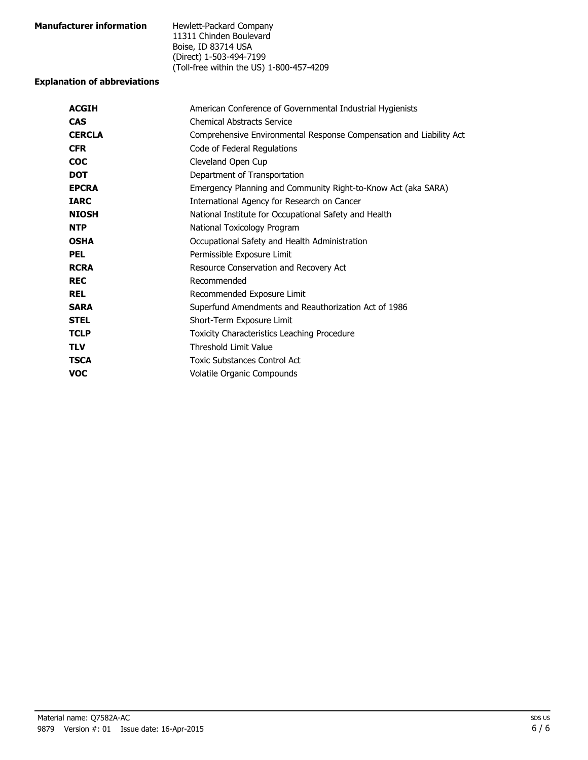**Manufacturer information**

Hewlett-Packard Company
11311 Chinden Boulevard
Boise, ID 83714 USA
(Direct) 1-503-494-7199
(Toll-free within the US) 1-800-457-4209

**Explanation of abbreviations**

| | |
|---|---|
| **ACGIH** | American Conference of Governmental Industrial Hygienists |
| **CAS** | Chemical Abstracts Service |
| **CERCLA** | Comprehensive Environmental Response Compensation and Liability Act |
| **CFR** | Code of Federal Regulations |
| **COC** | Cleveland Open Cup |
| **DOT** | Department of Transportation |
| **EPCRA** | Emergency Planning and Community Right-to-Know Act (aka SARA) |
| **IARC** | International Agency for Research on Cancer |
| **NIOSH** | National Institute for Occupational Safety and Health |
| **NTP** | National Toxicology Program |
| **OSHA** | Occupational Safety and Health Administration |
| **PEL** | Permissible Exposure Limit |
| **RCRA** | Resource Conservation and Recovery Act |
| **REC** | Recommended |
| **REL** | Recommended Exposure Limit |
| **SARA** | Superfund Amendments and Reauthorization Act of 1986 |
| **STEL** | Short-Term Exposure Limit |
| **TCLP** | Toxicity Characteristics Leaching Procedure |
| **TLV** | Threshold Limit Value |
| **TSCA** | Toxic Substances Control Act |
| **VOC** | Volatile Organic Compounds |